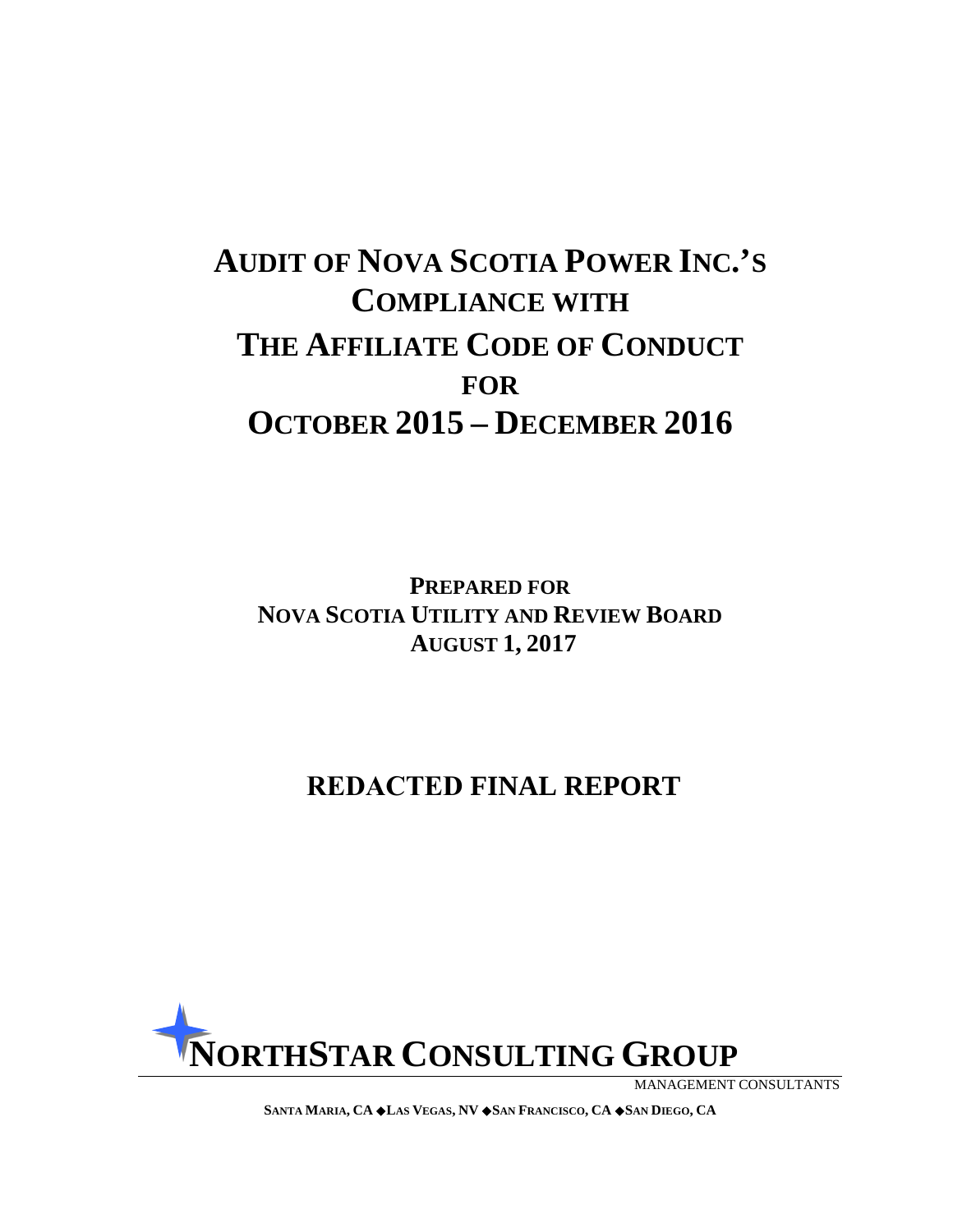# AUDIT OF NOVA SCOTIA POWER INC.'S COMPLIANCE WITH THE AFFILIATE CODE OF CONDUCT FOR OCTOBER 2015 – DECEMBER 2016

**PREPARED FOR**
**NOVA SCOTIA UTILITY AND REVIEW BOARD**
**AUGUST 1, 2017**

## REDACTED FINAL REPORT

**NORTHSTAR CONSULTING GROUP**

MANAGEMENT CONSULTANTS

**SANTA MARIA, CA ◆LAS VEGAS, NV ◆SAN FRANCISCO, CA ◆SAN DIEGO, CA**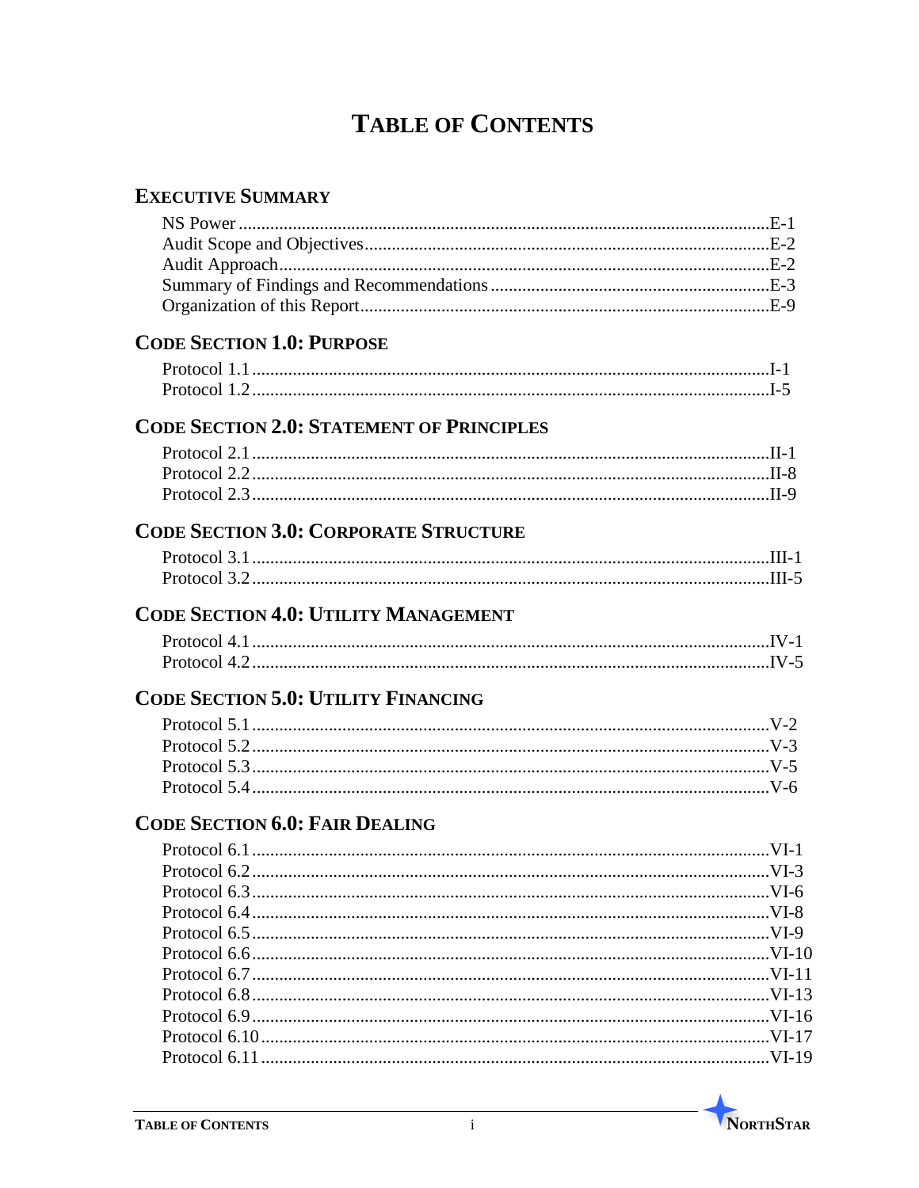# TABLE OF CONTENTS

## EXECUTIVE SUMMARY

NS Power ........ E-1
Audit Scope and Objectives ........ E-2
Audit Approach ........ E-2
Summary of Findings and Recommendations ........ E-3
Organization of this Report ........ E-9

## CODE SECTION 1.0: PURPOSE

Protocol 1.1 ........ I-1
Protocol 1.2 ........ I-5

## CODE SECTION 2.0: STATEMENT OF PRINCIPLES

Protocol 2.1 ........ II-1
Protocol 2.2 ........ II-8
Protocol 2.3 ........ II-9

## CODE SECTION 3.0: CORPORATE STRUCTURE

Protocol 3.1 ........ III-1
Protocol 3.2 ........ III-5

## CODE SECTION 4.0: UTILITY MANAGEMENT

Protocol 4.1 ........ IV-1
Protocol 4.2 ........ IV-5

## CODE SECTION 5.0: UTILITY FINANCING

Protocol 5.1 ........ V-2
Protocol 5.2 ........ V-3
Protocol 5.3 ........ V-5
Protocol 5.4 ........ V-6

## CODE SECTION 6.0: FAIR DEALING

Protocol 6.1 ........ VI-1
Protocol 6.2 ........ VI-3
Protocol 6.3 ........ VI-6
Protocol 6.4 ........ VI-8
Protocol 6.5 ........ VI-9
Protocol 6.6 ........ VI-10
Protocol 6.7 ........ VI-11
Protocol 6.8 ........ VI-13
Protocol 6.9 ........ VI-16
Protocol 6.10 ........ VI-17
Protocol 6.11 ........ VI-19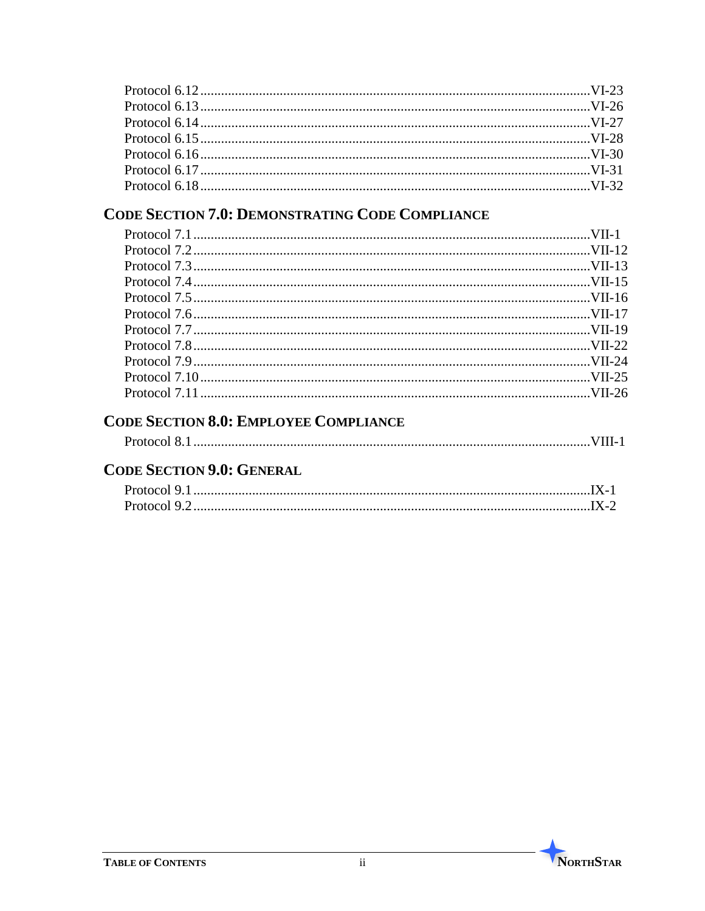Protocol 6.12 ................................................................................................ VI-23
Protocol 6.13 ................................................................................................ VI-26
Protocol 6.14 ................................................................................................ VI-27
Protocol 6.15 ................................................................................................ VI-28
Protocol 6.16 ................................................................................................ VI-30
Protocol 6.17 ................................................................................................ VI-31
Protocol 6.18 ................................................................................................ VI-32

## Code Section 7.0: Demonstrating Code Compliance

Protocol 7.1 .................................................................................................. VII-1
Protocol 7.2 .................................................................................................. VII-12
Protocol 7.3 .................................................................................................. VII-13
Protocol 7.4 .................................................................................................. VII-15
Protocol 7.5 .................................................................................................. VII-16
Protocol 7.6 .................................................................................................. VII-17
Protocol 7.7 .................................................................................................. VII-19
Protocol 7.8 .................................................................................................. VII-22
Protocol 7.9 .................................................................................................. VII-24
Protocol 7.10 ................................................................................................ VII-25
Protocol 7.11 ................................................................................................ VII-26

## Code Section 8.0: Employee Compliance

Protocol 8.1 .................................................................................................. VIII-1

## Code Section 9.0: General

Protocol 9.1 .................................................................................................. IX-1
Protocol 9.2 .................................................................................................. IX-2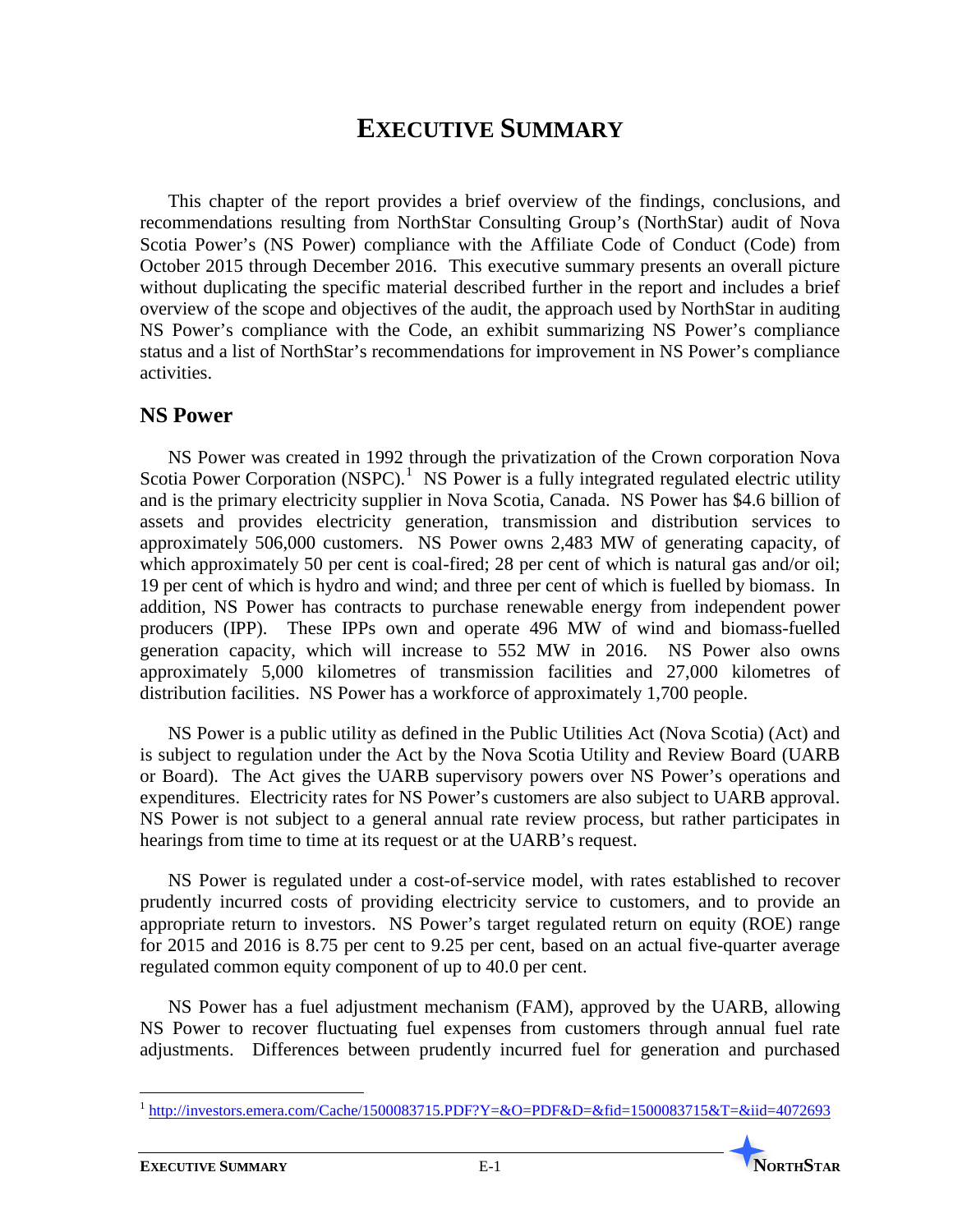# EXECUTIVE SUMMARY

This chapter of the report provides a brief overview of the findings, conclusions, and recommendations resulting from NorthStar Consulting Group's (NorthStar) audit of Nova Scotia Power's (NS Power) compliance with the Affiliate Code of Conduct (Code) from October 2015 through December 2016. This executive summary presents an overall picture without duplicating the specific material described further in the report and includes a brief overview of the scope and objectives of the audit, the approach used by NorthStar in auditing NS Power's compliance with the Code, an exhibit summarizing NS Power's compliance status and a list of NorthStar's recommendations for improvement in NS Power's compliance activities.

## NS Power

NS Power was created in 1992 through the privatization of the Crown corporation Nova Scotia Power Corporation (NSPC).[1] NS Power is a fully integrated regulated electric utility and is the primary electricity supplier in Nova Scotia, Canada. NS Power has $4.6 billion of assets and provides electricity generation, transmission and distribution services to approximately 506,000 customers. NS Power owns 2,483 MW of generating capacity, of which approximately 50 per cent is coal-fired; 28 per cent of which is natural gas and/or oil; 19 per cent of which is hydro and wind; and three per cent of which is fuelled by biomass. In addition, NS Power has contracts to purchase renewable energy from independent power producers (IPP). These IPPs own and operate 496 MW of wind and biomass-fuelled generation capacity, which will increase to 552 MW in 2016. NS Power also owns approximately 5,000 kilometres of transmission facilities and 27,000 kilometres of distribution facilities. NS Power has a workforce of approximately 1,700 people.

NS Power is a public utility as defined in the Public Utilities Act (Nova Scotia) (Act) and is subject to regulation under the Act by the Nova Scotia Utility and Review Board (UARB or Board). The Act gives the UARB supervisory powers over NS Power's operations and expenditures. Electricity rates for NS Power's customers are also subject to UARB approval. NS Power is not subject to a general annual rate review process, but rather participates in hearings from time to time at its request or at the UARB's request.

NS Power is regulated under a cost-of-service model, with rates established to recover prudently incurred costs of providing electricity service to customers, and to provide an appropriate return to investors. NS Power's target regulated return on equity (ROE) range for 2015 and 2016 is 8.75 per cent to 9.25 per cent, based on an actual five-quarter average regulated common equity component of up to 40.0 per cent.

NS Power has a fuel adjustment mechanism (FAM), approved by the UARB, allowing NS Power to recover fluctuating fuel expenses from customers through annual fuel rate adjustments. Differences between prudently incurred fuel for generation and purchased

[1] http://investors.emera.com/Cache/1500083715.PDF?Y=&O=PDF&D=&fid=1500083715&T=&iid=4072693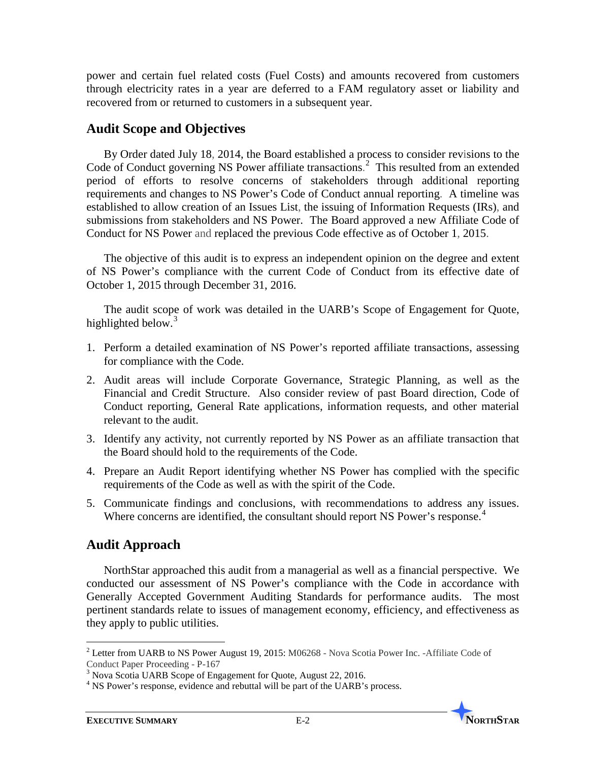power and certain fuel related costs (Fuel Costs) and amounts recovered from customers through electricity rates in a year are deferred to a FAM regulatory asset or liability and recovered from or returned to customers in a subsequent year.

## Audit Scope and Objectives

By Order dated July 18, 2014, the Board established a process to consider revisions to the Code of Conduct governing NS Power affiliate transactions.[2] This resulted from an extended period of efforts to resolve concerns of stakeholders through additional reporting requirements and changes to NS Power's Code of Conduct annual reporting. A timeline was established to allow creation of an Issues List, the issuing of Information Requests (IRs), and submissions from stakeholders and NS Power. The Board approved a new Affiliate Code of Conduct for NS Power and replaced the previous Code effective as of October 1, 2015.

The objective of this audit is to express an independent opinion on the degree and extent of NS Power's compliance with the current Code of Conduct from its effective date of October 1, 2015 through December 31, 2016.

The audit scope of work was detailed in the UARB's Scope of Engagement for Quote, highlighted below.[3]

1. Perform a detailed examination of NS Power's reported affiliate transactions, assessing for compliance with the Code.
2. Audit areas will include Corporate Governance, Strategic Planning, as well as the Financial and Credit Structure. Also consider review of past Board direction, Code of Conduct reporting, General Rate applications, information requests, and other material relevant to the audit.
3. Identify any activity, not currently reported by NS Power as an affiliate transaction that the Board should hold to the requirements of the Code.
4. Prepare an Audit Report identifying whether NS Power has complied with the specific requirements of the Code as well as with the spirit of the Code.
5. Communicate findings and conclusions, with recommendations to address any issues. Where concerns are identified, the consultant should report NS Power's response.[4]

## Audit Approach

NorthStar approached this audit from a managerial as well as a financial perspective. We conducted our assessment of NS Power's compliance with the Code in accordance with Generally Accepted Government Auditing Standards for performance audits. The most pertinent standards relate to issues of management economy, efficiency, and effectiveness as they apply to public utilities.

---

[2] Letter from UARB to NS Power August 19, 2015: M06268 - Nova Scotia Power Inc. -Affiliate Code of Conduct Paper Proceeding - P-167

[3] Nova Scotia UARB Scope of Engagement for Quote, August 22, 2016.

[4] NS Power's response, evidence and rebuttal will be part of the UARB's process.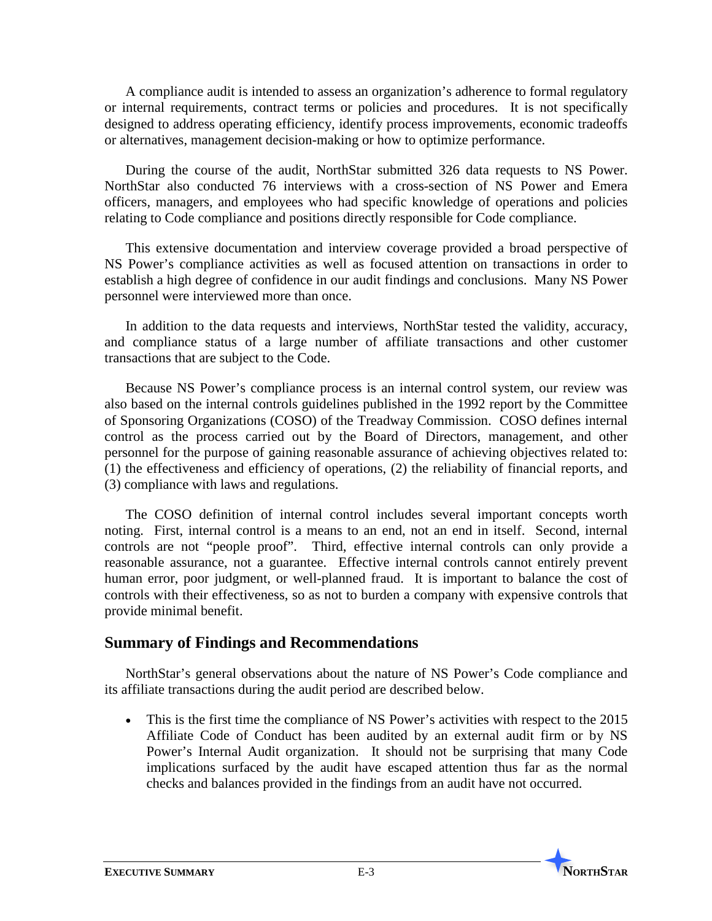A compliance audit is intended to assess an organization's adherence to formal regulatory or internal requirements, contract terms or policies and procedures. It is not specifically designed to address operating efficiency, identify process improvements, economic tradeoffs or alternatives, management decision-making or how to optimize performance.

During the course of the audit, NorthStar submitted 326 data requests to NS Power. NorthStar also conducted 76 interviews with a cross-section of NS Power and Emera officers, managers, and employees who had specific knowledge of operations and policies relating to Code compliance and positions directly responsible for Code compliance.

This extensive documentation and interview coverage provided a broad perspective of NS Power's compliance activities as well as focused attention on transactions in order to establish a high degree of confidence in our audit findings and conclusions. Many NS Power personnel were interviewed more than once.

In addition to the data requests and interviews, NorthStar tested the validity, accuracy, and compliance status of a large number of affiliate transactions and other customer transactions that are subject to the Code.

Because NS Power's compliance process is an internal control system, our review was also based on the internal controls guidelines published in the 1992 report by the Committee of Sponsoring Organizations (COSO) of the Treadway Commission. COSO defines internal control as the process carried out by the Board of Directors, management, and other personnel for the purpose of gaining reasonable assurance of achieving objectives related to: (1) the effectiveness and efficiency of operations, (2) the reliability of financial reports, and (3) compliance with laws and regulations.

The COSO definition of internal control includes several important concepts worth noting. First, internal control is a means to an end, not an end in itself. Second, internal controls are not "people proof". Third, effective internal controls can only provide a reasonable assurance, not a guarantee. Effective internal controls cannot entirely prevent human error, poor judgment, or well-planned fraud. It is important to balance the cost of controls with their effectiveness, so as not to burden a company with expensive controls that provide minimal benefit.

## Summary of Findings and Recommendations

NorthStar's general observations about the nature of NS Power's Code compliance and its affiliate transactions during the audit period are described below.

- This is the first time the compliance of NS Power's activities with respect to the 2015 Affiliate Code of Conduct has been audited by an external audit firm or by NS Power's Internal Audit organization. It should not be surprising that many Code implications surfaced by the audit have escaped attention thus far as the normal checks and balances provided in the findings from an audit have not occurred.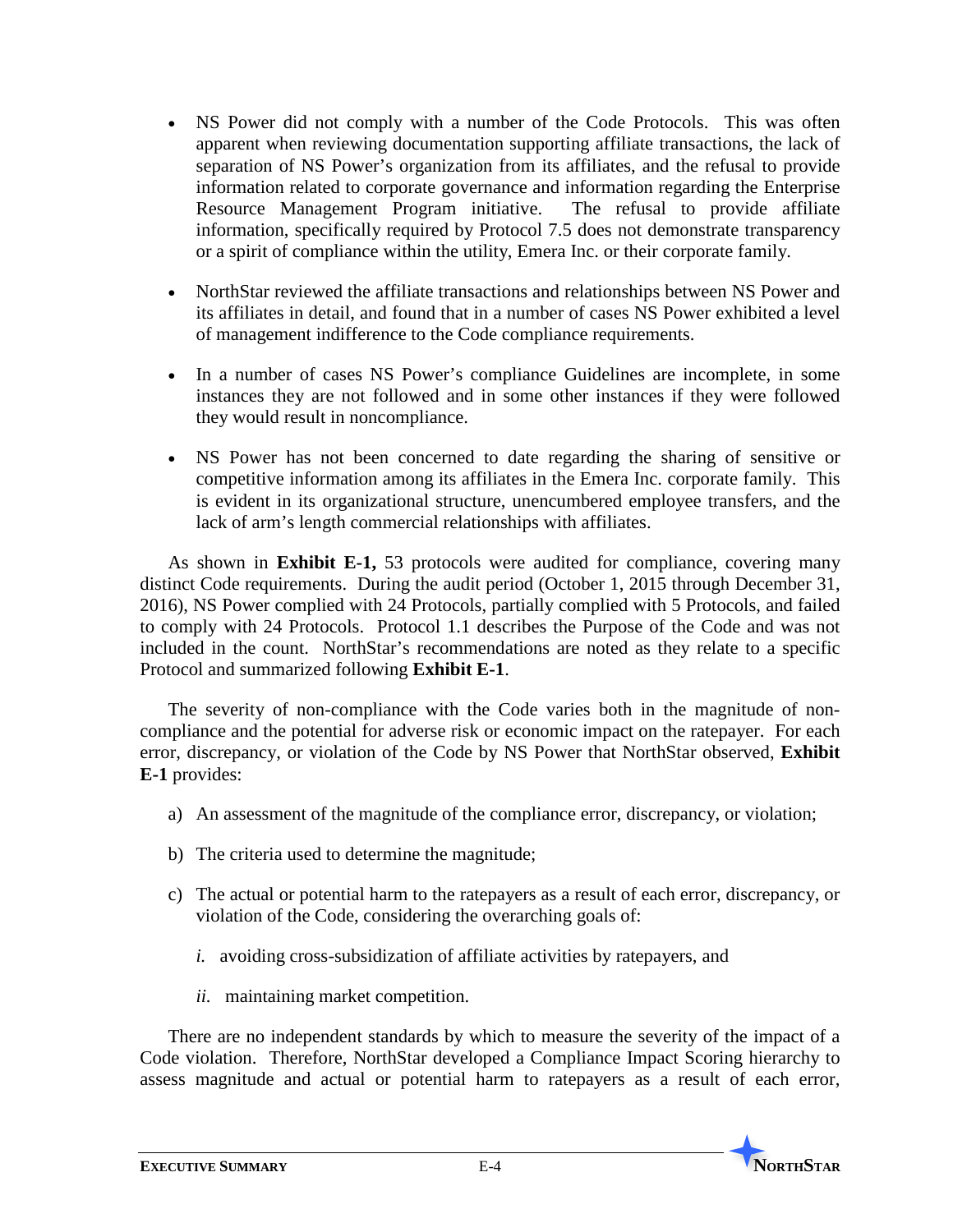- NS Power did not comply with a number of the Code Protocols. This was often apparent when reviewing documentation supporting affiliate transactions, the lack of separation of NS Power's organization from its affiliates, and the refusal to provide information related to corporate governance and information regarding the Enterprise Resource Management Program initiative. The refusal to provide affiliate information, specifically required by Protocol 7.5 does not demonstrate transparency or a spirit of compliance within the utility, Emera Inc. or their corporate family.

- NorthStar reviewed the affiliate transactions and relationships between NS Power and its affiliates in detail, and found that in a number of cases NS Power exhibited a level of management indifference to the Code compliance requirements.

- In a number of cases NS Power's compliance Guidelines are incomplete, in some instances they are not followed and in some other instances if they were followed they would result in noncompliance.

- NS Power has not been concerned to date regarding the sharing of sensitive or competitive information among its affiliates in the Emera Inc. corporate family. This is evident in its organizational structure, unencumbered employee transfers, and the lack of arm's length commercial relationships with affiliates.

As shown in **Exhibit E-1,** 53 protocols were audited for compliance, covering many distinct Code requirements. During the audit period (October 1, 2015 through December 31, 2016), NS Power complied with 24 Protocols, partially complied with 5 Protocols, and failed to comply with 24 Protocols. Protocol 1.1 describes the Purpose of the Code and was not included in the count. NorthStar's recommendations are noted as they relate to a specific Protocol and summarized following **Exhibit E-1**.

The severity of non-compliance with the Code varies both in the magnitude of non-compliance and the potential for adverse risk or economic impact on the ratepayer. For each error, discrepancy, or violation of the Code by NS Power that NorthStar observed, **Exhibit E-1** provides:

a) An assessment of the magnitude of the compliance error, discrepancy, or violation;

b) The criteria used to determine the magnitude;

c) The actual or potential harm to the ratepayers as a result of each error, discrepancy, or violation of the Code, considering the overarching goals of:

   *i.* avoiding cross-subsidization of affiliate activities by ratepayers, and

   *ii.* maintaining market competition.

There are no independent standards by which to measure the severity of the impact of a Code violation. Therefore, NorthStar developed a Compliance Impact Scoring hierarchy to assess magnitude and actual or potential harm to ratepayers as a result of each error,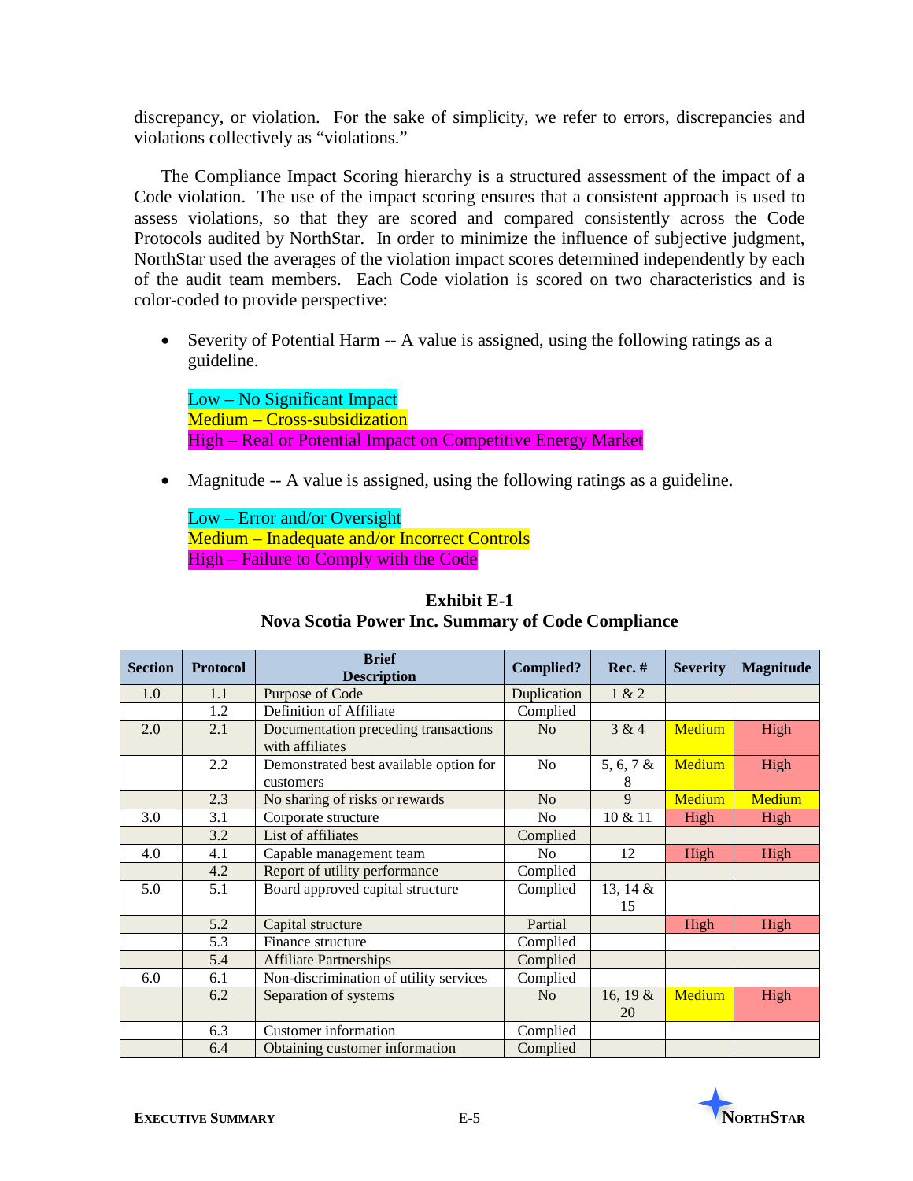discrepancy, or violation. For the sake of simplicity, we refer to errors, discrepancies and violations collectively as "violations."

The Compliance Impact Scoring hierarchy is a structured assessment of the impact of a Code violation. The use of the impact scoring ensures that a consistent approach is used to assess violations, so that they are scored and compared consistently across the Code Protocols audited by NorthStar. In order to minimize the influence of subjective judgment, NorthStar used the averages of the violation impact scores determined independently by each of the audit team members. Each Code violation is scored on two characteristics and is color-coded to provide perspective:

- Severity of Potential Harm -- A value is assigned, using the following ratings as a guideline.

  Low – No Significant Impact
  Medium – Cross-subsidization
  High – Real or Potential Impact on Competitive Energy Market

- Magnitude -- A value is assigned, using the following ratings as a guideline.

  Low – Error and/or Oversight
  Medium – Inadequate and/or Incorrect Controls
  High – Failure to Comply with the Code

**Exhibit E-1**
**Nova Scotia Power Inc. Summary of Code Compliance**

| Section | Protocol | Brief Description | Complied? | Rec. # | Severity | Magnitude |
|---|---|---|---|---|---|---|
| 1.0 | 1.1 | Purpose of Code | Duplication | 1 & 2 | | |
| | 1.2 | Definition of Affiliate | Complied | | | |
| 2.0 | 2.1 | Documentation preceding transactions with affiliates | No | 3 & 4 | Medium | High |
| | 2.2 | Demonstrated best available option for customers | No | 5, 6, 7 & 8 | Medium | High |
| | 2.3 | No sharing of risks or rewards | No | 9 | Medium | Medium |
| 3.0 | 3.1 | Corporate structure | No | 10 & 11 | High | High |
| | 3.2 | List of affiliates | Complied | | | |
| 4.0 | 4.1 | Capable management team | No | 12 | High | High |
| | 4.2 | Report of utility performance | Complied | | | |
| 5.0 | 5.1 | Board approved capital structure | Complied | 13, 14 & 15 | | |
| | 5.2 | Capital structure | Partial | | High | High |
| | 5.3 | Finance structure | Complied | | | |
| | 5.4 | Affiliate Partnerships | Complied | | | |
| 6.0 | 6.1 | Non-discrimination of utility services | Complied | | | |
| | 6.2 | Separation of systems | No | 16, 19 & 20 | Medium | High |
| | 6.3 | Customer information | Complied | | | |
| | 6.4 | Obtaining customer information | Complied | | | |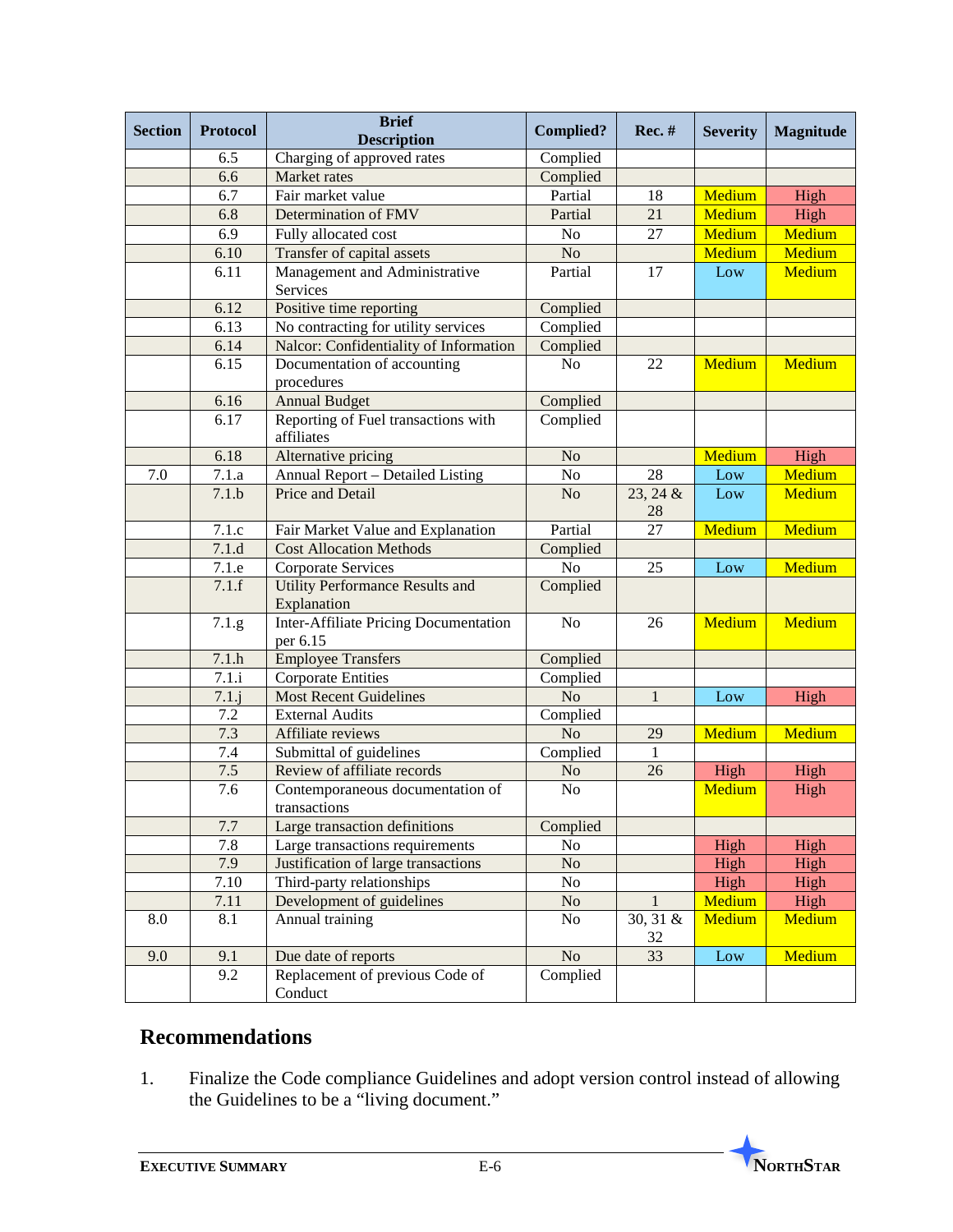| Section | Protocol | Brief Description | Complied? | Rec. # | Severity | Magnitude |
|---|---|---|---|---|---|---|
| | 6.5 | Charging of approved rates | Complied | | | |
| | 6.6 | Market rates | Complied | | | |
| | 6.7 | Fair market value | Partial | 18 | Medium | High |
| | 6.8 | Determination of FMV | Partial | 21 | Medium | High |
| | 6.9 | Fully allocated cost | No | 27 | Medium | Medium |
| | 6.10 | Transfer of capital assets | No | | Medium | Medium |
| | 6.11 | Management and Administrative Services | Partial | 17 | Low | Medium |
| | 6.12 | Positive time reporting | Complied | | | |
| | 6.13 | No contracting for utility services | Complied | | | |
| | 6.14 | Nalcor: Confidentiality of Information | Complied | | | |
| | 6.15 | Documentation of accounting procedures | No | 22 | Medium | Medium |
| | 6.16 | Annual Budget | Complied | | | |
| | 6.17 | Reporting of Fuel transactions with affiliates | Complied | | | |
| | 6.18 | Alternative pricing | No | | Medium | High |
| 7.0 | 7.1.a | Annual Report – Detailed Listing | No | 28 | Low | Medium |
| | 7.1.b | Price and Detail | No | 23, 24 & 28 | Low | Medium |
| | 7.1.c | Fair Market Value and Explanation | Partial | 27 | Medium | Medium |
| | 7.1.d | Cost Allocation Methods | Complied | | | |
| | 7.1.e | Corporate Services | No | 25 | Low | Medium |
| | 7.1.f | Utility Performance Results and Explanation | Complied | | | |
| | 7.1.g | Inter-Affiliate Pricing Documentation per 6.15 | No | 26 | Medium | Medium |
| | 7.1.h | Employee Transfers | Complied | | | |
| | 7.1.i | Corporate Entities | Complied | | | |
| | 7.1.j | Most Recent Guidelines | No | 1 | Low | High |
| | 7.2 | External Audits | Complied | | | |
| | 7.3 | Affiliate reviews | No | 29 | Medium | Medium |
| | 7.4 | Submittal of guidelines | Complied | 1 | | |
| | 7.5 | Review of affiliate records | No | 26 | High | High |
| | 7.6 | Contemporaneous documentation of transactions | No | | Medium | High |
| | 7.7 | Large transaction definitions | Complied | | | |
| | 7.8 | Large transactions requirements | No | | High | High |
| | 7.9 | Justification of large transactions | No | | High | High |
| | 7.10 | Third-party relationships | No | | High | High |
| | 7.11 | Development of guidelines | No | 1 | Medium | High |
| 8.0 | 8.1 | Annual training | No | 30, 31 & 32 | Medium | Medium |
| 9.0 | 9.1 | Due date of reports | No | 33 | Low | Medium |
| | 9.2 | Replacement of previous Code of Conduct | Complied | | | |

## Recommendations

1. Finalize the Code compliance Guidelines and adopt version control instead of allowing the Guidelines to be a "living document."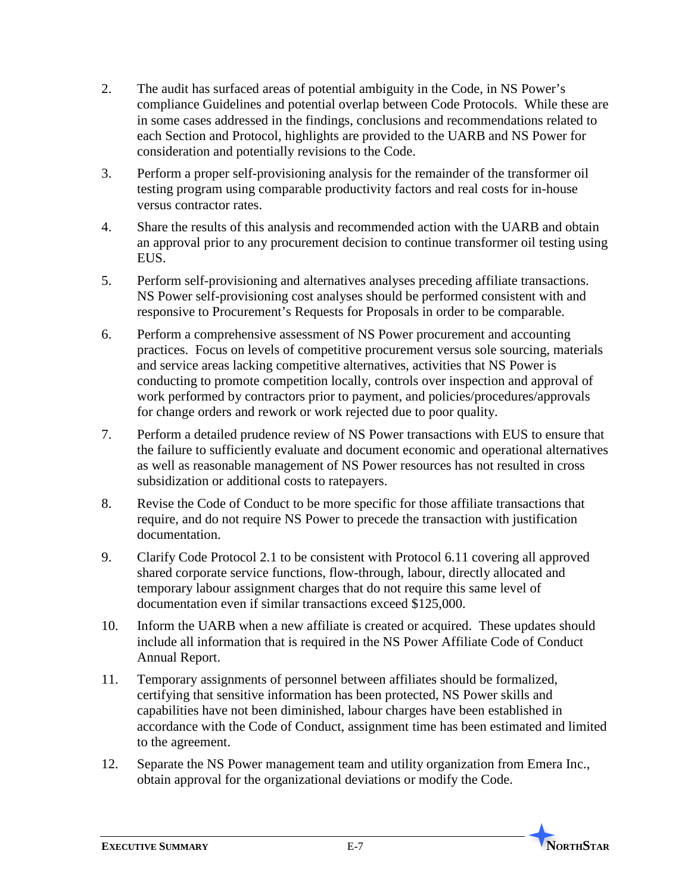2. The audit has surfaced areas of potential ambiguity in the Code, in NS Power's compliance Guidelines and potential overlap between Code Protocols. While these are in some cases addressed in the findings, conclusions and recommendations related to each Section and Protocol, highlights are provided to the UARB and NS Power for consideration and potentially revisions to the Code.
3. Perform a proper self-provisioning analysis for the remainder of the transformer oil testing program using comparable productivity factors and real costs for in-house versus contractor rates.
4. Share the results of this analysis and recommended action with the UARB and obtain an approval prior to any procurement decision to continue transformer oil testing using EUS.
5. Perform self-provisioning and alternatives analyses preceding affiliate transactions. NS Power self-provisioning cost analyses should be performed consistent with and responsive to Procurement's Requests for Proposals in order to be comparable.
6. Perform a comprehensive assessment of NS Power procurement and accounting practices. Focus on levels of competitive procurement versus sole sourcing, materials and service areas lacking competitive alternatives, activities that NS Power is conducting to promote competition locally, controls over inspection and approval of work performed by contractors prior to payment, and policies/procedures/approvals for change orders and rework or work rejected due to poor quality.
7. Perform a detailed prudence review of NS Power transactions with EUS to ensure that the failure to sufficiently evaluate and document economic and operational alternatives as well as reasonable management of NS Power resources has not resulted in cross subsidization or additional costs to ratepayers.
8. Revise the Code of Conduct to be more specific for those affiliate transactions that require, and do not require NS Power to precede the transaction with justification documentation.
9. Clarify Code Protocol 2.1 to be consistent with Protocol 6.11 covering all approved shared corporate service functions, flow-through, labour, directly allocated and temporary labour assignment charges that do not require this same level of documentation even if similar transactions exceed $125,000.
10. Inform the UARB when a new affiliate is created or acquired. These updates should include all information that is required in the NS Power Affiliate Code of Conduct Annual Report.
11. Temporary assignments of personnel between affiliates should be formalized, certifying that sensitive information has been protected, NS Power skills and capabilities have not been diminished, labour charges have been established in accordance with the Code of Conduct, assignment time has been estimated and limited to the agreement.
12. Separate the NS Power management team and utility organization from Emera Inc., obtain approval for the organizational deviations or modify the Code.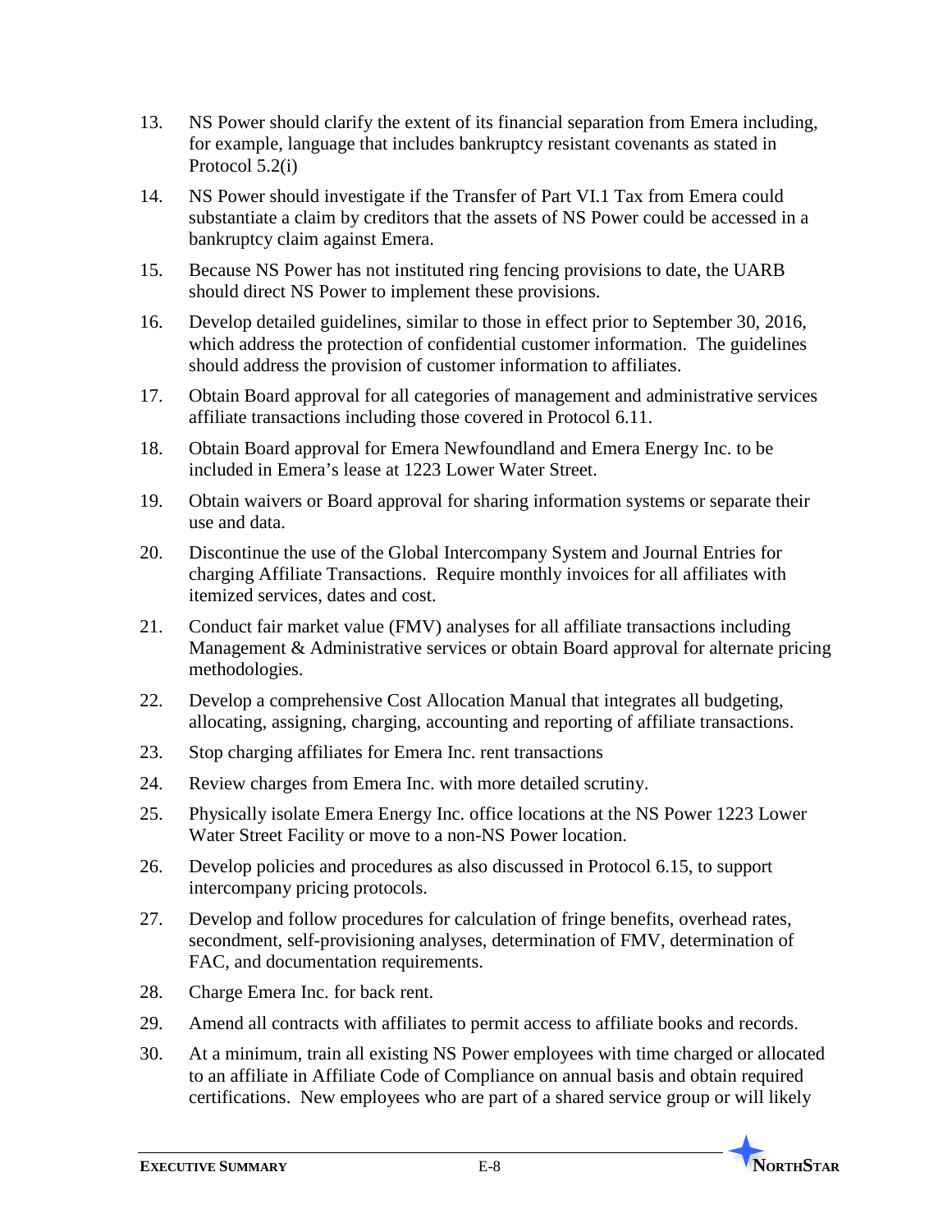13. NS Power should clarify the extent of its financial separation from Emera including, for example, language that includes bankruptcy resistant covenants as stated in Protocol 5.2(i)
14. NS Power should investigate if the Transfer of Part VI.1 Tax from Emera could substantiate a claim by creditors that the assets of NS Power could be accessed in a bankruptcy claim against Emera.
15. Because NS Power has not instituted ring fencing provisions to date, the UARB should direct NS Power to implement these provisions.
16. Develop detailed guidelines, similar to those in effect prior to September 30, 2016, which address the protection of confidential customer information. The guidelines should address the provision of customer information to affiliates.
17. Obtain Board approval for all categories of management and administrative services affiliate transactions including those covered in Protocol 6.11.
18. Obtain Board approval for Emera Newfoundland and Emera Energy Inc. to be included in Emera's lease at 1223 Lower Water Street.
19. Obtain waivers or Board approval for sharing information systems or separate their use and data.
20. Discontinue the use of the Global Intercompany System and Journal Entries for charging Affiliate Transactions. Require monthly invoices for all affiliates with itemized services, dates and cost.
21. Conduct fair market value (FMV) analyses for all affiliate transactions including Management & Administrative services or obtain Board approval for alternate pricing methodologies.
22. Develop a comprehensive Cost Allocation Manual that integrates all budgeting, allocating, assigning, charging, accounting and reporting of affiliate transactions.
23. Stop charging affiliates for Emera Inc. rent transactions
24. Review charges from Emera Inc. with more detailed scrutiny.
25. Physically isolate Emera Energy Inc. office locations at the NS Power 1223 Lower Water Street Facility or move to a non-NS Power location.
26. Develop policies and procedures as also discussed in Protocol 6.15, to support intercompany pricing protocols.
27. Develop and follow procedures for calculation of fringe benefits, overhead rates, secondment, self-provisioning analyses, determination of FMV, determination of FAC, and documentation requirements.
28. Charge Emera Inc. for back rent.
29. Amend all contracts with affiliates to permit access to affiliate books and records.
30. At a minimum, train all existing NS Power employees with time charged or allocated to an affiliate in Affiliate Code of Compliance on annual basis and obtain required certifications. New employees who are part of a shared service group or will likely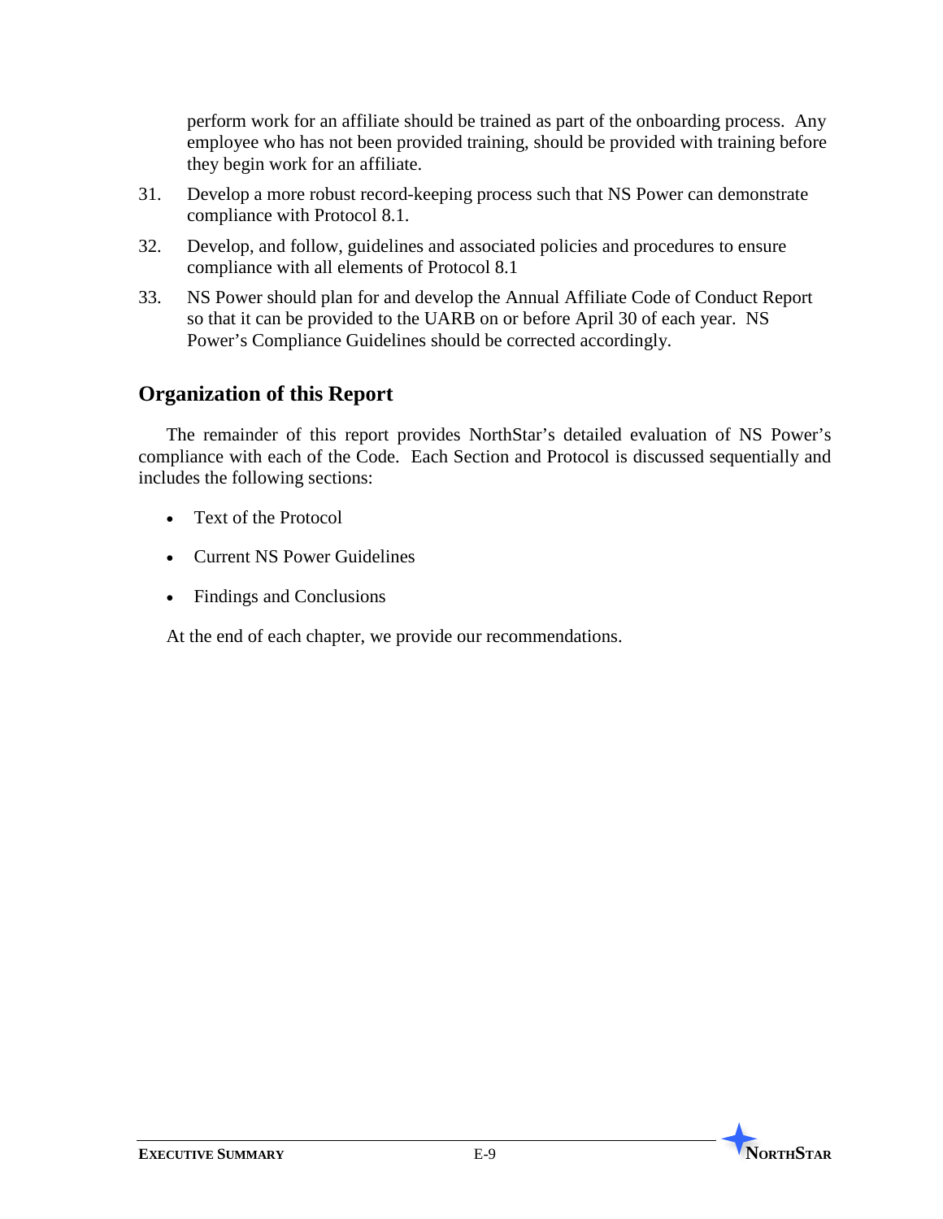perform work for an affiliate should be trained as part of the onboarding process. Any employee who has not been provided training, should be provided with training before they begin work for an affiliate.

31. Develop a more robust record-keeping process such that NS Power can demonstrate compliance with Protocol 8.1.
32. Develop, and follow, guidelines and associated policies and procedures to ensure compliance with all elements of Protocol 8.1
33. NS Power should plan for and develop the Annual Affiliate Code of Conduct Report so that it can be provided to the UARB on or before April 30 of each year. NS Power's Compliance Guidelines should be corrected accordingly.

## Organization of this Report

The remainder of this report provides NorthStar's detailed evaluation of NS Power's compliance with each of the Code. Each Section and Protocol is discussed sequentially and includes the following sections:

- Text of the Protocol
- Current NS Power Guidelines
- Findings and Conclusions

At the end of each chapter, we provide our recommendations.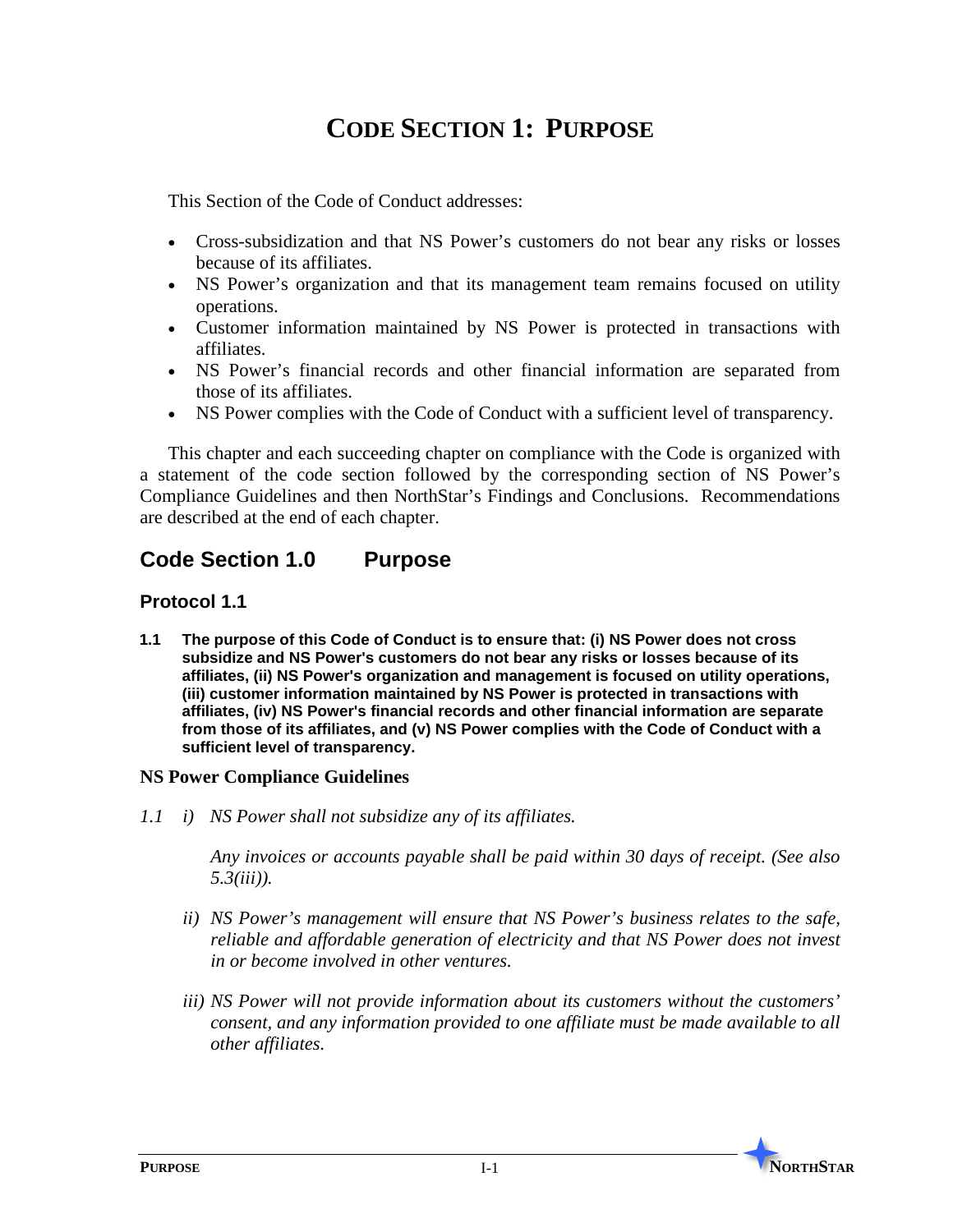# CODE SECTION 1: PURPOSE

This Section of the Code of Conduct addresses:

- Cross-subsidization and that NS Power's customers do not bear any risks or losses because of its affiliates.
- NS Power's organization and that its management team remains focused on utility operations.
- Customer information maintained by NS Power is protected in transactions with affiliates.
- NS Power's financial records and other financial information are separated from those of its affiliates.
- NS Power complies with the Code of Conduct with a sufficient level of transparency.

This chapter and each succeeding chapter on compliance with the Code is organized with a statement of the code section followed by the corresponding section of NS Power's Compliance Guidelines and then NorthStar's Findings and Conclusions. Recommendations are described at the end of each chapter.

## Code Section 1.0 Purpose

### Protocol 1.1

**1.1 The purpose of this Code of Conduct is to ensure that: (i) NS Power does not cross subsidize and NS Power's customers do not bear any risks or losses because of its affiliates, (ii) NS Power's organization and management is focused on utility operations, (iii) customer information maintained by NS Power is protected in transactions with affiliates, (iv) NS Power's financial records and other financial information are separate from those of its affiliates, and (v) NS Power complies with the Code of Conduct with a sufficient level of transparency.**

**NS Power Compliance Guidelines**

*1.1 i) NS Power shall not subsidize any of its affiliates.*

*Any invoices or accounts payable shall be paid within 30 days of receipt. (See also 5.3(iii)).*

*ii) NS Power's management will ensure that NS Power's business relates to the safe, reliable and affordable generation of electricity and that NS Power does not invest in or become involved in other ventures.*

*iii) NS Power will not provide information about its customers without the customers' consent, and any information provided to one affiliate must be made available to all other affiliates.*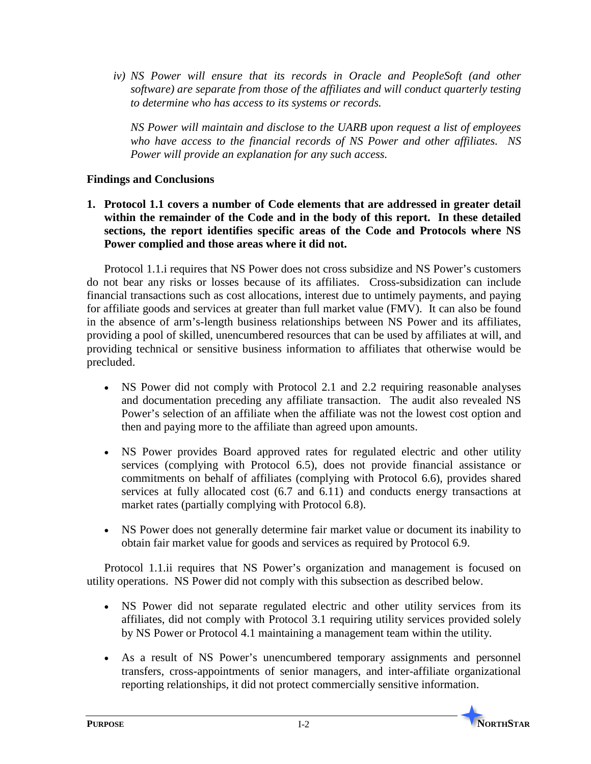*iv) NS Power will ensure that its records in Oracle and PeopleSoft (and other software) are separate from those of the affiliates and will conduct quarterly testing to determine who has access to its systems or records.*

*NS Power will maintain and disclose to the UARB upon request a list of employees who have access to the financial records of NS Power and other affiliates. NS Power will provide an explanation for any such access.*

**Findings and Conclusions**

**1. Protocol 1.1 covers a number of Code elements that are addressed in greater detail within the remainder of the Code and in the body of this report. In these detailed sections, the report identifies specific areas of the Code and Protocols where NS Power complied and those areas where it did not.**

Protocol 1.1.i requires that NS Power does not cross subsidize and NS Power's customers do not bear any risks or losses because of its affiliates. Cross-subsidization can include financial transactions such as cost allocations, interest due to untimely payments, and paying for affiliate goods and services at greater than full market value (FMV). It can also be found in the absence of arm's-length business relationships between NS Power and its affiliates, providing a pool of skilled, unencumbered resources that can be used by affiliates at will, and providing technical or sensitive business information to affiliates that otherwise would be precluded.

- NS Power did not comply with Protocol 2.1 and 2.2 requiring reasonable analyses and documentation preceding any affiliate transaction. The audit also revealed NS Power's selection of an affiliate when the affiliate was not the lowest cost option and then and paying more to the affiliate than agreed upon amounts.
- NS Power provides Board approved rates for regulated electric and other utility services (complying with Protocol 6.5), does not provide financial assistance or commitments on behalf of affiliates (complying with Protocol 6.6), provides shared services at fully allocated cost (6.7 and 6.11) and conducts energy transactions at market rates (partially complying with Protocol 6.8).
- NS Power does not generally determine fair market value or document its inability to obtain fair market value for goods and services as required by Protocol 6.9.

Protocol 1.1.ii requires that NS Power's organization and management is focused on utility operations. NS Power did not comply with this subsection as described below.

- NS Power did not separate regulated electric and other utility services from its affiliates, did not comply with Protocol 3.1 requiring utility services provided solely by NS Power or Protocol 4.1 maintaining a management team within the utility.
- As a result of NS Power's unencumbered temporary assignments and personnel transfers, cross-appointments of senior managers, and inter-affiliate organizational reporting relationships, it did not protect commercially sensitive information.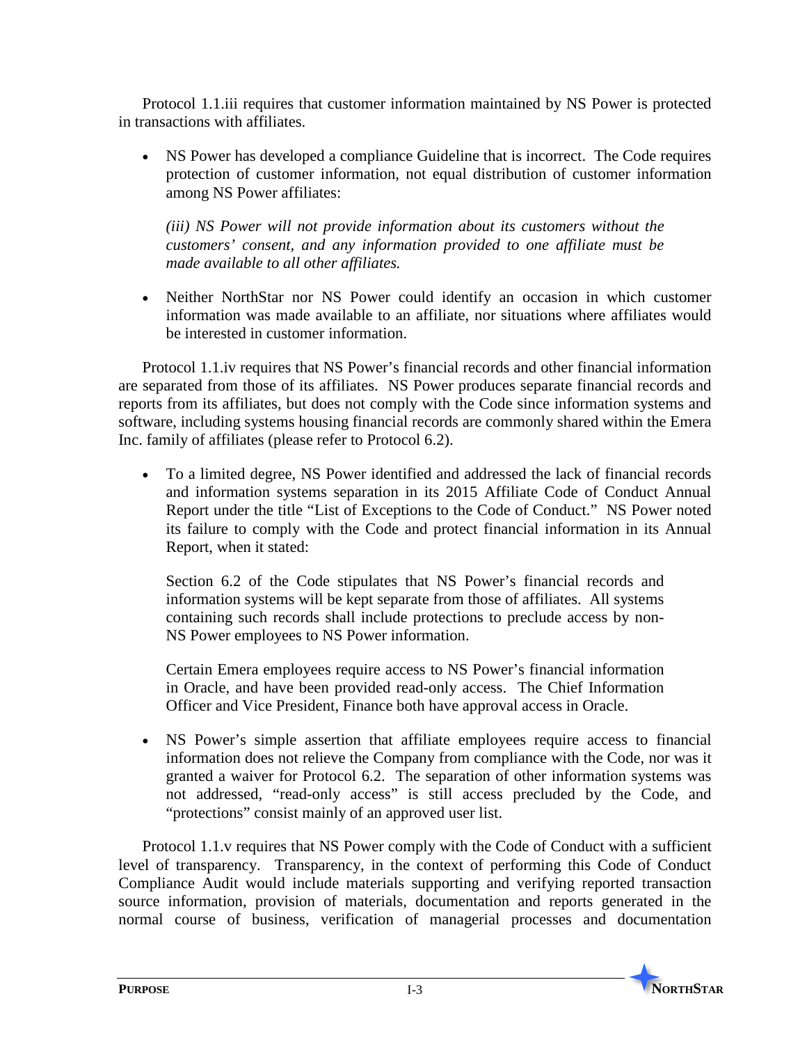Protocol 1.1.iii requires that customer information maintained by NS Power is protected in transactions with affiliates.

- NS Power has developed a compliance Guideline that is incorrect. The Code requires protection of customer information, not equal distribution of customer information among NS Power affiliates:

  *(iii) NS Power will not provide information about its customers without the customers' consent, and any information provided to one affiliate must be made available to all other affiliates.*

- Neither NorthStar nor NS Power could identify an occasion in which customer information was made available to an affiliate, nor situations where affiliates would be interested in customer information.

Protocol 1.1.iv requires that NS Power's financial records and other financial information are separated from those of its affiliates. NS Power produces separate financial records and reports from its affiliates, but does not comply with the Code since information systems and software, including systems housing financial records are commonly shared within the Emera Inc. family of affiliates (please refer to Protocol 6.2).

- To a limited degree, NS Power identified and addressed the lack of financial records and information systems separation in its 2015 Affiliate Code of Conduct Annual Report under the title "List of Exceptions to the Code of Conduct." NS Power noted its failure to comply with the Code and protect financial information in its Annual Report, when it stated:

  Section 6.2 of the Code stipulates that NS Power's financial records and information systems will be kept separate from those of affiliates. All systems containing such records shall include protections to preclude access by non-NS Power employees to NS Power information.

  Certain Emera employees require access to NS Power's financial information in Oracle, and have been provided read-only access. The Chief Information Officer and Vice President, Finance both have approval access in Oracle.

- NS Power's simple assertion that affiliate employees require access to financial information does not relieve the Company from compliance with the Code, nor was it granted a waiver for Protocol 6.2. The separation of other information systems was not addressed, "read-only access" is still access precluded by the Code, and "protections" consist mainly of an approved user list.

Protocol 1.1.v requires that NS Power comply with the Code of Conduct with a sufficient level of transparency. Transparency, in the context of performing this Code of Conduct Compliance Audit would include materials supporting and verifying reported transaction source information, provision of materials, documentation and reports generated in the normal course of business, verification of managerial processes and documentation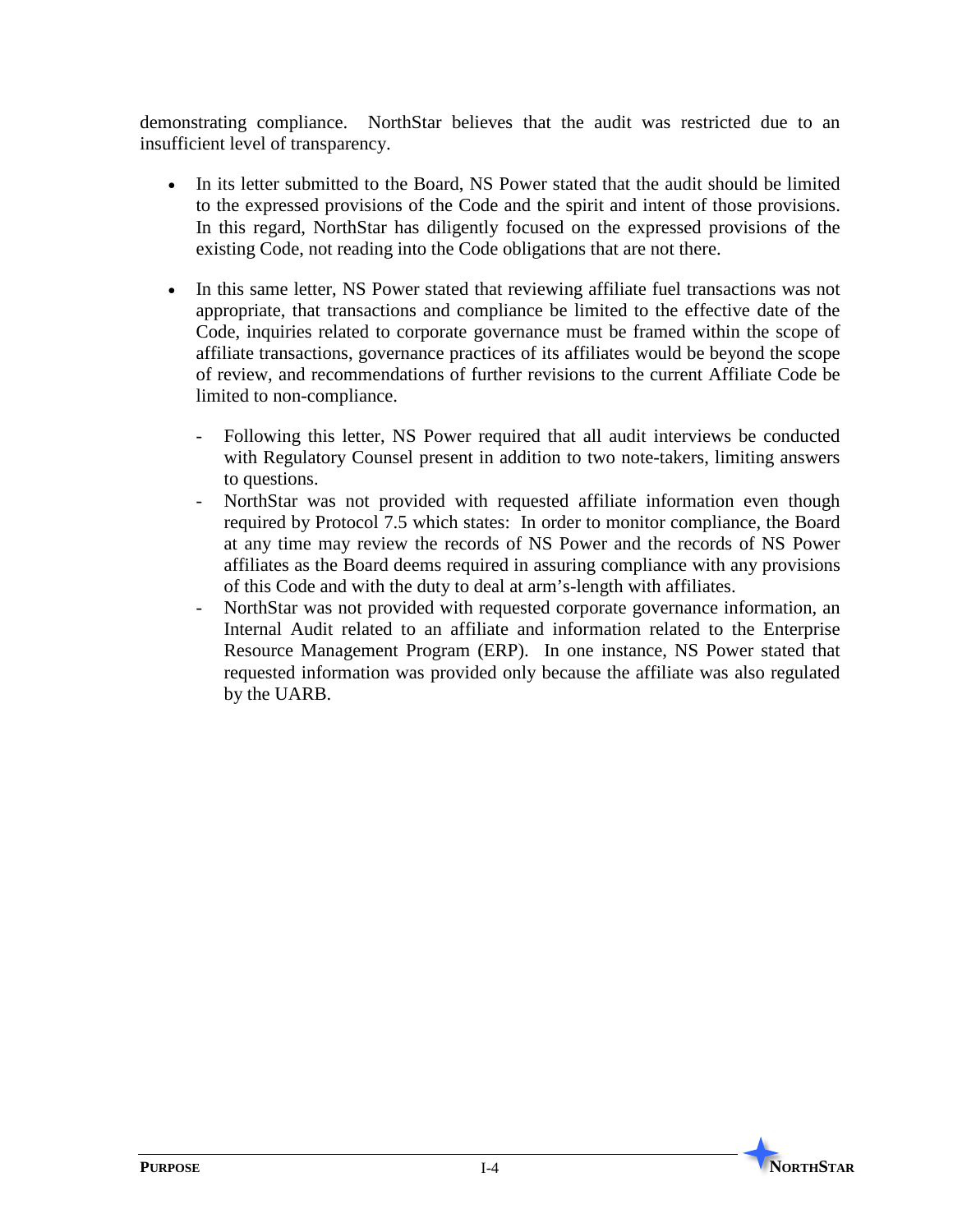demonstrating compliance. NorthStar believes that the audit was restricted due to an insufficient level of transparency.

- In its letter submitted to the Board, NS Power stated that the audit should be limited to the expressed provisions of the Code and the spirit and intent of those provisions. In this regard, NorthStar has diligently focused on the expressed provisions of the existing Code, not reading into the Code obligations that are not there.

- In this same letter, NS Power stated that reviewing affiliate fuel transactions was not appropriate, that transactions and compliance be limited to the effective date of the Code, inquiries related to corporate governance must be framed within the scope of affiliate transactions, governance practices of its affiliates would be beyond the scope of review, and recommendations of further revisions to the current Affiliate Code be limited to non-compliance.

  - Following this letter, NS Power required that all audit interviews be conducted with Regulatory Counsel present in addition to two note-takers, limiting answers to questions.
  - NorthStar was not provided with requested affiliate information even though required by Protocol 7.5 which states: In order to monitor compliance, the Board at any time may review the records of NS Power and the records of NS Power affiliates as the Board deems required in assuring compliance with any provisions of this Code and with the duty to deal at arm's-length with affiliates.
  - NorthStar was not provided with requested corporate governance information, an Internal Audit related to an affiliate and information related to the Enterprise Resource Management Program (ERP). In one instance, NS Power stated that requested information was provided only because the affiliate was also regulated by the UARB.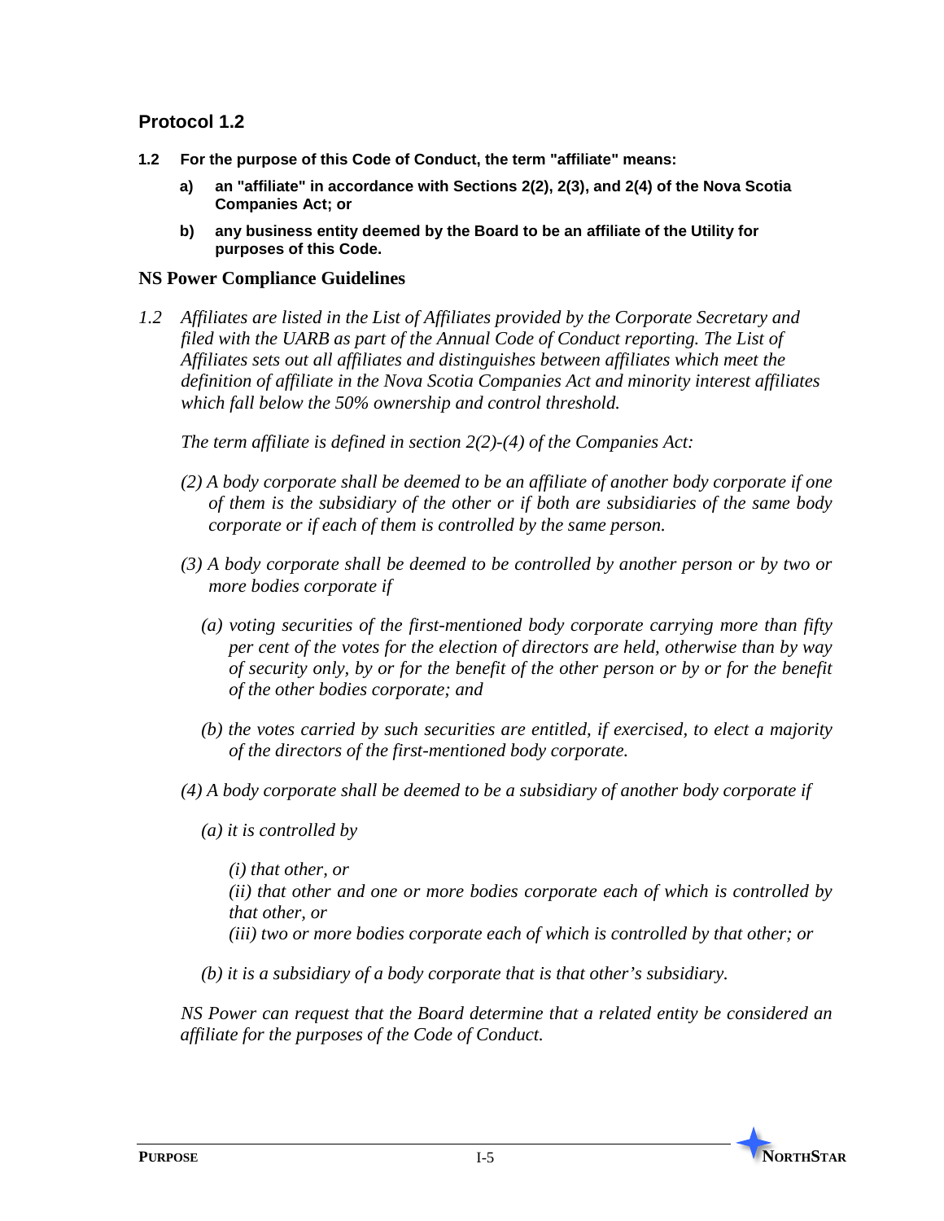## Protocol 1.2

**1.2 For the purpose of this Code of Conduct, the term "affiliate" means:**

- **a) an "affiliate" in accordance with Sections 2(2), 2(3), and 2(4) of the Nova Scotia Companies Act; or**
- **b) any business entity deemed by the Board to be an affiliate of the Utility for purposes of this Code.**

### NS Power Compliance Guidelines

*1.2 Affiliates are listed in the List of Affiliates provided by the Corporate Secretary and filed with the UARB as part of the Annual Code of Conduct reporting. The List of Affiliates sets out all affiliates and distinguishes between affiliates which meet the definition of affiliate in the Nova Scotia Companies Act and minority interest affiliates which fall below the 50% ownership and control threshold.*

*The term affiliate is defined in section 2(2)-(4) of the Companies Act:*

*(2) A body corporate shall be deemed to be an affiliate of another body corporate if one of them is the subsidiary of the other or if both are subsidiaries of the same body corporate or if each of them is controlled by the same person.*

*(3) A body corporate shall be deemed to be controlled by another person or by two or more bodies corporate if*

*(a) voting securities of the first-mentioned body corporate carrying more than fifty per cent of the votes for the election of directors are held, otherwise than by way of security only, by or for the benefit of the other person or by or for the benefit of the other bodies corporate; and*

*(b) the votes carried by such securities are entitled, if exercised, to elect a majority of the directors of the first-mentioned body corporate.*

*(4) A body corporate shall be deemed to be a subsidiary of another body corporate if*

*(a) it is controlled by*

*(i) that other, or*
*(ii) that other and one or more bodies corporate each of which is controlled by that other, or*
*(iii) two or more bodies corporate each of which is controlled by that other; or*

*(b) it is a subsidiary of a body corporate that is that other's subsidiary.*

*NS Power can request that the Board determine that a related entity be considered an affiliate for the purposes of the Code of Conduct.*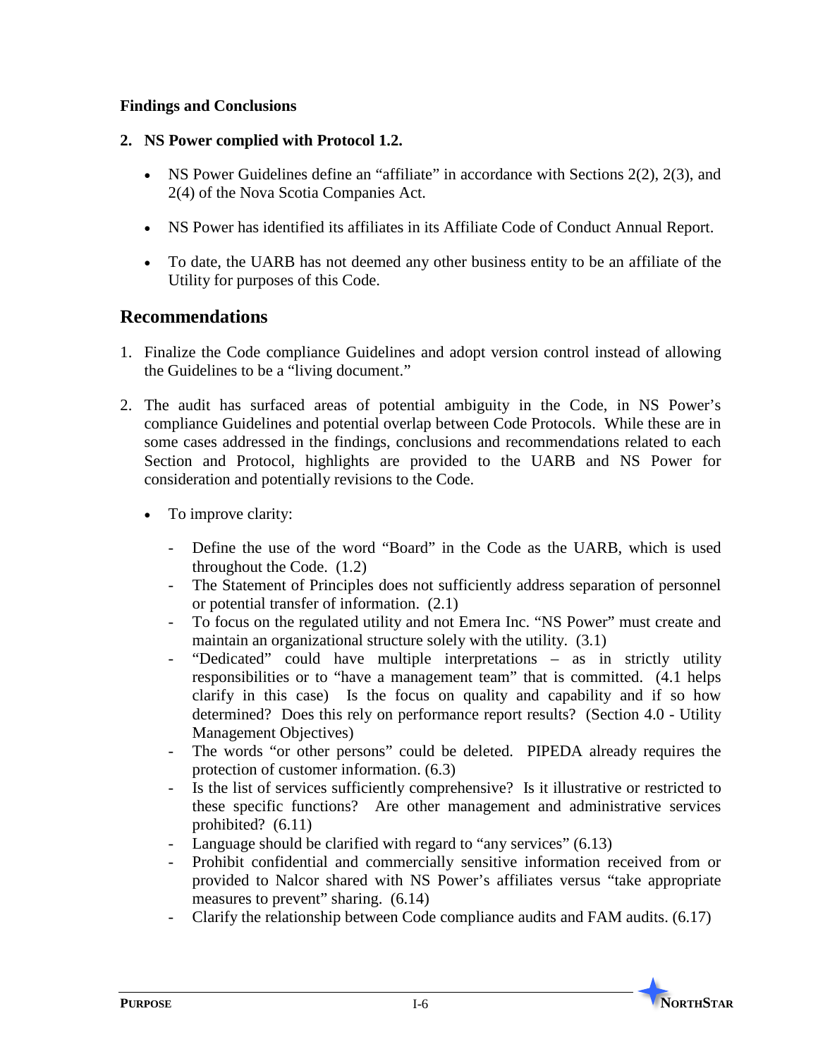**Findings and Conclusions**

**2. NS Power complied with Protocol 1.2.**

- NS Power Guidelines define an "affiliate" in accordance with Sections 2(2), 2(3), and 2(4) of the Nova Scotia Companies Act.
- NS Power has identified its affiliates in its Affiliate Code of Conduct Annual Report.
- To date, the UARB has not deemed any other business entity to be an affiliate of the Utility for purposes of this Code.

## Recommendations

1. Finalize the Code compliance Guidelines and adopt version control instead of allowing the Guidelines to be a "living document."

2. The audit has surfaced areas of potential ambiguity in the Code, in NS Power's compliance Guidelines and potential overlap between Code Protocols. While these are in some cases addressed in the findings, conclusions and recommendations related to each Section and Protocol, highlights are provided to the UARB and NS Power for consideration and potentially revisions to the Code.

   - To improve clarity:

     - Define the use of the word "Board" in the Code as the UARB, which is used throughout the Code. (1.2)
     - The Statement of Principles does not sufficiently address separation of personnel or potential transfer of information. (2.1)
     - To focus on the regulated utility and not Emera Inc. "NS Power" must create and maintain an organizational structure solely with the utility. (3.1)
     - "Dedicated" could have multiple interpretations – as in strictly utility responsibilities or to "have a management team" that is committed. (4.1 helps clarify in this case) Is the focus on quality and capability and if so how determined? Does this rely on performance report results? (Section 4.0 - Utility Management Objectives)
     - The words "or other persons" could be deleted. PIPEDA already requires the protection of customer information. (6.3)
     - Is the list of services sufficiently comprehensive? Is it illustrative or restricted to these specific functions? Are other management and administrative services prohibited? (6.11)
     - Language should be clarified with regard to "any services" (6.13)
     - Prohibit confidential and commercially sensitive information received from or provided to Nalcor shared with NS Power's affiliates versus "take appropriate measures to prevent" sharing. (6.14)
     - Clarify the relationship between Code compliance audits and FAM audits. (6.17)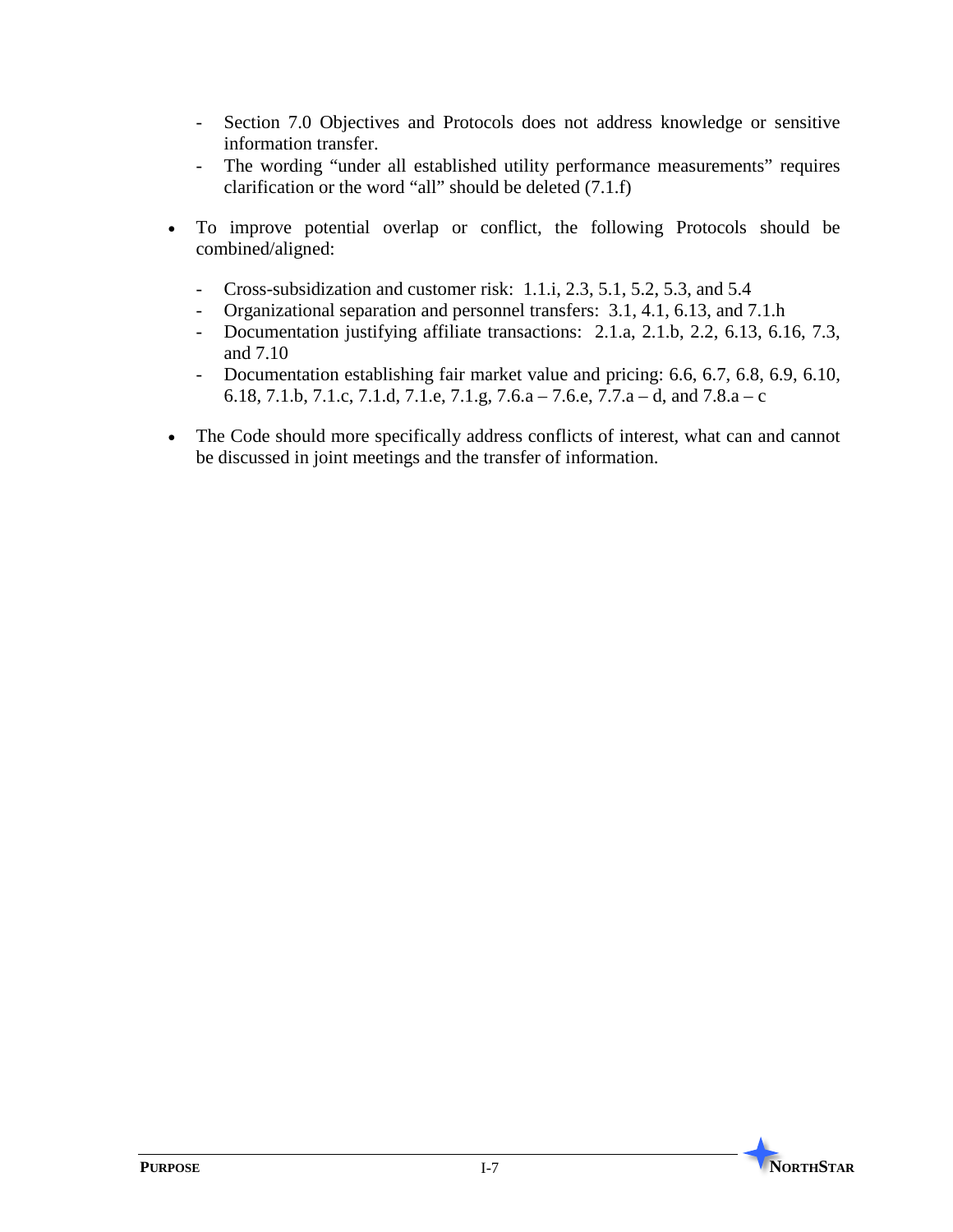- Section 7.0 Objectives and Protocols does not address knowledge or sensitive information transfer.
  - The wording "under all established utility performance measurements" requires clarification or the word "all" should be deleted (7.1.f)

- To improve potential overlap or conflict, the following Protocols should be combined/aligned:

  - Cross-subsidization and customer risk: 1.1.i, 2.3, 5.1, 5.2, 5.3, and 5.4
  - Organizational separation and personnel transfers: 3.1, 4.1, 6.13, and 7.1.h
  - Documentation justifying affiliate transactions: 2.1.a, 2.1.b, 2.2, 6.13, 6.16, 7.3, and 7.10
  - Documentation establishing fair market value and pricing: 6.6, 6.7, 6.8, 6.9, 6.10, 6.18, 7.1.b, 7.1.c, 7.1.d, 7.1.e, 7.1.g, 7.6.a – 7.6.e, 7.7.a – d, and 7.8.a – c

- The Code should more specifically address conflicts of interest, what can and cannot be discussed in joint meetings and the transfer of information.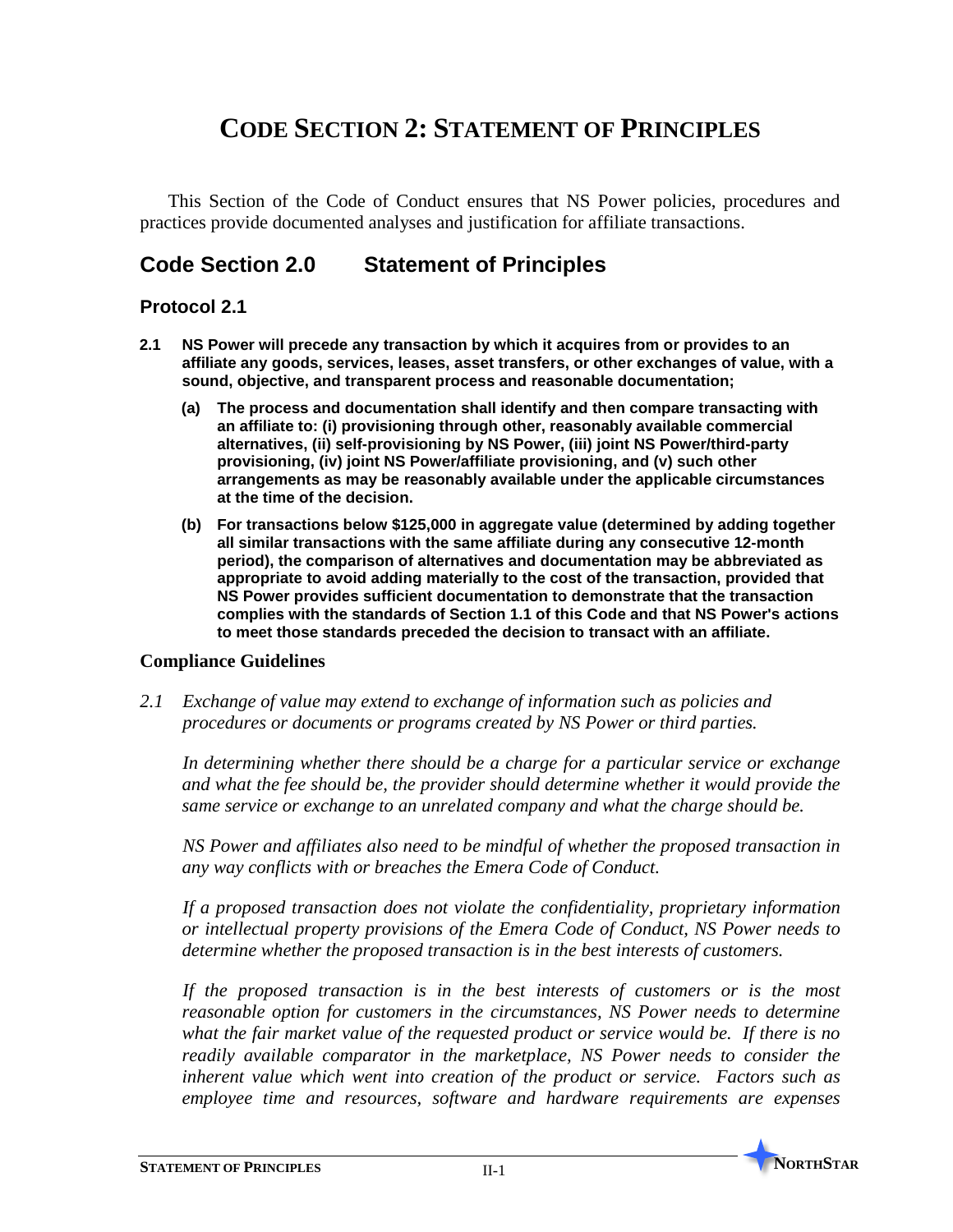# CODE SECTION 2: STATEMENT OF PRINCIPLES

This Section of the Code of Conduct ensures that NS Power policies, procedures and practices provide documented analyses and justification for affiliate transactions.

## Code Section 2.0 Statement of Principles

### Protocol 2.1

**2.1 NS Power will precede any transaction by which it acquires from or provides to an affiliate any goods, services, leases, asset transfers, or other exchanges of value, with a sound, objective, and transparent process and reasonable documentation;**

- **(a) The process and documentation shall identify and then compare transacting with an affiliate to: (i) provisioning through other, reasonably available commercial alternatives, (ii) self-provisioning by NS Power, (iii) joint NS Power/third-party provisioning, (iv) joint NS Power/affiliate provisioning, and (v) such other arrangements as may be reasonably available under the applicable circumstances at the time of the decision.**
- **(b) For transactions below $125,000 in aggregate value (determined by adding together all similar transactions with the same affiliate during any consecutive 12-month period), the comparison of alternatives and documentation may be abbreviated as appropriate to avoid adding materially to the cost of the transaction, provided that NS Power provides sufficient documentation to demonstrate that the transaction complies with the standards of Section 1.1 of this Code and that NS Power's actions to meet those standards preceded the decision to transact with an affiliate.**

### Compliance Guidelines

*2.1 Exchange of value may extend to exchange of information such as policies and procedures or documents or programs created by NS Power or third parties.*

*In determining whether there should be a charge for a particular service or exchange and what the fee should be, the provider should determine whether it would provide the same service or exchange to an unrelated company and what the charge should be.*

*NS Power and affiliates also need to be mindful of whether the proposed transaction in any way conflicts with or breaches the Emera Code of Conduct.*

*If a proposed transaction does not violate the confidentiality, proprietary information or intellectual property provisions of the Emera Code of Conduct, NS Power needs to determine whether the proposed transaction is in the best interests of customers.*

*If the proposed transaction is in the best interests of customers or is the most reasonable option for customers in the circumstances, NS Power needs to determine what the fair market value of the requested product or service would be. If there is no readily available comparator in the marketplace, NS Power needs to consider the inherent value which went into creation of the product or service. Factors such as employee time and resources, software and hardware requirements are expenses*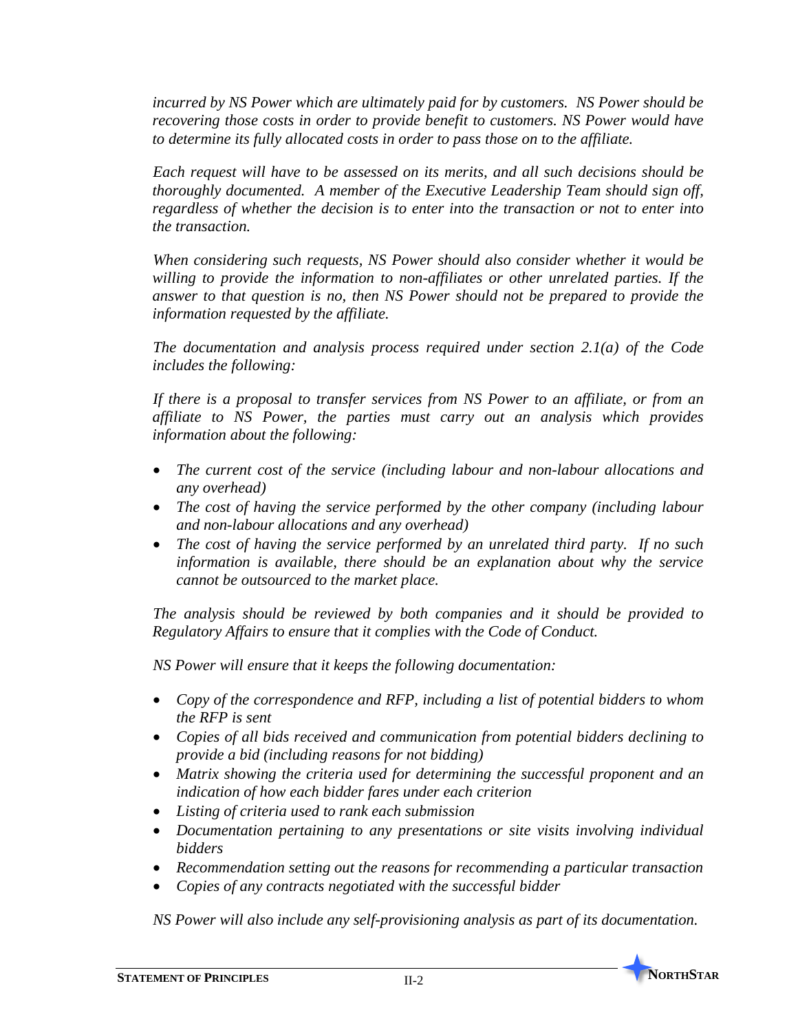*incurred by NS Power which are ultimately paid for by customers. NS Power should be recovering those costs in order to provide benefit to customers. NS Power would have to determine its fully allocated costs in order to pass those on to the affiliate.*

*Each request will have to be assessed on its merits, and all such decisions should be thoroughly documented. A member of the Executive Leadership Team should sign off, regardless of whether the decision is to enter into the transaction or not to enter into the transaction.*

*When considering such requests, NS Power should also consider whether it would be willing to provide the information to non-affiliates or other unrelated parties. If the answer to that question is no, then NS Power should not be prepared to provide the information requested by the affiliate.*

*The documentation and analysis process required under section 2.1(a) of the Code includes the following:*

*If there is a proposal to transfer services from NS Power to an affiliate, or from an affiliate to NS Power, the parties must carry out an analysis which provides information about the following:*

- *The current cost of the service (including labour and non-labour allocations and any overhead)*
- *The cost of having the service performed by the other company (including labour and non-labour allocations and any overhead)*
- *The cost of having the service performed by an unrelated third party. If no such information is available, there should be an explanation about why the service cannot be outsourced to the market place.*

*The analysis should be reviewed by both companies and it should be provided to Regulatory Affairs to ensure that it complies with the Code of Conduct.*

*NS Power will ensure that it keeps the following documentation:*

- *Copy of the correspondence and RFP, including a list of potential bidders to whom the RFP is sent*
- *Copies of all bids received and communication from potential bidders declining to provide a bid (including reasons for not bidding)*
- *Matrix showing the criteria used for determining the successful proponent and an indication of how each bidder fares under each criterion*
- *Listing of criteria used to rank each submission*
- *Documentation pertaining to any presentations or site visits involving individual bidders*
- *Recommendation setting out the reasons for recommending a particular transaction*
- *Copies of any contracts negotiated with the successful bidder*

*NS Power will also include any self-provisioning analysis as part of its documentation.*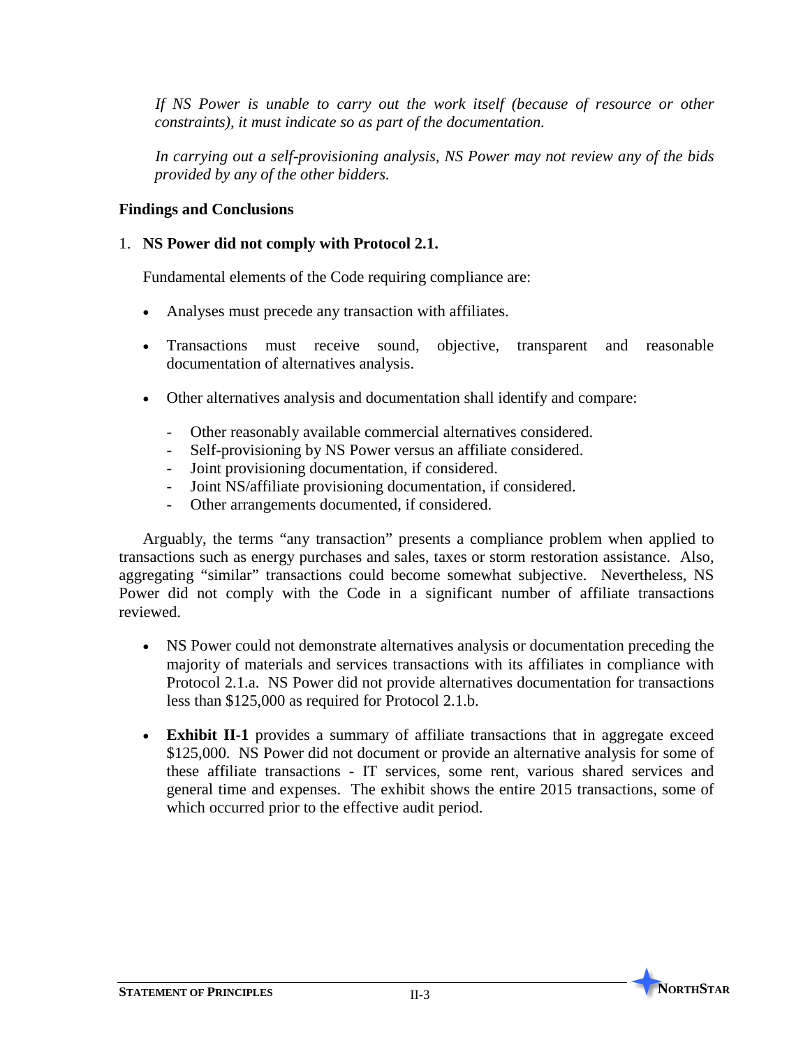*If NS Power is unable to carry out the work itself (because of resource or other constraints), it must indicate so as part of the documentation.*

*In carrying out a self-provisioning analysis, NS Power may not review any of the bids provided by any of the other bidders.*

### Findings and Conclusions

1. **NS Power did not comply with Protocol 2.1.**

   Fundamental elements of the Code requiring compliance are:

   - Analyses must precede any transaction with affiliates.
   - Transactions must receive sound, objective, transparent and reasonable documentation of alternatives analysis.
   - Other alternatives analysis and documentation shall identify and compare:
     - Other reasonably available commercial alternatives considered.
     - Self-provisioning by NS Power versus an affiliate considered.
     - Joint provisioning documentation, if considered.
     - Joint NS/affiliate provisioning documentation, if considered.
     - Other arrangements documented, if considered.

   Arguably, the terms "any transaction" presents a compliance problem when applied to transactions such as energy purchases and sales, taxes or storm restoration assistance. Also, aggregating "similar" transactions could become somewhat subjective. Nevertheless, NS Power did not comply with the Code in a significant number of affiliate transactions reviewed.

   - NS Power could not demonstrate alternatives analysis or documentation preceding the majority of materials and services transactions with its affiliates in compliance with Protocol 2.1.a. NS Power did not provide alternatives documentation for transactions less than $125,000 as required for Protocol 2.1.b.
   - **Exhibit II-1** provides a summary of affiliate transactions that in aggregate exceed $125,000. NS Power did not document or provide an alternative analysis for some of these affiliate transactions - IT services, some rent, various shared services and general time and expenses. The exhibit shows the entire 2015 transactions, some of which occurred prior to the effective audit period.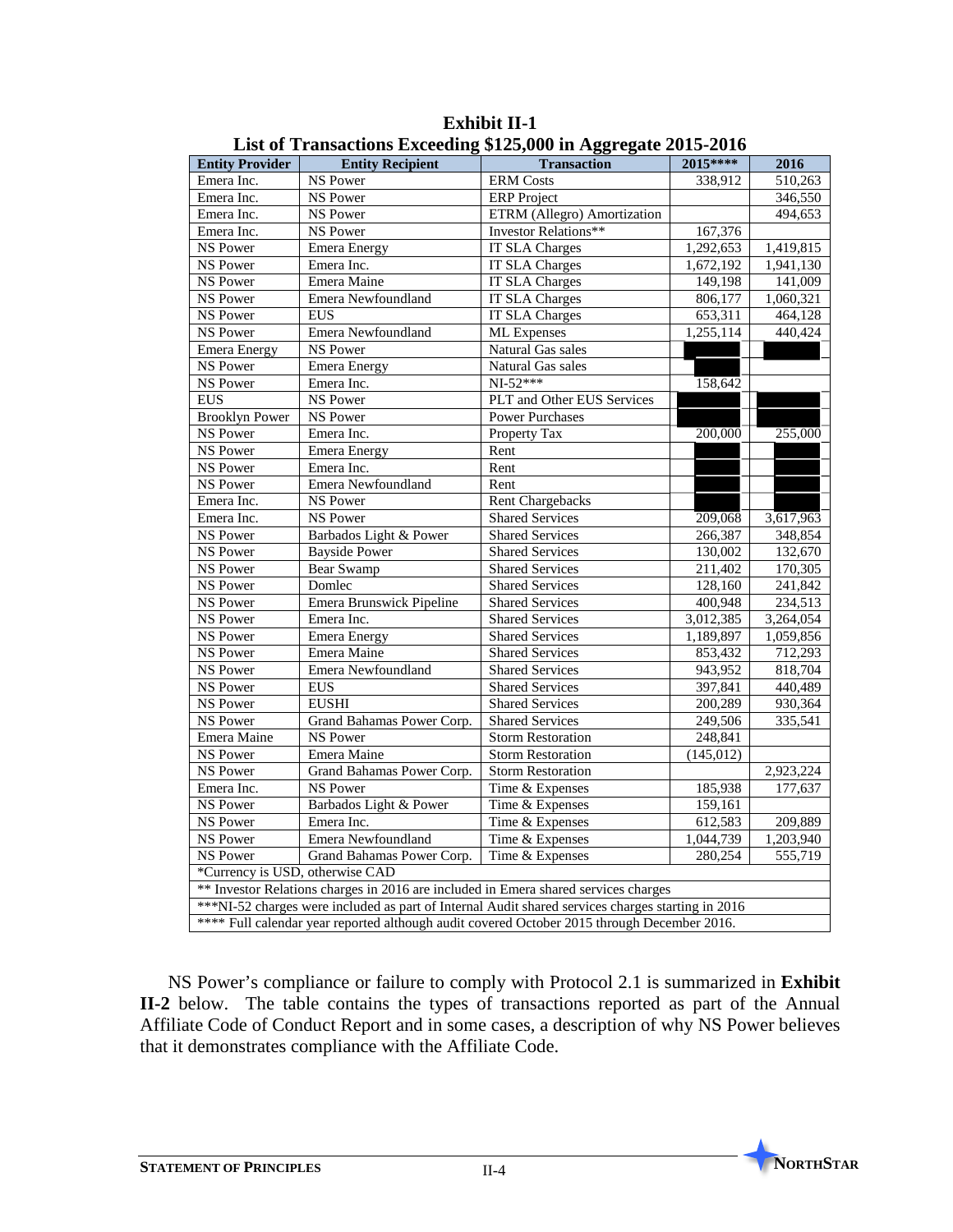**Exhibit II-1**
**List of Transactions Exceeding $125,000 in Aggregate 2015-2016**

| Entity Provider | Entity Recipient | Transaction | 2015**** | 2016 |
|---|---|---|---|---|
| Emera Inc. | NS Power | ERM Costs | 338,912 | 510,263 |
| Emera Inc. | NS Power | ERP Project | | 346,550 |
| Emera Inc. | NS Power | ETRM (Allegro) Amortization | | 494,653 |
| Emera Inc. | NS Power | Investor Relations** | 167,376 | |
| NS Power | Emera Energy | IT SLA Charges | 1,292,653 | 1,419,815 |
| NS Power | Emera Inc. | IT SLA Charges | 1,672,192 | 1,941,130 |
| NS Power | Emera Maine | IT SLA Charges | 149,198 | 141,009 |
| NS Power | Emera Newfoundland | IT SLA Charges | 806,177 | 1,060,321 |
| NS Power | EUS | IT SLA Charges | 653,311 | 464,128 |
| NS Power | Emera Newfoundland | ML Expenses | 1,255,114 | 440,424 |
| Emera Energy | NS Power | Natural Gas sales | | |
| NS Power | Emera Energy | Natural Gas sales | | |
| NS Power | Emera Inc. | NI-52*** | 158,642 | |
| EUS | NS Power | PLT and Other EUS Services | | |
| Brooklyn Power | NS Power | Power Purchases | | |
| NS Power | Emera Inc. | Property Tax | 200,000 | 255,000 |
| NS Power | Emera Energy | Rent | | |
| NS Power | Emera Inc. | Rent | | |
| NS Power | Emera Newfoundland | Rent | | |
| Emera Inc. | NS Power | Rent Chargebacks | | |
| Emera Inc. | NS Power | Shared Services | 209,068 | 3,617,963 |
| NS Power | Barbados Light & Power | Shared Services | 266,387 | 348,854 |
| NS Power | Bayside Power | Shared Services | 130,002 | 132,670 |
| NS Power | Bear Swamp | Shared Services | 211,402 | 170,305 |
| NS Power | Domlec | Shared Services | 128,160 | 241,842 |
| NS Power | Emera Brunswick Pipeline | Shared Services | 400,948 | 234,513 |
| NS Power | Emera Inc. | Shared Services | 3,012,385 | 3,264,054 |
| NS Power | Emera Energy | Shared Services | 1,189,897 | 1,059,856 |
| NS Power | Emera Maine | Shared Services | 853,432 | 712,293 |
| NS Power | Emera Newfoundland | Shared Services | 943,952 | 818,704 |
| NS Power | EUS | Shared Services | 397,841 | 440,489 |
| NS Power | EUSHI | Shared Services | 200,289 | 930,364 |
| NS Power | Grand Bahamas Power Corp. | Shared Services | 249,506 | 335,541 |
| Emera Maine | NS Power | Storm Restoration | 248,841 | |
| NS Power | Emera Maine | Storm Restoration | (145,012) | |
| NS Power | Grand Bahamas Power Corp. | Storm Restoration | | 2,923,224 |
| Emera Inc. | NS Power | Time & Expenses | 185,938 | 177,637 |
| NS Power | Barbados Light & Power | Time & Expenses | 159,161 | |
| NS Power | Emera Inc. | Time & Expenses | 612,583 | 209,889 |
| NS Power | Emera Newfoundland | Time & Expenses | 1,044,739 | 1,203,940 |
| NS Power | Grand Bahamas Power Corp. | Time & Expenses | 280,254 | 555,719 |
| *Currency is USD, otherwise CAD | | | | |
| ** Investor Relations charges in 2016 are included in Emera shared services charges | | | | |
| ***NI-52 charges were included as part of Internal Audit shared services charges starting in 2016 | | | | |
| **** Full calendar year reported although audit covered October 2015 through December 2016. | | | | |

NS Power's compliance or failure to comply with Protocol 2.1 is summarized in **Exhibit II-2** below. The table contains the types of transactions reported as part of the Annual Affiliate Code of Conduct Report and in some cases, a description of why NS Power believes that it demonstrates compliance with the Affiliate Code.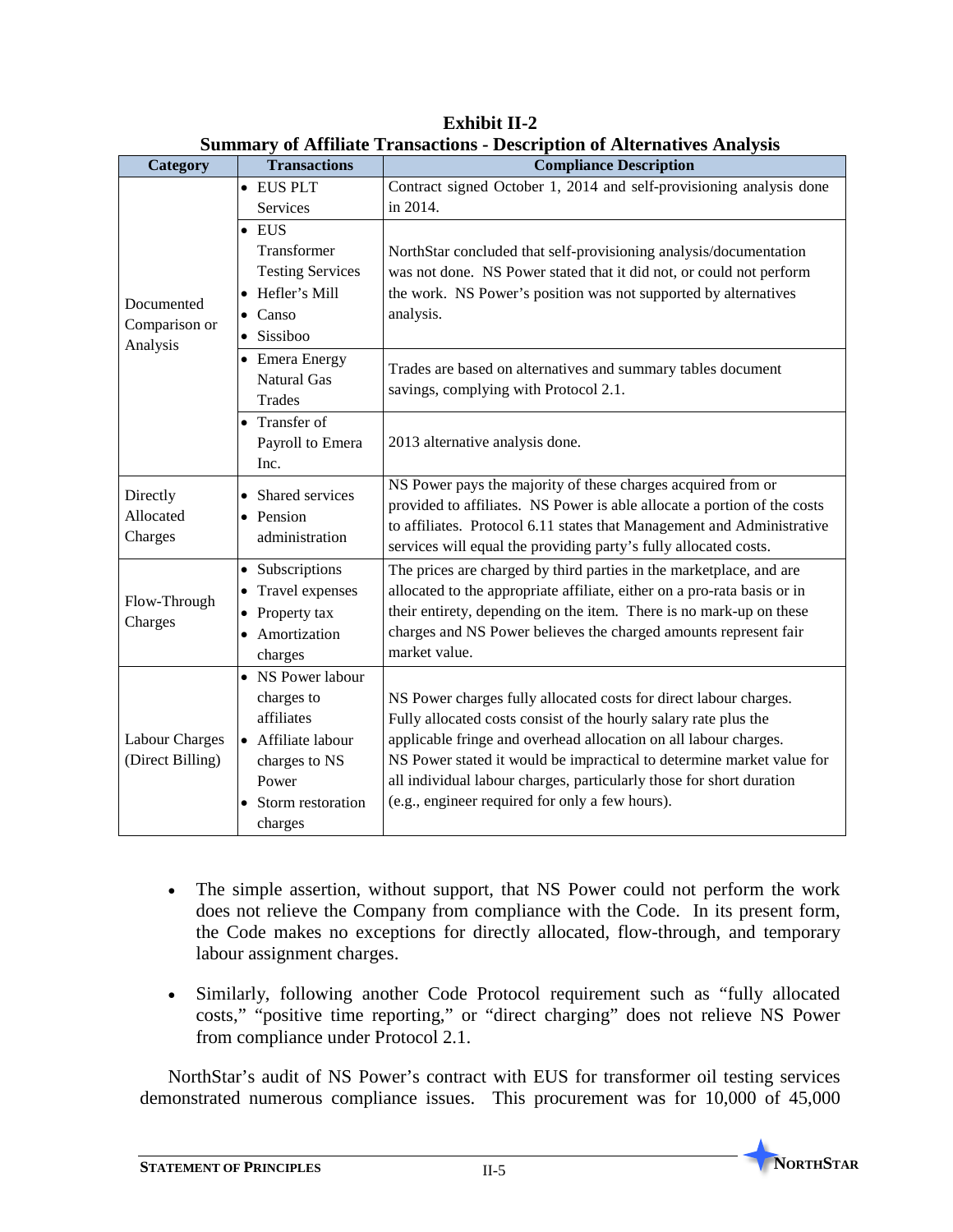**Exhibit II-2**
**Summary of Affiliate Transactions - Description of Alternatives Analysis**

| Category | Transactions | Compliance Description |
|---|---|---|
| Documented Comparison or Analysis | • EUS PLT Services | Contract signed October 1, 2014 and self-provisioning analysis done in 2014. |
| | • EUS Transformer Testing Services<br>• Hefler's Mill<br>• Canso<br>• Sissiboo | NorthStar concluded that self-provisioning analysis/documentation was not done. NS Power stated that it did not, or could not perform the work. NS Power's position was not supported by alternatives analysis. |
| | • Emera Energy Natural Gas Trades | Trades are based on alternatives and summary tables document savings, complying with Protocol 2.1. |
| | • Transfer of Payroll to Emera Inc. | 2013 alternative analysis done. |
| Directly Allocated Charges | • Shared services<br>• Pension administration | NS Power pays the majority of these charges acquired from or provided to affiliates. NS Power is able allocate a portion of the costs to affiliates. Protocol 6.11 states that Management and Administrative services will equal the providing party's fully allocated costs. |
| Flow-Through Charges | • Subscriptions<br>• Travel expenses<br>• Property tax<br>• Amortization charges | The prices are charged by third parties in the marketplace, and are allocated to the appropriate affiliate, either on a pro-rata basis or in their entirety, depending on the item. There is no mark-up on these charges and NS Power believes the charged amounts represent fair market value. |
| Labour Charges (Direct Billing) | • NS Power labour charges to affiliates<br>• Affiliate labour charges to NS Power<br>• Storm restoration charges | NS Power charges fully allocated costs for direct labour charges. Fully allocated costs consist of the hourly salary rate plus the applicable fringe and overhead allocation on all labour charges. NS Power stated it would be impractical to determine market value for all individual labour charges, particularly those for short duration (e.g., engineer required for only a few hours). |

- The simple assertion, without support, that NS Power could not perform the work does not relieve the Company from compliance with the Code. In its present form, the Code makes no exceptions for directly allocated, flow-through, and temporary labour assignment charges.

- Similarly, following another Code Protocol requirement such as "fully allocated costs," "positive time reporting," or "direct charging" does not relieve NS Power from compliance under Protocol 2.1.

NorthStar's audit of NS Power's contract with EUS for transformer oil testing services demonstrated numerous compliance issues. This procurement was for 10,000 of 45,000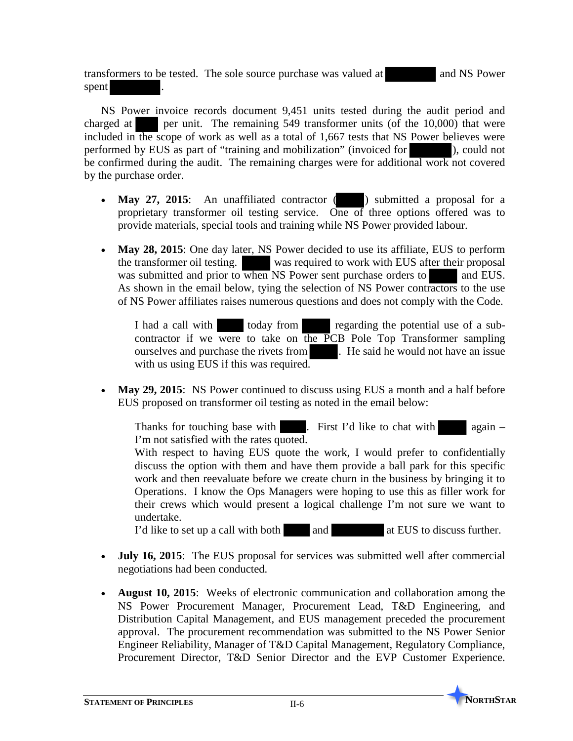transformers to be tested. The sole source purchase was valued at [REDACTED] and NS Power spent [REDACTED].

NS Power invoice records document 9,451 units tested during the audit period and charged at [REDACTED] per unit. The remaining 549 transformer units (of the 10,000) that were included in the scope of work as well as a total of 1,667 tests that NS Power believes were performed by EUS as part of "training and mobilization" (invoiced for [REDACTED]), could not be confirmed during the audit. The remaining charges were for additional work not covered by the purchase order.

- **May 27, 2015**: An unaffiliated contractor ([REDACTED]) submitted a proposal for a proprietary transformer oil testing service. One of three options offered was to provide materials, special tools and training while NS Power provided labour.
- **May 28, 2015**: One day later, NS Power decided to use its affiliate, EUS to perform the transformer oil testing. [REDACTED] was required to work with EUS after their proposal was submitted and prior to when NS Power sent purchase orders to [REDACTED] and EUS. As shown in the email below, tying the selection of NS Power contractors to the use of NS Power affiliates raises numerous questions and does not comply with the Code.

  > I had a call with [REDACTED] today from [REDACTED] regarding the potential use of a sub-contractor if we were to take on the PCB Pole Top Transformer sampling ourselves and purchase the rivets from [REDACTED]. He said he would not have an issue with us using EUS if this was required.

- **May 29, 2015**: NS Power continued to discuss using EUS a month and a half before EUS proposed on transformer oil testing as noted in the email below:

  > Thanks for touching base with [REDACTED]. First I'd like to chat with [REDACTED] again – I'm not satisfied with the rates quoted.
  > With respect to having EUS quote the work, I would prefer to confidentially discuss the option with them and have them provide a ball park for this specific work and then reevaluate before we create churn in the business by bringing it to Operations. I know the Ops Managers were hoping to use this as filler work for their crews which would present a logical challenge I'm not sure we want to undertake.
  > I'd like to set up a call with both [REDACTED] and [REDACTED] at EUS to discuss further.

- **July 16, 2015**: The EUS proposal for services was submitted well after commercial negotiations had been conducted.
- **August 10, 2015**: Weeks of electronic communication and collaboration among the NS Power Procurement Manager, Procurement Lead, T&D Engineering, and Distribution Capital Management, and EUS management preceded the procurement approval. The procurement recommendation was submitted to the NS Power Senior Engineer Reliability, Manager of T&D Capital Management, Regulatory Compliance, Procurement Director, T&D Senior Director and the EVP Customer Experience.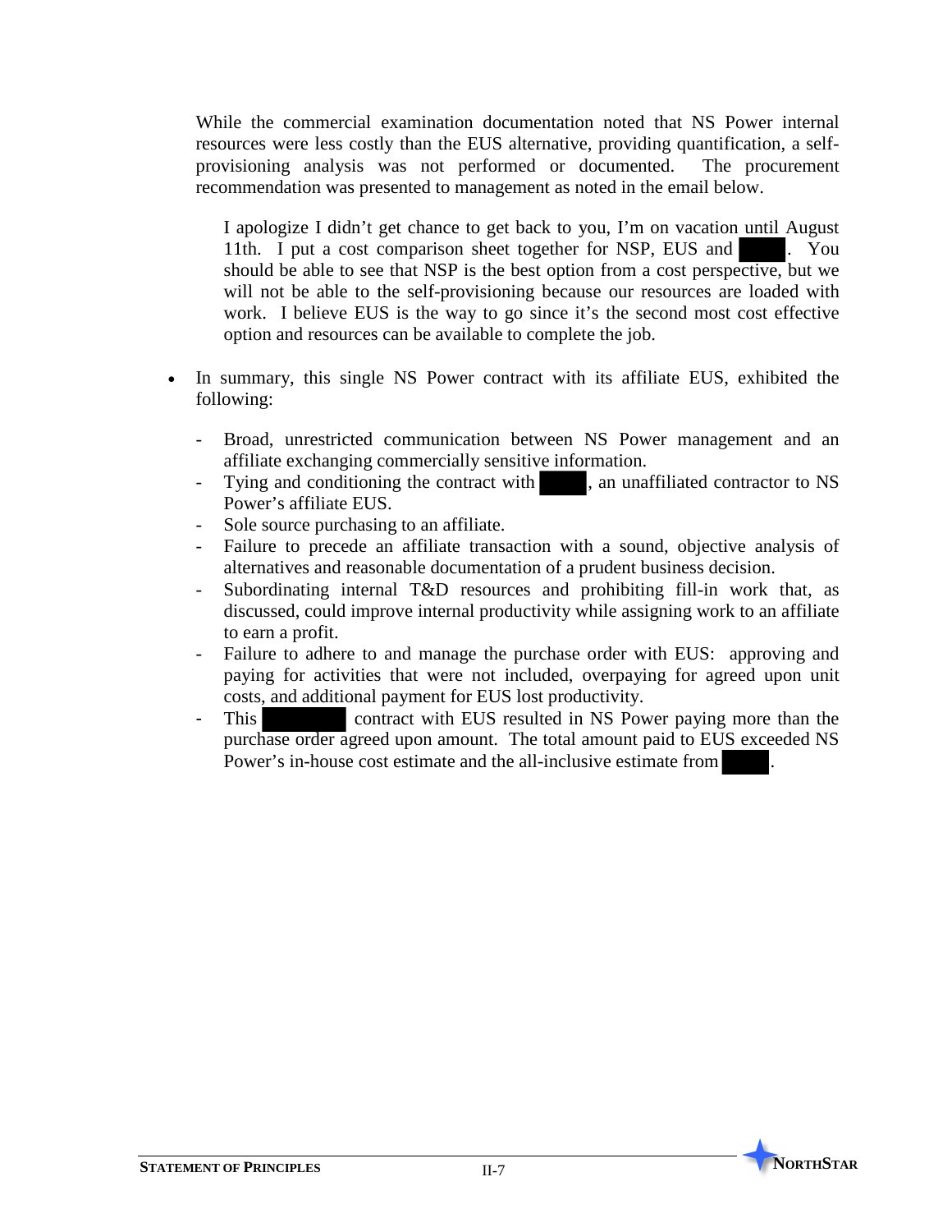While the commercial examination documentation noted that NS Power internal resources were less costly than the EUS alternative, providing quantification, a self-provisioning analysis was not performed or documented. The procurement recommendation was presented to management as noted in the email below.

> I apologize I didn't get chance to get back to you, I'm on vacation until August 11th. I put a cost comparison sheet together for NSP, EUS and ████. You should be able to see that NSP is the best option from a cost perspective, but we will not be able to the self-provisioning because our resources are loaded with work. I believe EUS is the way to go since it's the second most cost effective option and resources can be available to complete the job.

- In summary, this single NS Power contract with its affiliate EUS, exhibited the following:
  - Broad, unrestricted communication between NS Power management and an affiliate exchanging commercially sensitive information.
  - Tying and conditioning the contract with ████, an unaffiliated contractor to NS Power's affiliate EUS.
  - Sole source purchasing to an affiliate.
  - Failure to precede an affiliate transaction with a sound, objective analysis of alternatives and reasonable documentation of a prudent business decision.
  - Subordinating internal T&D resources and prohibiting fill-in work that, as discussed, could improve internal productivity while assigning work to an affiliate to earn a profit.
  - Failure to adhere to and manage the purchase order with EUS: approving and paying for activities that were not included, overpaying for agreed upon unit costs, and additional payment for EUS lost productivity.
  - This ████████ contract with EUS resulted in NS Power paying more than the purchase order agreed upon amount. The total amount paid to EUS exceeded NS Power's in-house cost estimate and the all-inclusive estimate from ████.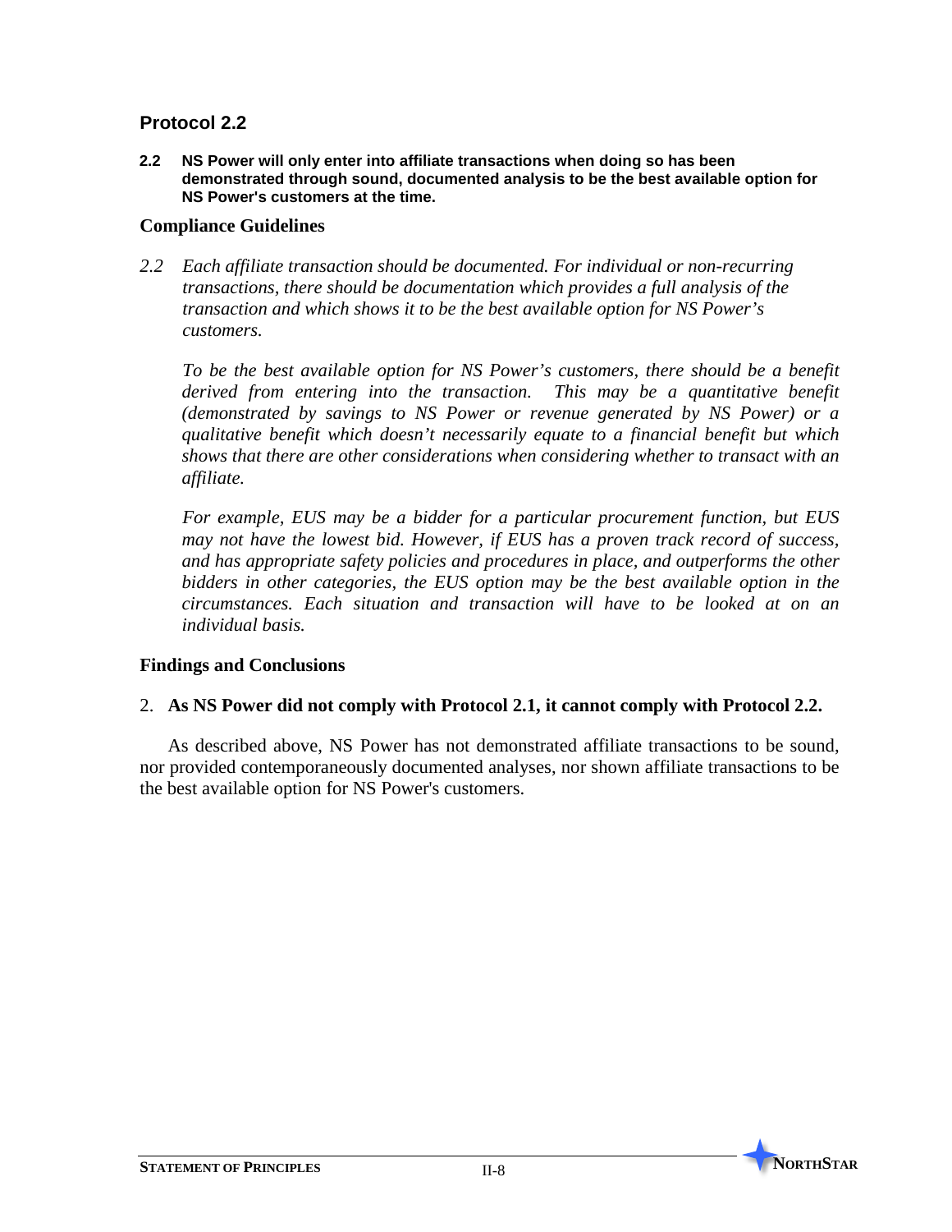## Protocol 2.2

**2.2 NS Power will only enter into affiliate transactions when doing so has been demonstrated through sound, documented analysis to be the best available option for NS Power's customers at the time.**

### Compliance Guidelines

*2.2 Each affiliate transaction should be documented. For individual or non-recurring transactions, there should be documentation which provides a full analysis of the transaction and which shows it to be the best available option for NS Power's customers.*

*To be the best available option for NS Power's customers, there should be a benefit derived from entering into the transaction. This may be a quantitative benefit (demonstrated by savings to NS Power or revenue generated by NS Power) or a qualitative benefit which doesn't necessarily equate to a financial benefit but which shows that there are other considerations when considering whether to transact with an affiliate.*

*For example, EUS may be a bidder for a particular procurement function, but EUS may not have the lowest bid. However, if EUS has a proven track record of success, and has appropriate safety policies and procedures in place, and outperforms the other bidders in other categories, the EUS option may be the best available option in the circumstances. Each situation and transaction will have to be looked at on an individual basis.*

### Findings and Conclusions

2. **As NS Power did not comply with Protocol 2.1, it cannot comply with Protocol 2.2.**

As described above, NS Power has not demonstrated affiliate transactions to be sound, nor provided contemporaneously documented analyses, nor shown affiliate transactions to be the best available option for NS Power's customers.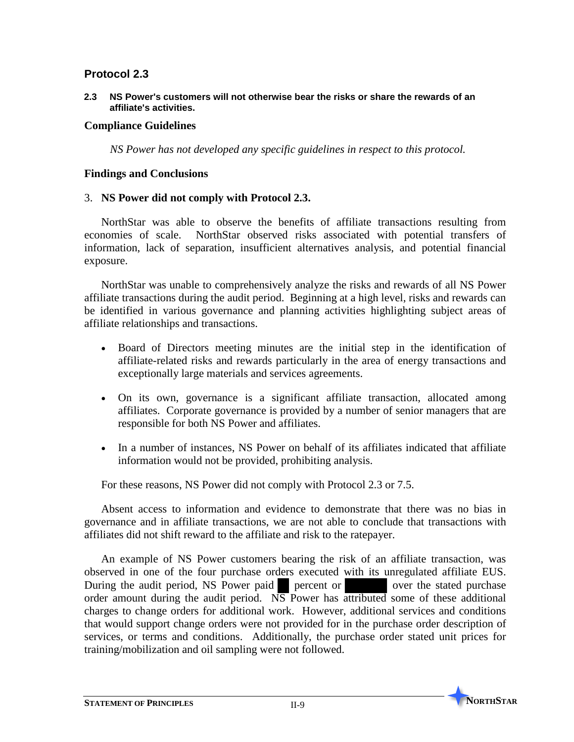## Protocol 2.3

**2.3 NS Power's customers will not otherwise bear the risks or share the rewards of an affiliate's activities.**

### Compliance Guidelines

*NS Power has not developed any specific guidelines in respect to this protocol.*

### Findings and Conclusions

3. **NS Power did not comply with Protocol 2.3.**

NorthStar was able to observe the benefits of affiliate transactions resulting from economies of scale. NorthStar observed risks associated with potential transfers of information, lack of separation, insufficient alternatives analysis, and potential financial exposure.

NorthStar was unable to comprehensively analyze the risks and rewards of all NS Power affiliate transactions during the audit period. Beginning at a high level, risks and rewards can be identified in various governance and planning activities highlighting subject areas of affiliate relationships and transactions.

- Board of Directors meeting minutes are the initial step in the identification of affiliate-related risks and rewards particularly in the area of energy transactions and exceptionally large materials and services agreements.
- On its own, governance is a significant affiliate transaction, allocated among affiliates. Corporate governance is provided by a number of senior managers that are responsible for both NS Power and affiliates.
- In a number of instances, NS Power on behalf of its affiliates indicated that affiliate information would not be provided, prohibiting analysis.

For these reasons, NS Power did not comply with Protocol 2.3 or 7.5.

Absent access to information and evidence to demonstrate that there was no bias in governance and in affiliate transactions, we are not able to conclude that transactions with affiliates did not shift reward to the affiliate and risk to the ratepayer.

An example of NS Power customers bearing the risk of an affiliate transaction, was observed in one of the four purchase orders executed with its unregulated affiliate EUS. During the audit period, NS Power paid ██ percent or ██████ over the stated purchase order amount during the audit period. NS Power has attributed some of these additional charges to change orders for additional work. However, additional services and conditions that would support change orders were not provided for in the purchase order description of services, or terms and conditions. Additionally, the purchase order stated unit prices for training/mobilization and oil sampling were not followed.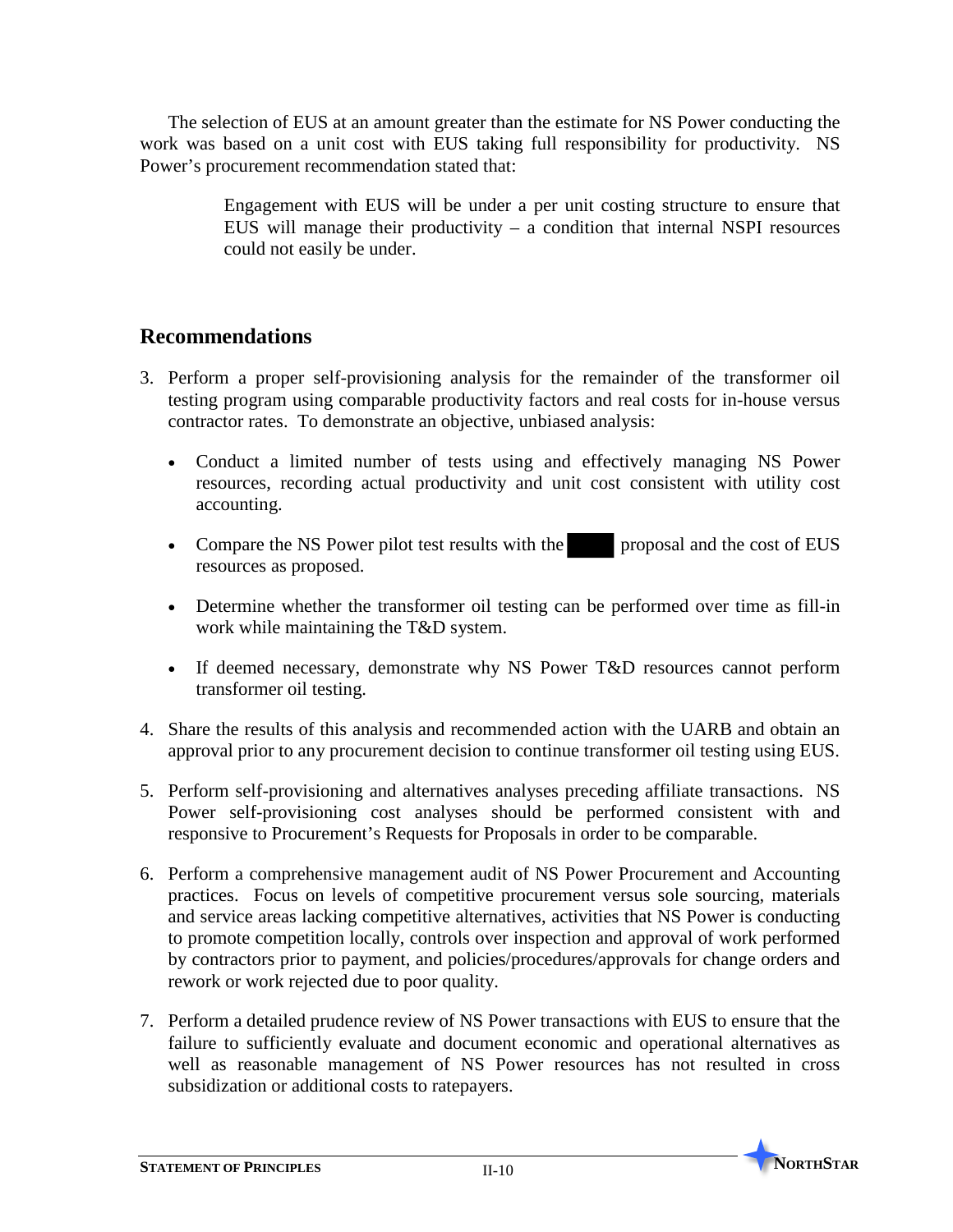The selection of EUS at an amount greater than the estimate for NS Power conducting the work was based on a unit cost with EUS taking full responsibility for productivity. NS Power's procurement recommendation stated that:

> Engagement with EUS will be under a per unit costing structure to ensure that EUS will manage their productivity – a condition that internal NSPI resources could not easily be under.

## Recommendations

3. Perform a proper self-provisioning analysis for the remainder of the transformer oil testing program using comparable productivity factors and real costs for in-house versus contractor rates. To demonstrate an objective, unbiased analysis:
   - Conduct a limited number of tests using and effectively managing NS Power resources, recording actual productivity and unit cost consistent with utility cost accounting.
   - Compare the NS Power pilot test results with the ████ proposal and the cost of EUS resources as proposed.
   - Determine whether the transformer oil testing can be performed over time as fill-in work while maintaining the T&D system.
   - If deemed necessary, demonstrate why NS Power T&D resources cannot perform transformer oil testing.
4. Share the results of this analysis and recommended action with the UARB and obtain an approval prior to any procurement decision to continue transformer oil testing using EUS.
5. Perform self-provisioning and alternatives analyses preceding affiliate transactions. NS Power self-provisioning cost analyses should be performed consistent with and responsive to Procurement's Requests for Proposals in order to be comparable.
6. Perform a comprehensive management audit of NS Power Procurement and Accounting practices. Focus on levels of competitive procurement versus sole sourcing, materials and service areas lacking competitive alternatives, activities that NS Power is conducting to promote competition locally, controls over inspection and approval of work performed by contractors prior to payment, and policies/procedures/approvals for change orders and rework or work rejected due to poor quality.
7. Perform a detailed prudence review of NS Power transactions with EUS to ensure that the failure to sufficiently evaluate and document economic and operational alternatives as well as reasonable management of NS Power resources has not resulted in cross subsidization or additional costs to ratepayers.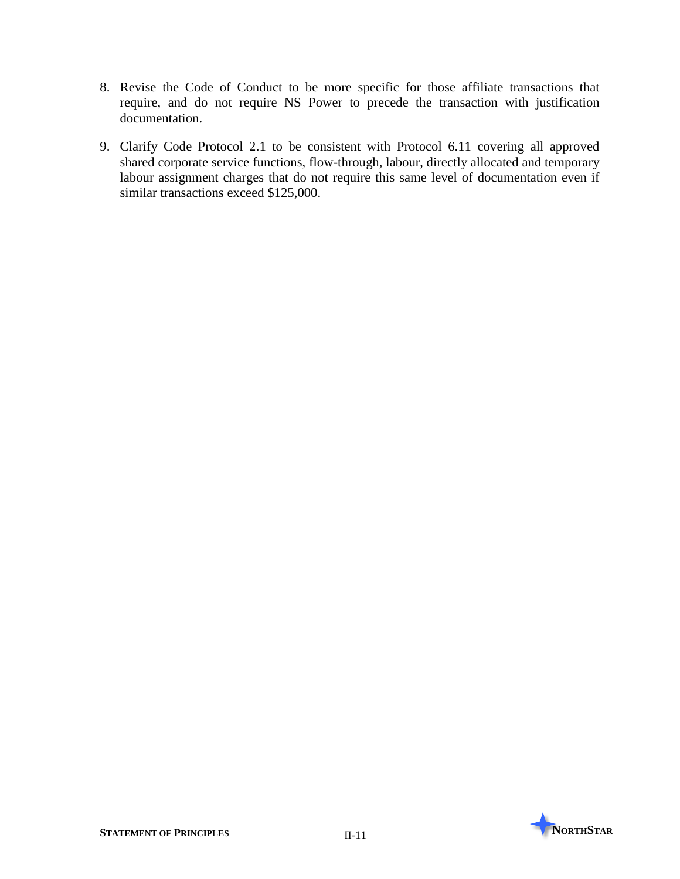8. Revise the Code of Conduct to be more specific for those affiliate transactions that require, and do not require NS Power to precede the transaction with justification documentation.

9. Clarify Code Protocol 2.1 to be consistent with Protocol 6.11 covering all approved shared corporate service functions, flow-through, labour, directly allocated and temporary labour assignment charges that do not require this same level of documentation even if similar transactions exceed $125,000.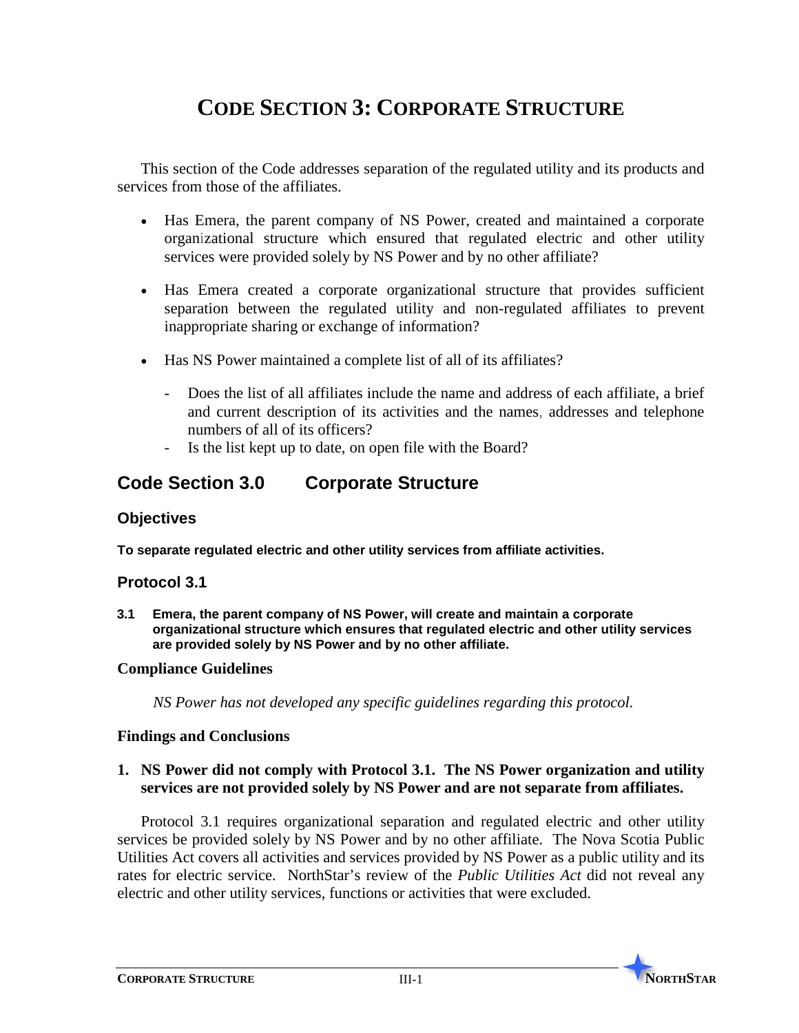# CODE SECTION 3: CORPORATE STRUCTURE

This section of the Code addresses separation of the regulated utility and its products and services from those of the affiliates.

- Has Emera, the parent company of NS Power, created and maintained a corporate organizational structure which ensured that regulated electric and other utility services were provided solely by NS Power and by no other affiliate?
- Has Emera created a corporate organizational structure that provides sufficient separation between the regulated utility and non-regulated affiliates to prevent inappropriate sharing or exchange of information?
- Has NS Power maintained a complete list of all of its affiliates?
  - Does the list of all affiliates include the name and address of each affiliate, a brief and current description of its activities and the names, addresses and telephone numbers of all of its officers?
  - Is the list kept up to date, on open file with the Board?

## Code Section 3.0 Corporate Structure

### Objectives

**To separate regulated electric and other utility services from affiliate activities.**

### Protocol 3.1

**3.1 Emera, the parent company of NS Power, will create and maintain a corporate organizational structure which ensures that regulated electric and other utility services are provided solely by NS Power and by no other affiliate.**

#### Compliance Guidelines

*NS Power has not developed any specific guidelines regarding this protocol.*

#### Findings and Conclusions

**1. NS Power did not comply with Protocol 3.1. The NS Power organization and utility services are not provided solely by NS Power and are not separate from affiliates.**

Protocol 3.1 requires organizational separation and regulated electric and other utility services be provided solely by NS Power and by no other affiliate. The Nova Scotia Public Utilities Act covers all activities and services provided by NS Power as a public utility and its rates for electric service. NorthStar's review of the *Public Utilities Act* did not reveal any electric and other utility services, functions or activities that were excluded.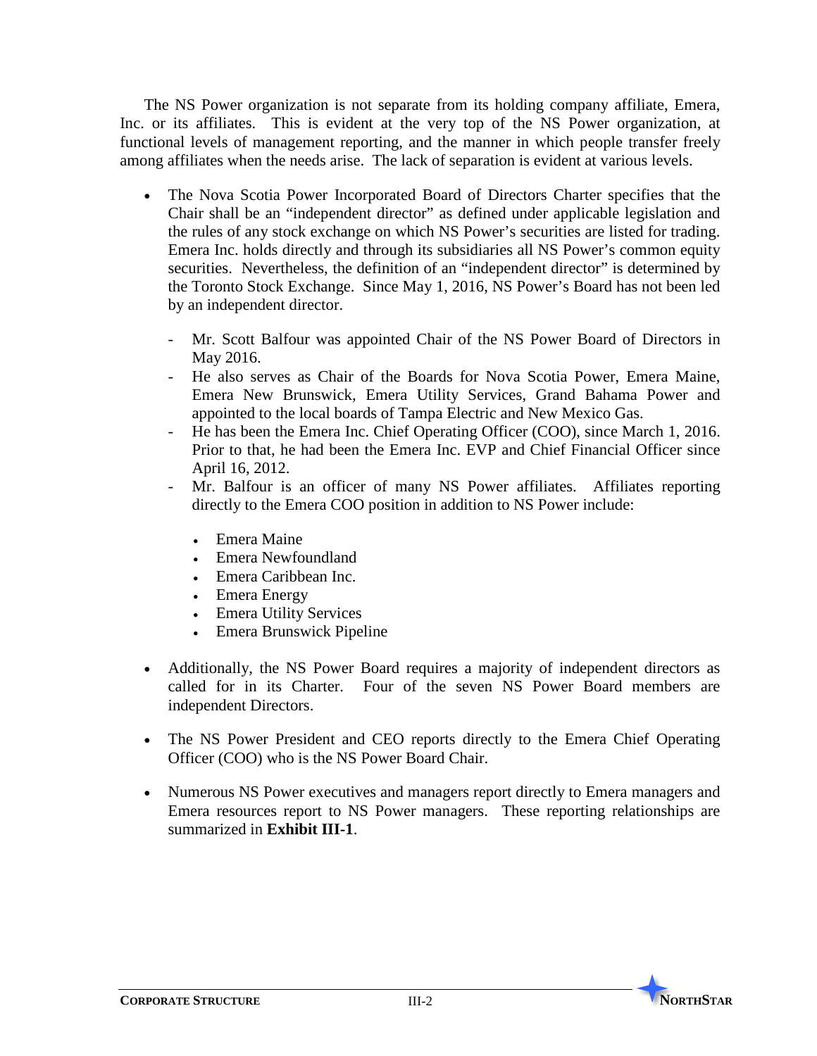The NS Power organization is not separate from its holding company affiliate, Emera, Inc. or its affiliates. This is evident at the very top of the NS Power organization, at functional levels of management reporting, and the manner in which people transfer freely among affiliates when the needs arise. The lack of separation is evident at various levels.

- The Nova Scotia Power Incorporated Board of Directors Charter specifies that the Chair shall be an "independent director" as defined under applicable legislation and the rules of any stock exchange on which NS Power's securities are listed for trading. Emera Inc. holds directly and through its subsidiaries all NS Power's common equity securities. Nevertheless, the definition of an "independent director" is determined by the Toronto Stock Exchange. Since May 1, 2016, NS Power's Board has not been led by an independent director.
  - Mr. Scott Balfour was appointed Chair of the NS Power Board of Directors in May 2016.
  - He also serves as Chair of the Boards for Nova Scotia Power, Emera Maine, Emera New Brunswick, Emera Utility Services, Grand Bahama Power and appointed to the local boards of Tampa Electric and New Mexico Gas.
  - He has been the Emera Inc. Chief Operating Officer (COO), since March 1, 2016. Prior to that, he had been the Emera Inc. EVP and Chief Financial Officer since April 16, 2012.
  - Mr. Balfour is an officer of many NS Power affiliates. Affiliates reporting directly to the Emera COO position in addition to NS Power include:
    - Emera Maine
    - Emera Newfoundland
    - Emera Caribbean Inc.
    - Emera Energy
    - Emera Utility Services
    - Emera Brunswick Pipeline
- Additionally, the NS Power Board requires a majority of independent directors as called for in its Charter. Four of the seven NS Power Board members are independent Directors.
- The NS Power President and CEO reports directly to the Emera Chief Operating Officer (COO) who is the NS Power Board Chair.
- Numerous NS Power executives and managers report directly to Emera managers and Emera resources report to NS Power managers. These reporting relationships are summarized in **Exhibit III-1**.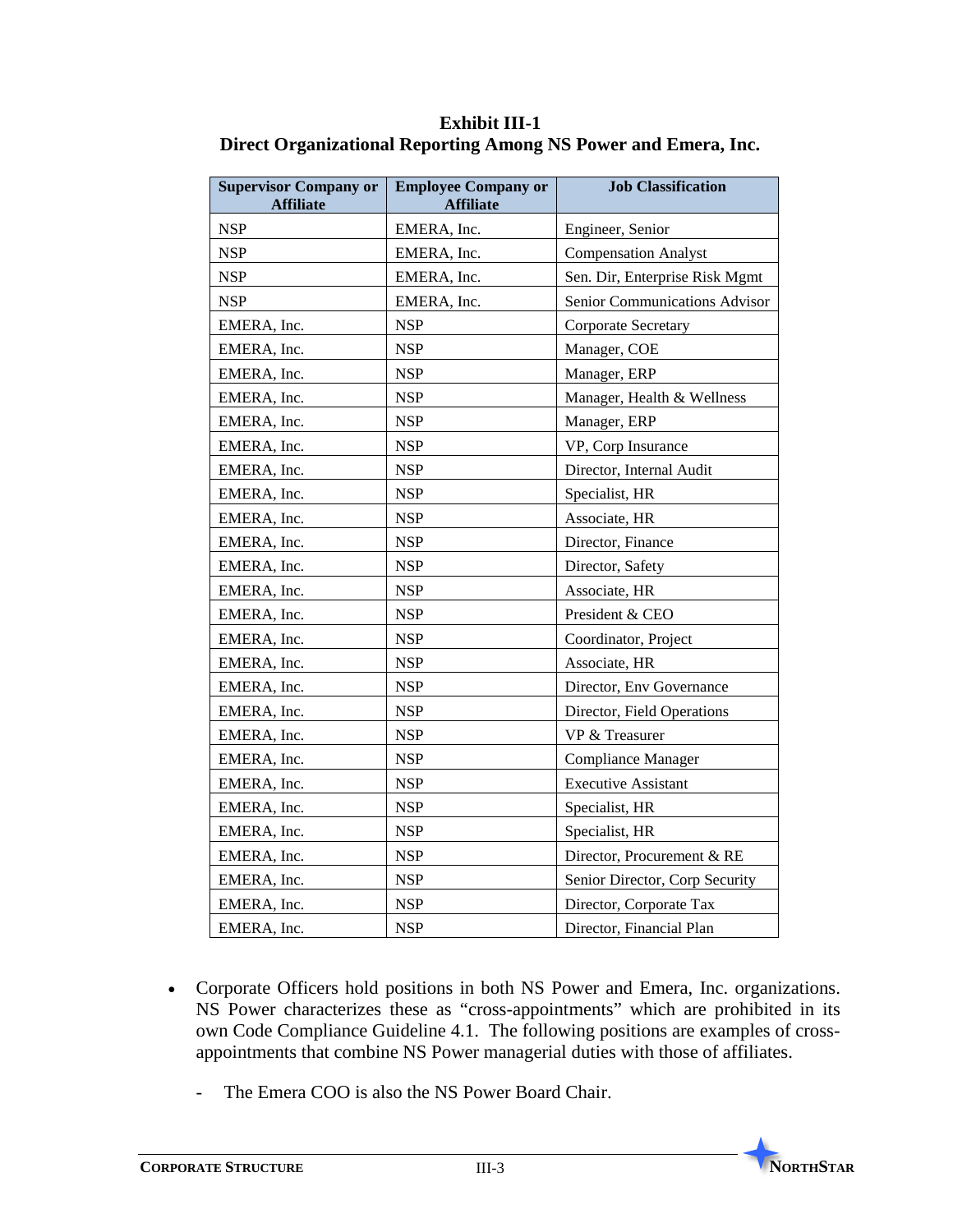**Exhibit III-1**
**Direct Organizational Reporting Among NS Power and Emera, Inc.**

| Supervisor Company or Affiliate | Employee Company or Affiliate | Job Classification |
|---|---|---|
| NSP | EMERA, Inc. | Engineer, Senior |
| NSP | EMERA, Inc. | Compensation Analyst |
| NSP | EMERA, Inc. | Sen. Dir, Enterprise Risk Mgmt |
| NSP | EMERA, Inc. | Senior Communications Advisor |
| EMERA, Inc. | NSP | Corporate Secretary |
| EMERA, Inc. | NSP | Manager, COE |
| EMERA, Inc. | NSP | Manager, ERP |
| EMERA, Inc. | NSP | Manager, Health & Wellness |
| EMERA, Inc. | NSP | Manager, ERP |
| EMERA, Inc. | NSP | VP, Corp Insurance |
| EMERA, Inc. | NSP | Director, Internal Audit |
| EMERA, Inc. | NSP | Specialist, HR |
| EMERA, Inc. | NSP | Associate, HR |
| EMERA, Inc. | NSP | Director, Finance |
| EMERA, Inc. | NSP | Director, Safety |
| EMERA, Inc. | NSP | Associate, HR |
| EMERA, Inc. | NSP | President & CEO |
| EMERA, Inc. | NSP | Coordinator, Project |
| EMERA, Inc. | NSP | Associate, HR |
| EMERA, Inc. | NSP | Director, Env Governance |
| EMERA, Inc. | NSP | Director, Field Operations |
| EMERA, Inc. | NSP | VP & Treasurer |
| EMERA, Inc. | NSP | Compliance Manager |
| EMERA, Inc. | NSP | Executive Assistant |
| EMERA, Inc. | NSP | Specialist, HR |
| EMERA, Inc. | NSP | Specialist, HR |
| EMERA, Inc. | NSP | Director, Procurement & RE |
| EMERA, Inc. | NSP | Senior Director, Corp Security |
| EMERA, Inc. | NSP | Director, Corporate Tax |
| EMERA, Inc. | NSP | Director, Financial Plan |

- Corporate Officers hold positions in both NS Power and Emera, Inc. organizations. NS Power characterizes these as "cross-appointments" which are prohibited in its own Code Compliance Guideline 4.1. The following positions are examples of cross-appointments that combine NS Power managerial duties with those of affiliates.

  - The Emera COO is also the NS Power Board Chair.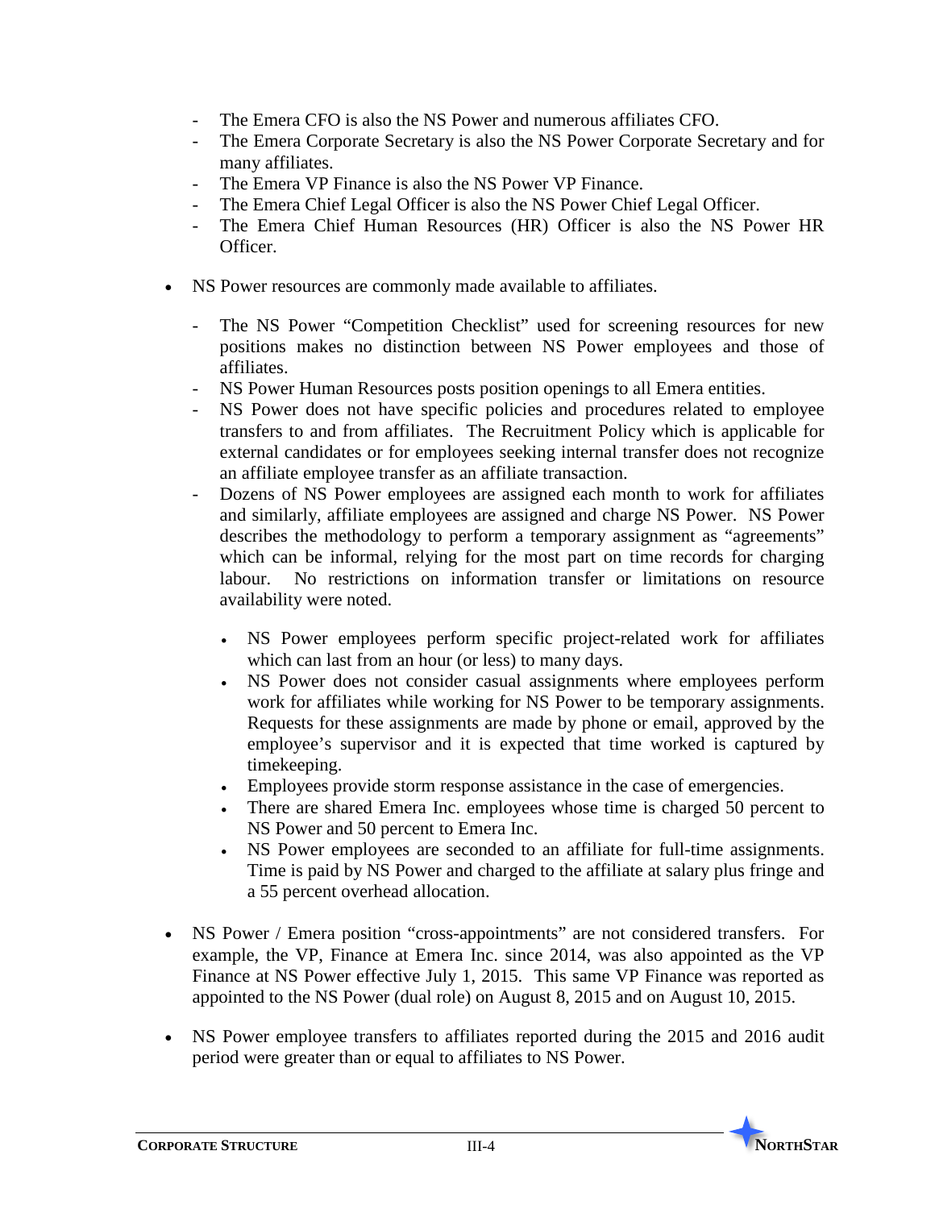- The Emera CFO is also the NS Power and numerous affiliates CFO.
  - The Emera Corporate Secretary is also the NS Power Corporate Secretary and for many affiliates.
  - The Emera VP Finance is also the NS Power VP Finance.
  - The Emera Chief Legal Officer is also the NS Power Chief Legal Officer.
  - The Emera Chief Human Resources (HR) Officer is also the NS Power HR Officer.

- NS Power resources are commonly made available to affiliates.

  - The NS Power "Competition Checklist" used for screening resources for new positions makes no distinction between NS Power employees and those of affiliates.
  - NS Power Human Resources posts position openings to all Emera entities.
  - NS Power does not have specific policies and procedures related to employee transfers to and from affiliates. The Recruitment Policy which is applicable for external candidates or for employees seeking internal transfer does not recognize an affiliate employee transfer as an affiliate transaction.
  - Dozens of NS Power employees are assigned each month to work for affiliates and similarly, affiliate employees are assigned and charge NS Power. NS Power describes the methodology to perform a temporary assignment as "agreements" which can be informal, relying for the most part on time records for charging labour. No restrictions on information transfer or limitations on resource availability were noted.

    - NS Power employees perform specific project-related work for affiliates which can last from an hour (or less) to many days.
    - NS Power does not consider casual assignments where employees perform work for affiliates while working for NS Power to be temporary assignments. Requests for these assignments are made by phone or email, approved by the employee's supervisor and it is expected that time worked is captured by timekeeping.
    - Employees provide storm response assistance in the case of emergencies.
    - There are shared Emera Inc. employees whose time is charged 50 percent to NS Power and 50 percent to Emera Inc.
    - NS Power employees are seconded to an affiliate for full-time assignments. Time is paid by NS Power and charged to the affiliate at salary plus fringe and a 55 percent overhead allocation.

- NS Power / Emera position "cross-appointments" are not considered transfers. For example, the VP, Finance at Emera Inc. since 2014, was also appointed as the VP Finance at NS Power effective July 1, 2015. This same VP Finance was reported as appointed to the NS Power (dual role) on August 8, 2015 and on August 10, 2015.

- NS Power employee transfers to affiliates reported during the 2015 and 2016 audit period were greater than or equal to affiliates to NS Power.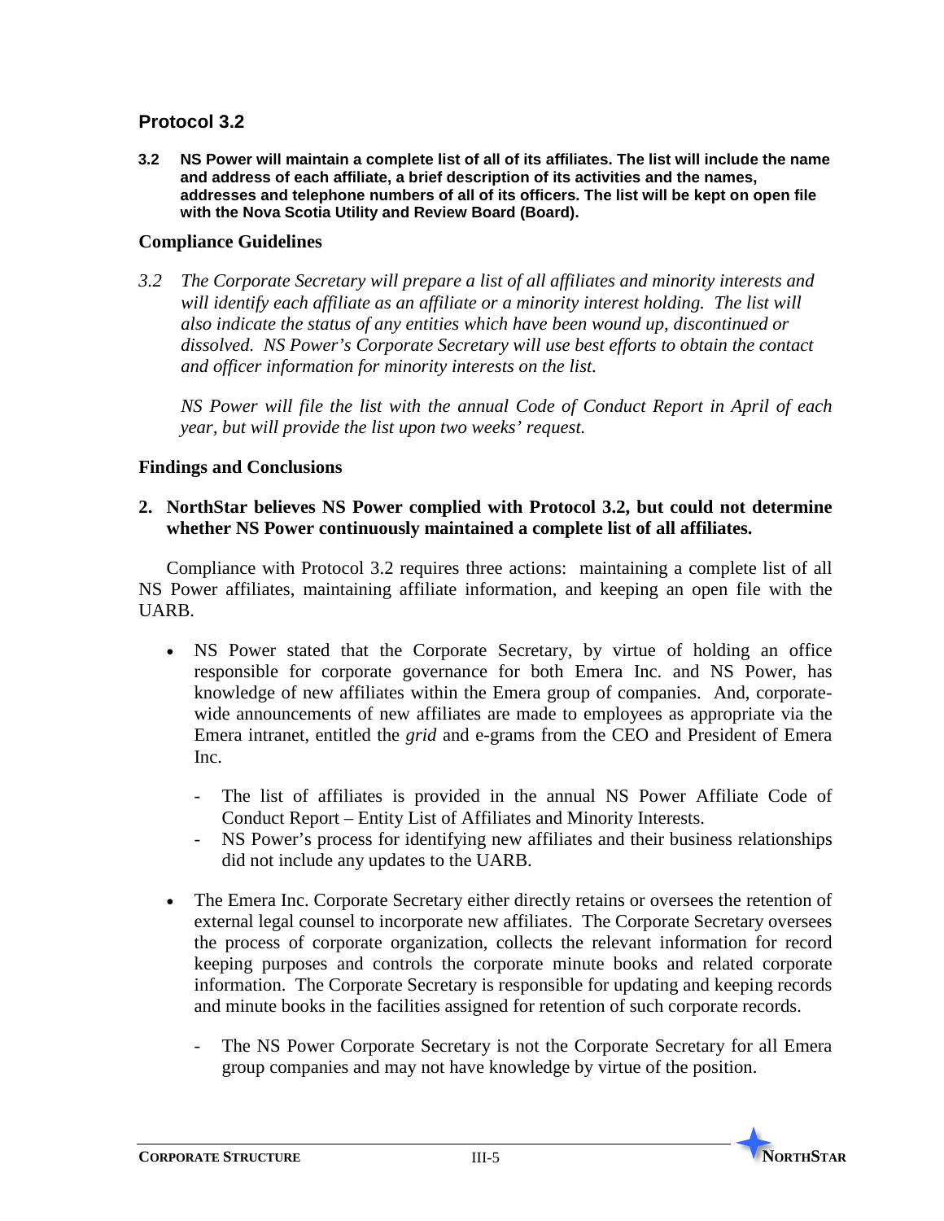## Protocol 3.2

**3.2 NS Power will maintain a complete list of all of its affiliates. The list will include the name and address of each affiliate, a brief description of its activities and the names, addresses and telephone numbers of all of its officers. The list will be kept on open file with the Nova Scotia Utility and Review Board (Board).**

### Compliance Guidelines

*3.2 The Corporate Secretary will prepare a list of all affiliates and minority interests and will identify each affiliate as an affiliate or a minority interest holding. The list will also indicate the status of any entities which have been wound up, discontinued or dissolved. NS Power's Corporate Secretary will use best efforts to obtain the contact and officer information for minority interests on the list.*

*NS Power will file the list with the annual Code of Conduct Report in April of each year, but will provide the list upon two weeks' request.*

### Findings and Conclusions

**2. NorthStar believes NS Power complied with Protocol 3.2, but could not determine whether NS Power continuously maintained a complete list of all affiliates.**

Compliance with Protocol 3.2 requires three actions: maintaining a complete list of all NS Power affiliates, maintaining affiliate information, and keeping an open file with the UARB.

- NS Power stated that the Corporate Secretary, by virtue of holding an office responsible for corporate governance for both Emera Inc. and NS Power, has knowledge of new affiliates within the Emera group of companies. And, corporate-wide announcements of new affiliates are made to employees as appropriate via the Emera intranet, entitled the *grid* and e-grams from the CEO and President of Emera Inc.
  - The list of affiliates is provided in the annual NS Power Affiliate Code of Conduct Report – Entity List of Affiliates and Minority Interests.
  - NS Power's process for identifying new affiliates and their business relationships did not include any updates to the UARB.
- The Emera Inc. Corporate Secretary either directly retains or oversees the retention of external legal counsel to incorporate new affiliates. The Corporate Secretary oversees the process of corporate organization, collects the relevant information for record keeping purposes and controls the corporate minute books and related corporate information. The Corporate Secretary is responsible for updating and keeping records and minute books in the facilities assigned for retention of such corporate records.
  - The NS Power Corporate Secretary is not the Corporate Secretary for all Emera group companies and may not have knowledge by virtue of the position.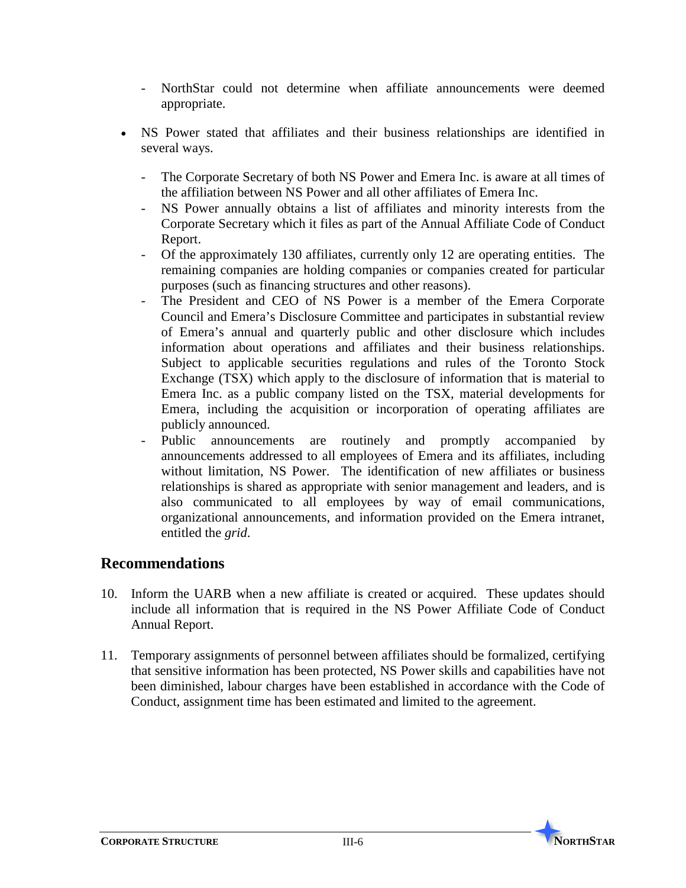- NorthStar could not determine when affiliate announcements were deemed appropriate.

- NS Power stated that affiliates and their business relationships are identified in several ways.

  - The Corporate Secretary of both NS Power and Emera Inc. is aware at all times of the affiliation between NS Power and all other affiliates of Emera Inc.
  - NS Power annually obtains a list of affiliates and minority interests from the Corporate Secretary which it files as part of the Annual Affiliate Code of Conduct Report.
  - Of the approximately 130 affiliates, currently only 12 are operating entities. The remaining companies are holding companies or companies created for particular purposes (such as financing structures and other reasons).
  - The President and CEO of NS Power is a member of the Emera Corporate Council and Emera's Disclosure Committee and participates in substantial review of Emera's annual and quarterly public and other disclosure which includes information about operations and affiliates and their business relationships. Subject to applicable securities regulations and rules of the Toronto Stock Exchange (TSX) which apply to the disclosure of information that is material to Emera Inc. as a public company listed on the TSX, material developments for Emera, including the acquisition or incorporation of operating affiliates are publicly announced.
  - Public announcements are routinely and promptly accompanied by announcements addressed to all employees of Emera and its affiliates, including without limitation, NS Power. The identification of new affiliates or business relationships is shared as appropriate with senior management and leaders, and is also communicated to all employees by way of email communications, organizational announcements, and information provided on the Emera intranet, entitled the *grid*.

## Recommendations

10. Inform the UARB when a new affiliate is created or acquired. These updates should include all information that is required in the NS Power Affiliate Code of Conduct Annual Report.

11. Temporary assignments of personnel between affiliates should be formalized, certifying that sensitive information has been protected, NS Power skills and capabilities have not been diminished, labour charges have been established in accordance with the Code of Conduct, assignment time has been estimated and limited to the agreement.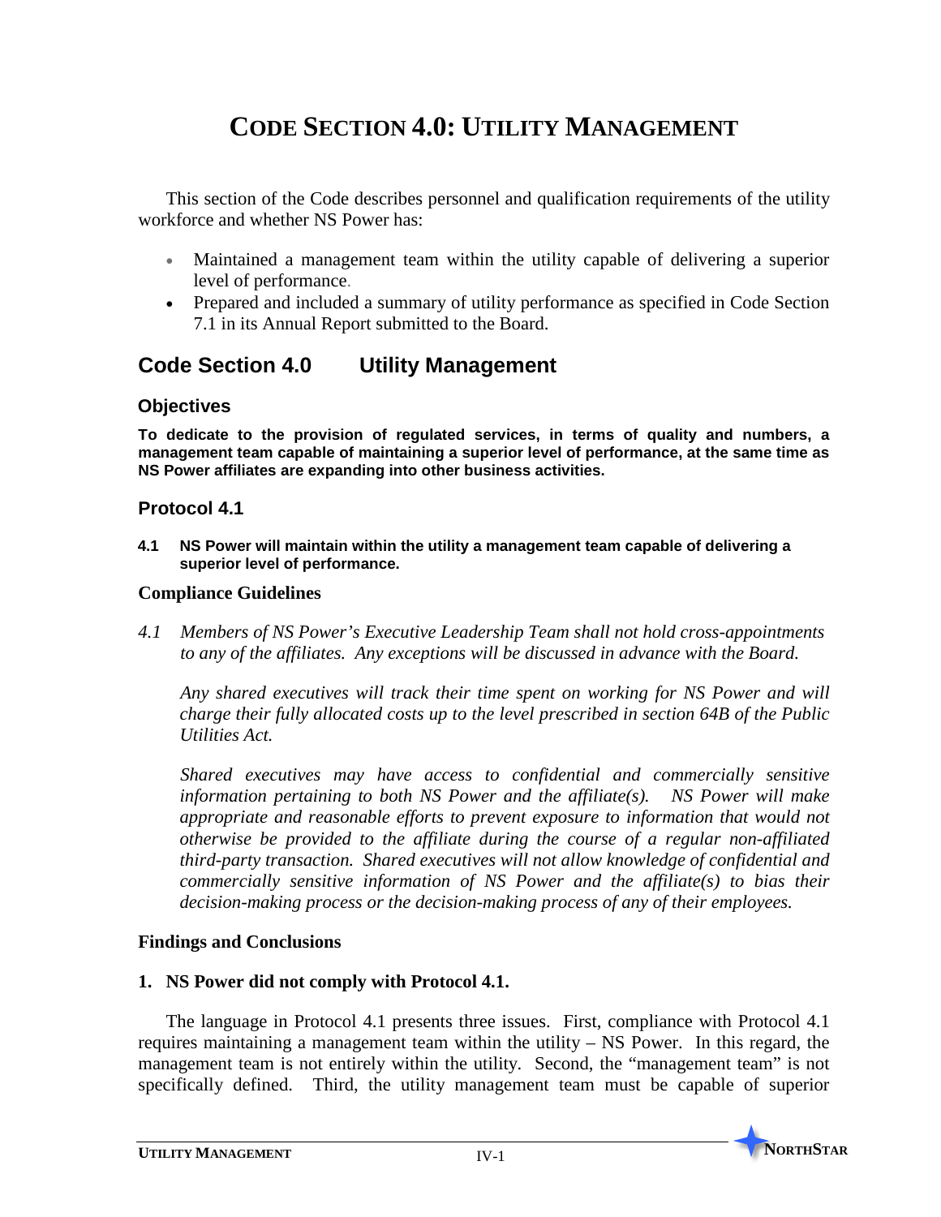# CODE SECTION 4.0: UTILITY MANAGEMENT

This section of the Code describes personnel and qualification requirements of the utility workforce and whether NS Power has:

- Maintained a management team within the utility capable of delivering a superior level of performance.
- Prepared and included a summary of utility performance as specified in Code Section 7.1 in its Annual Report submitted to the Board.

## Code Section 4.0 Utility Management

### Objectives

**To dedicate to the provision of regulated services, in terms of quality and numbers, a management team capable of maintaining a superior level of performance, at the same time as NS Power affiliates are expanding into other business activities.**

### Protocol 4.1

**4.1 NS Power will maintain within the utility a management team capable of delivering a superior level of performance.**

### Compliance Guidelines

*4.1 Members of NS Power's Executive Leadership Team shall not hold cross-appointments to any of the affiliates. Any exceptions will be discussed in advance with the Board.*

*Any shared executives will track their time spent on working for NS Power and will charge their fully allocated costs up to the level prescribed in section 64B of the Public Utilities Act.*

*Shared executives may have access to confidential and commercially sensitive information pertaining to both NS Power and the affiliate(s). NS Power will make appropriate and reasonable efforts to prevent exposure to information that would not otherwise be provided to the affiliate during the course of a regular non-affiliated third-party transaction. Shared executives will not allow knowledge of confidential and commercially sensitive information of NS Power and the affiliate(s) to bias their decision-making process or the decision-making process of any of their employees.*

### Findings and Conclusions

**1. NS Power did not comply with Protocol 4.1.**

The language in Protocol 4.1 presents three issues. First, compliance with Protocol 4.1 requires maintaining a management team within the utility – NS Power. In this regard, the management team is not entirely within the utility. Second, the "management team" is not specifically defined. Third, the utility management team must be capable of superior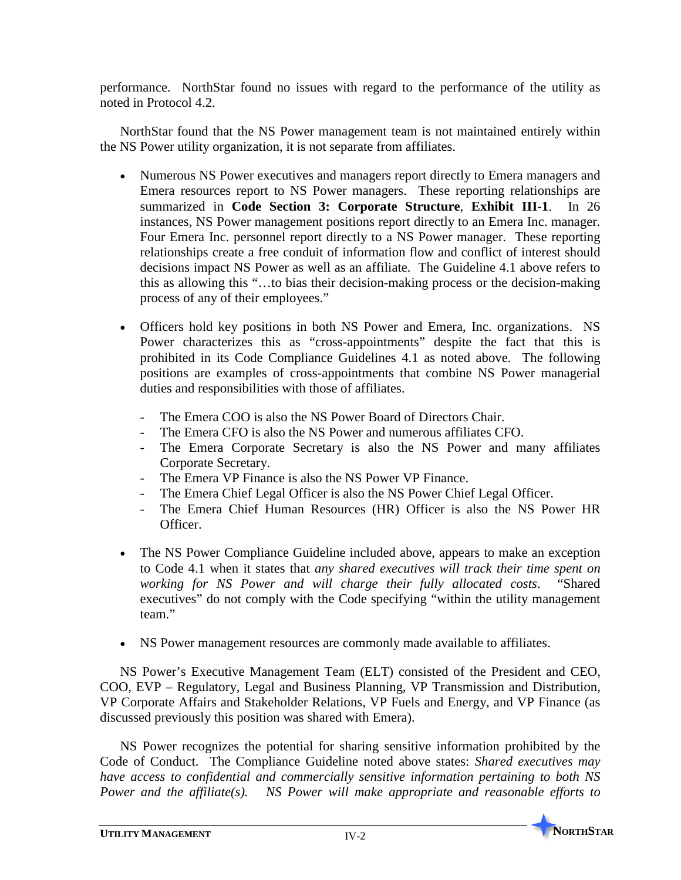performance. NorthStar found no issues with regard to the performance of the utility as noted in Protocol 4.2.

NorthStar found that the NS Power management team is not maintained entirely within the NS Power utility organization, it is not separate from affiliates.

- Numerous NS Power executives and managers report directly to Emera managers and Emera resources report to NS Power managers. These reporting relationships are summarized in **Code Section 3: Corporate Structure**, **Exhibit III-1**. In 26 instances, NS Power management positions report directly to an Emera Inc. manager. Four Emera Inc. personnel report directly to a NS Power manager. These reporting relationships create a free conduit of information flow and conflict of interest should decisions impact NS Power as well as an affiliate. The Guideline 4.1 above refers to this as allowing this "…to bias their decision-making process or the decision-making process of any of their employees."

- Officers hold key positions in both NS Power and Emera, Inc. organizations. NS Power characterizes this as "cross-appointments" despite the fact that this is prohibited in its Code Compliance Guidelines 4.1 as noted above. The following positions are examples of cross-appointments that combine NS Power managerial duties and responsibilities with those of affiliates.

  - The Emera COO is also the NS Power Board of Directors Chair.
  - The Emera CFO is also the NS Power and numerous affiliates CFO.
  - The Emera Corporate Secretary is also the NS Power and many affiliates Corporate Secretary.
  - The Emera VP Finance is also the NS Power VP Finance.
  - The Emera Chief Legal Officer is also the NS Power Chief Legal Officer.
  - The Emera Chief Human Resources (HR) Officer is also the NS Power HR Officer.

- The NS Power Compliance Guideline included above, appears to make an exception to Code 4.1 when it states that *any shared executives will track their time spent on working for NS Power and will charge their fully allocated costs*. "Shared executives" do not comply with the Code specifying "within the utility management team."

- NS Power management resources are commonly made available to affiliates.

NS Power's Executive Management Team (ELT) consisted of the President and CEO, COO, EVP – Regulatory, Legal and Business Planning, VP Transmission and Distribution, VP Corporate Affairs and Stakeholder Relations, VP Fuels and Energy, and VP Finance (as discussed previously this position was shared with Emera).

NS Power recognizes the potential for sharing sensitive information prohibited by the Code of Conduct. The Compliance Guideline noted above states: *Shared executives may have access to confidential and commercially sensitive information pertaining to both NS Power and the affiliate(s). NS Power will make appropriate and reasonable efforts to*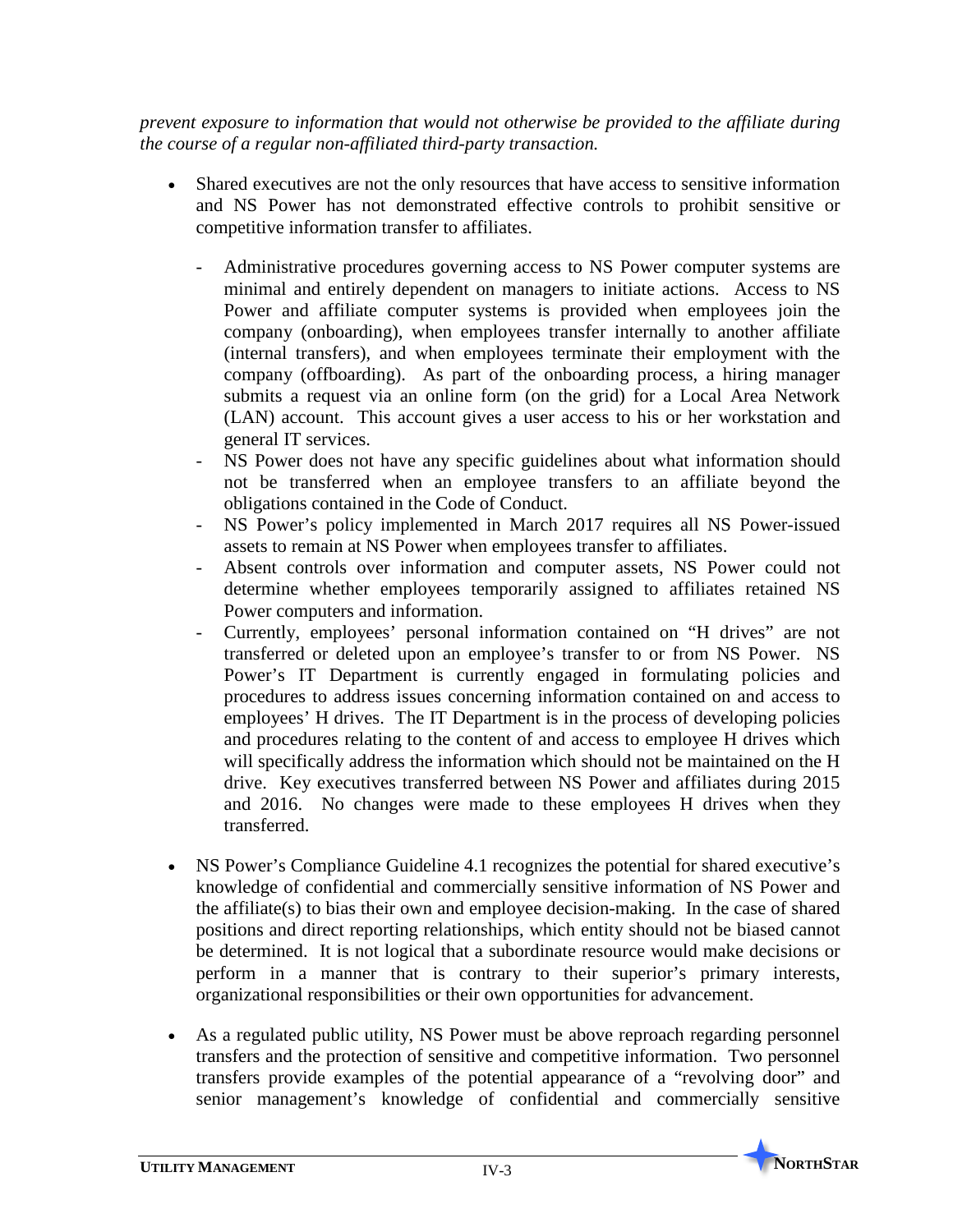*prevent exposure to information that would not otherwise be provided to the affiliate during the course of a regular non-affiliated third-party transaction.*

- Shared executives are not the only resources that have access to sensitive information and NS Power has not demonstrated effective controls to prohibit sensitive or competitive information transfer to affiliates.
  - Administrative procedures governing access to NS Power computer systems are minimal and entirely dependent on managers to initiate actions. Access to NS Power and affiliate computer systems is provided when employees join the company (onboarding), when employees transfer internally to another affiliate (internal transfers), and when employees terminate their employment with the company (offboarding). As part of the onboarding process, a hiring manager submits a request via an online form (on the grid) for a Local Area Network (LAN) account. This account gives a user access to his or her workstation and general IT services.
  - NS Power does not have any specific guidelines about what information should not be transferred when an employee transfers to an affiliate beyond the obligations contained in the Code of Conduct.
  - NS Power's policy implemented in March 2017 requires all NS Power-issued assets to remain at NS Power when employees transfer to affiliates.
  - Absent controls over information and computer assets, NS Power could not determine whether employees temporarily assigned to affiliates retained NS Power computers and information.
  - Currently, employees' personal information contained on "H drives" are not transferred or deleted upon an employee's transfer to or from NS Power. NS Power's IT Department is currently engaged in formulating policies and procedures to address issues concerning information contained on and access to employees' H drives. The IT Department is in the process of developing policies and procedures relating to the content of and access to employee H drives which will specifically address the information which should not be maintained on the H drive. Key executives transferred between NS Power and affiliates during 2015 and 2016. No changes were made to these employees H drives when they transferred.

- NS Power's Compliance Guideline 4.1 recognizes the potential for shared executive's knowledge of confidential and commercially sensitive information of NS Power and the affiliate(s) to bias their own and employee decision-making. In the case of shared positions and direct reporting relationships, which entity should not be biased cannot be determined. It is not logical that a subordinate resource would make decisions or perform in a manner that is contrary to their superior's primary interests, organizational responsibilities or their own opportunities for advancement.

- As a regulated public utility, NS Power must be above reproach regarding personnel transfers and the protection of sensitive and competitive information. Two personnel transfers provide examples of the potential appearance of a "revolving door" and senior management's knowledge of confidential and commercially sensitive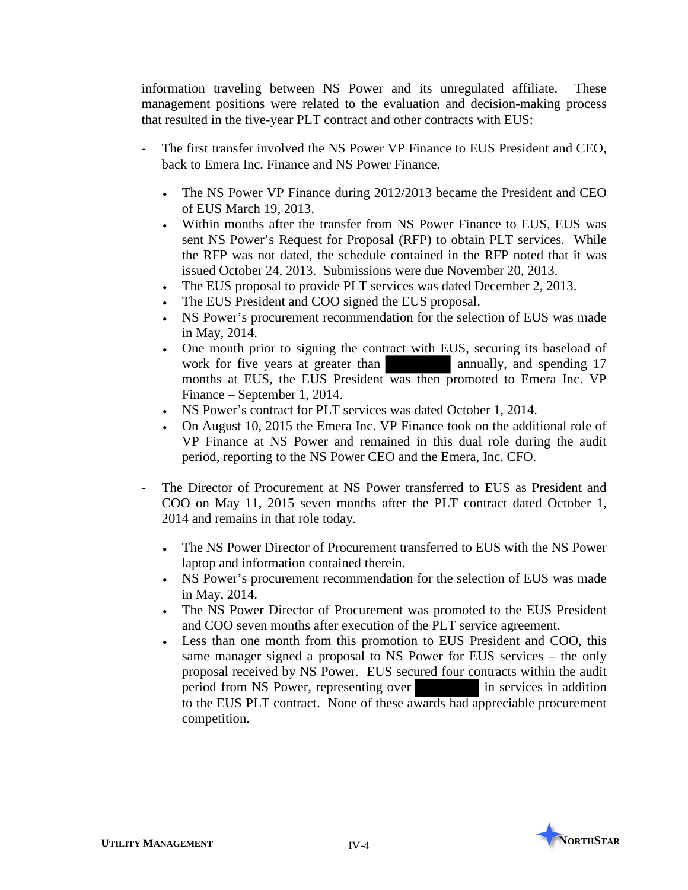information traveling between NS Power and its unregulated affiliate. These management positions were related to the evaluation and decision-making process that resulted in the five-year PLT contract and other contracts with EUS:

- The first transfer involved the NS Power VP Finance to EUS President and CEO, back to Emera Inc. Finance and NS Power Finance.

  - The NS Power VP Finance during 2012/2013 became the President and CEO of EUS March 19, 2013.
  - Within months after the transfer from NS Power Finance to EUS, EUS was sent NS Power's Request for Proposal (RFP) to obtain PLT services. While the RFP was not dated, the schedule contained in the RFP noted that it was issued October 24, 2013. Submissions were due November 20, 2013.
  - The EUS proposal to provide PLT services was dated December 2, 2013.
  - The EUS President and COO signed the EUS proposal.
  - NS Power's procurement recommendation for the selection of EUS was made in May, 2014.
  - One month prior to signing the contract with EUS, securing its baseload of work for five years at greater than [REDACTED] annually, and spending 17 months at EUS, the EUS President was then promoted to Emera Inc. VP Finance – September 1, 2014.
  - NS Power's contract for PLT services was dated October 1, 2014.
  - On August 10, 2015 the Emera Inc. VP Finance took on the additional role of VP Finance at NS Power and remained in this dual role during the audit period, reporting to the NS Power CEO and the Emera, Inc. CFO.

- The Director of Procurement at NS Power transferred to EUS as President and COO on May 11, 2015 seven months after the PLT contract dated October 1, 2014 and remains in that role today.

  - The NS Power Director of Procurement transferred to EUS with the NS Power laptop and information contained therein.
  - NS Power's procurement recommendation for the selection of EUS was made in May, 2014.
  - The NS Power Director of Procurement was promoted to the EUS President and COO seven months after execution of the PLT service agreement.
  - Less than one month from this promotion to EUS President and COO, this same manager signed a proposal to NS Power for EUS services – the only proposal received by NS Power. EUS secured four contracts within the audit period from NS Power, representing over [REDACTED] in services in addition to the EUS PLT contract. None of these awards had appreciable procurement competition.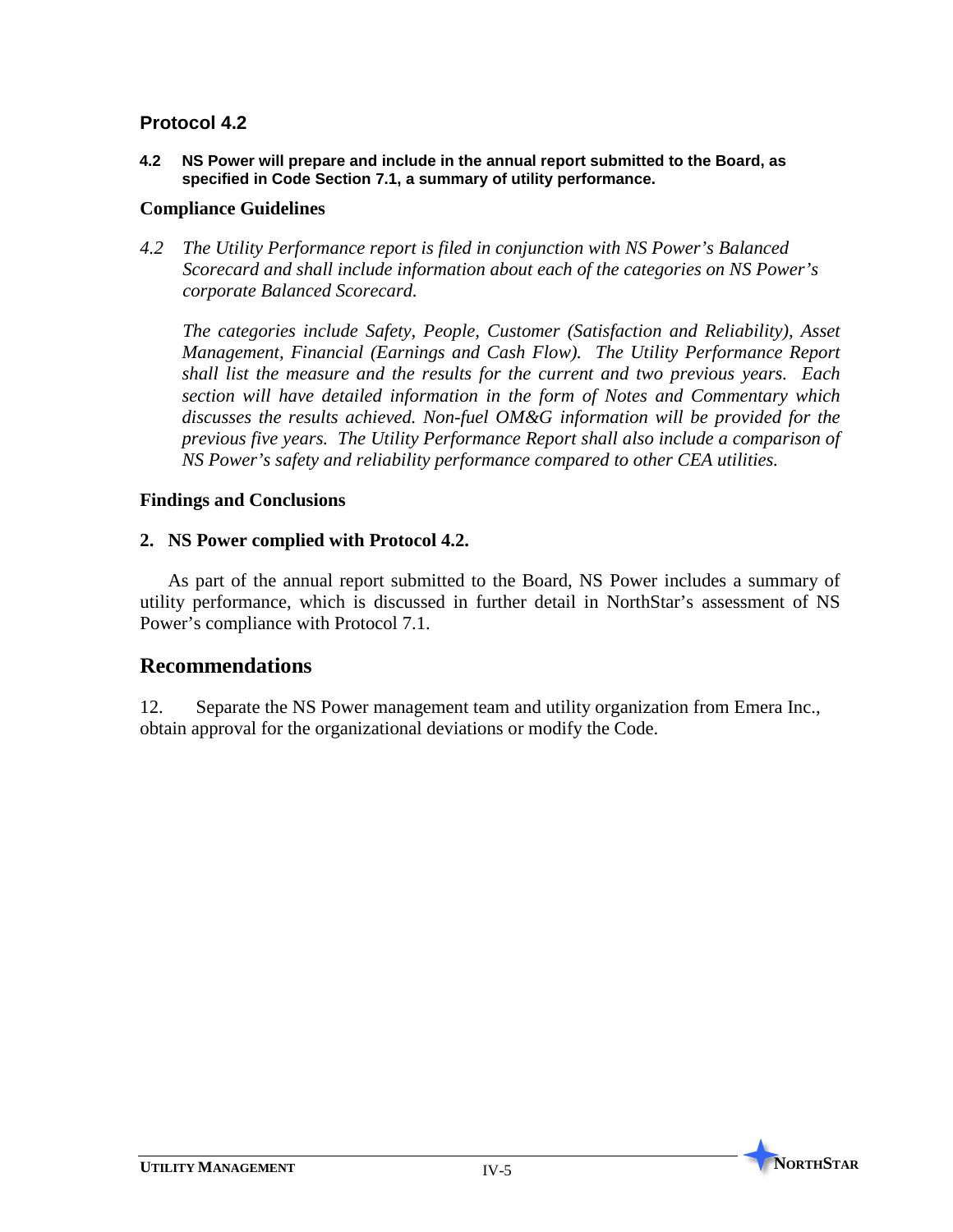### Protocol 4.2

**4.2 NS Power will prepare and include in the annual report submitted to the Board, as specified in Code Section 7.1, a summary of utility performance.**

#### Compliance Guidelines

*4.2 The Utility Performance report is filed in conjunction with NS Power's Balanced Scorecard and shall include information about each of the categories on NS Power's corporate Balanced Scorecard.*

*The categories include Safety, People, Customer (Satisfaction and Reliability), Asset Management, Financial (Earnings and Cash Flow). The Utility Performance Report shall list the measure and the results for the current and two previous years. Each section will have detailed information in the form of Notes and Commentary which discusses the results achieved. Non-fuel OM&G information will be provided for the previous five years. The Utility Performance Report shall also include a comparison of NS Power's safety and reliability performance compared to other CEA utilities.*

#### Findings and Conclusions

**2. NS Power complied with Protocol 4.2.**

As part of the annual report submitted to the Board, NS Power includes a summary of utility performance, which is discussed in further detail in NorthStar's assessment of NS Power's compliance with Protocol 7.1.

## Recommendations

12. Separate the NS Power management team and utility organization from Emera Inc., obtain approval for the organizational deviations or modify the Code.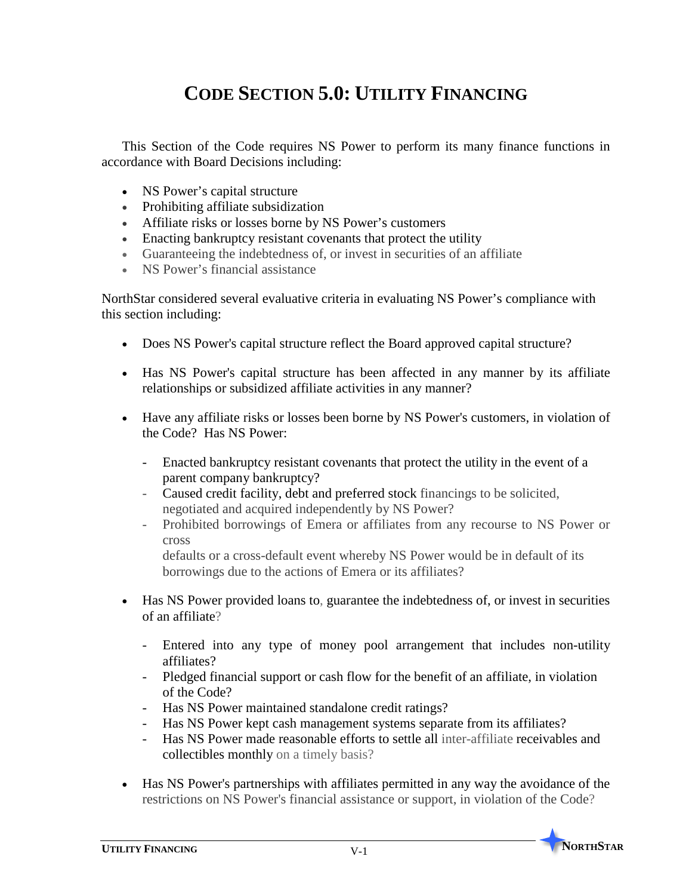# CODE SECTION 5.0: UTILITY FINANCING

This Section of the Code requires NS Power to perform its many finance functions in accordance with Board Decisions including:

- NS Power's capital structure
- Prohibiting affiliate subsidization
- Affiliate risks or losses borne by NS Power's customers
- Enacting bankruptcy resistant covenants that protect the utility
- Guaranteeing the indebtedness of, or invest in securities of an affiliate
- NS Power's financial assistance

NorthStar considered several evaluative criteria in evaluating NS Power's compliance with this section including:

- Does NS Power's capital structure reflect the Board approved capital structure?
- Has NS Power's capital structure has been affected in any manner by its affiliate relationships or subsidized affiliate activities in any manner?
- Have any affiliate risks or losses been borne by NS Power's customers, in violation of the Code? Has NS Power:
  - Enacted bankruptcy resistant covenants that protect the utility in the event of a parent company bankruptcy?
  - Caused credit facility, debt and preferred stock financings to be solicited, negotiated and acquired independently by NS Power?
  - Prohibited borrowings of Emera or affiliates from any recourse to NS Power or cross defaults or a cross-default event whereby NS Power would be in default of its borrowings due to the actions of Emera or its affiliates?
- Has NS Power provided loans to, guarantee the indebtedness of, or invest in securities of an affiliate?
  - Entered into any type of money pool arrangement that includes non-utility affiliates?
  - Pledged financial support or cash flow for the benefit of an affiliate, in violation of the Code?
  - Has NS Power maintained standalone credit ratings?
  - Has NS Power kept cash management systems separate from its affiliates?
  - Has NS Power made reasonable efforts to settle all inter-affiliate receivables and collectibles monthly on a timely basis?
- Has NS Power's partnerships with affiliates permitted in any way the avoidance of the restrictions on NS Power's financial assistance or support, in violation of the Code?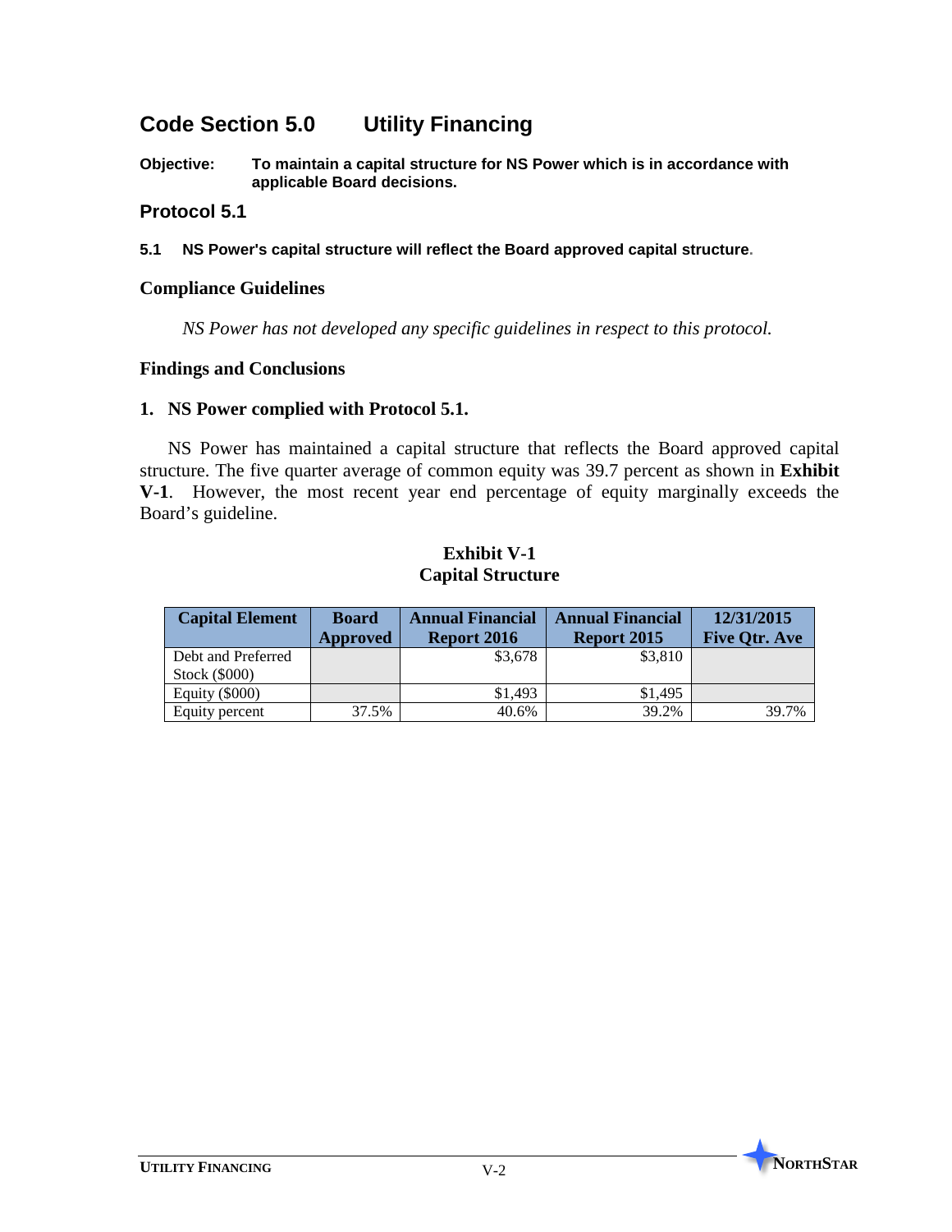## Code Section 5.0 Utility Financing

**Objective:** **To maintain a capital structure for NS Power which is in accordance with applicable Board decisions.**

### Protocol 5.1

**5.1 NS Power's capital structure will reflect the Board approved capital structure.**

### Compliance Guidelines

*NS Power has not developed any specific guidelines in respect to this protocol.*

### Findings and Conclusions

**1. NS Power complied with Protocol 5.1.**

NS Power has maintained a capital structure that reflects the Board approved capital structure. The five quarter average of common equity was 39.7 percent as shown in **Exhibit V-1**. However, the most recent year end percentage of equity marginally exceeds the Board's guideline.

**Exhibit V-1**
**Capital Structure**

| Capital Element | Board Approved | Annual Financial Report 2016 | Annual Financial Report 2015 | 12/31/2015 Five Qtr. Ave |
|---|---|---|---|---|
| Debt and Preferred Stock ($000) | | $3,678 | $3,810 | |
| Equity ($000) | | $1,493 | $1,495 | |
| Equity percent | 37.5% | 40.6% | 39.2% | 39.7% |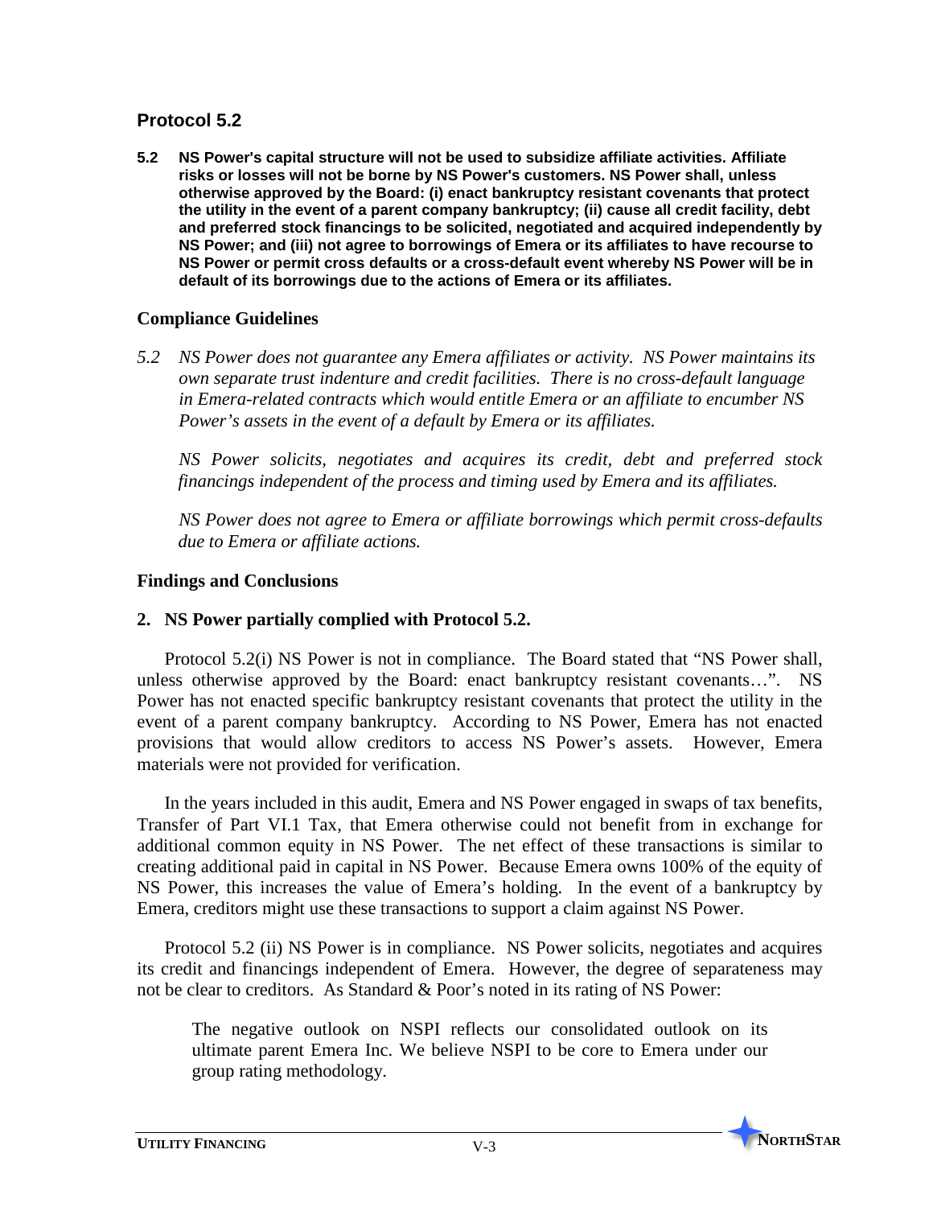## Protocol 5.2

**5.2 NS Power's capital structure will not be used to subsidize affiliate activities. Affiliate risks or losses will not be borne by NS Power's customers. NS Power shall, unless otherwise approved by the Board: (i) enact bankruptcy resistant covenants that protect the utility in the event of a parent company bankruptcy; (ii) cause all credit facility, debt and preferred stock financings to be solicited, negotiated and acquired independently by NS Power; and (iii) not agree to borrowings of Emera or its affiliates to have recourse to NS Power or permit cross defaults or a cross-default event whereby NS Power will be in default of its borrowings due to the actions of Emera or its affiliates.**

### Compliance Guidelines

*5.2 NS Power does not guarantee any Emera affiliates or activity. NS Power maintains its own separate trust indenture and credit facilities. There is no cross-default language in Emera-related contracts which would entitle Emera or an affiliate to encumber NS Power's assets in the event of a default by Emera or its affiliates.*

*NS Power solicits, negotiates and acquires its credit, debt and preferred stock financings independent of the process and timing used by Emera and its affiliates.*

*NS Power does not agree to Emera or affiliate borrowings which permit cross-defaults due to Emera or affiliate actions.*

### Findings and Conclusions

**2. NS Power partially complied with Protocol 5.2.**

Protocol 5.2(i) NS Power is not in compliance. The Board stated that "NS Power shall, unless otherwise approved by the Board: enact bankruptcy resistant covenants…". NS Power has not enacted specific bankruptcy resistant covenants that protect the utility in the event of a parent company bankruptcy. According to NS Power, Emera has not enacted provisions that would allow creditors to access NS Power's assets. However, Emera materials were not provided for verification.

In the years included in this audit, Emera and NS Power engaged in swaps of tax benefits, Transfer of Part VI.1 Tax, that Emera otherwise could not benefit from in exchange for additional common equity in NS Power. The net effect of these transactions is similar to creating additional paid in capital in NS Power. Because Emera owns 100% of the equity of NS Power, this increases the value of Emera's holding. In the event of a bankruptcy by Emera, creditors might use these transactions to support a claim against NS Power.

Protocol 5.2 (ii) NS Power is in compliance. NS Power solicits, negotiates and acquires its credit and financings independent of Emera. However, the degree of separateness may not be clear to creditors. As Standard & Poor's noted in its rating of NS Power:

> The negative outlook on NSPI reflects our consolidated outlook on its ultimate parent Emera Inc. We believe NSPI to be core to Emera under our group rating methodology.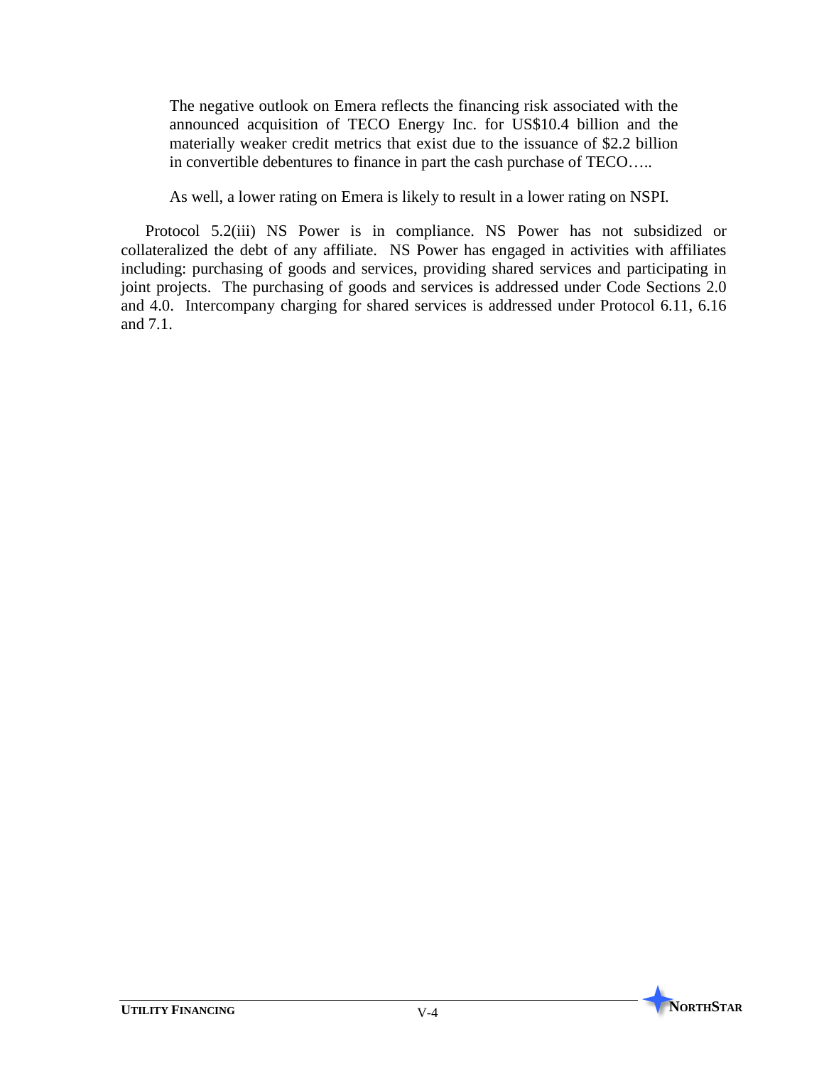> The negative outlook on Emera reflects the financing risk associated with the announced acquisition of TECO Energy Inc. for US$10.4 billion and the materially weaker credit metrics that exist due to the issuance of $2.2 billion in convertible debentures to finance in part the cash purchase of TECO…..
>
> As well, a lower rating on Emera is likely to result in a lower rating on NSPI.

Protocol 5.2(iii) NS Power is in compliance. NS Power has not subsidized or collateralized the debt of any affiliate. NS Power has engaged in activities with affiliates including: purchasing of goods and services, providing shared services and participating in joint projects. The purchasing of goods and services is addressed under Code Sections 2.0 and 4.0. Intercompany charging for shared services is addressed under Protocol 6.11, 6.16 and 7.1.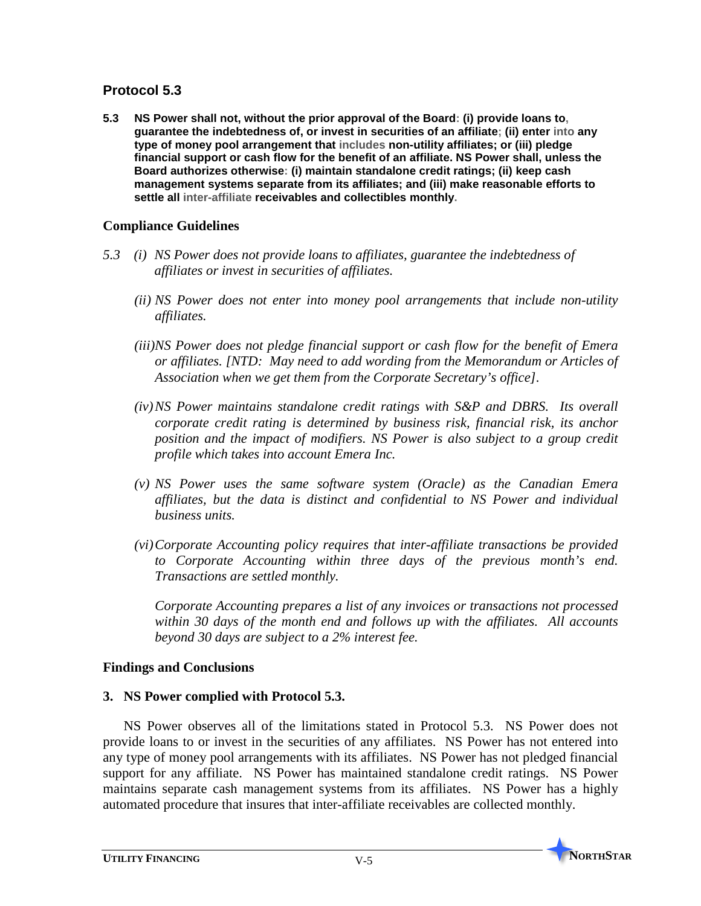## Protocol 5.3

**5.3 NS Power shall not, without the prior approval of the Board: (i) provide loans to, guarantee the indebtedness of, or invest in securities of an affiliate; (ii) enter into any type of money pool arrangement that includes non-utility affiliates; or (iii) pledge financial support or cash flow for the benefit of an affiliate. NS Power shall, unless the Board authorizes otherwise: (i) maintain standalone credit ratings; (ii) keep cash management systems separate from its affiliates; and (iii) make reasonable efforts to settle all inter-affiliate receivables and collectibles monthly.**

### Compliance Guidelines

*5.3 (i) NS Power does not provide loans to affiliates, guarantee the indebtedness of affiliates or invest in securities of affiliates.*

*(ii) NS Power does not enter into money pool arrangements that include non-utility affiliates.*

*(iii) NS Power does not pledge financial support or cash flow for the benefit of Emera or affiliates. [NTD: May need to add wording from the Memorandum or Articles of Association when we get them from the Corporate Secretary's office].*

*(iv) NS Power maintains standalone credit ratings with S&P and DBRS. Its overall corporate credit rating is determined by business risk, financial risk, its anchor position and the impact of modifiers. NS Power is also subject to a group credit profile which takes into account Emera Inc.*

*(v) NS Power uses the same software system (Oracle) as the Canadian Emera affiliates, but the data is distinct and confidential to NS Power and individual business units.*

*(vi) Corporate Accounting policy requires that inter-affiliate transactions be provided to Corporate Accounting within three days of the previous month's end. Transactions are settled monthly.*

*Corporate Accounting prepares a list of any invoices or transactions not processed within 30 days of the month end and follows up with the affiliates. All accounts beyond 30 days are subject to a 2% interest fee.*

### Findings and Conclusions

**3. NS Power complied with Protocol 5.3.**

NS Power observes all of the limitations stated in Protocol 5.3. NS Power does not provide loans to or invest in the securities of any affiliates. NS Power has not entered into any type of money pool arrangements with its affiliates. NS Power has not pledged financial support for any affiliate. NS Power has maintained standalone credit ratings. NS Power maintains separate cash management systems from its affiliates. NS Power has a highly automated procedure that insures that inter-affiliate receivables are collected monthly.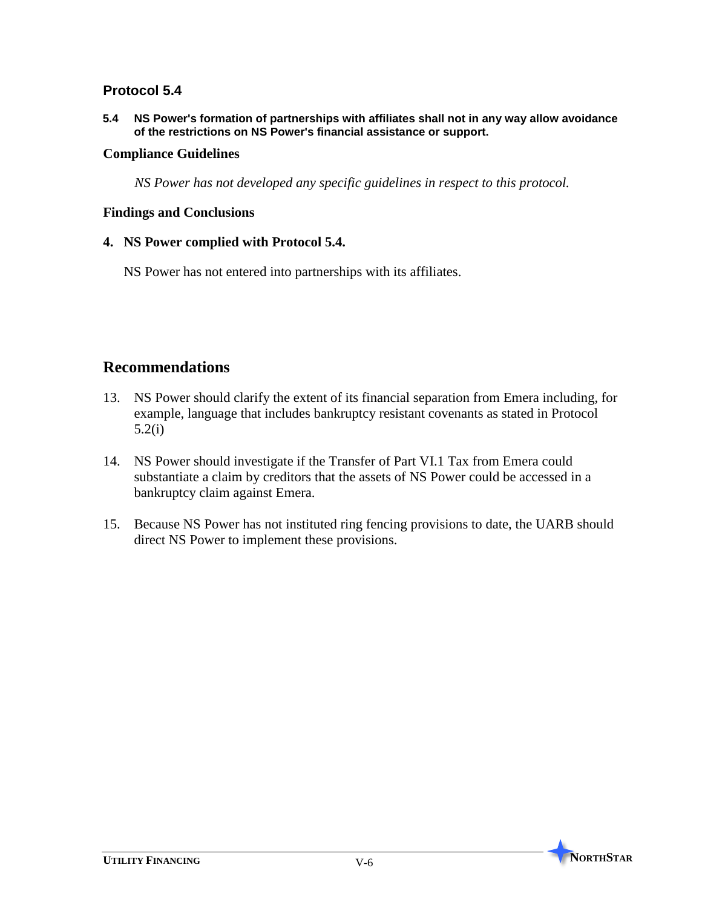### Protocol 5.4

**5.4 NS Power's formation of partnerships with affiliates shall not in any way allow avoidance of the restrictions on NS Power's financial assistance or support.**

**Compliance Guidelines**

*NS Power has not developed any specific guidelines in respect to this protocol.*

**Findings and Conclusions**

**4. NS Power complied with Protocol 5.4.**

NS Power has not entered into partnerships with its affiliates.

## Recommendations

13. NS Power should clarify the extent of its financial separation from Emera including, for example, language that includes bankruptcy resistant covenants as stated in Protocol 5.2(i)

14. NS Power should investigate if the Transfer of Part VI.1 Tax from Emera could substantiate a claim by creditors that the assets of NS Power could be accessed in a bankruptcy claim against Emera.

15. Because NS Power has not instituted ring fencing provisions to date, the UARB should direct NS Power to implement these provisions.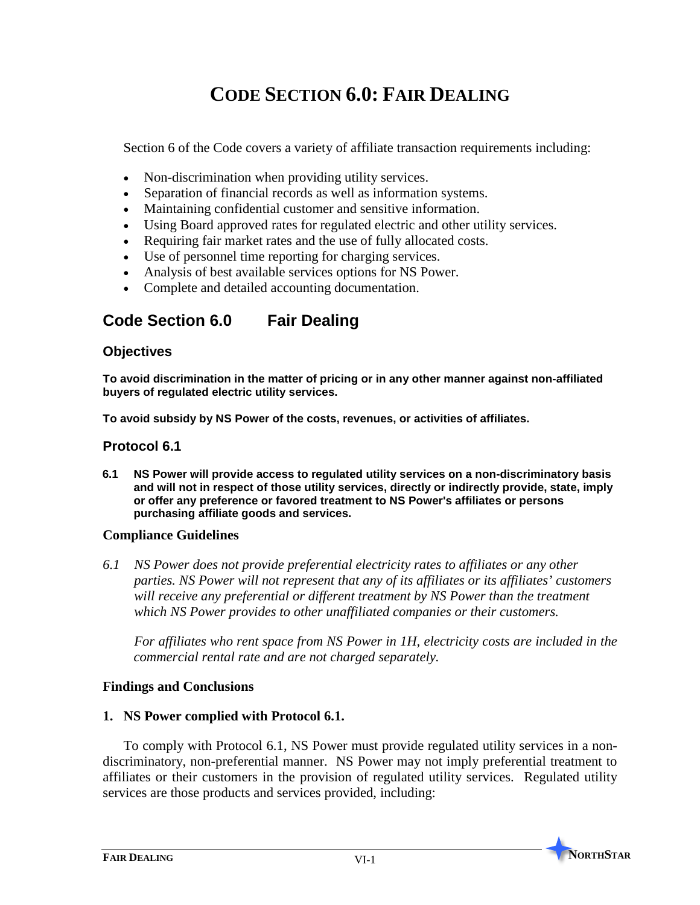# CODE SECTION 6.0: FAIR DEALING

Section 6 of the Code covers a variety of affiliate transaction requirements including:

- Non-discrimination when providing utility services.
- Separation of financial records as well as information systems.
- Maintaining confidential customer and sensitive information.
- Using Board approved rates for regulated electric and other utility services.
- Requiring fair market rates and the use of fully allocated costs.
- Use of personnel time reporting for charging services.
- Analysis of best available services options for NS Power.
- Complete and detailed accounting documentation.

## Code Section 6.0 Fair Dealing

### Objectives

**To avoid discrimination in the matter of pricing or in any other manner against non-affiliated buyers of regulated electric utility services.**

**To avoid subsidy by NS Power of the costs, revenues, or activities of affiliates.**

### Protocol 6.1

**6.1 NS Power will provide access to regulated utility services on a non-discriminatory basis and will not in respect of those utility services, directly or indirectly provide, state, imply or offer any preference or favored treatment to NS Power's affiliates or persons purchasing affiliate goods and services.**

#### Compliance Guidelines

*6.1 NS Power does not provide preferential electricity rates to affiliates or any other parties. NS Power will not represent that any of its affiliates or its affiliates' customers will receive any preferential or different treatment by NS Power than the treatment which NS Power provides to other unaffiliated companies or their customers.*

*For affiliates who rent space from NS Power in 1H, electricity costs are included in the commercial rental rate and are not charged separately.*

#### Findings and Conclusions

**1. NS Power complied with Protocol 6.1.**

To comply with Protocol 6.1, NS Power must provide regulated utility services in a non-discriminatory, non-preferential manner. NS Power may not imply preferential treatment to affiliates or their customers in the provision of regulated utility services. Regulated utility services are those products and services provided, including: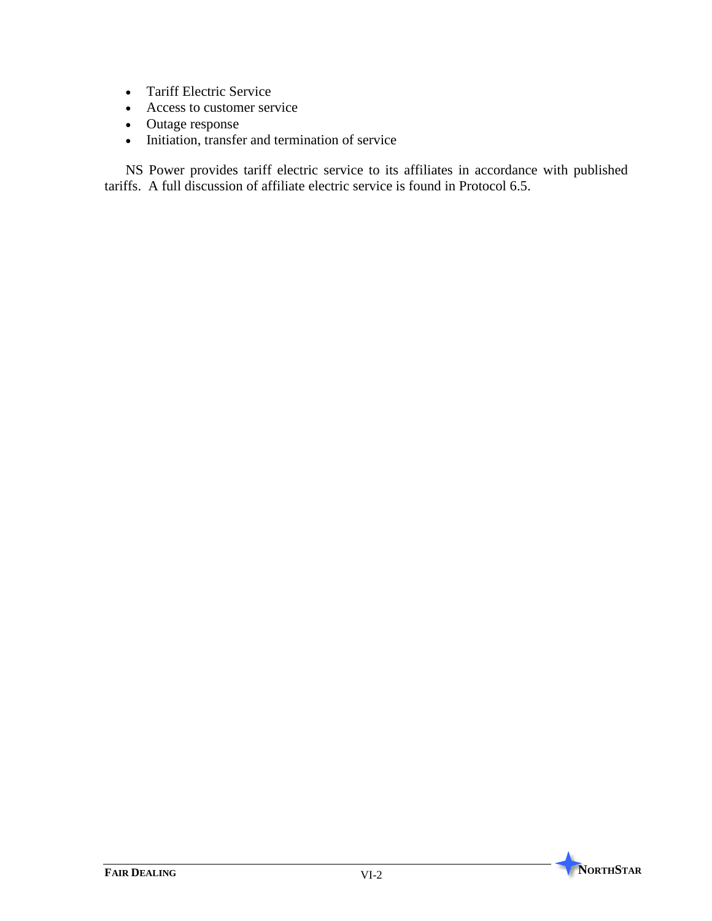- Tariff Electric Service
- Access to customer service
- Outage response
- Initiation, transfer and termination of service

NS Power provides tariff electric service to its affiliates in accordance with published tariffs. A full discussion of affiliate electric service is found in Protocol 6.5.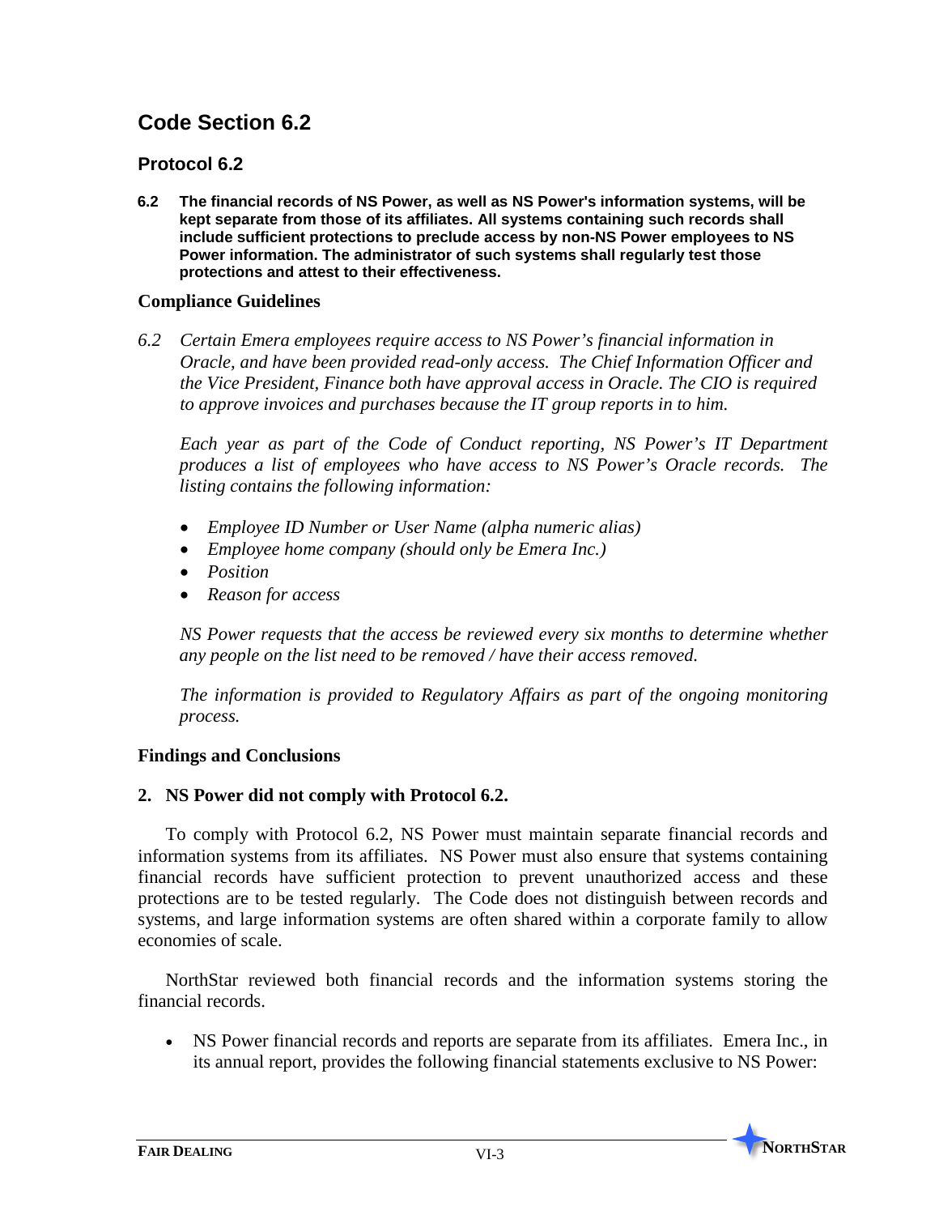## Code Section 6.2

### Protocol 6.2

**6.2 The financial records of NS Power, as well as NS Power's information systems, will be kept separate from those of its affiliates. All systems containing such records shall include sufficient protections to preclude access by non-NS Power employees to NS Power information. The administrator of such systems shall regularly test those protections and attest to their effectiveness.**

### Compliance Guidelines

*6.2 Certain Emera employees require access to NS Power's financial information in Oracle, and have been provided read-only access. The Chief Information Officer and the Vice President, Finance both have approval access in Oracle. The CIO is required to approve invoices and purchases because the IT group reports in to him.*

*Each year as part of the Code of Conduct reporting, NS Power's IT Department produces a list of employees who have access to NS Power's Oracle records. The listing contains the following information:*

- *Employee ID Number or User Name (alpha numeric alias)*
- *Employee home company (should only be Emera Inc.)*
- *Position*
- *Reason for access*

*NS Power requests that the access be reviewed every six months to determine whether any people on the list need to be removed / have their access removed.*

*The information is provided to Regulatory Affairs as part of the ongoing monitoring process.*

### Findings and Conclusions

**2. NS Power did not comply with Protocol 6.2.**

To comply with Protocol 6.2, NS Power must maintain separate financial records and information systems from its affiliates. NS Power must also ensure that systems containing financial records have sufficient protection to prevent unauthorized access and these protections are to be tested regularly. The Code does not distinguish between records and systems, and large information systems are often shared within a corporate family to allow economies of scale.

NorthStar reviewed both financial records and the information systems storing the financial records.

- NS Power financial records and reports are separate from its affiliates. Emera Inc., in its annual report, provides the following financial statements exclusive to NS Power: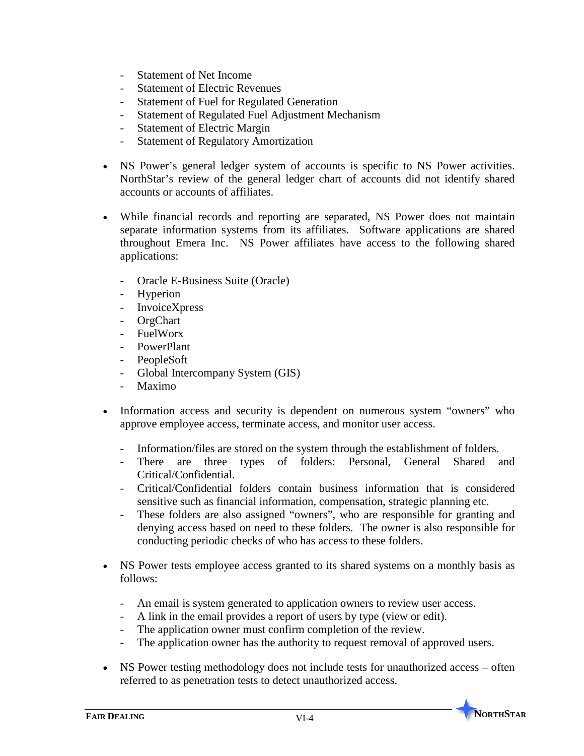- Statement of Net Income
  - Statement of Electric Revenues
  - Statement of Fuel for Regulated Generation
  - Statement of Regulated Fuel Adjustment Mechanism
  - Statement of Electric Margin
  - Statement of Regulatory Amortization

- NS Power's general ledger system of accounts is specific to NS Power activities. NorthStar's review of the general ledger chart of accounts did not identify shared accounts or accounts of affiliates.

- While financial records and reporting are separated, NS Power does not maintain separate information systems from its affiliates. Software applications are shared throughout Emera Inc. NS Power affiliates have access to the following shared applications:

  - Oracle E-Business Suite (Oracle)
  - Hyperion
  - InvoiceXpress
  - OrgChart
  - FuelWorx
  - PowerPlant
  - PeopleSoft
  - Global Intercompany System (GIS)
  - Maximo

- Information access and security is dependent on numerous system "owners" who approve employee access, terminate access, and monitor user access.

  - Information/files are stored on the system through the establishment of folders.
  - There are three types of folders: Personal, General Shared and Critical/Confidential.
  - Critical/Confidential folders contain business information that is considered sensitive such as financial information, compensation, strategic planning etc.
  - These folders are also assigned "owners", who are responsible for granting and denying access based on need to these folders. The owner is also responsible for conducting periodic checks of who has access to these folders.

- NS Power tests employee access granted to its shared systems on a monthly basis as follows:

  - An email is system generated to application owners to review user access.
  - A link in the email provides a report of users by type (view or edit).
  - The application owner must confirm completion of the review.
  - The application owner has the authority to request removal of approved users.

- NS Power testing methodology does not include tests for unauthorized access – often referred to as penetration tests to detect unauthorized access.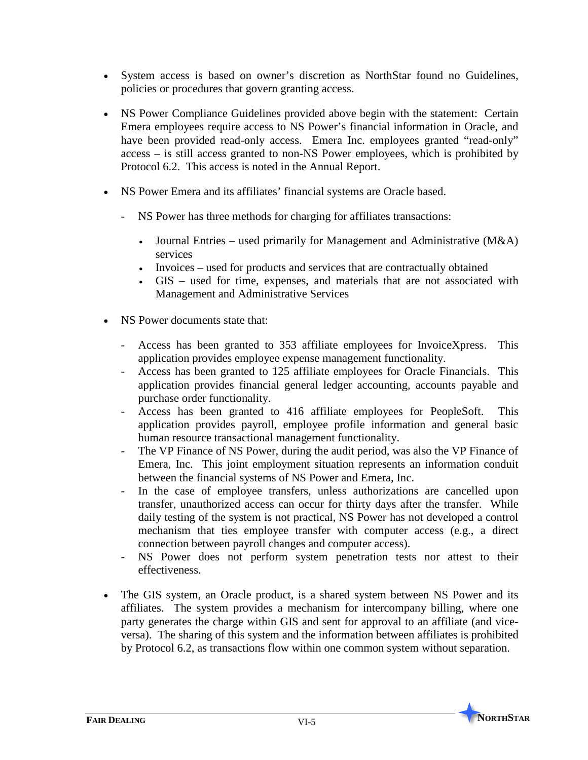- System access is based on owner's discretion as NorthStar found no Guidelines, policies or procedures that govern granting access.

- NS Power Compliance Guidelines provided above begin with the statement: Certain Emera employees require access to NS Power's financial information in Oracle, and have been provided read-only access. Emera Inc. employees granted "read-only" access – is still access granted to non-NS Power employees, which is prohibited by Protocol 6.2. This access is noted in the Annual Report.

- NS Power Emera and its affiliates' financial systems are Oracle based.
  - NS Power has three methods for charging for affiliates transactions:
    - Journal Entries – used primarily for Management and Administrative (M&A) services
    - Invoices – used for products and services that are contractually obtained
    - GIS – used for time, expenses, and materials that are not associated with Management and Administrative Services

- NS Power documents state that:
  - Access has been granted to 353 affiliate employees for InvoiceXpress. This application provides employee expense management functionality.
  - Access has been granted to 125 affiliate employees for Oracle Financials. This application provides financial general ledger accounting, accounts payable and purchase order functionality.
  - Access has been granted to 416 affiliate employees for PeopleSoft. This application provides payroll, employee profile information and general basic human resource transactional management functionality.
  - The VP Finance of NS Power, during the audit period, was also the VP Finance of Emera, Inc. This joint employment situation represents an information conduit between the financial systems of NS Power and Emera, Inc.
  - In the case of employee transfers, unless authorizations are cancelled upon transfer, unauthorized access can occur for thirty days after the transfer. While daily testing of the system is not practical, NS Power has not developed a control mechanism that ties employee transfer with computer access (e.g., a direct connection between payroll changes and computer access).
  - NS Power does not perform system penetration tests nor attest to their effectiveness.

- The GIS system, an Oracle product, is a shared system between NS Power and its affiliates. The system provides a mechanism for intercompany billing, where one party generates the charge within GIS and sent for approval to an affiliate (and vice-versa). The sharing of this system and the information between affiliates is prohibited by Protocol 6.2, as transactions flow within one common system without separation.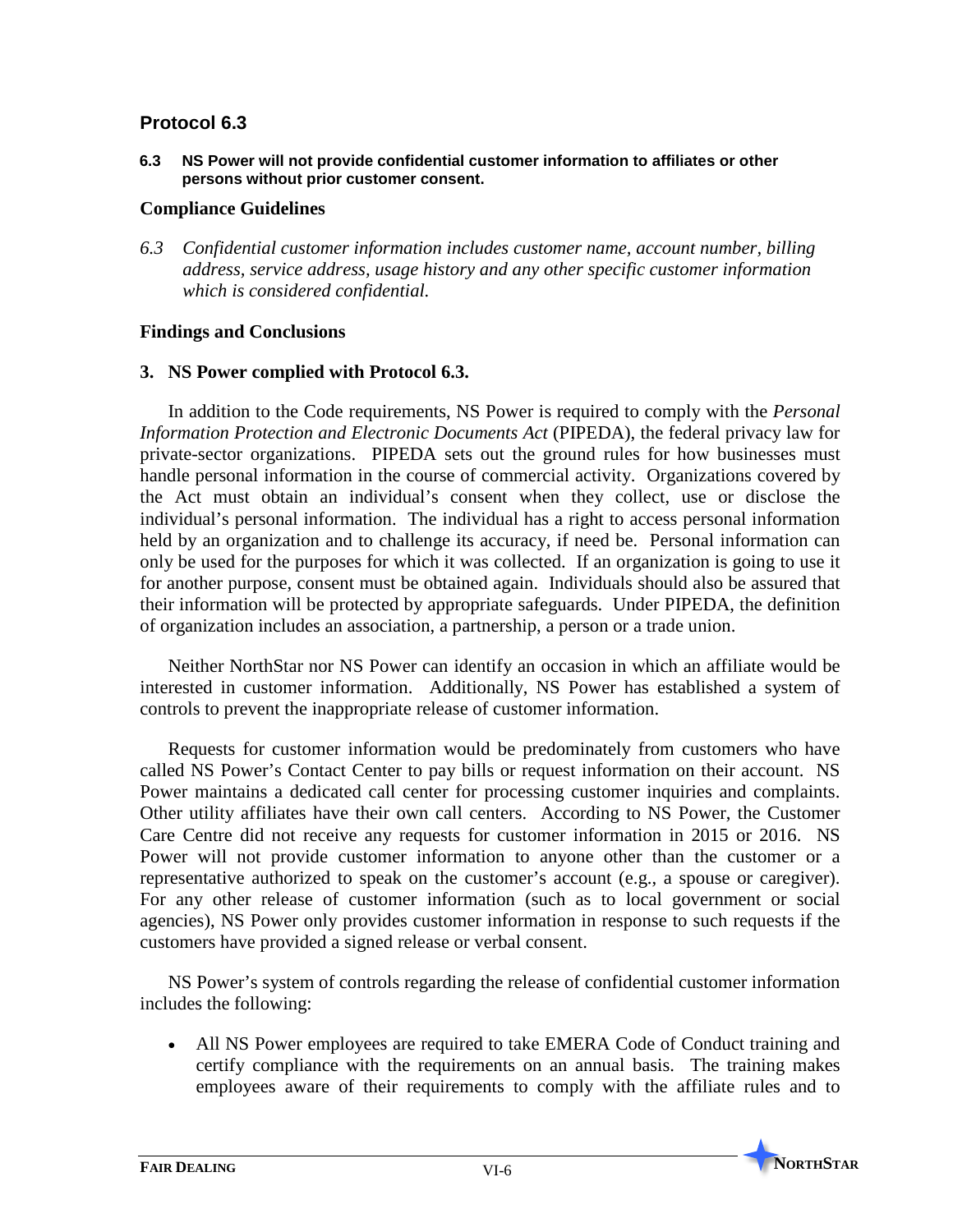## Protocol 6.3

**6.3 NS Power will not provide confidential customer information to affiliates or other persons without prior customer consent.**

### Compliance Guidelines

*6.3 Confidential customer information includes customer name, account number, billing address, service address, usage history and any other specific customer information which is considered confidential.*

### Findings and Conclusions

**3. NS Power complied with Protocol 6.3.**

In addition to the Code requirements, NS Power is required to comply with the *Personal Information Protection and Electronic Documents Act* (PIPEDA), the federal privacy law for private-sector organizations. PIPEDA sets out the ground rules for how businesses must handle personal information in the course of commercial activity. Organizations covered by the Act must obtain an individual's consent when they collect, use or disclose the individual's personal information. The individual has a right to access personal information held by an organization and to challenge its accuracy, if need be. Personal information can only be used for the purposes for which it was collected. If an organization is going to use it for another purpose, consent must be obtained again. Individuals should also be assured that their information will be protected by appropriate safeguards. Under PIPEDA, the definition of organization includes an association, a partnership, a person or a trade union.

Neither NorthStar nor NS Power can identify an occasion in which an affiliate would be interested in customer information. Additionally, NS Power has established a system of controls to prevent the inappropriate release of customer information.

Requests for customer information would be predominately from customers who have called NS Power's Contact Center to pay bills or request information on their account. NS Power maintains a dedicated call center for processing customer inquiries and complaints. Other utility affiliates have their own call centers. According to NS Power, the Customer Care Centre did not receive any requests for customer information in 2015 or 2016. NS Power will not provide customer information to anyone other than the customer or a representative authorized to speak on the customer's account (e.g., a spouse or caregiver). For any other release of customer information (such as to local government or social agencies), NS Power only provides customer information in response to such requests if the customers have provided a signed release or verbal consent.

NS Power's system of controls regarding the release of confidential customer information includes the following:

- All NS Power employees are required to take EMERA Code of Conduct training and certify compliance with the requirements on an annual basis. The training makes employees aware of their requirements to comply with the affiliate rules and to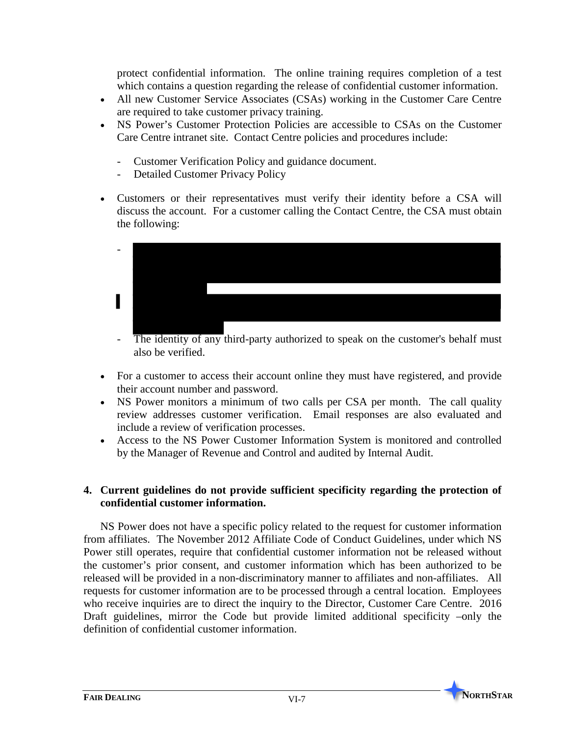protect confidential information. The online training requires completion of a test which contains a question regarding the release of confidential customer information.

- All new Customer Service Associates (CSAs) working in the Customer Care Centre are required to take customer privacy training.
- NS Power's Customer Protection Policies are accessible to CSAs on the Customer Care Centre intranet site. Contact Centre policies and procedures include:
  - Customer Verification Policy and guidance document.
  - Detailed Customer Privacy Policy
- Customers or their representatives must verify their identity before a CSA will discuss the account. For a customer calling the Contact Centre, the CSA must obtain the following:
  - [REDACTED]
  - [REDACTED]
  - The identity of any third-party authorized to speak on the customer's behalf must also be verified.
- For a customer to access their account online they must have registered, and provide their account number and password.
- NS Power monitors a minimum of two calls per CSA per month. The call quality review addresses customer verification. Email responses are also evaluated and include a review of verification processes.
- Access to the NS Power Customer Information System is monitored and controlled by the Manager of Revenue and Control and audited by Internal Audit.

**4. Current guidelines do not provide sufficient specificity regarding the protection of confidential customer information.**

NS Power does not have a specific policy related to the request for customer information from affiliates. The November 2012 Affiliate Code of Conduct Guidelines, under which NS Power still operates, require that confidential customer information not be released without the customer's prior consent, and customer information which has been authorized to be released will be provided in a non-discriminatory manner to affiliates and non-affiliates. All requests for customer information are to be processed through a central location. Employees who receive inquiries are to direct the inquiry to the Director, Customer Care Centre. 2016 Draft guidelines, mirror the Code but provide limited additional specificity –only the definition of confidential customer information.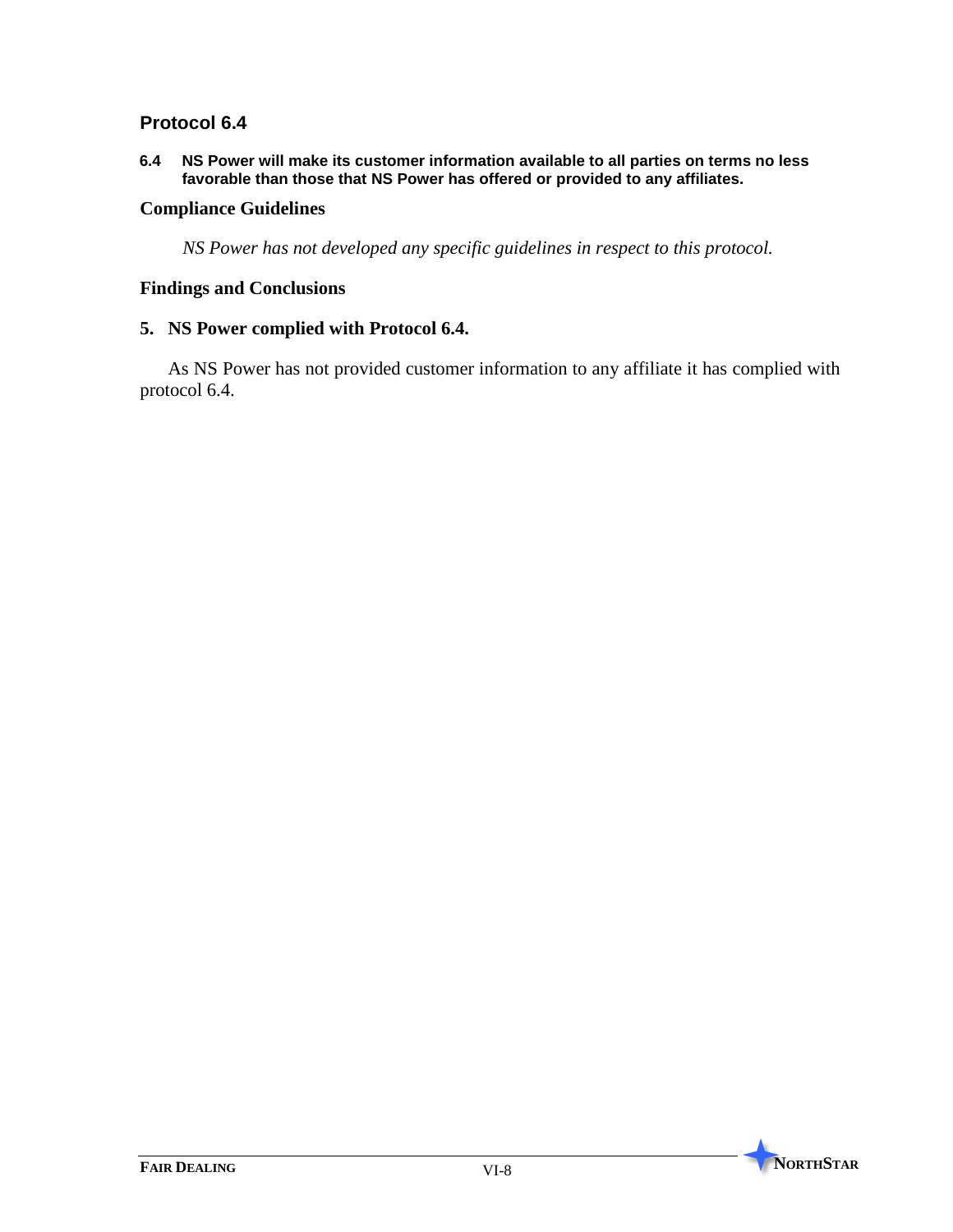## Protocol 6.4

**6.4 NS Power will make its customer information available to all parties on terms no less favorable than those that NS Power has offered or provided to any affiliates.**

### Compliance Guidelines

*NS Power has not developed any specific guidelines in respect to this protocol.*

### Findings and Conclusions

**5. NS Power complied with Protocol 6.4.**

As NS Power has not provided customer information to any affiliate it has complied with protocol 6.4.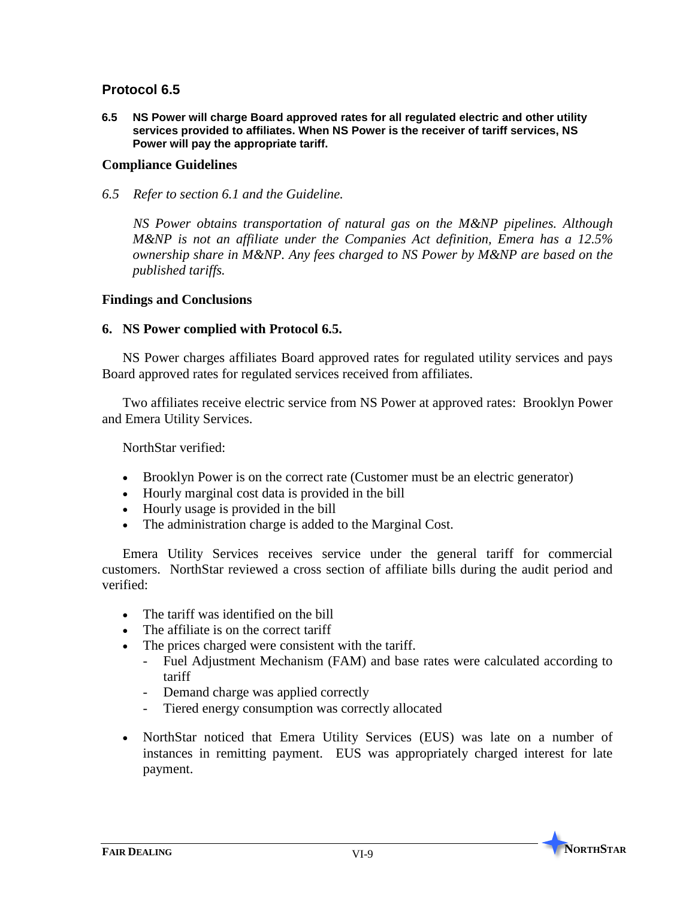## Protocol 6.5

**6.5 NS Power will charge Board approved rates for all regulated electric and other utility services provided to affiliates. When NS Power is the receiver of tariff services, NS Power will pay the appropriate tariff.**

### Compliance Guidelines

*6.5 Refer to section 6.1 and the Guideline.*

*NS Power obtains transportation of natural gas on the M&NP pipelines. Although M&NP is not an affiliate under the Companies Act definition, Emera has a 12.5% ownership share in M&NP. Any fees charged to NS Power by M&NP are based on the published tariffs.*

### Findings and Conclusions

**6. NS Power complied with Protocol 6.5.**

NS Power charges affiliates Board approved rates for regulated utility services and pays Board approved rates for regulated services received from affiliates.

Two affiliates receive electric service from NS Power at approved rates: Brooklyn Power and Emera Utility Services.

NorthStar verified:

- Brooklyn Power is on the correct rate (Customer must be an electric generator)
- Hourly marginal cost data is provided in the bill
- Hourly usage is provided in the bill
- The administration charge is added to the Marginal Cost.

Emera Utility Services receives service under the general tariff for commercial customers. NorthStar reviewed a cross section of affiliate bills during the audit period and verified:

- The tariff was identified on the bill
- The affiliate is on the correct tariff
- The prices charged were consistent with the tariff.
  - Fuel Adjustment Mechanism (FAM) and base rates were calculated according to tariff
  - Demand charge was applied correctly
  - Tiered energy consumption was correctly allocated
- NorthStar noticed that Emera Utility Services (EUS) was late on a number of instances in remitting payment. EUS was appropriately charged interest for late payment.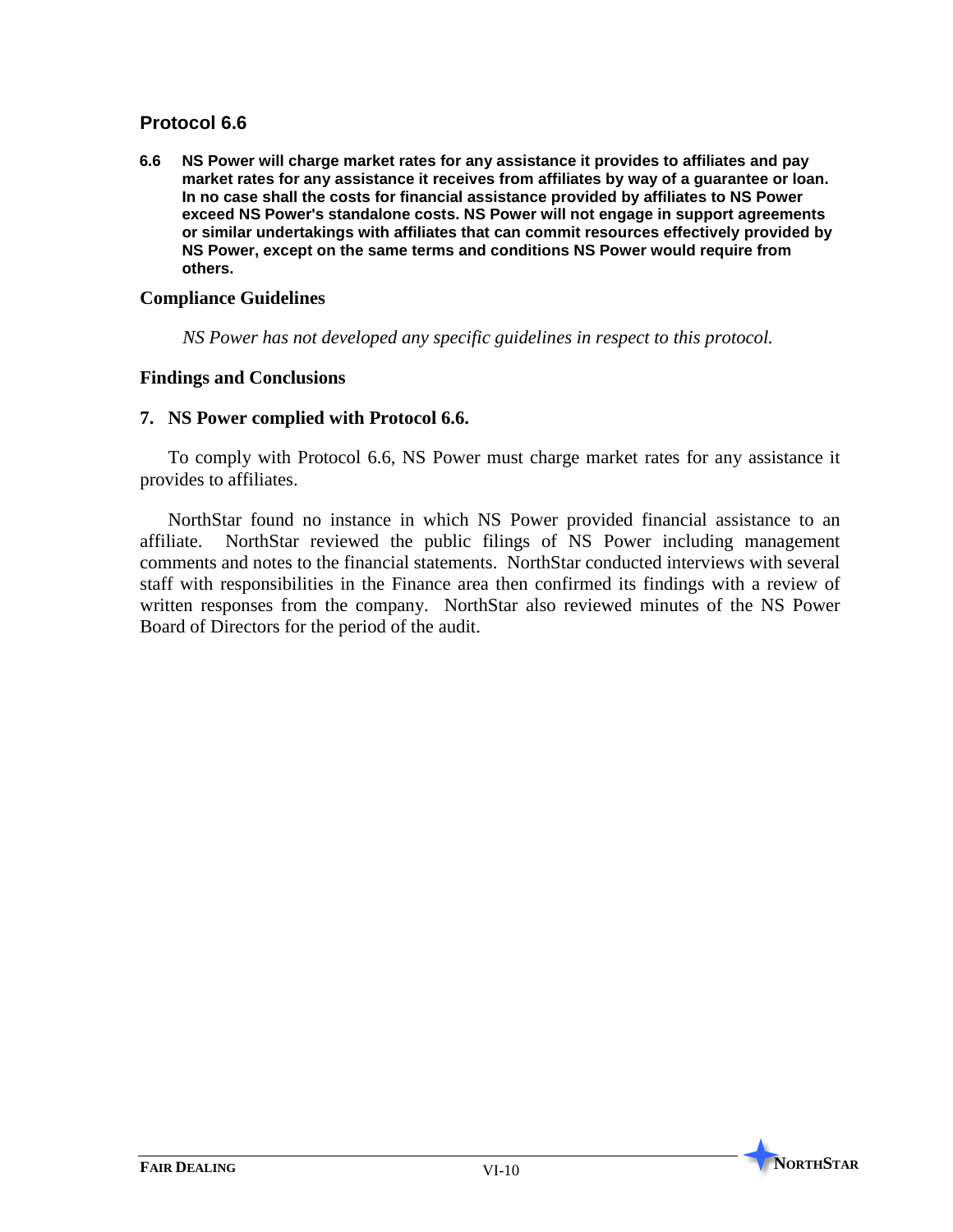## Protocol 6.6

**6.6 NS Power will charge market rates for any assistance it provides to affiliates and pay market rates for any assistance it receives from affiliates by way of a guarantee or loan. In no case shall the costs for financial assistance provided by affiliates to NS Power exceed NS Power's standalone costs. NS Power will not engage in support agreements or similar undertakings with affiliates that can commit resources effectively provided by NS Power, except on the same terms and conditions NS Power would require from others.**

### Compliance Guidelines

*NS Power has not developed any specific guidelines in respect to this protocol.*

### Findings and Conclusions

**7. NS Power complied with Protocol 6.6.**

To comply with Protocol 6.6, NS Power must charge market rates for any assistance it provides to affiliates.

NorthStar found no instance in which NS Power provided financial assistance to an affiliate. NorthStar reviewed the public filings of NS Power including management comments and notes to the financial statements. NorthStar conducted interviews with several staff with responsibilities in the Finance area then confirmed its findings with a review of written responses from the company. NorthStar also reviewed minutes of the NS Power Board of Directors for the period of the audit.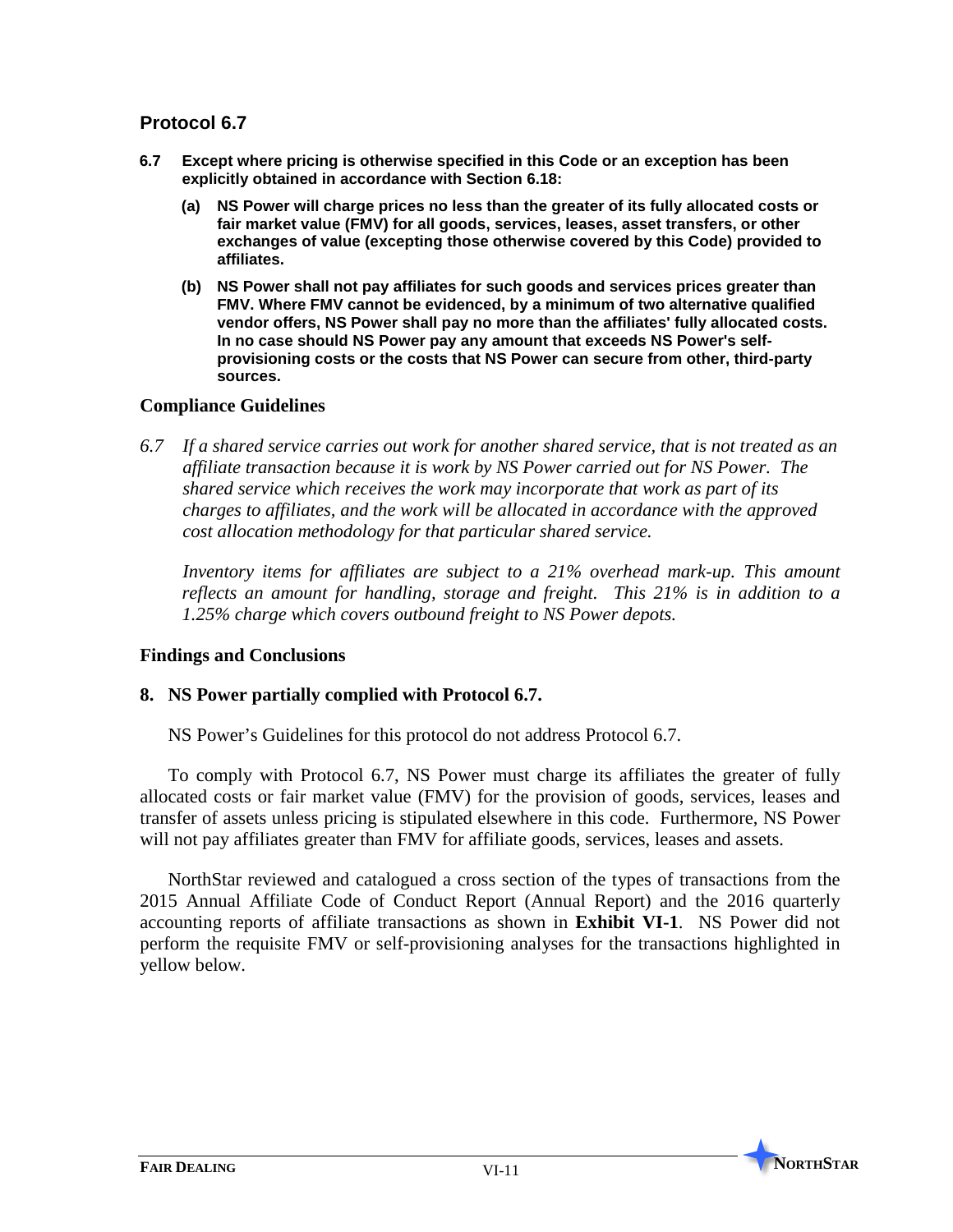## Protocol 6.7

**6.7 Except where pricing is otherwise specified in this Code or an exception has been explicitly obtained in accordance with Section 6.18:**

> **(a) NS Power will charge prices no less than the greater of its fully allocated costs or fair market value (FMV) for all goods, services, leases, asset transfers, or other exchanges of value (excepting those otherwise covered by this Code) provided to affiliates.**
>
> **(b) NS Power shall not pay affiliates for such goods and services prices greater than FMV. Where FMV cannot be evidenced, by a minimum of two alternative qualified vendor offers, NS Power shall pay no more than the affiliates' fully allocated costs. In no case should NS Power pay any amount that exceeds NS Power's self-provisioning costs or the costs that NS Power can secure from other, third-party sources.**

### Compliance Guidelines

*6.7 If a shared service carries out work for another shared service, that is not treated as an affiliate transaction because it is work by NS Power carried out for NS Power. The shared service which receives the work may incorporate that work as part of its charges to affiliates, and the work will be allocated in accordance with the approved cost allocation methodology for that particular shared service.*

*Inventory items for affiliates are subject to a 21% overhead mark-up. This amount reflects an amount for handling, storage and freight. This 21% is in addition to a 1.25% charge which covers outbound freight to NS Power depots.*

### Findings and Conclusions

**8. NS Power partially complied with Protocol 6.7.**

NS Power's Guidelines for this protocol do not address Protocol 6.7.

To comply with Protocol 6.7, NS Power must charge its affiliates the greater of fully allocated costs or fair market value (FMV) for the provision of goods, services, leases and transfer of assets unless pricing is stipulated elsewhere in this code. Furthermore, NS Power will not pay affiliates greater than FMV for affiliate goods, services, leases and assets.

NorthStar reviewed and catalogued a cross section of the types of transactions from the 2015 Annual Affiliate Code of Conduct Report (Annual Report) and the 2016 quarterly accounting reports of affiliate transactions as shown in **Exhibit VI-1**. NS Power did not perform the requisite FMV or self-provisioning analyses for the transactions highlighted in yellow below.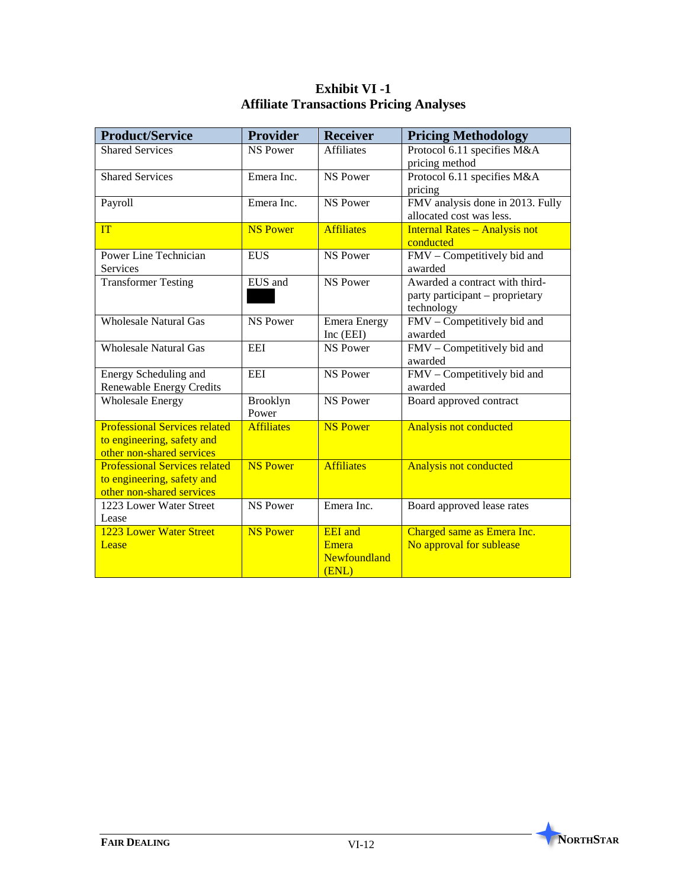**Exhibit VI -1**
**Affiliate Transactions Pricing Analyses**

| Product/Service | Provider | Receiver | Pricing Methodology |
|---|---|---|---|
| Shared Services | NS Power | Affiliates | Protocol 6.11 specifies M&A pricing method |
| Shared Services | Emera Inc. | NS Power | Protocol 6.11 specifies M&A pricing |
| Payroll | Emera Inc. | NS Power | FMV analysis done in 2013. Fully allocated cost was less. |
| IT | NS Power | Affiliates | Internal Rates – Analysis not conducted |
| Power Line Technician Services | EUS | NS Power | FMV – Competitively bid and awarded |
| Transformer Testing | EUS and ████ | NS Power | Awarded a contract with third-party participant – proprietary technology |
| Wholesale Natural Gas | NS Power | Emera Energy Inc (EEI) | FMV – Competitively bid and awarded |
| Wholesale Natural Gas | EEI | NS Power | FMV – Competitively bid and awarded |
| Energy Scheduling and Renewable Energy Credits | EEI | NS Power | FMV – Competitively bid and awarded |
| Wholesale Energy | Brooklyn Power | NS Power | Board approved contract |
| Professional Services related to engineering, safety and other non-shared services | Affiliates | NS Power | Analysis not conducted |
| Professional Services related to engineering, safety and other non-shared services | NS Power | Affiliates | Analysis not conducted |
| 1223 Lower Water Street Lease | NS Power | Emera Inc. | Board approved lease rates |
| 1223 Lower Water Street Lease | NS Power | EEI and Emera Newfoundland (ENL) | Charged same as Emera Inc. No approval for sublease |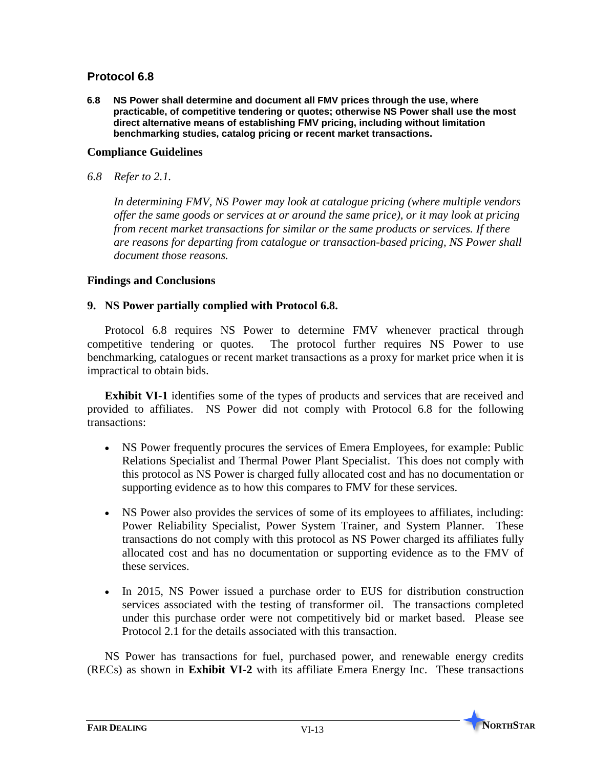## Protocol 6.8

**6.8 NS Power shall determine and document all FMV prices through the use, where practicable, of competitive tendering or quotes; otherwise NS Power shall use the most direct alternative means of establishing FMV pricing, including without limitation benchmarking studies, catalog pricing or recent market transactions.**

### Compliance Guidelines

*6.8 Refer to 2.1.*

*In determining FMV, NS Power may look at catalogue pricing (where multiple vendors offer the same goods or services at or around the same price), or it may look at pricing from recent market transactions for similar or the same products or services. If there are reasons for departing from catalogue or transaction-based pricing, NS Power shall document those reasons.*

### Findings and Conclusions

#### 9. NS Power partially complied with Protocol 6.8.

Protocol 6.8 requires NS Power to determine FMV whenever practical through competitive tendering or quotes. The protocol further requires NS Power to use benchmarking, catalogues or recent market transactions as a proxy for market price when it is impractical to obtain bids.

**Exhibit VI-1** identifies some of the types of products and services that are received and provided to affiliates. NS Power did not comply with Protocol 6.8 for the following transactions:

- NS Power frequently procures the services of Emera Employees, for example: Public Relations Specialist and Thermal Power Plant Specialist. This does not comply with this protocol as NS Power is charged fully allocated cost and has no documentation or supporting evidence as to how this compares to FMV for these services.
- NS Power also provides the services of some of its employees to affiliates, including: Power Reliability Specialist, Power System Trainer, and System Planner. These transactions do not comply with this protocol as NS Power charged its affiliates fully allocated cost and has no documentation or supporting evidence as to the FMV of these services.
- In 2015, NS Power issued a purchase order to EUS for distribution construction services associated with the testing of transformer oil. The transactions completed under this purchase order were not competitively bid or market based. Please see Protocol 2.1 for the details associated with this transaction.

NS Power has transactions for fuel, purchased power, and renewable energy credits (RECs) as shown in **Exhibit VI-2** with its affiliate Emera Energy Inc. These transactions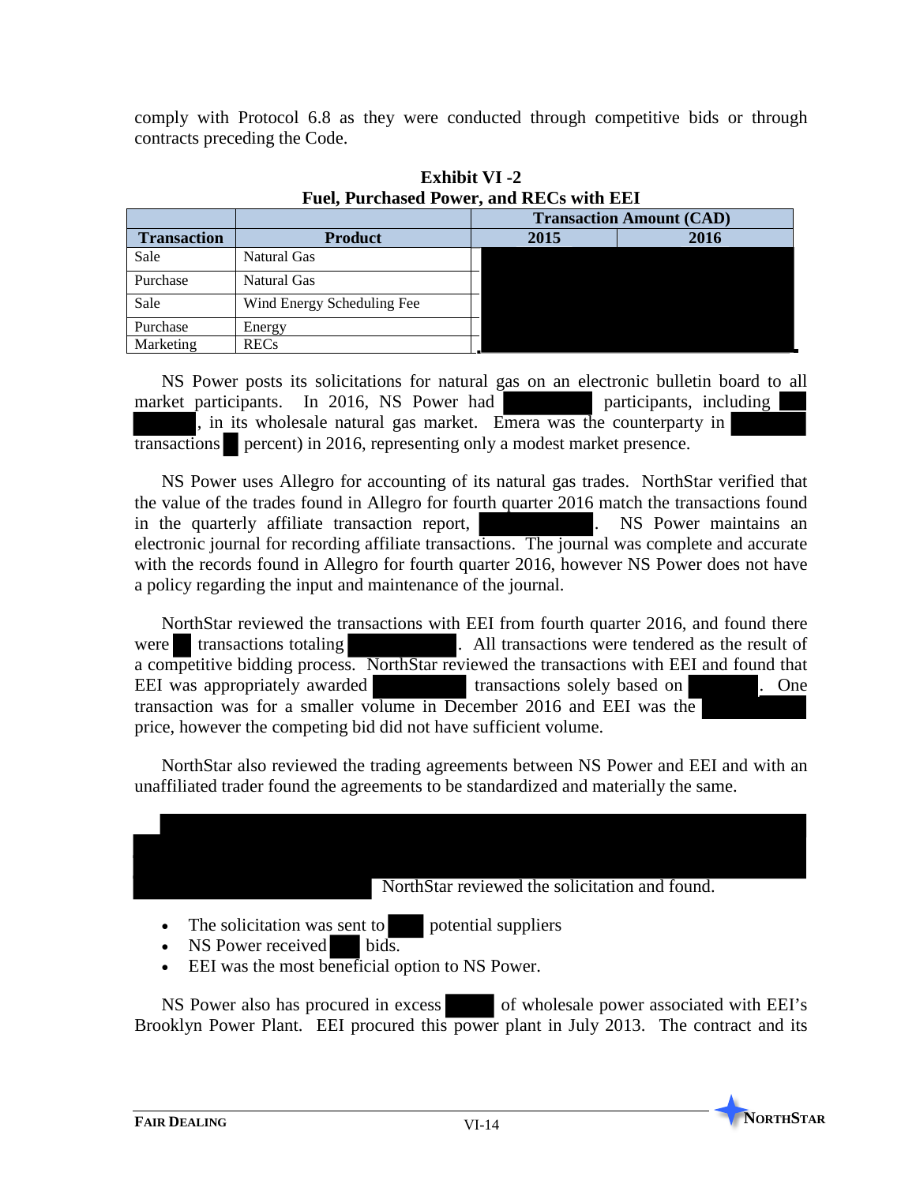comply with Protocol 6.8 as they were conducted through competitive bids or through contracts preceding the Code.

**Exhibit VI -2**
**Fuel, Purchased Power, and RECs with EEI**

| | | Transaction Amount (CAD) | |
|---|---|---|---|
| **Transaction** | **Product** | **2015** | **2016** |
| Sale | Natural Gas | | |
| Purchase | Natural Gas | | |
| Sale | Wind Energy Scheduling Fee | | |
| Purchase | Energy | | |
| Marketing | RECs | | |

NS Power posts its solicitations for natural gas on an electronic bulletin board to all market participants. In 2016, NS Power had participants, including , in its wholesale natural gas market. Emera was the counterparty in transactions percent) in 2016, representing only a modest market presence.

NS Power uses Allegro for accounting of its natural gas trades. NorthStar verified that the value of the trades found in Allegro for fourth quarter 2016 match the transactions found in the quarterly affiliate transaction report, . NS Power maintains an electronic journal for recording affiliate transactions. The journal was complete and accurate with the records found in Allegro for fourth quarter 2016, however NS Power does not have a policy regarding the input and maintenance of the journal.

NorthStar reviewed the transactions with EEI from fourth quarter 2016, and found there were transactions totaling . All transactions were tendered as the result of a competitive bidding process. NorthStar reviewed the transactions with EEI and found that EEI was appropriately awarded transactions solely based on . One transaction was for a smaller volume in December 2016 and EEI was the price, however the competing bid did not have sufficient volume.

NorthStar also reviewed the trading agreements between NS Power and EEI and with an unaffiliated trader found the agreements to be standardized and materially the same.

NorthStar reviewed the solicitation and found.

- The solicitation was sent to potential suppliers
- NS Power received bids.
- EEI was the most beneficial option to NS Power.

NS Power also has procured in excess of wholesale power associated with EEI's Brooklyn Power Plant. EEI procured this power plant in July 2013. The contract and its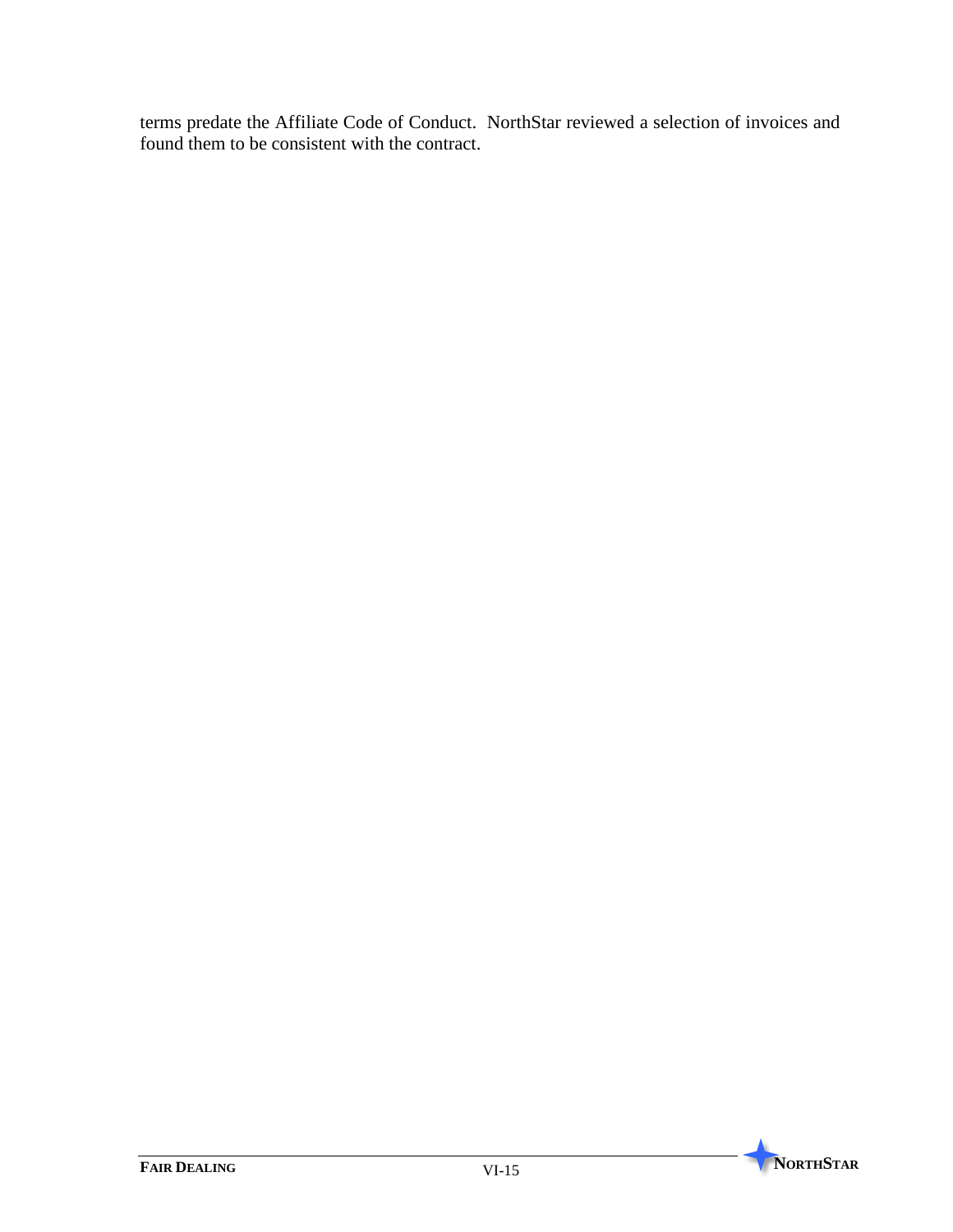terms predate the Affiliate Code of Conduct. NorthStar reviewed a selection of invoices and found them to be consistent with the contract.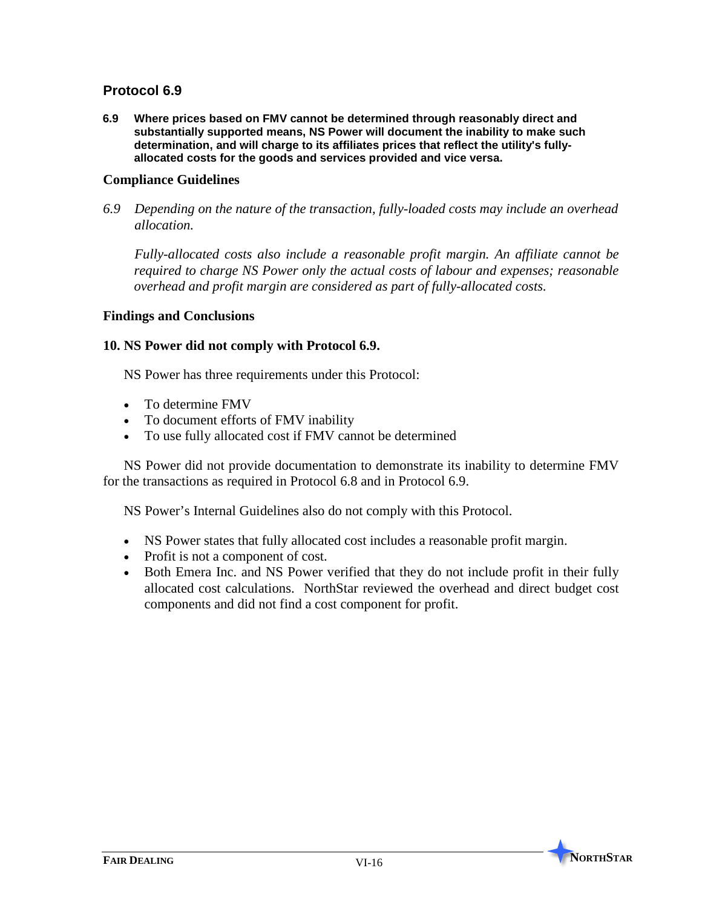## Protocol 6.9

**6.9 Where prices based on FMV cannot be determined through reasonably direct and substantially supported means, NS Power will document the inability to make such determination, and will charge to its affiliates prices that reflect the utility's fully-allocated costs for the goods and services provided and vice versa.**

### Compliance Guidelines

*6.9 Depending on the nature of the transaction, fully-loaded costs may include an overhead allocation.*

*Fully-allocated costs also include a reasonable profit margin. An affiliate cannot be required to charge NS Power only the actual costs of labour and expenses; reasonable overhead and profit margin are considered as part of fully-allocated costs.*

### Findings and Conclusions

**10. NS Power did not comply with Protocol 6.9.**

NS Power has three requirements under this Protocol:

- To determine FMV
- To document efforts of FMV inability
- To use fully allocated cost if FMV cannot be determined

NS Power did not provide documentation to demonstrate its inability to determine FMV for the transactions as required in Protocol 6.8 and in Protocol 6.9.

NS Power's Internal Guidelines also do not comply with this Protocol.

- NS Power states that fully allocated cost includes a reasonable profit margin.
- Profit is not a component of cost.
- Both Emera Inc. and NS Power verified that they do not include profit in their fully allocated cost calculations. NorthStar reviewed the overhead and direct budget cost components and did not find a cost component for profit.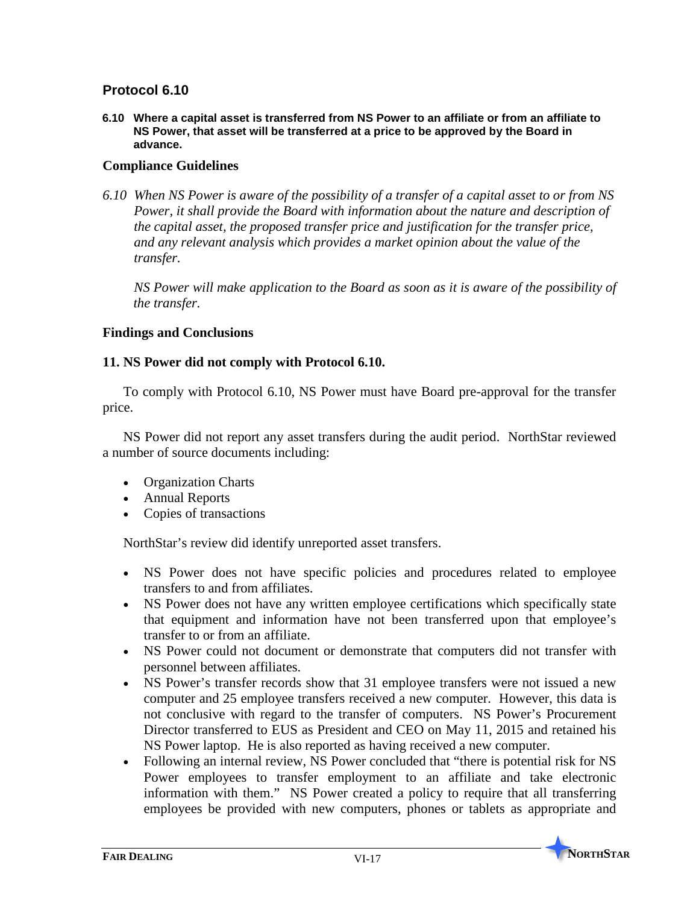## Protocol 6.10

**6.10 Where a capital asset is transferred from NS Power to an affiliate or from an affiliate to NS Power, that asset will be transferred at a price to be approved by the Board in advance.**

### Compliance Guidelines

*6.10 When NS Power is aware of the possibility of a transfer of a capital asset to or from NS Power, it shall provide the Board with information about the nature and description of the capital asset, the proposed transfer price and justification for the transfer price, and any relevant analysis which provides a market opinion about the value of the transfer.*

*NS Power will make application to the Board as soon as it is aware of the possibility of the transfer.*

### Findings and Conclusions

### 11. NS Power did not comply with Protocol 6.10.

To comply with Protocol 6.10, NS Power must have Board pre-approval for the transfer price.

NS Power did not report any asset transfers during the audit period. NorthStar reviewed a number of source documents including:

- Organization Charts
- Annual Reports
- Copies of transactions

NorthStar's review did identify unreported asset transfers.

- NS Power does not have specific policies and procedures related to employee transfers to and from affiliates.
- NS Power does not have any written employee certifications which specifically state that equipment and information have not been transferred upon that employee's transfer to or from an affiliate.
- NS Power could not document or demonstrate that computers did not transfer with personnel between affiliates.
- NS Power's transfer records show that 31 employee transfers were not issued a new computer and 25 employee transfers received a new computer. However, this data is not conclusive with regard to the transfer of computers. NS Power's Procurement Director transferred to EUS as President and CEO on May 11, 2015 and retained his NS Power laptop. He is also reported as having received a new computer.
- Following an internal review, NS Power concluded that "there is potential risk for NS Power employees to transfer employment to an affiliate and take electronic information with them." NS Power created a policy to require that all transferring employees be provided with new computers, phones or tablets as appropriate and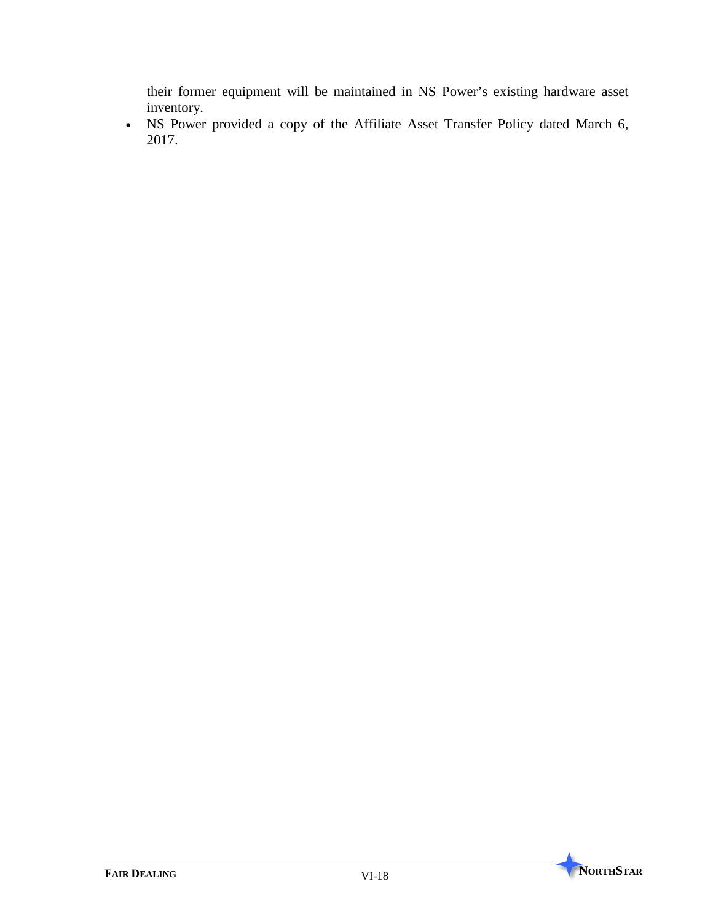their former equipment will be maintained in NS Power's existing hardware asset inventory.

- NS Power provided a copy of the Affiliate Asset Transfer Policy dated March 6, 2017.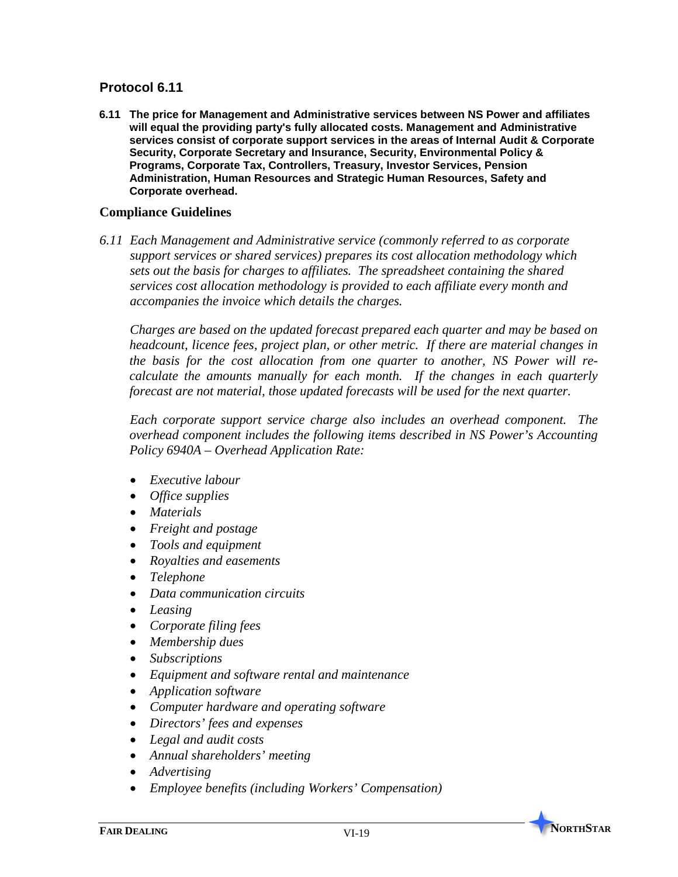## Protocol 6.11

**6.11 The price for Management and Administrative services between NS Power and affiliates will equal the providing party's fully allocated costs. Management and Administrative services consist of corporate support services in the areas of Internal Audit & Corporate Security, Corporate Secretary and Insurance, Security, Environmental Policy & Programs, Corporate Tax, Controllers, Treasury, Investor Services, Pension Administration, Human Resources and Strategic Human Resources, Safety and Corporate overhead.**

### Compliance Guidelines

*6.11 Each Management and Administrative service (commonly referred to as corporate support services or shared services) prepares its cost allocation methodology which sets out the basis for charges to affiliates. The spreadsheet containing the shared services cost allocation methodology is provided to each affiliate every month and accompanies the invoice which details the charges.*

*Charges are based on the updated forecast prepared each quarter and may be based on headcount, licence fees, project plan, or other metric. If there are material changes in the basis for the cost allocation from one quarter to another, NS Power will re-calculate the amounts manually for each month. If the changes in each quarterly forecast are not material, those updated forecasts will be used for the next quarter.*

*Each corporate support service charge also includes an overhead component. The overhead component includes the following items described in NS Power's Accounting Policy 6940A – Overhead Application Rate:*

- *Executive labour*
- *Office supplies*
- *Materials*
- *Freight and postage*
- *Tools and equipment*
- *Royalties and easements*
- *Telephone*
- *Data communication circuits*
- *Leasing*
- *Corporate filing fees*
- *Membership dues*
- *Subscriptions*
- *Equipment and software rental and maintenance*
- *Application software*
- *Computer hardware and operating software*
- *Directors' fees and expenses*
- *Legal and audit costs*
- *Annual shareholders' meeting*
- *Advertising*
- *Employee benefits (including Workers' Compensation)*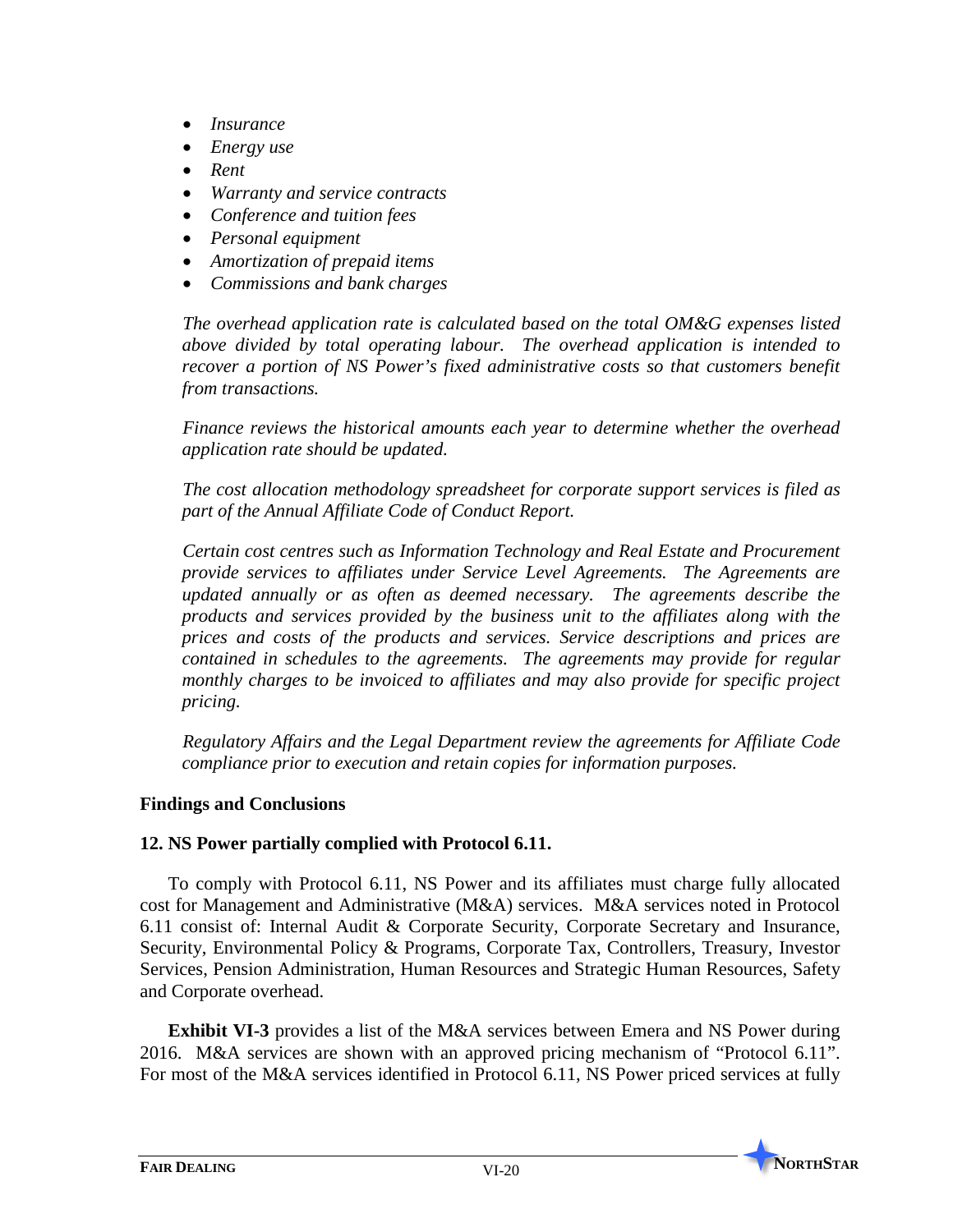- *Insurance*
- *Energy use*
- *Rent*
- *Warranty and service contracts*
- *Conference and tuition fees*
- *Personal equipment*
- *Amortization of prepaid items*
- *Commissions and bank charges*

*The overhead application rate is calculated based on the total OM&G expenses listed above divided by total operating labour. The overhead application is intended to recover a portion of NS Power's fixed administrative costs so that customers benefit from transactions.*

*Finance reviews the historical amounts each year to determine whether the overhead application rate should be updated.*

*The cost allocation methodology spreadsheet for corporate support services is filed as part of the Annual Affiliate Code of Conduct Report.*

*Certain cost centres such as Information Technology and Real Estate and Procurement provide services to affiliates under Service Level Agreements. The Agreements are updated annually or as often as deemed necessary. The agreements describe the products and services provided by the business unit to the affiliates along with the prices and costs of the products and services. Service descriptions and prices are contained in schedules to the agreements. The agreements may provide for regular monthly charges to be invoiced to affiliates and may also provide for specific project pricing.*

*Regulatory Affairs and the Legal Department review the agreements for Affiliate Code compliance prior to execution and retain copies for information purposes.*

### Findings and Conclusions

#### 12. NS Power partially complied with Protocol 6.11.

To comply with Protocol 6.11, NS Power and its affiliates must charge fully allocated cost for Management and Administrative (M&A) services. M&A services noted in Protocol 6.11 consist of: Internal Audit & Corporate Security, Corporate Secretary and Insurance, Security, Environmental Policy & Programs, Corporate Tax, Controllers, Treasury, Investor Services, Pension Administration, Human Resources and Strategic Human Resources, Safety and Corporate overhead.

**Exhibit VI-3** provides a list of the M&A services between Emera and NS Power during 2016. M&A services are shown with an approved pricing mechanism of "Protocol 6.11". For most of the M&A services identified in Protocol 6.11, NS Power priced services at fully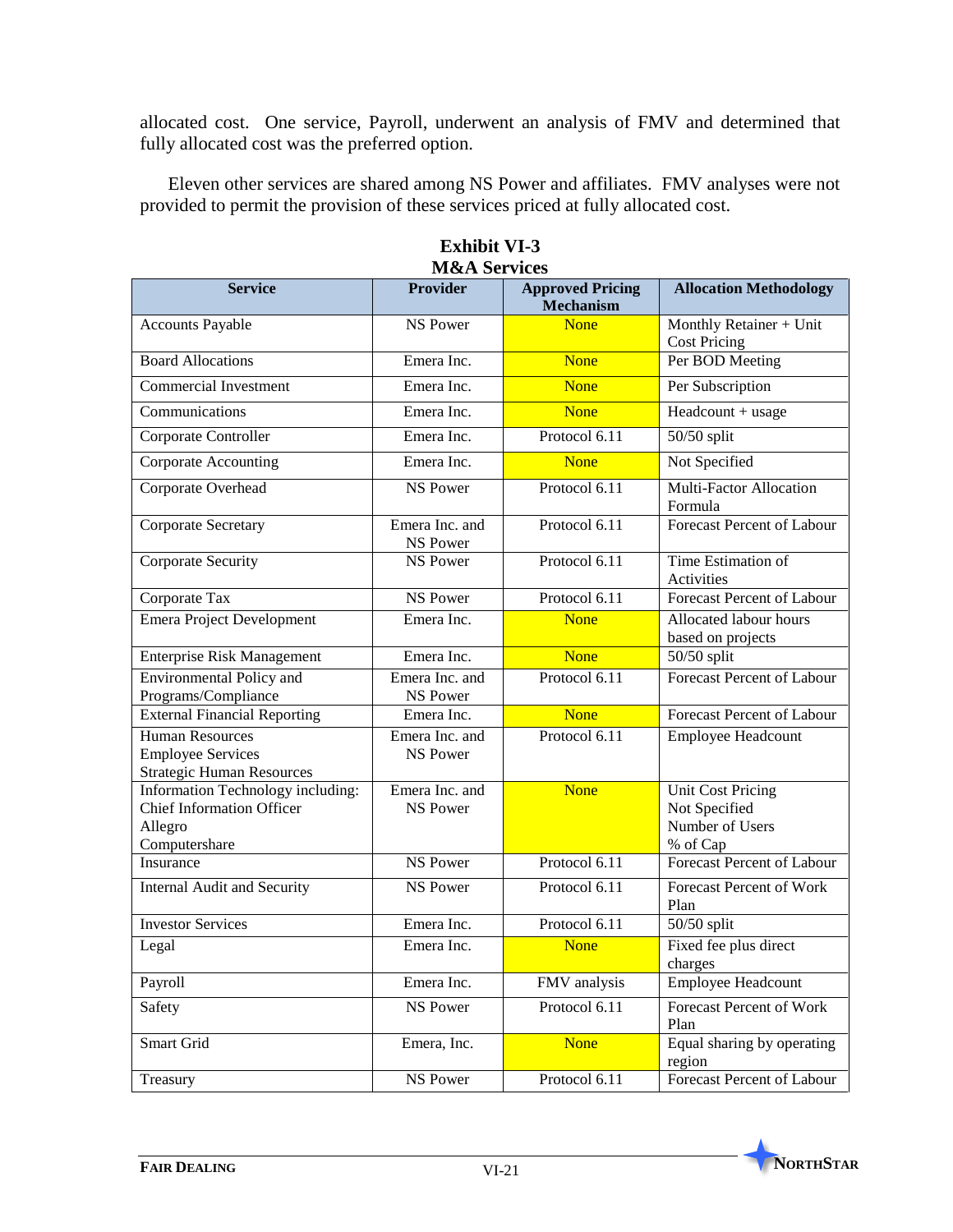allocated cost. One service, Payroll, underwent an analysis of FMV and determined that fully allocated cost was the preferred option.

Eleven other services are shared among NS Power and affiliates. FMV analyses were not provided to permit the provision of these services priced at fully allocated cost.

**Exhibit VI-3**
**M&A Services**

| Service | Provider | Approved Pricing Mechanism | Allocation Methodology |
|---|---|---|---|
| Accounts Payable | NS Power | None | Monthly Retainer + Unit Cost Pricing |
| Board Allocations | Emera Inc. | None | Per BOD Meeting |
| Commercial Investment | Emera Inc. | None | Per Subscription |
| Communications | Emera Inc. | None | Headcount + usage |
| Corporate Controller | Emera Inc. | Protocol 6.11 | 50/50 split |
| Corporate Accounting | Emera Inc. | None | Not Specified |
| Corporate Overhead | NS Power | Protocol 6.11 | Multi-Factor Allocation Formula |
| Corporate Secretary | Emera Inc. and NS Power | Protocol 6.11 | Forecast Percent of Labour |
| Corporate Security | NS Power | Protocol 6.11 | Time Estimation of Activities |
| Corporate Tax | NS Power | Protocol 6.11 | Forecast Percent of Labour |
| Emera Project Development | Emera Inc. | None | Allocated labour hours based on projects |
| Enterprise Risk Management | Emera Inc. | None | 50/50 split |
| Environmental Policy and Programs/Compliance | Emera Inc. and NS Power | Protocol 6.11 | Forecast Percent of Labour |
| External Financial Reporting | Emera Inc. | None | Forecast Percent of Labour |
| Human Resources<br>Employee Services<br>Strategic Human Resources | Emera Inc. and NS Power | Protocol 6.11 | Employee Headcount |
| Information Technology including:<br>Chief Information Officer<br>Allegro<br>Computershare | Emera Inc. and NS Power | None | Unit Cost Pricing<br>Not Specified<br>Number of Users<br>% of Cap |
| Insurance | NS Power | Protocol 6.11 | Forecast Percent of Labour |
| Internal Audit and Security | NS Power | Protocol 6.11 | Forecast Percent of Work Plan |
| Investor Services | Emera Inc. | Protocol 6.11 | 50/50 split |
| Legal | Emera Inc. | None | Fixed fee plus direct charges |
| Payroll | Emera Inc. | FMV analysis | Employee Headcount |
| Safety | NS Power | Protocol 6.11 | Forecast Percent of Work Plan |
| Smart Grid | Emera, Inc. | None | Equal sharing by operating region |
| Treasury | NS Power | Protocol 6.11 | Forecast Percent of Labour |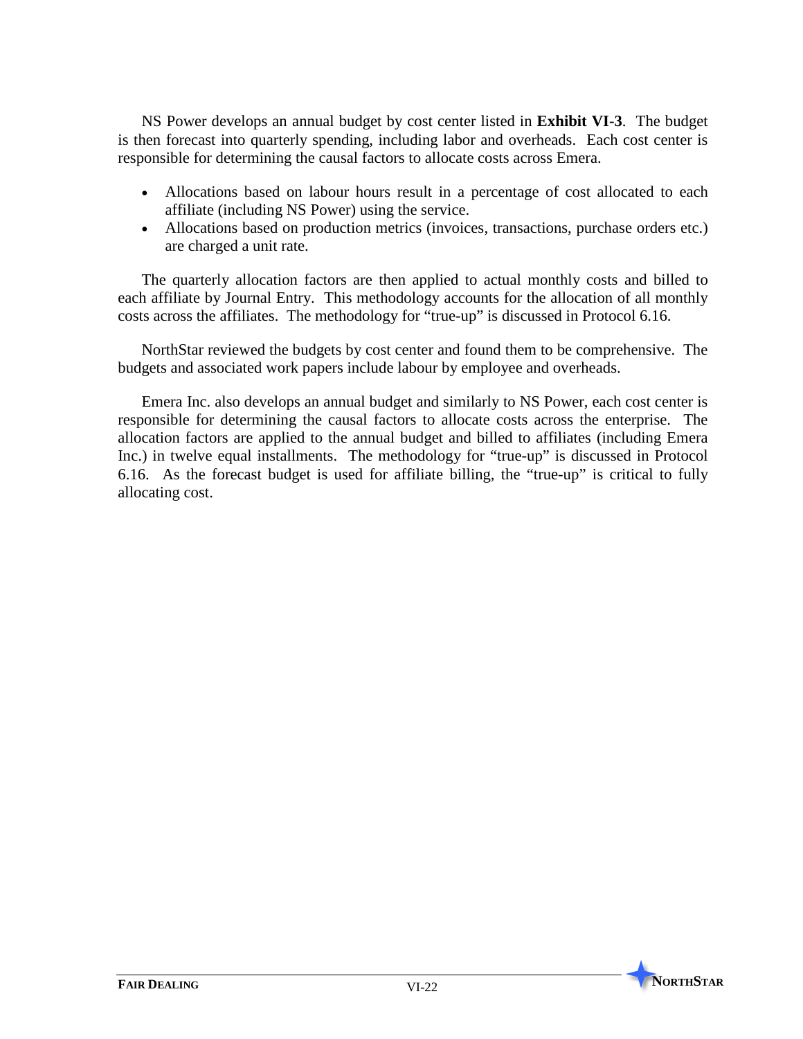NS Power develops an annual budget by cost center listed in **Exhibit VI-3**. The budget is then forecast into quarterly spending, including labor and overheads. Each cost center is responsible for determining the causal factors to allocate costs across Emera.

- Allocations based on labour hours result in a percentage of cost allocated to each affiliate (including NS Power) using the service.
- Allocations based on production metrics (invoices, transactions, purchase orders etc.) are charged a unit rate.

The quarterly allocation factors are then applied to actual monthly costs and billed to each affiliate by Journal Entry. This methodology accounts for the allocation of all monthly costs across the affiliates. The methodology for "true-up" is discussed in Protocol 6.16.

NorthStar reviewed the budgets by cost center and found them to be comprehensive. The budgets and associated work papers include labour by employee and overheads.

Emera Inc. also develops an annual budget and similarly to NS Power, each cost center is responsible for determining the causal factors to allocate costs across the enterprise. The allocation factors are applied to the annual budget and billed to affiliates (including Emera Inc.) in twelve equal installments. The methodology for "true-up" is discussed in Protocol 6.16. As the forecast budget is used for affiliate billing, the "true-up" is critical to fully allocating cost.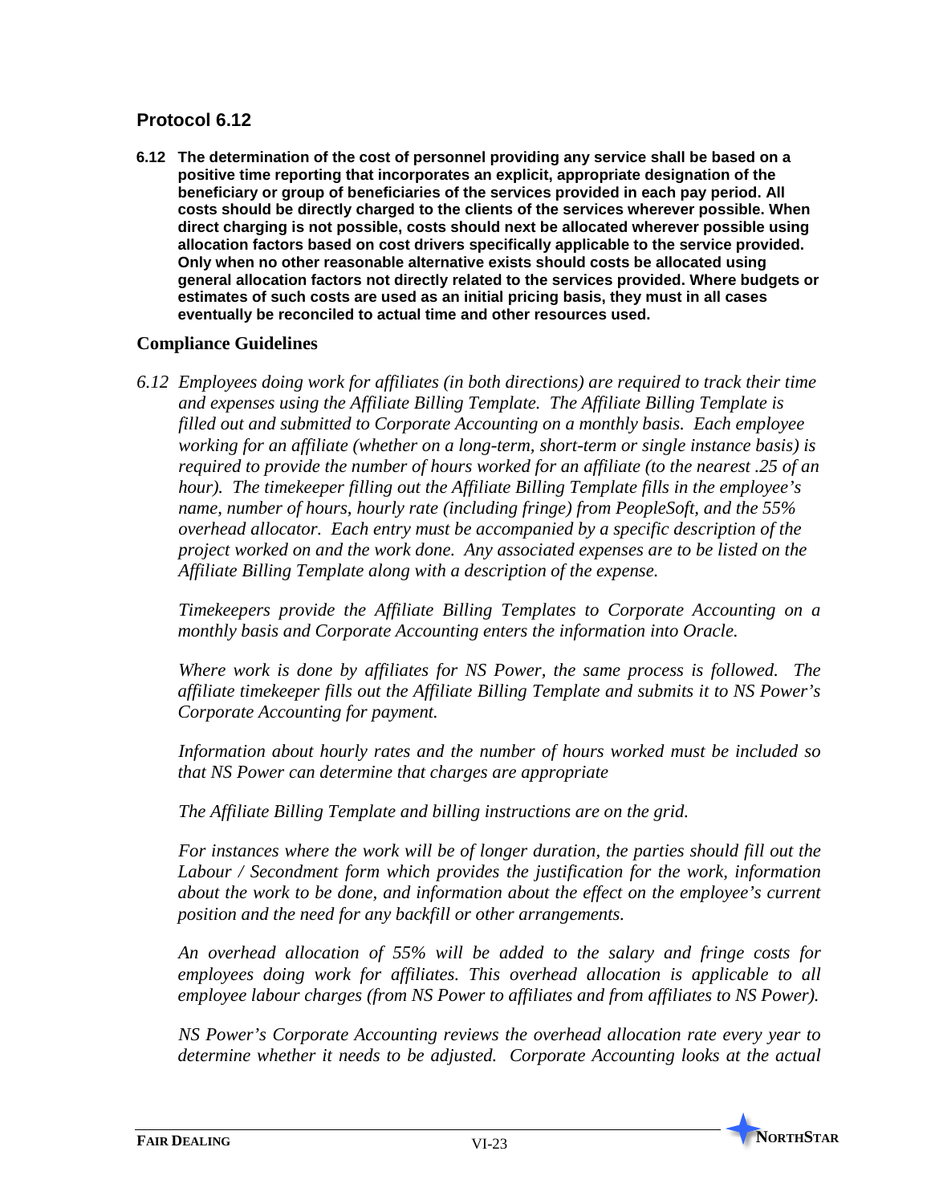## Protocol 6.12

**6.12 The determination of the cost of personnel providing any service shall be based on a positive time reporting that incorporates an explicit, appropriate designation of the beneficiary or group of beneficiaries of the services provided in each pay period. All costs should be directly charged to the clients of the services wherever possible. When direct charging is not possible, costs should next be allocated wherever possible using allocation factors based on cost drivers specifically applicable to the service provided. Only when no other reasonable alternative exists should costs be allocated using general allocation factors not directly related to the services provided. Where budgets or estimates of such costs are used as an initial pricing basis, they must in all cases eventually be reconciled to actual time and other resources used.**

### Compliance Guidelines

*6.12 Employees doing work for affiliates (in both directions) are required to track their time and expenses using the Affiliate Billing Template. The Affiliate Billing Template is filled out and submitted to Corporate Accounting on a monthly basis. Each employee working for an affiliate (whether on a long-term, short-term or single instance basis) is required to provide the number of hours worked for an affiliate (to the nearest .25 of an hour). The timekeeper filling out the Affiliate Billing Template fills in the employee's name, number of hours, hourly rate (including fringe) from PeopleSoft, and the 55% overhead allocator. Each entry must be accompanied by a specific description of the project worked on and the work done. Any associated expenses are to be listed on the Affiliate Billing Template along with a description of the expense.*

*Timekeepers provide the Affiliate Billing Templates to Corporate Accounting on a monthly basis and Corporate Accounting enters the information into Oracle.*

*Where work is done by affiliates for NS Power, the same process is followed. The affiliate timekeeper fills out the Affiliate Billing Template and submits it to NS Power's Corporate Accounting for payment.*

*Information about hourly rates and the number of hours worked must be included so that NS Power can determine that charges are appropriate*

*The Affiliate Billing Template and billing instructions are on the grid.*

*For instances where the work will be of longer duration, the parties should fill out the Labour / Secondment form which provides the justification for the work, information about the work to be done, and information about the effect on the employee's current position and the need for any backfill or other arrangements.*

*An overhead allocation of 55% will be added to the salary and fringe costs for employees doing work for affiliates. This overhead allocation is applicable to all employee labour charges (from NS Power to affiliates and from affiliates to NS Power).*

*NS Power's Corporate Accounting reviews the overhead allocation rate every year to determine whether it needs to be adjusted. Corporate Accounting looks at the actual*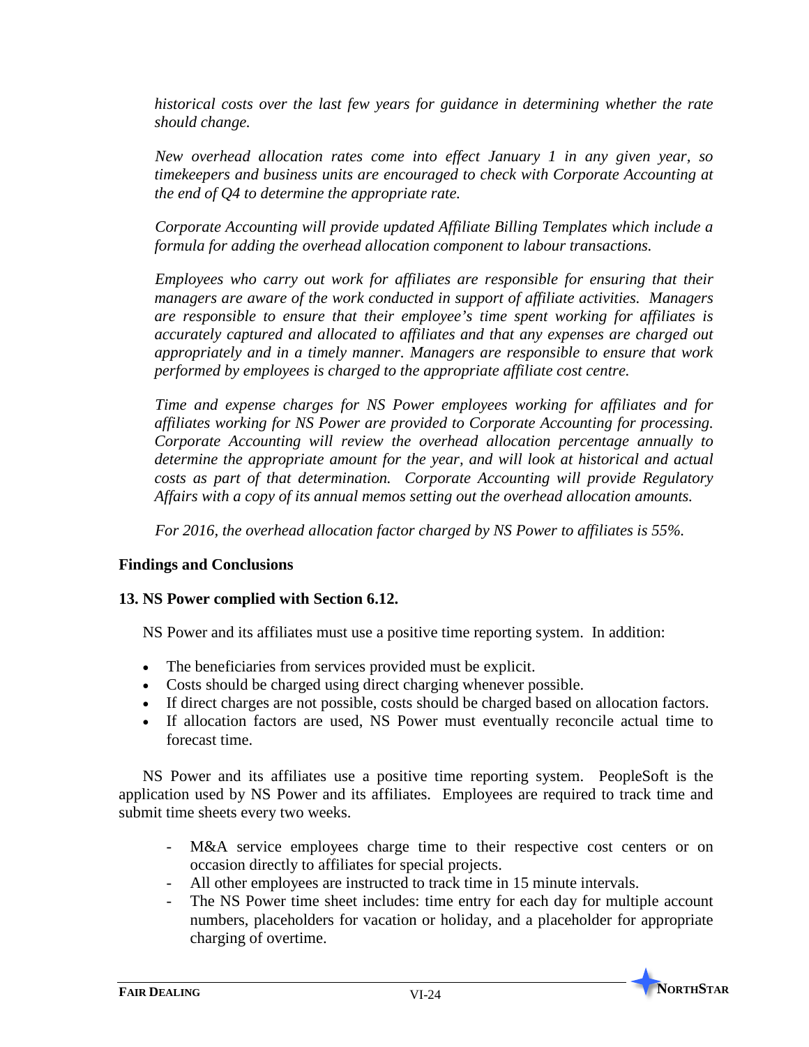*historical costs over the last few years for guidance in determining whether the rate should change.*

*New overhead allocation rates come into effect January 1 in any given year, so timekeepers and business units are encouraged to check with Corporate Accounting at the end of Q4 to determine the appropriate rate.*

*Corporate Accounting will provide updated Affiliate Billing Templates which include a formula for adding the overhead allocation component to labour transactions.*

*Employees who carry out work for affiliates are responsible for ensuring that their managers are aware of the work conducted in support of affiliate activities. Managers are responsible to ensure that their employee's time spent working for affiliates is accurately captured and allocated to affiliates and that any expenses are charged out appropriately and in a timely manner. Managers are responsible to ensure that work performed by employees is charged to the appropriate affiliate cost centre.*

*Time and expense charges for NS Power employees working for affiliates and for affiliates working for NS Power are provided to Corporate Accounting for processing. Corporate Accounting will review the overhead allocation percentage annually to determine the appropriate amount for the year, and will look at historical and actual costs as part of that determination. Corporate Accounting will provide Regulatory Affairs with a copy of its annual memos setting out the overhead allocation amounts.*

*For 2016, the overhead allocation factor charged by NS Power to affiliates is 55%.*

### Findings and Conclusions

#### 13. NS Power complied with Section 6.12.

NS Power and its affiliates must use a positive time reporting system. In addition:

- The beneficiaries from services provided must be explicit.
- Costs should be charged using direct charging whenever possible.
- If direct charges are not possible, costs should be charged based on allocation factors.
- If allocation factors are used, NS Power must eventually reconcile actual time to forecast time.

NS Power and its affiliates use a positive time reporting system. PeopleSoft is the application used by NS Power and its affiliates. Employees are required to track time and submit time sheets every two weeks.

- M&A service employees charge time to their respective cost centers or on occasion directly to affiliates for special projects.
- All other employees are instructed to track time in 15 minute intervals.
- The NS Power time sheet includes: time entry for each day for multiple account numbers, placeholders for vacation or holiday, and a placeholder for appropriate charging of overtime.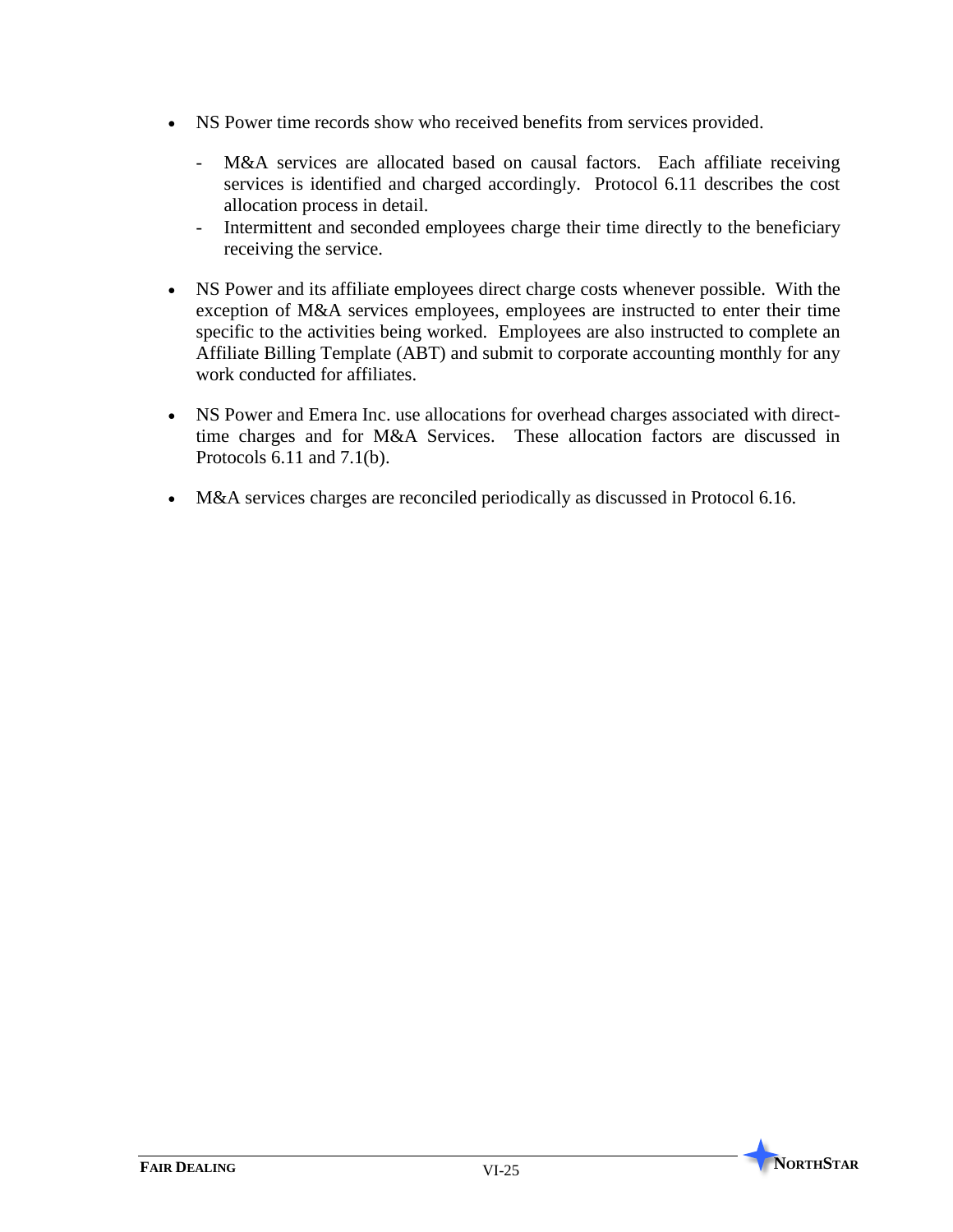- NS Power time records show who received benefits from services provided.
  - M&A services are allocated based on causal factors. Each affiliate receiving services is identified and charged accordingly. Protocol 6.11 describes the cost allocation process in detail.
  - Intermittent and seconded employees charge their time directly to the beneficiary receiving the service.

- NS Power and its affiliate employees direct charge costs whenever possible. With the exception of M&A services employees, employees are instructed to enter their time specific to the activities being worked. Employees are also instructed to complete an Affiliate Billing Template (ABT) and submit to corporate accounting monthly for any work conducted for affiliates.

- NS Power and Emera Inc. use allocations for overhead charges associated with direct-time charges and for M&A Services. These allocation factors are discussed in Protocols 6.11 and 7.1(b).

- M&A services charges are reconciled periodically as discussed in Protocol 6.16.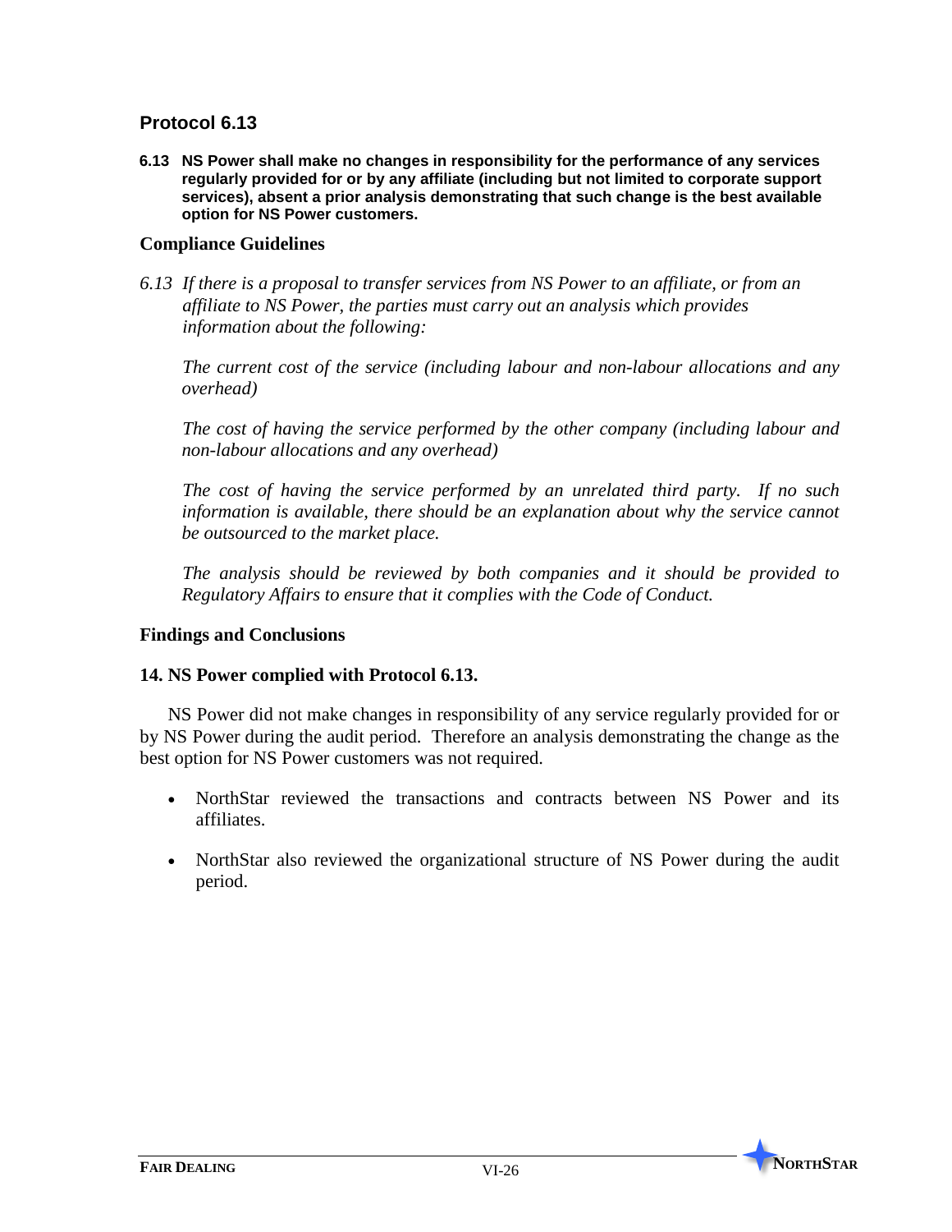## Protocol 6.13

**6.13 NS Power shall make no changes in responsibility for the performance of any services regularly provided for or by any affiliate (including but not limited to corporate support services), absent a prior analysis demonstrating that such change is the best available option for NS Power customers.**

### Compliance Guidelines

*6.13 If there is a proposal to transfer services from NS Power to an affiliate, or from an affiliate to NS Power, the parties must carry out an analysis which provides information about the following:*

*The current cost of the service (including labour and non-labour allocations and any overhead)*

*The cost of having the service performed by the other company (including labour and non-labour allocations and any overhead)*

*The cost of having the service performed by an unrelated third party. If no such information is available, there should be an explanation about why the service cannot be outsourced to the market place.*

*The analysis should be reviewed by both companies and it should be provided to Regulatory Affairs to ensure that it complies with the Code of Conduct.*

### Findings and Conclusions

**14. NS Power complied with Protocol 6.13.**

NS Power did not make changes in responsibility of any service regularly provided for or by NS Power during the audit period. Therefore an analysis demonstrating the change as the best option for NS Power customers was not required.

- NorthStar reviewed the transactions and contracts between NS Power and its affiliates.
- NorthStar also reviewed the organizational structure of NS Power during the audit period.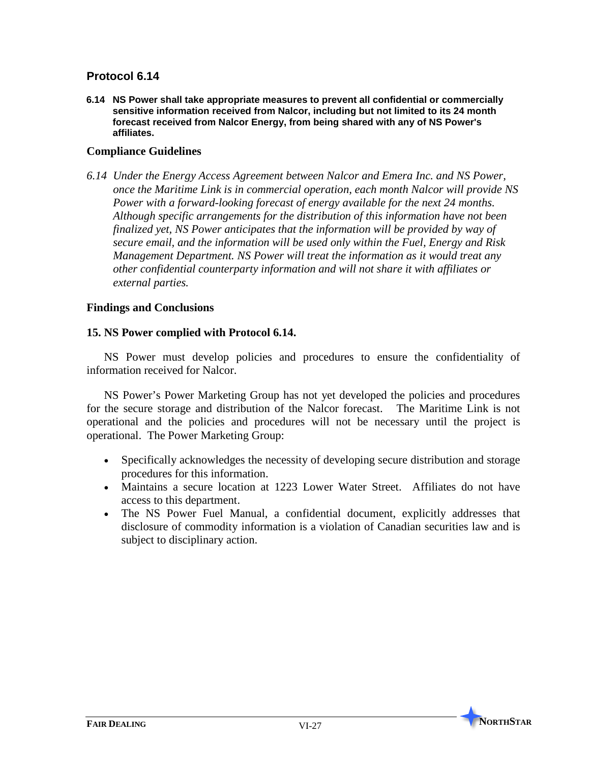## Protocol 6.14

**6.14 NS Power shall take appropriate measures to prevent all confidential or commercially sensitive information received from Nalcor, including but not limited to its 24 month forecast received from Nalcor Energy, from being shared with any of NS Power's affiliates.**

### Compliance Guidelines

*6.14 Under the Energy Access Agreement between Nalcor and Emera Inc. and NS Power, once the Maritime Link is in commercial operation, each month Nalcor will provide NS Power with a forward-looking forecast of energy available for the next 24 months. Although specific arrangements for the distribution of this information have not been finalized yet, NS Power anticipates that the information will be provided by way of secure email, and the information will be used only within the Fuel, Energy and Risk Management Department. NS Power will treat the information as it would treat any other confidential counterparty information and will not share it with affiliates or external parties.*

### Findings and Conclusions

**15. NS Power complied with Protocol 6.14.**

NS Power must develop policies and procedures to ensure the confidentiality of information received for Nalcor.

NS Power's Power Marketing Group has not yet developed the policies and procedures for the secure storage and distribution of the Nalcor forecast. The Maritime Link is not operational and the policies and procedures will not be necessary until the project is operational. The Power Marketing Group:

- Specifically acknowledges the necessity of developing secure distribution and storage procedures for this information.
- Maintains a secure location at 1223 Lower Water Street. Affiliates do not have access to this department.
- The NS Power Fuel Manual, a confidential document, explicitly addresses that disclosure of commodity information is a violation of Canadian securities law and is subject to disciplinary action.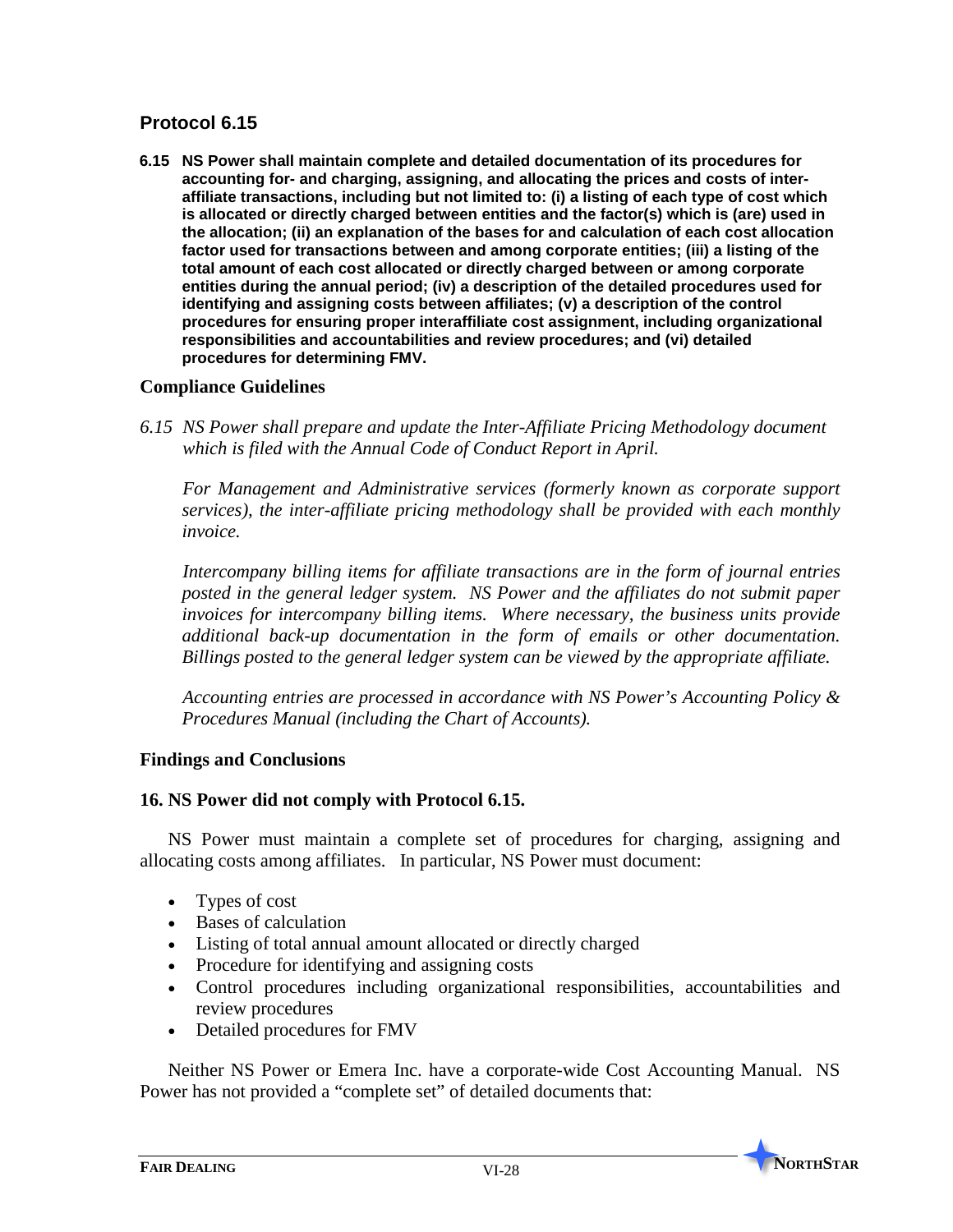## Protocol 6.15

**6.15 NS Power shall maintain complete and detailed documentation of its procedures for accounting for- and charging, assigning, and allocating the prices and costs of inter-affiliate transactions, including but not limited to: (i) a listing of each type of cost which is allocated or directly charged between entities and the factor(s) which is (are) used in the allocation; (ii) an explanation of the bases for and calculation of each cost allocation factor used for transactions between and among corporate entities; (iii) a listing of the total amount of each cost allocated or directly charged between or among corporate entities during the annual period; (iv) a description of the detailed procedures used for identifying and assigning costs between affiliates; (v) a description of the control procedures for ensuring proper interaffiliate cost assignment, including organizational responsibilities and accountabilities and review procedures; and (vi) detailed procedures for determining FMV.**

### Compliance Guidelines

*6.15 NS Power shall prepare and update the Inter-Affiliate Pricing Methodology document which is filed with the Annual Code of Conduct Report in April.*

*For Management and Administrative services (formerly known as corporate support services), the inter-affiliate pricing methodology shall be provided with each monthly invoice.*

*Intercompany billing items for affiliate transactions are in the form of journal entries posted in the general ledger system. NS Power and the affiliates do not submit paper invoices for intercompany billing items. Where necessary, the business units provide additional back-up documentation in the form of emails or other documentation. Billings posted to the general ledger system can be viewed by the appropriate affiliate.*

*Accounting entries are processed in accordance with NS Power's Accounting Policy & Procedures Manual (including the Chart of Accounts).*

### Findings and Conclusions

**16. NS Power did not comply with Protocol 6.15.**

NS Power must maintain a complete set of procedures for charging, assigning and allocating costs among affiliates. In particular, NS Power must document:

- Types of cost
- Bases of calculation
- Listing of total annual amount allocated or directly charged
- Procedure for identifying and assigning costs
- Control procedures including organizational responsibilities, accountabilities and review procedures
- Detailed procedures for FMV

Neither NS Power or Emera Inc. have a corporate-wide Cost Accounting Manual. NS Power has not provided a "complete set" of detailed documents that: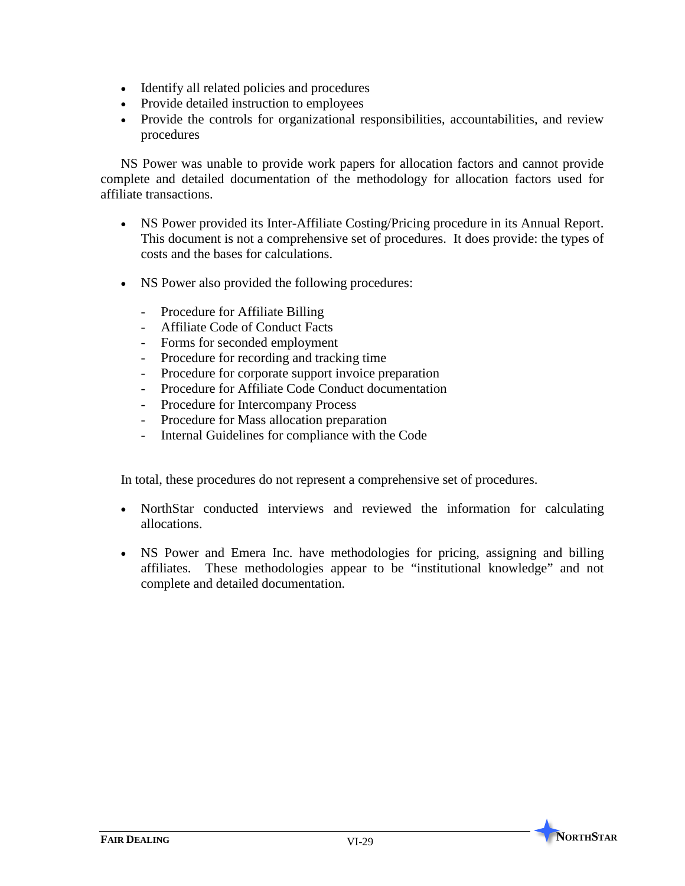- Identify all related policies and procedures
- Provide detailed instruction to employees
- Provide the controls for organizational responsibilities, accountabilities, and review procedures

NS Power was unable to provide work papers for allocation factors and cannot provide complete and detailed documentation of the methodology for allocation factors used for affiliate transactions.

- NS Power provided its Inter-Affiliate Costing/Pricing procedure in its Annual Report. This document is not a comprehensive set of procedures. It does provide: the types of costs and the bases for calculations.

- NS Power also provided the following procedures:

  - Procedure for Affiliate Billing
  - Affiliate Code of Conduct Facts
  - Forms for seconded employment
  - Procedure for recording and tracking time
  - Procedure for corporate support invoice preparation
  - Procedure for Affiliate Code Conduct documentation
  - Procedure for Intercompany Process
  - Procedure for Mass allocation preparation
  - Internal Guidelines for compliance with the Code

In total, these procedures do not represent a comprehensive set of procedures.

- NorthStar conducted interviews and reviewed the information for calculating allocations.

- NS Power and Emera Inc. have methodologies for pricing, assigning and billing affiliates. These methodologies appear to be "institutional knowledge" and not complete and detailed documentation.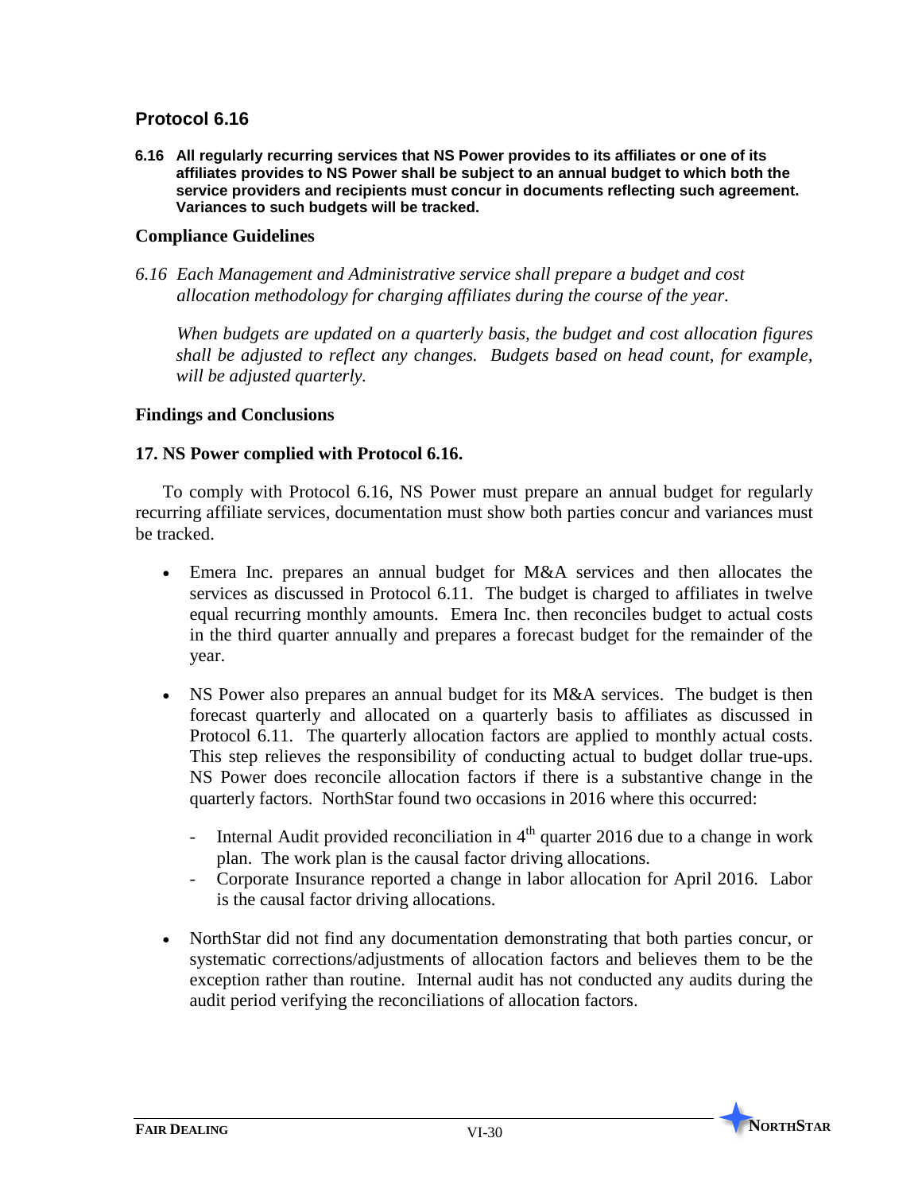## Protocol 6.16

**6.16 All regularly recurring services that NS Power provides to its affiliates or one of its affiliates provides to NS Power shall be subject to an annual budget to which both the service providers and recipients must concur in documents reflecting such agreement. Variances to such budgets will be tracked.**

### Compliance Guidelines

*6.16 Each Management and Administrative service shall prepare a budget and cost allocation methodology for charging affiliates during the course of the year.*

*When budgets are updated on a quarterly basis, the budget and cost allocation figures shall be adjusted to reflect any changes. Budgets based on head count, for example, will be adjusted quarterly.*

### Findings and Conclusions

**17. NS Power complied with Protocol 6.16.**

To comply with Protocol 6.16, NS Power must prepare an annual budget for regularly recurring affiliate services, documentation must show both parties concur and variances must be tracked.

- Emera Inc. prepares an annual budget for M&A services and then allocates the services as discussed in Protocol 6.11. The budget is charged to affiliates in twelve equal recurring monthly amounts. Emera Inc. then reconciles budget to actual costs in the third quarter annually and prepares a forecast budget for the remainder of the year.
- NS Power also prepares an annual budget for its M&A services. The budget is then forecast quarterly and allocated on a quarterly basis to affiliates as discussed in Protocol 6.11. The quarterly allocation factors are applied to monthly actual costs. This step relieves the responsibility of conducting actual to budget dollar true-ups. NS Power does reconcile allocation factors if there is a substantive change in the quarterly factors. NorthStar found two occasions in 2016 where this occurred:
  - Internal Audit provided reconciliation in 4th quarter 2016 due to a change in work plan. The work plan is the causal factor driving allocations.
  - Corporate Insurance reported a change in labor allocation for April 2016. Labor is the causal factor driving allocations.
- NorthStar did not find any documentation demonstrating that both parties concur, or systematic corrections/adjustments of allocation factors and believes them to be the exception rather than routine. Internal audit has not conducted any audits during the audit period verifying the reconciliations of allocation factors.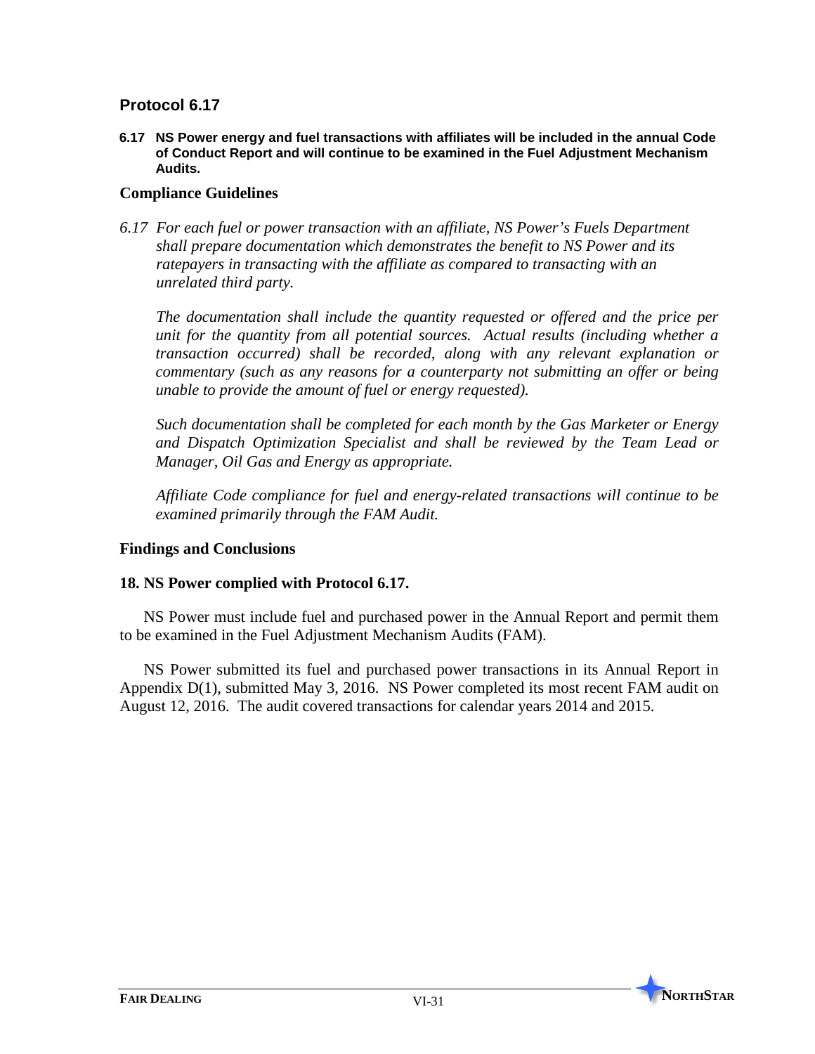## Protocol 6.17

**6.17 NS Power energy and fuel transactions with affiliates will be included in the annual Code of Conduct Report and will continue to be examined in the Fuel Adjustment Mechanism Audits.**

### Compliance Guidelines

*6.17 For each fuel or power transaction with an affiliate, NS Power's Fuels Department shall prepare documentation which demonstrates the benefit to NS Power and its ratepayers in transacting with the affiliate as compared to transacting with an unrelated third party.*

*The documentation shall include the quantity requested or offered and the price per unit for the quantity from all potential sources. Actual results (including whether a transaction occurred) shall be recorded, along with any relevant explanation or commentary (such as any reasons for a counterparty not submitting an offer or being unable to provide the amount of fuel or energy requested).*

*Such documentation shall be completed for each month by the Gas Marketer or Energy and Dispatch Optimization Specialist and shall be reviewed by the Team Lead or Manager, Oil Gas and Energy as appropriate.*

*Affiliate Code compliance for fuel and energy-related transactions will continue to be examined primarily through the FAM Audit.*

### Findings and Conclusions

**18. NS Power complied with Protocol 6.17.**

NS Power must include fuel and purchased power in the Annual Report and permit them to be examined in the Fuel Adjustment Mechanism Audits (FAM).

NS Power submitted its fuel and purchased power transactions in its Annual Report in Appendix D(1), submitted May 3, 2016. NS Power completed its most recent FAM audit on August 12, 2016. The audit covered transactions for calendar years 2014 and 2015.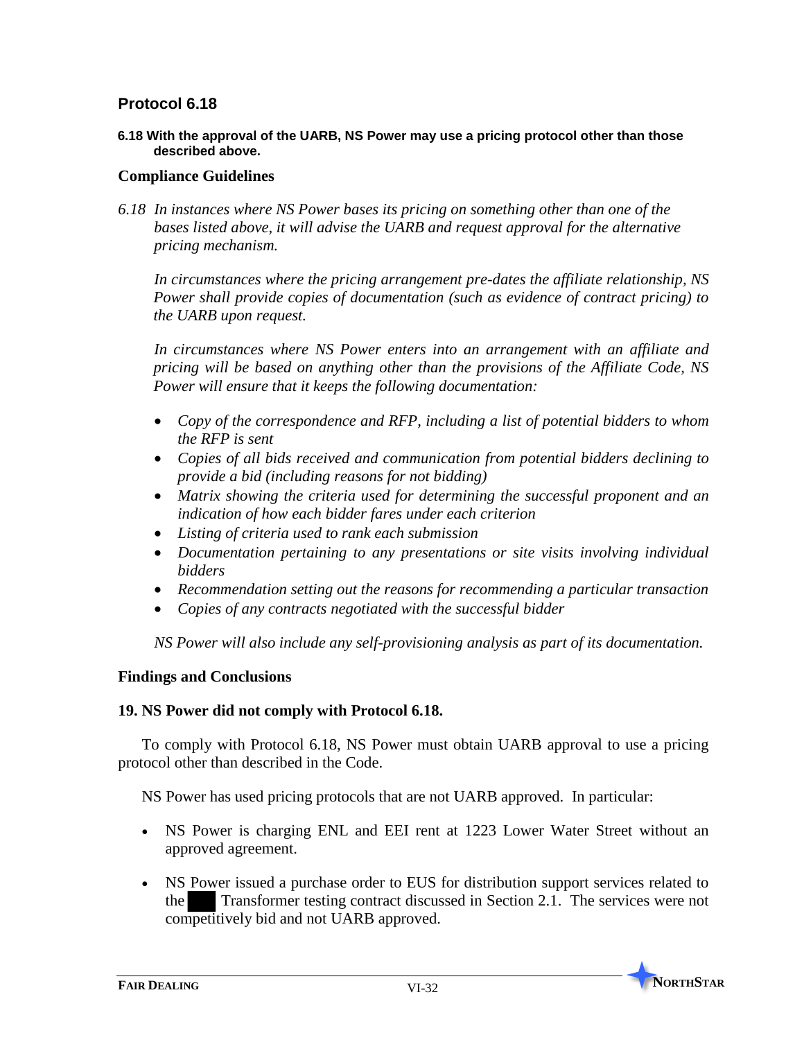## Protocol 6.18

**6.18 With the approval of the UARB, NS Power may use a pricing protocol other than those described above.**

### Compliance Guidelines

*6.18 In instances where NS Power bases its pricing on something other than one of the bases listed above, it will advise the UARB and request approval for the alternative pricing mechanism.*

*In circumstances where the pricing arrangement pre-dates the affiliate relationship, NS Power shall provide copies of documentation (such as evidence of contract pricing) to the UARB upon request.*

*In circumstances where NS Power enters into an arrangement with an affiliate and pricing will be based on anything other than the provisions of the Affiliate Code, NS Power will ensure that it keeps the following documentation:*

- *Copy of the correspondence and RFP, including a list of potential bidders to whom the RFP is sent*
- *Copies of all bids received and communication from potential bidders declining to provide a bid (including reasons for not bidding)*
- *Matrix showing the criteria used for determining the successful proponent and an indication of how each bidder fares under each criterion*
- *Listing of criteria used to rank each submission*
- *Documentation pertaining to any presentations or site visits involving individual bidders*
- *Recommendation setting out the reasons for recommending a particular transaction*
- *Copies of any contracts negotiated with the successful bidder*

*NS Power will also include any self-provisioning analysis as part of its documentation.*

### Findings and Conclusions

**19. NS Power did not comply with Protocol 6.18.**

To comply with Protocol 6.18, NS Power must obtain UARB approval to use a pricing protocol other than described in the Code.

NS Power has used pricing protocols that are not UARB approved. In particular:

- NS Power is charging ENL and EEI rent at 1223 Lower Water Street without an approved agreement.
- NS Power issued a purchase order to EUS for distribution support services related to the ███ Transformer testing contract discussed in Section 2.1. The services were not competitively bid and not UARB approved.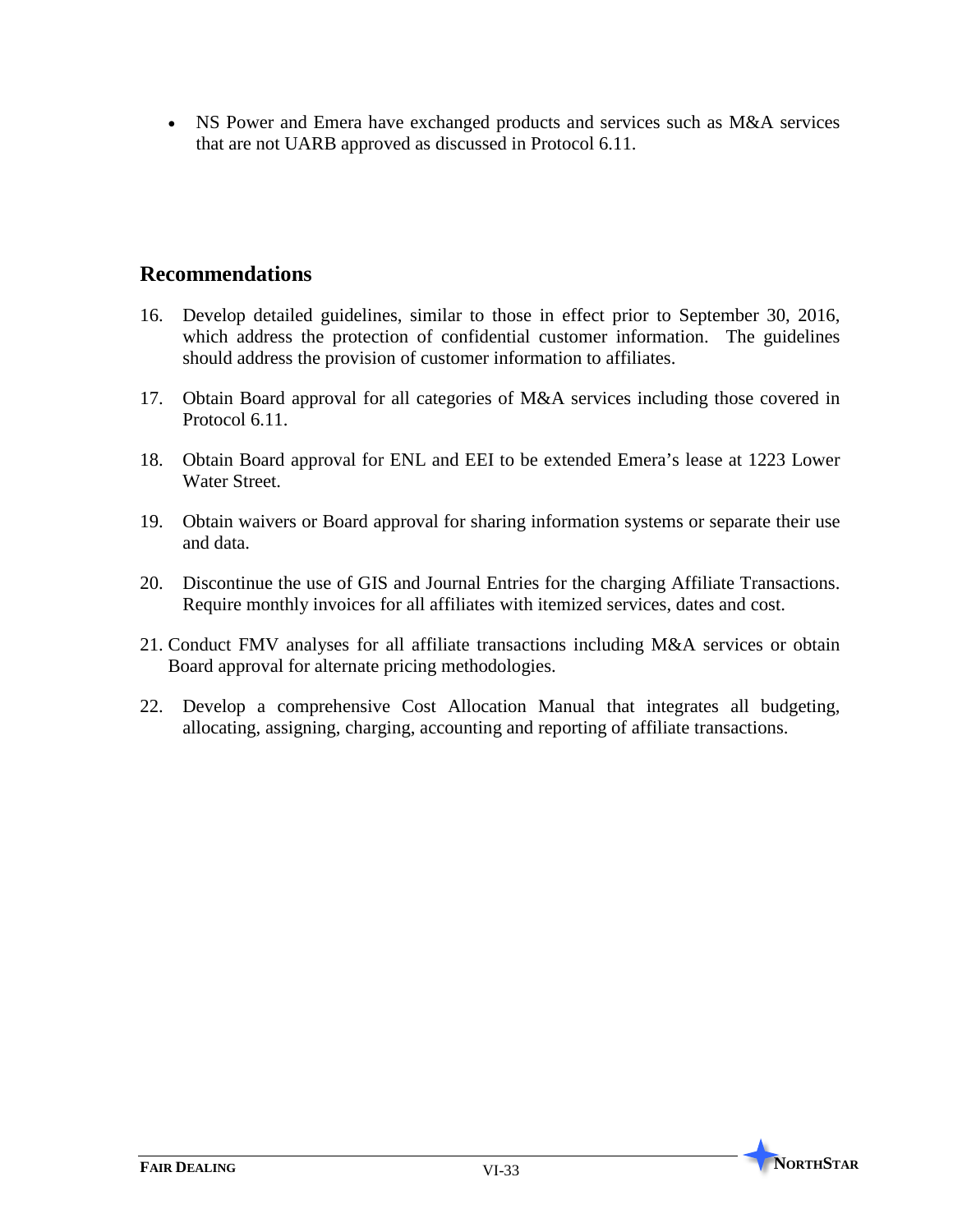- NS Power and Emera have exchanged products and services such as M&A services that are not UARB approved as discussed in Protocol 6.11.

## Recommendations

16. Develop detailed guidelines, similar to those in effect prior to September 30, 2016, which address the protection of confidential customer information. The guidelines should address the provision of customer information to affiliates.

17. Obtain Board approval for all categories of M&A services including those covered in Protocol 6.11.

18. Obtain Board approval for ENL and EEI to be extended Emera's lease at 1223 Lower Water Street.

19. Obtain waivers or Board approval for sharing information systems or separate their use and data.

20. Discontinue the use of GIS and Journal Entries for the charging Affiliate Transactions. Require monthly invoices for all affiliates with itemized services, dates and cost.

21. Conduct FMV analyses for all affiliate transactions including M&A services or obtain Board approval for alternate pricing methodologies.

22. Develop a comprehensive Cost Allocation Manual that integrates all budgeting, allocating, assigning, charging, accounting and reporting of affiliate transactions.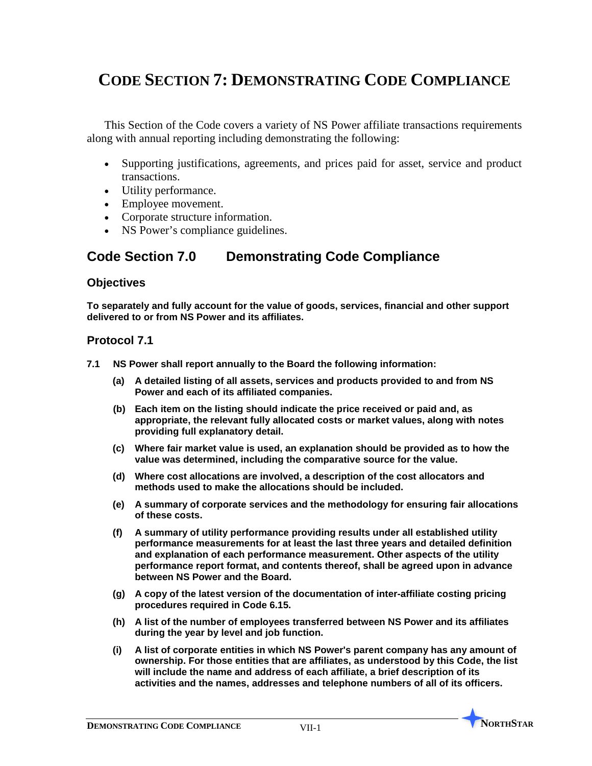# CODE SECTION 7: DEMONSTRATING CODE COMPLIANCE

This Section of the Code covers a variety of NS Power affiliate transactions requirements along with annual reporting including demonstrating the following:

- Supporting justifications, agreements, and prices paid for asset, service and product transactions.
- Utility performance.
- Employee movement.
- Corporate structure information.
- NS Power's compliance guidelines.

## Code Section 7.0 Demonstrating Code Compliance

### Objectives

**To separately and fully account for the value of goods, services, financial and other support delivered to or from NS Power and its affiliates.**

### Protocol 7.1

**7.1 NS Power shall report annually to the Board the following information:**

**(a) A detailed listing of all assets, services and products provided to and from NS Power and each of its affiliated companies.**

**(b) Each item on the listing should indicate the price received or paid and, as appropriate, the relevant fully allocated costs or market values, along with notes providing full explanatory detail.**

**(c) Where fair market value is used, an explanation should be provided as to how the value was determined, including the comparative source for the value.**

**(d) Where cost allocations are involved, a description of the cost allocators and methods used to make the allocations should be included.**

**(e) A summary of corporate services and the methodology for ensuring fair allocations of these costs.**

**(f) A summary of utility performance providing results under all established utility performance measurements for at least the last three years and detailed definition and explanation of each performance measurement. Other aspects of the utility performance report format, and contents thereof, shall be agreed upon in advance between NS Power and the Board.**

**(g) A copy of the latest version of the documentation of inter-affiliate costing pricing procedures required in Code 6.15.**

**(h) A list of the number of employees transferred between NS Power and its affiliates during the year by level and job function.**

**(i) A list of corporate entities in which NS Power's parent company has any amount of ownership. For those entities that are affiliates, as understood by this Code, the list will include the name and address of each affiliate, a brief description of its activities and the names, addresses and telephone numbers of all of its officers.**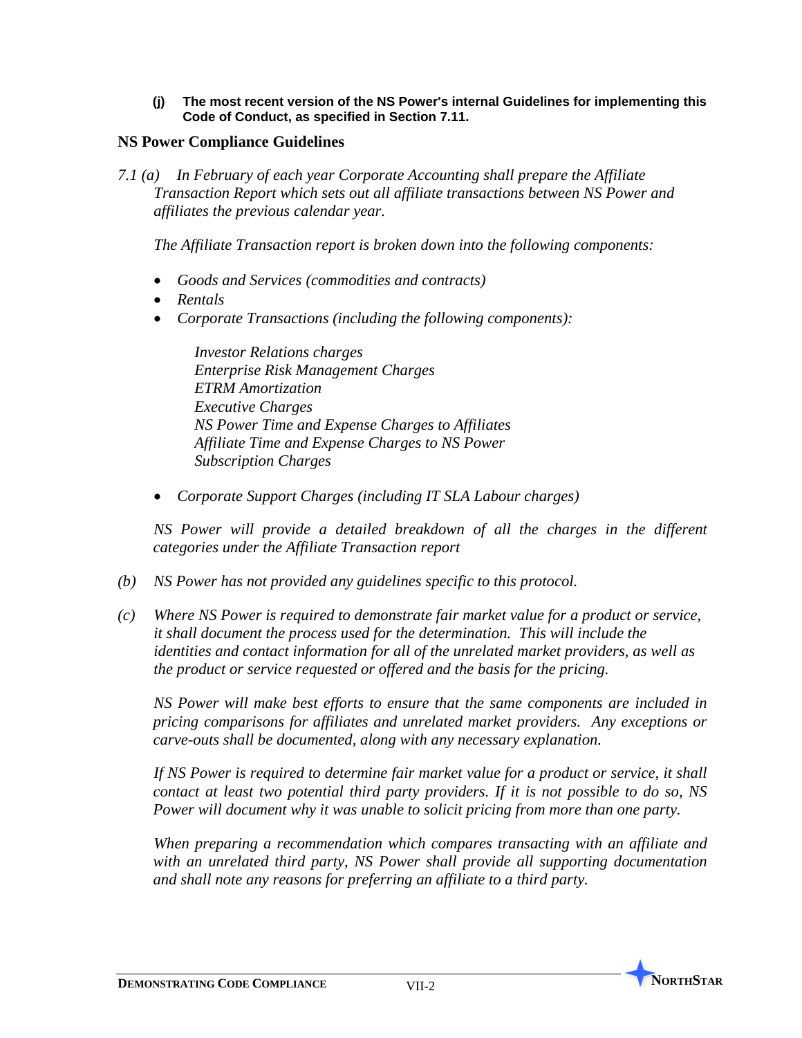**(j) The most recent version of the NS Power's internal Guidelines for implementing this Code of Conduct, as specified in Section 7.11.**

## NS Power Compliance Guidelines

*7.1 (a) In February of each year Corporate Accounting shall prepare the Affiliate Transaction Report which sets out all affiliate transactions between NS Power and affiliates the previous calendar year.*

*The Affiliate Transaction report is broken down into the following components:*

- *Goods and Services (commodities and contracts)*
- *Rentals*
- *Corporate Transactions (including the following components):*

  *Investor Relations charges*
  *Enterprise Risk Management Charges*
  *ETRM Amortization*
  *Executive Charges*
  *NS Power Time and Expense Charges to Affiliates*
  *Affiliate Time and Expense Charges to NS Power*
  *Subscription Charges*

- *Corporate Support Charges (including IT SLA Labour charges)*

*NS Power will provide a detailed breakdown of all the charges in the different categories under the Affiliate Transaction report*

*(b) NS Power has not provided any guidelines specific to this protocol.*

*(c) Where NS Power is required to demonstrate fair market value for a product or service, it shall document the process used for the determination. This will include the identities and contact information for all of the unrelated market providers, as well as the product or service requested or offered and the basis for the pricing.*

*NS Power will make best efforts to ensure that the same components are included in pricing comparisons for affiliates and unrelated market providers. Any exceptions or carve-outs shall be documented, along with any necessary explanation.*

*If NS Power is required to determine fair market value for a product or service, it shall contact at least two potential third party providers. If it is not possible to do so, NS Power will document why it was unable to solicit pricing from more than one party.*

*When preparing a recommendation which compares transacting with an affiliate and with an unrelated third party, NS Power shall provide all supporting documentation and shall note any reasons for preferring an affiliate to a third party.*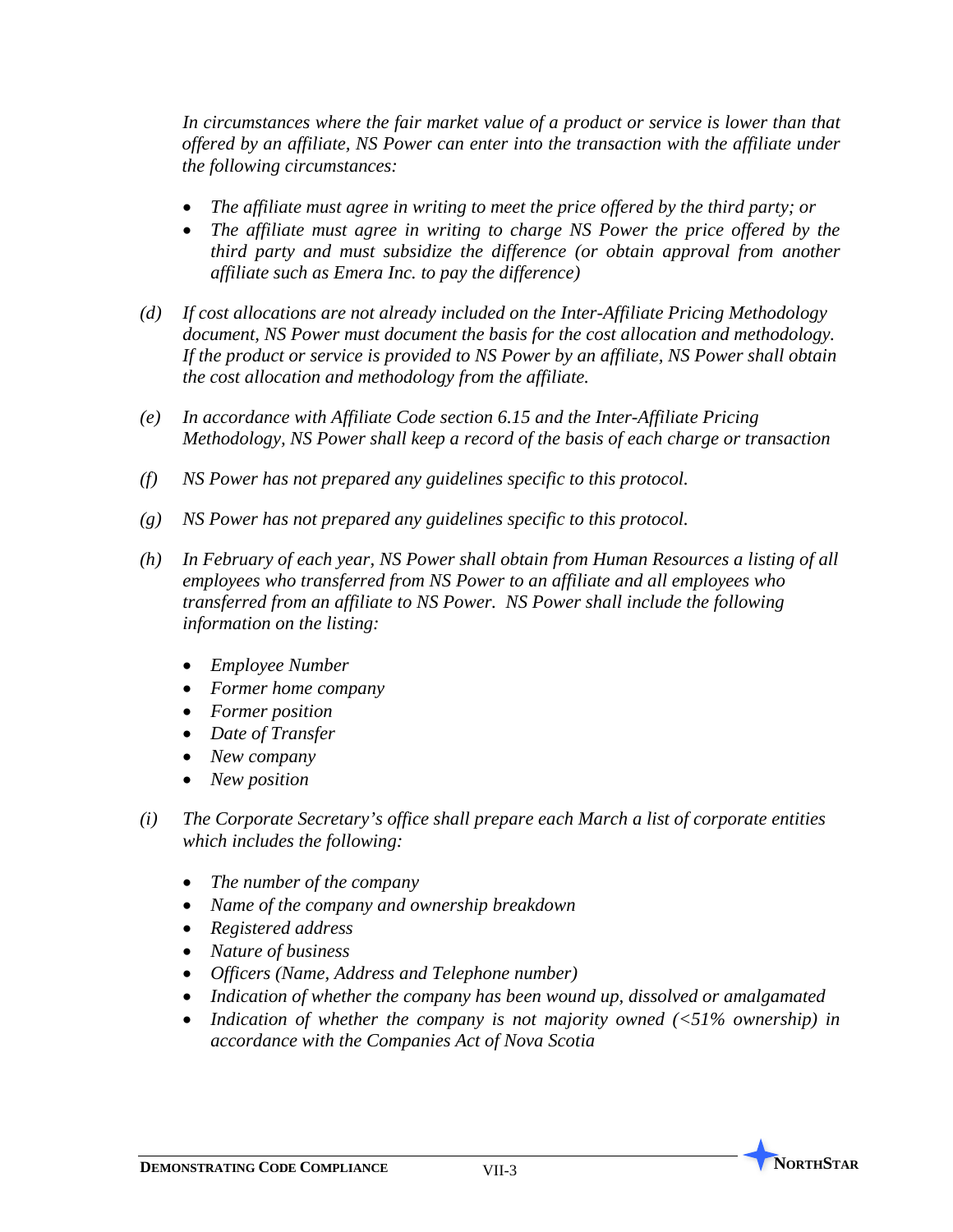*In circumstances where the fair market value of a product or service is lower than that offered by an affiliate, NS Power can enter into the transaction with the affiliate under the following circumstances:*

- *The affiliate must agree in writing to meet the price offered by the third party; or*
- *The affiliate must agree in writing to charge NS Power the price offered by the third party and must subsidize the difference (or obtain approval from another affiliate such as Emera Inc. to pay the difference)*

*(d) If cost allocations are not already included on the Inter-Affiliate Pricing Methodology document, NS Power must document the basis for the cost allocation and methodology. If the product or service is provided to NS Power by an affiliate, NS Power shall obtain the cost allocation and methodology from the affiliate.*

*(e) In accordance with Affiliate Code section 6.15 and the Inter-Affiliate Pricing Methodology, NS Power shall keep a record of the basis of each charge or transaction*

*(f) NS Power has not prepared any guidelines specific to this protocol.*

*(g) NS Power has not prepared any guidelines specific to this protocol.*

*(h) In February of each year, NS Power shall obtain from Human Resources a listing of all employees who transferred from NS Power to an affiliate and all employees who transferred from an affiliate to NS Power. NS Power shall include the following information on the listing:*

- *Employee Number*
- *Former home company*
- *Former position*
- *Date of Transfer*
- *New company*
- *New position*

*(i) The Corporate Secretary's office shall prepare each March a list of corporate entities which includes the following:*

- *The number of the company*
- *Name of the company and ownership breakdown*
- *Registered address*
- *Nature of business*
- *Officers (Name, Address and Telephone number)*
- *Indication of whether the company has been wound up, dissolved or amalgamated*
- *Indication of whether the company is not majority owned (<51% ownership) in accordance with the Companies Act of Nova Scotia*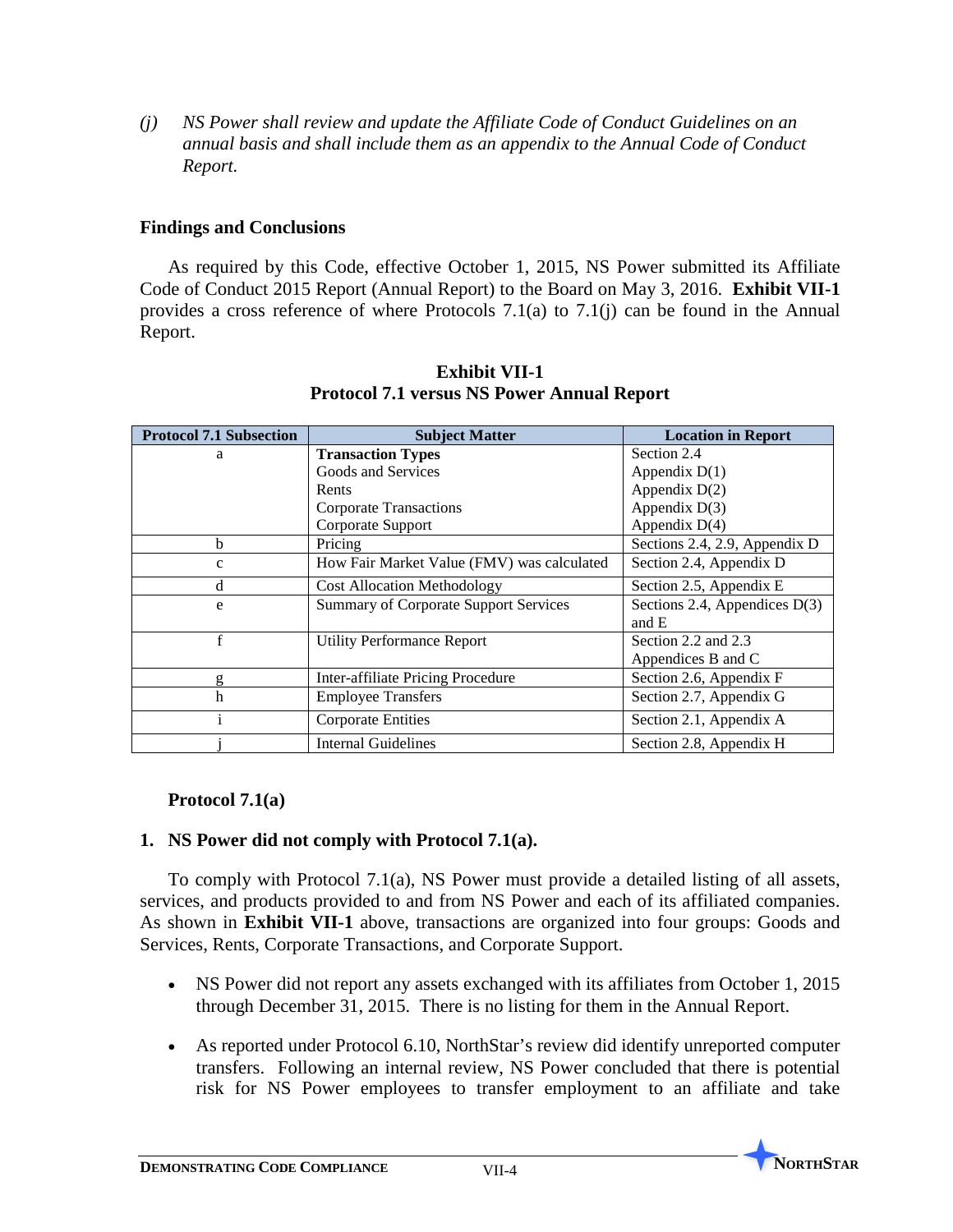*(j) NS Power shall review and update the Affiliate Code of Conduct Guidelines on an annual basis and shall include them as an appendix to the Annual Code of Conduct Report.*

### Findings and Conclusions

As required by this Code, effective October 1, 2015, NS Power submitted its Affiliate Code of Conduct 2015 Report (Annual Report) to the Board on May 3, 2016. **Exhibit VII-1** provides a cross reference of where Protocols 7.1(a) to 7.1(j) can be found in the Annual Report.

**Exhibit VII-1**
**Protocol 7.1 versus NS Power Annual Report**

| Protocol 7.1 Subsection | Subject Matter | Location in Report |
|---|---|---|
| a | **Transaction Types**<br>Goods and Services<br>Rents<br>Corporate Transactions<br>Corporate Support | Section 2.4<br>Appendix D(1)<br>Appendix D(2)<br>Appendix D(3)<br>Appendix D(4) |
| b | Pricing | Sections 2.4, 2.9, Appendix D |
| c | How Fair Market Value (FMV) was calculated | Section 2.4, Appendix D |
| d | Cost Allocation Methodology | Section 2.5, Appendix E |
| e | Summary of Corporate Support Services | Sections 2.4, Appendices D(3) and E |
| f | Utility Performance Report | Section 2.2 and 2.3<br>Appendices B and C |
| g | Inter-affiliate Pricing Procedure | Section 2.6, Appendix F |
| h | Employee Transfers | Section 2.7, Appendix G |
| i | Corporate Entities | Section 2.1, Appendix A |
| j | Internal Guidelines | Section 2.8, Appendix H |

#### Protocol 7.1(a)

#### 1. NS Power did not comply with Protocol 7.1(a).

To comply with Protocol 7.1(a), NS Power must provide a detailed listing of all assets, services, and products provided to and from NS Power and each of its affiliated companies. As shown in **Exhibit VII-1** above, transactions are organized into four groups: Goods and Services, Rents, Corporate Transactions, and Corporate Support.

- NS Power did not report any assets exchanged with its affiliates from October 1, 2015 through December 31, 2015. There is no listing for them in the Annual Report.
- As reported under Protocol 6.10, NorthStar's review did identify unreported computer transfers. Following an internal review, NS Power concluded that there is potential risk for NS Power employees to transfer employment to an affiliate and take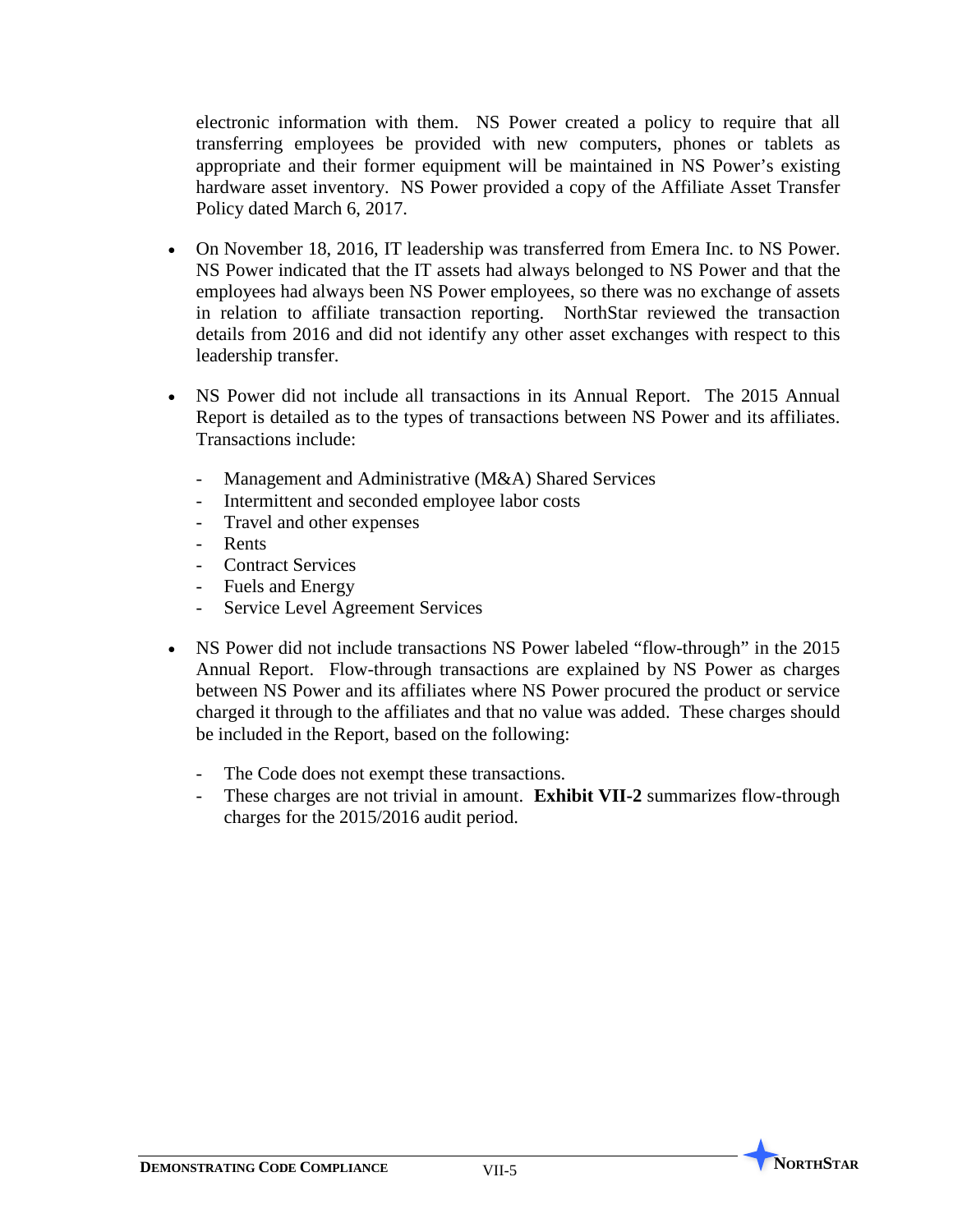electronic information with them. NS Power created a policy to require that all transferring employees be provided with new computers, phones or tablets as appropriate and their former equipment will be maintained in NS Power's existing hardware asset inventory. NS Power provided a copy of the Affiliate Asset Transfer Policy dated March 6, 2017.

- On November 18, 2016, IT leadership was transferred from Emera Inc. to NS Power. NS Power indicated that the IT assets had always belonged to NS Power and that the employees had always been NS Power employees, so there was no exchange of assets in relation to affiliate transaction reporting. NorthStar reviewed the transaction details from 2016 and did not identify any other asset exchanges with respect to this leadership transfer.

- NS Power did not include all transactions in its Annual Report. The 2015 Annual Report is detailed as to the types of transactions between NS Power and its affiliates. Transactions include:

  - Management and Administrative (M&A) Shared Services
  - Intermittent and seconded employee labor costs
  - Travel and other expenses
  - Rents
  - Contract Services
  - Fuels and Energy
  - Service Level Agreement Services

- NS Power did not include transactions NS Power labeled "flow-through" in the 2015 Annual Report. Flow-through transactions are explained by NS Power as charges between NS Power and its affiliates where NS Power procured the product or service charged it through to the affiliates and that no value was added. These charges should be included in the Report, based on the following:

  - The Code does not exempt these transactions.
  - These charges are not trivial in amount. **Exhibit VII-2** summarizes flow-through charges for the 2015/2016 audit period.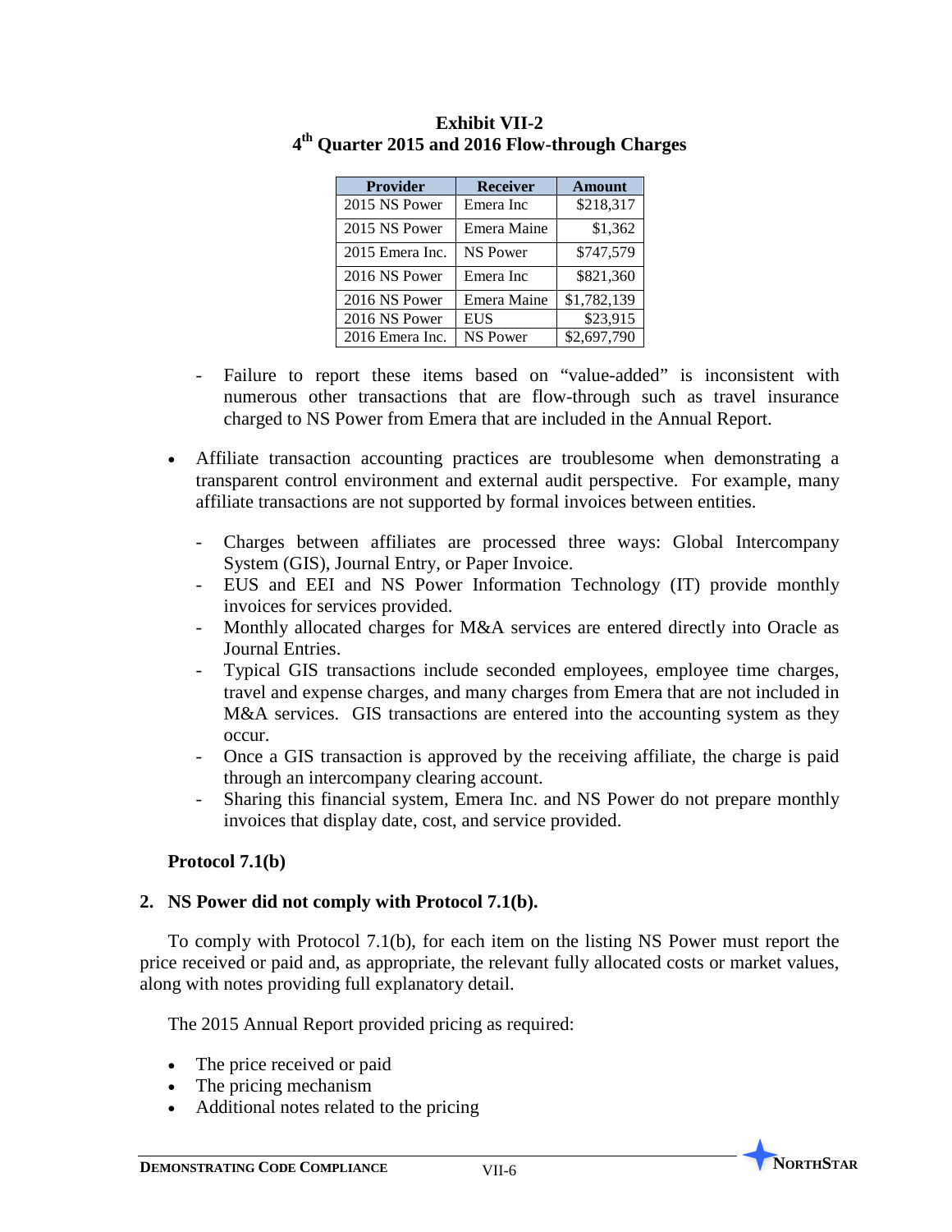**Exhibit VII-2**
**4th Quarter 2015 and 2016 Flow-through Charges**

| Provider | Receiver | Amount |
|---|---|---|
| 2015 NS Power | Emera Inc | $218,317 |
| 2015 NS Power | Emera Maine | $1,362 |
| 2015 Emera Inc. | NS Power | $747,579 |
| 2016 NS Power | Emera Inc | $821,360 |
| 2016 NS Power | Emera Maine | $1,782,139 |
| 2016 NS Power | EUS | $23,915 |
| 2016 Emera Inc. | NS Power | $2,697,790 |

- Failure to report these items based on "value-added" is inconsistent with numerous other transactions that are flow-through such as travel insurance charged to NS Power from Emera that are included in the Annual Report.

- Affiliate transaction accounting practices are troublesome when demonstrating a transparent control environment and external audit perspective. For example, many affiliate transactions are not supported by formal invoices between entities.
  - Charges between affiliates are processed three ways: Global Intercompany System (GIS), Journal Entry, or Paper Invoice.
  - EUS and EEI and NS Power Information Technology (IT) provide monthly invoices for services provided.
  - Monthly allocated charges for M&A services are entered directly into Oracle as Journal Entries.
  - Typical GIS transactions include seconded employees, employee time charges, travel and expense charges, and many charges from Emera that are not included in M&A services. GIS transactions are entered into the accounting system as they occur.
  - Once a GIS transaction is approved by the receiving affiliate, the charge is paid through an intercompany clearing account.
  - Sharing this financial system, Emera Inc. and NS Power do not prepare monthly invoices that display date, cost, and service provided.

**Protocol 7.1(b)**

**2. NS Power did not comply with Protocol 7.1(b).**

To comply with Protocol 7.1(b), for each item on the listing NS Power must report the price received or paid and, as appropriate, the relevant fully allocated costs or market values, along with notes providing full explanatory detail.

The 2015 Annual Report provided pricing as required:

- The price received or paid
- The pricing mechanism
- Additional notes related to the pricing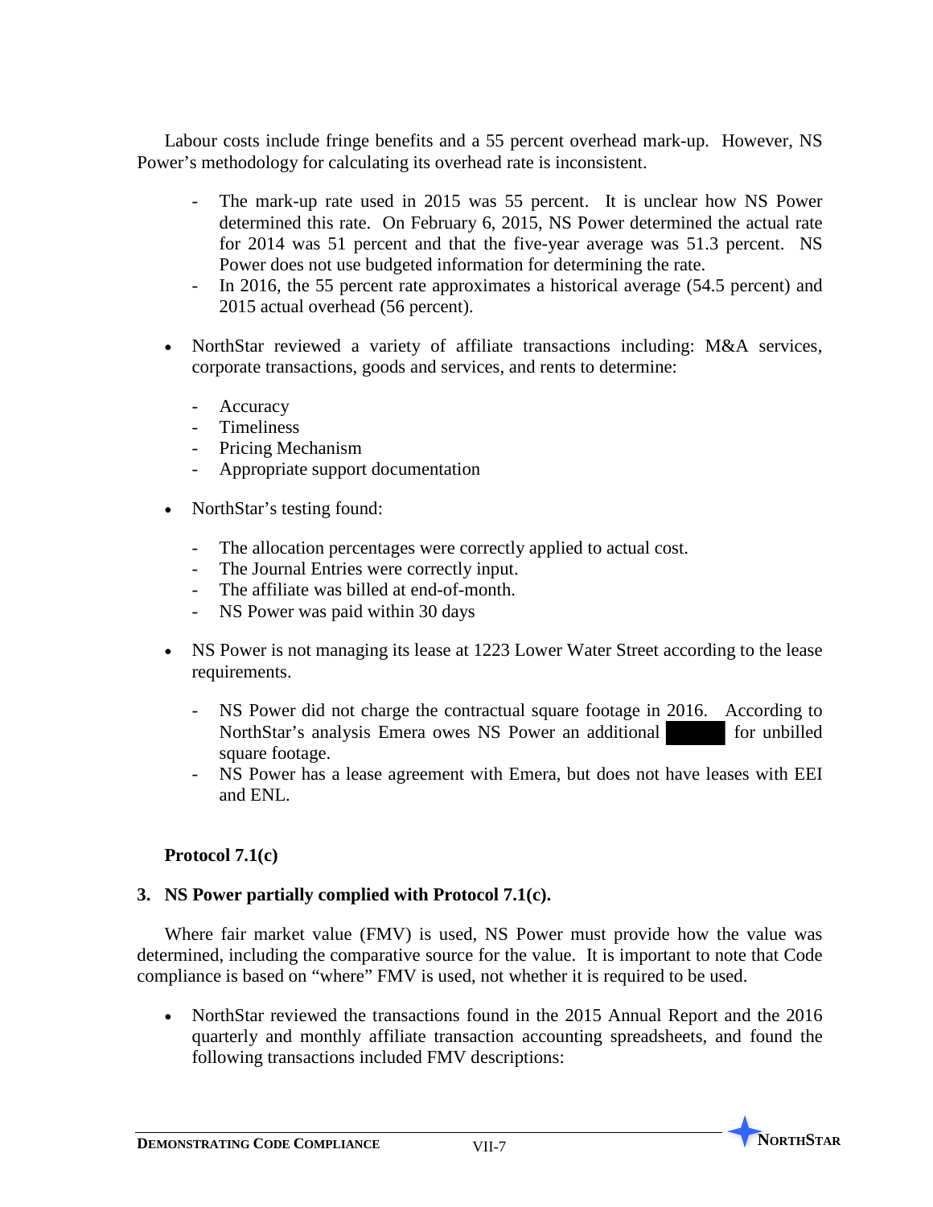Labour costs include fringe benefits and a 55 percent overhead mark-up. However, NS Power's methodology for calculating its overhead rate is inconsistent.

- The mark-up rate used in 2015 was 55 percent. It is unclear how NS Power determined this rate. On February 6, 2015, NS Power determined the actual rate for 2014 was 51 percent and that the five-year average was 51.3 percent. NS Power does not use budgeted information for determining the rate.
- In 2016, the 55 percent rate approximates a historical average (54.5 percent) and 2015 actual overhead (56 percent).

- NorthStar reviewed a variety of affiliate transactions including: M&A services, corporate transactions, goods and services, and rents to determine:
  - Accuracy
  - Timeliness
  - Pricing Mechanism
  - Appropriate support documentation

- NorthStar's testing found:
  - The allocation percentages were correctly applied to actual cost.
  - The Journal Entries were correctly input.
  - The affiliate was billed at end-of-month.
  - NS Power was paid within 30 days

- NS Power is not managing its lease at 1223 Lower Water Street according to the lease requirements.
  - NS Power did not charge the contractual square footage in 2016. According to NorthStar's analysis Emera owes NS Power an additional ██████ for unbilled square footage.
  - NS Power has a lease agreement with Emera, but does not have leases with EEI and ENL.

**Protocol 7.1(c)**

**3. NS Power partially complied with Protocol 7.1(c).**

Where fair market value (FMV) is used, NS Power must provide how the value was determined, including the comparative source for the value. It is important to note that Code compliance is based on "where" FMV is used, not whether it is required to be used.

- NorthStar reviewed the transactions found in the 2015 Annual Report and the 2016 quarterly and monthly affiliate transaction accounting spreadsheets, and found the following transactions included FMV descriptions: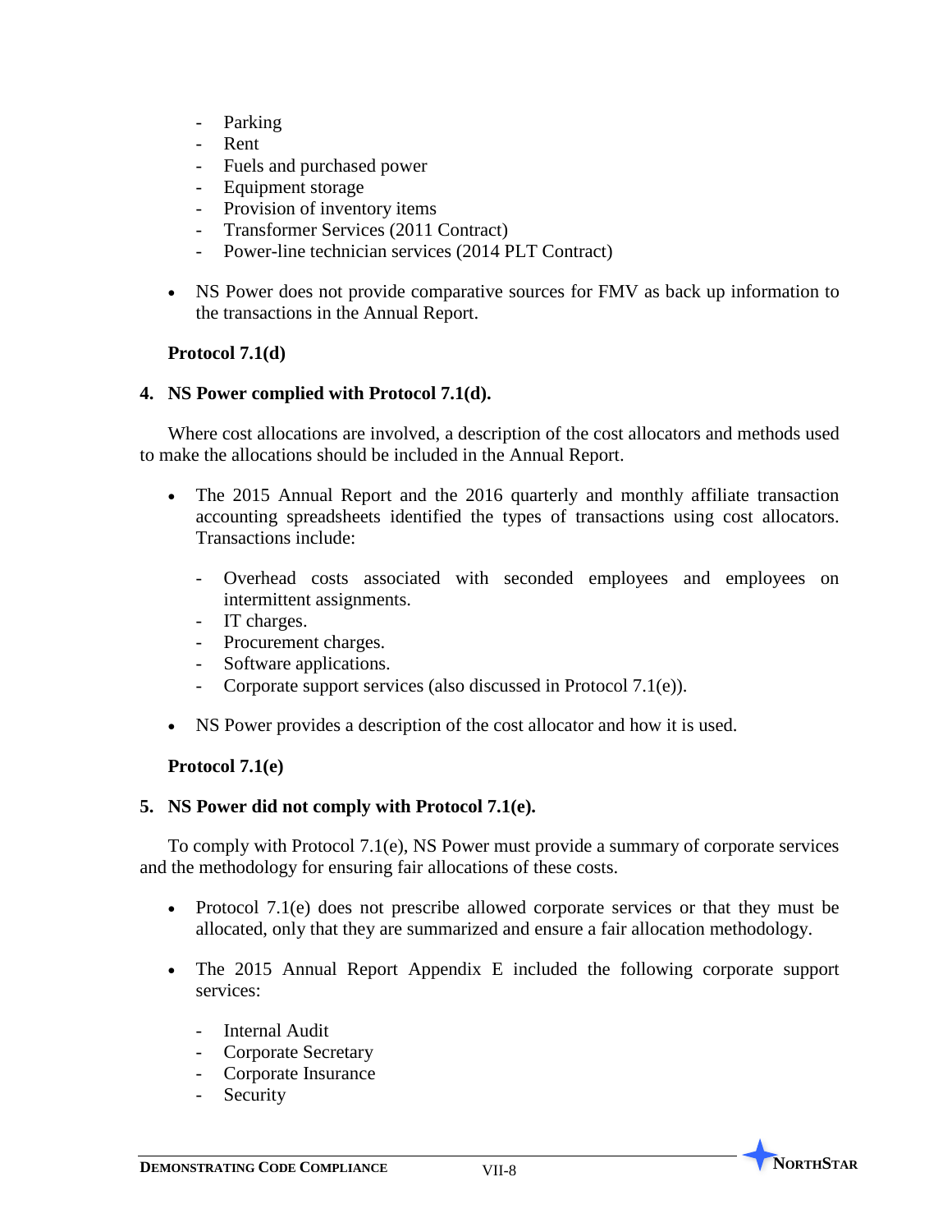- Parking
  - Rent
  - Fuels and purchased power
  - Equipment storage
  - Provision of inventory items
  - Transformer Services (2011 Contract)
  - Power-line technician services (2014 PLT Contract)

- NS Power does not provide comparative sources for FMV as back up information to the transactions in the Annual Report.

**Protocol 7.1(d)**

**4. NS Power complied with Protocol 7.1(d).**

Where cost allocations are involved, a description of the cost allocators and methods used to make the allocations should be included in the Annual Report.

- The 2015 Annual Report and the 2016 quarterly and monthly affiliate transaction accounting spreadsheets identified the types of transactions using cost allocators. Transactions include:

  - Overhead costs associated with seconded employees and employees on intermittent assignments.
  - IT charges.
  - Procurement charges.
  - Software applications.
  - Corporate support services (also discussed in Protocol 7.1(e)).

- NS Power provides a description of the cost allocator and how it is used.

**Protocol 7.1(e)**

**5. NS Power did not comply with Protocol 7.1(e).**

To comply with Protocol 7.1(e), NS Power must provide a summary of corporate services and the methodology for ensuring fair allocations of these costs.

- Protocol 7.1(e) does not prescribe allowed corporate services or that they must be allocated, only that they are summarized and ensure a fair allocation methodology.

- The 2015 Annual Report Appendix E included the following corporate support services:

  - Internal Audit
  - Corporate Secretary
  - Corporate Insurance
  - Security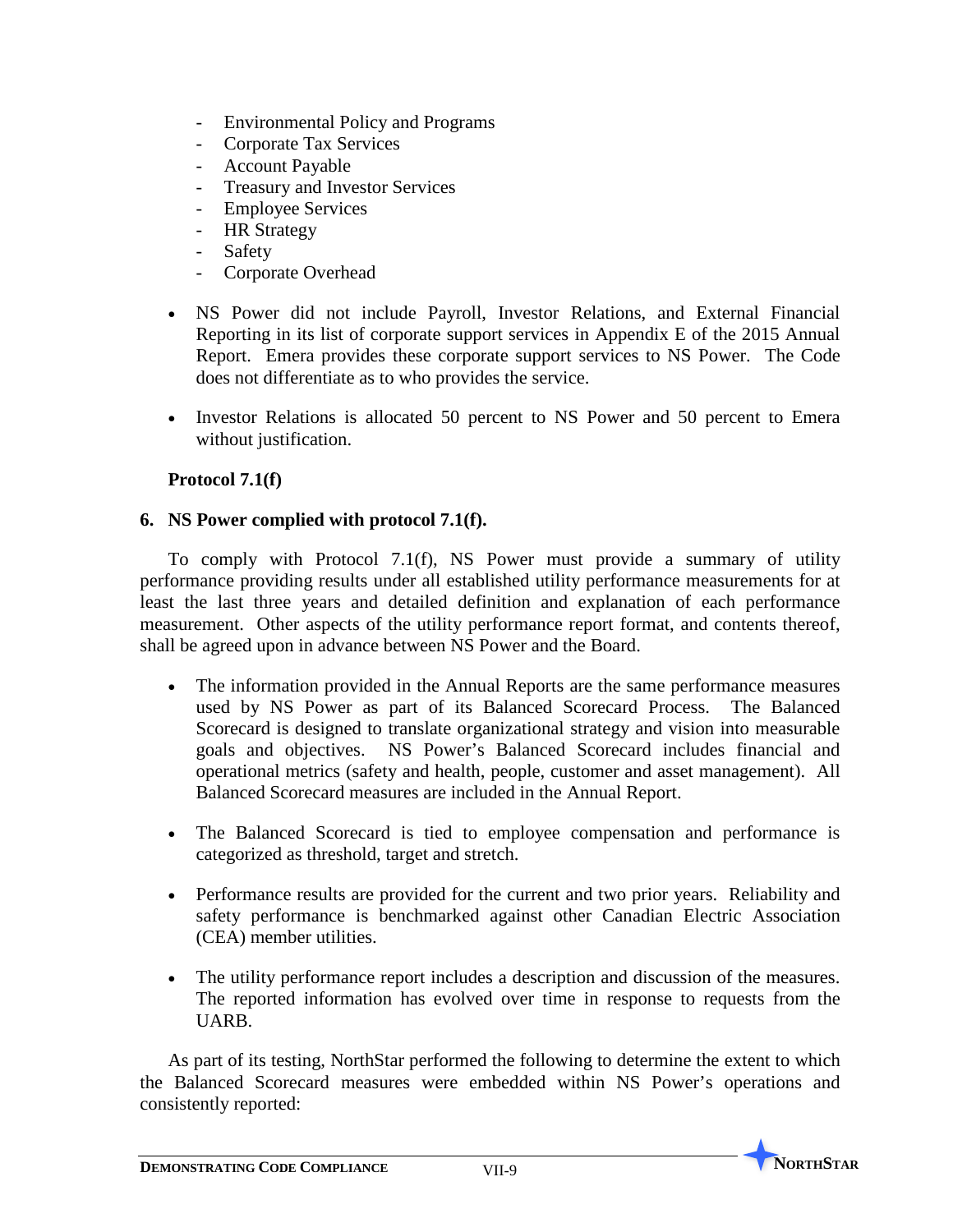- Environmental Policy and Programs
- Corporate Tax Services
- Account Payable
- Treasury and Investor Services
- Employee Services
- HR Strategy
- Safety
- Corporate Overhead

- NS Power did not include Payroll, Investor Relations, and External Financial Reporting in its list of corporate support services in Appendix E of the 2015 Annual Report. Emera provides these corporate support services to NS Power. The Code does not differentiate as to who provides the service.
- Investor Relations is allocated 50 percent to NS Power and 50 percent to Emera without justification.

**Protocol 7.1(f)**

**6. NS Power complied with protocol 7.1(f).**

To comply with Protocol 7.1(f), NS Power must provide a summary of utility performance providing results under all established utility performance measurements for at least the last three years and detailed definition and explanation of each performance measurement. Other aspects of the utility performance report format, and contents thereof, shall be agreed upon in advance between NS Power and the Board.

- The information provided in the Annual Reports are the same performance measures used by NS Power as part of its Balanced Scorecard Process. The Balanced Scorecard is designed to translate organizational strategy and vision into measurable goals and objectives. NS Power's Balanced Scorecard includes financial and operational metrics (safety and health, people, customer and asset management). All Balanced Scorecard measures are included in the Annual Report.
- The Balanced Scorecard is tied to employee compensation and performance is categorized as threshold, target and stretch.
- Performance results are provided for the current and two prior years. Reliability and safety performance is benchmarked against other Canadian Electric Association (CEA) member utilities.
- The utility performance report includes a description and discussion of the measures. The reported information has evolved over time in response to requests from the UARB.

As part of its testing, NorthStar performed the following to determine the extent to which the Balanced Scorecard measures were embedded within NS Power's operations and consistently reported: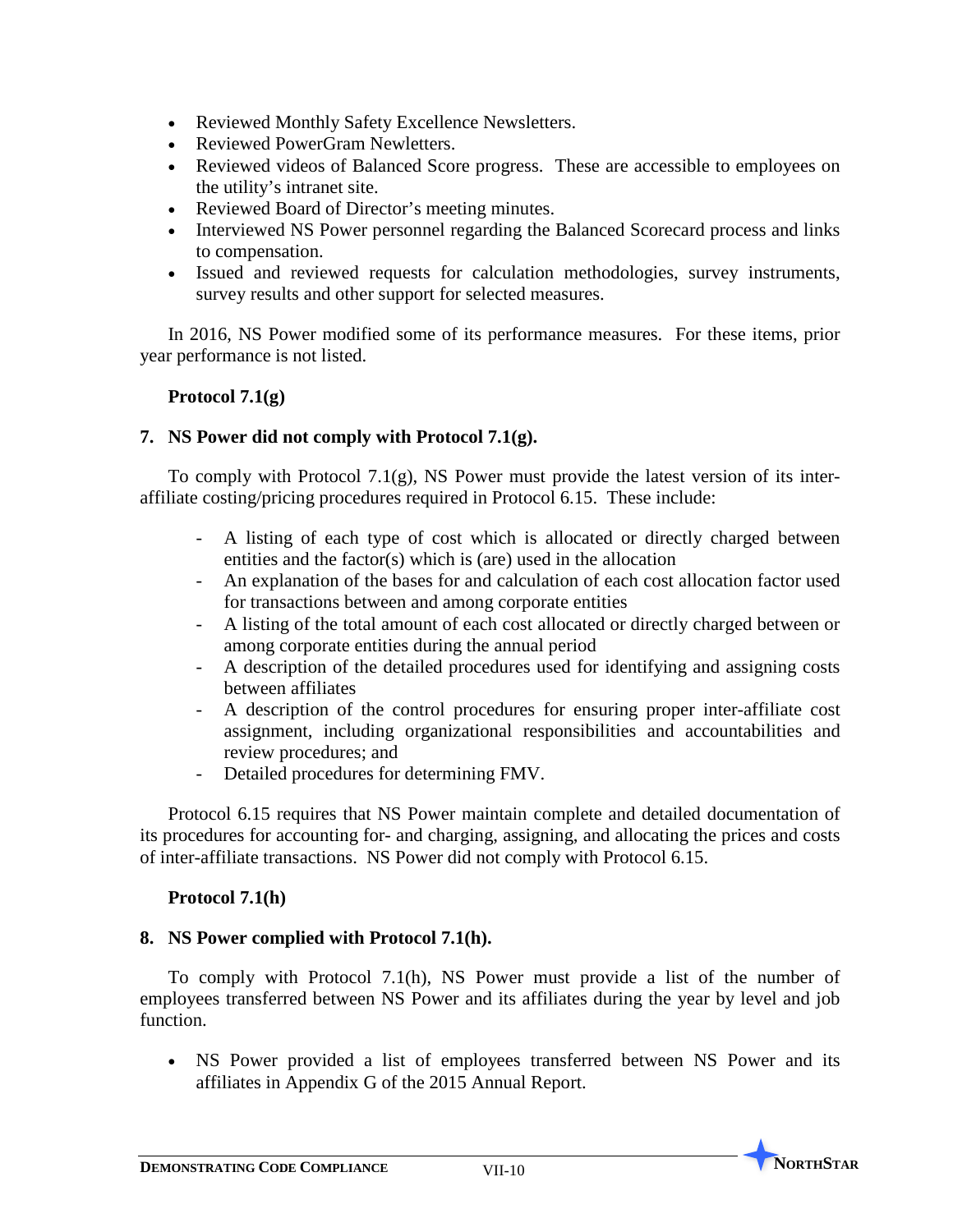- Reviewed Monthly Safety Excellence Newsletters.
- Reviewed PowerGram Newletters.
- Reviewed videos of Balanced Score progress. These are accessible to employees on the utility's intranet site.
- Reviewed Board of Director's meeting minutes.
- Interviewed NS Power personnel regarding the Balanced Scorecard process and links to compensation.
- Issued and reviewed requests for calculation methodologies, survey instruments, survey results and other support for selected measures.

In 2016, NS Power modified some of its performance measures. For these items, prior year performance is not listed.

**Protocol 7.1(g)**

**7. NS Power did not comply with Protocol 7.1(g).**

To comply with Protocol 7.1(g), NS Power must provide the latest version of its inter-affiliate costing/pricing procedures required in Protocol 6.15. These include:

- A listing of each type of cost which is allocated or directly charged between entities and the factor(s) which is (are) used in the allocation
- An explanation of the bases for and calculation of each cost allocation factor used for transactions between and among corporate entities
- A listing of the total amount of each cost allocated or directly charged between or among corporate entities during the annual period
- A description of the detailed procedures used for identifying and assigning costs between affiliates
- A description of the control procedures for ensuring proper inter-affiliate cost assignment, including organizational responsibilities and accountabilities and review procedures; and
- Detailed procedures for determining FMV.

Protocol 6.15 requires that NS Power maintain complete and detailed documentation of its procedures for accounting for- and charging, assigning, and allocating the prices and costs of inter-affiliate transactions. NS Power did not comply with Protocol 6.15.

**Protocol 7.1(h)**

**8. NS Power complied with Protocol 7.1(h).**

To comply with Protocol 7.1(h), NS Power must provide a list of the number of employees transferred between NS Power and its affiliates during the year by level and job function.

- NS Power provided a list of employees transferred between NS Power and its affiliates in Appendix G of the 2015 Annual Report.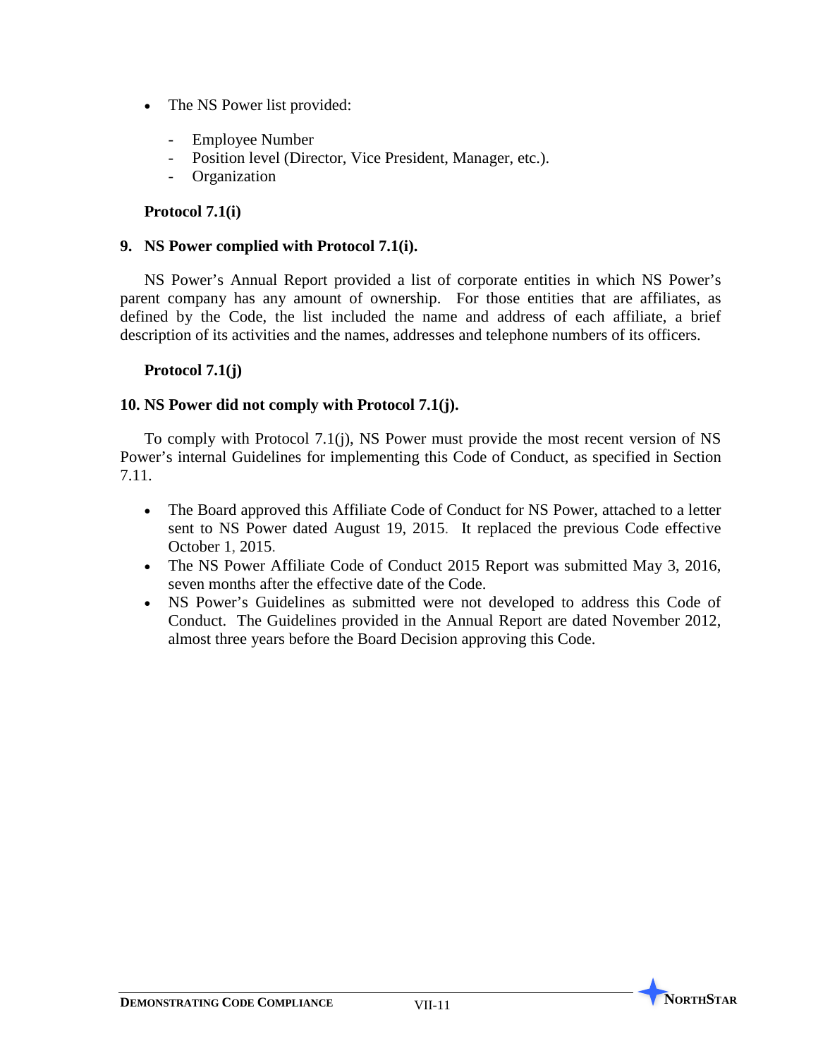- The NS Power list provided:

  - Employee Number
  - Position level (Director, Vice President, Manager, etc.).
  - Organization

**Protocol 7.1(i)**

**9. NS Power complied with Protocol 7.1(i).**

NS Power's Annual Report provided a list of corporate entities in which NS Power's parent company has any amount of ownership. For those entities that are affiliates, as defined by the Code, the list included the name and address of each affiliate, a brief description of its activities and the names, addresses and telephone numbers of its officers.

**Protocol 7.1(j)**

**10. NS Power did not comply with Protocol 7.1(j).**

To comply with Protocol 7.1(j), NS Power must provide the most recent version of NS Power's internal Guidelines for implementing this Code of Conduct, as specified in Section 7.11.

- The Board approved this Affiliate Code of Conduct for NS Power, attached to a letter sent to NS Power dated August 19, 2015. It replaced the previous Code effective October 1, 2015.
- The NS Power Affiliate Code of Conduct 2015 Report was submitted May 3, 2016, seven months after the effective date of the Code.
- NS Power's Guidelines as submitted were not developed to address this Code of Conduct. The Guidelines provided in the Annual Report are dated November 2012, almost three years before the Board Decision approving this Code.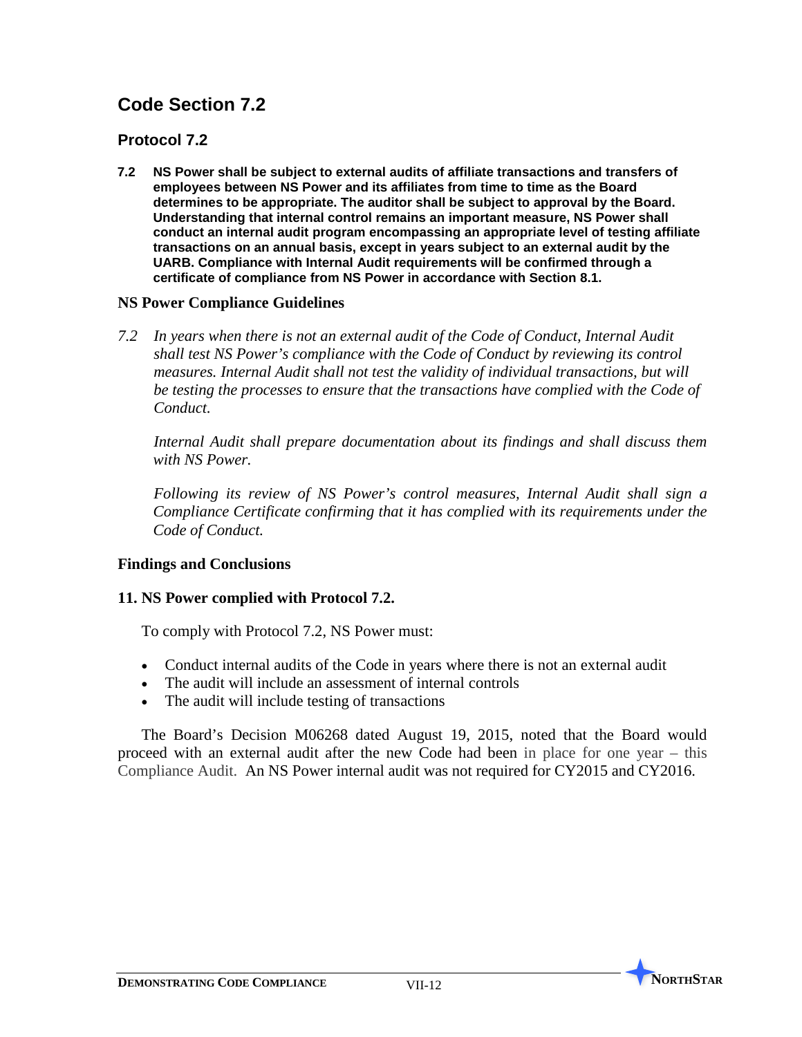## Code Section 7.2

### Protocol 7.2

**7.2 NS Power shall be subject to external audits of affiliate transactions and transfers of employees between NS Power and its affiliates from time to time as the Board determines to be appropriate. The auditor shall be subject to approval by the Board. Understanding that internal control remains an important measure, NS Power shall conduct an internal audit program encompassing an appropriate level of testing affiliate transactions on an annual basis, except in years subject to an external audit by the UARB. Compliance with Internal Audit requirements will be confirmed through a certificate of compliance from NS Power in accordance with Section 8.1.**

### NS Power Compliance Guidelines

*7.2 In years when there is not an external audit of the Code of Conduct, Internal Audit shall test NS Power's compliance with the Code of Conduct by reviewing its control measures. Internal Audit shall not test the validity of individual transactions, but will be testing the processes to ensure that the transactions have complied with the Code of Conduct.*

*Internal Audit shall prepare documentation about its findings and shall discuss them with NS Power.*

*Following its review of NS Power's control measures, Internal Audit shall sign a Compliance Certificate confirming that it has complied with its requirements under the Code of Conduct.*

### Findings and Conclusions

**11. NS Power complied with Protocol 7.2.**

To comply with Protocol 7.2, NS Power must:

- Conduct internal audits of the Code in years where there is not an external audit
- The audit will include an assessment of internal controls
- The audit will include testing of transactions

The Board's Decision M06268 dated August 19, 2015, noted that the Board would proceed with an external audit after the new Code had been in place for one year – this Compliance Audit. An NS Power internal audit was not required for CY2015 and CY2016.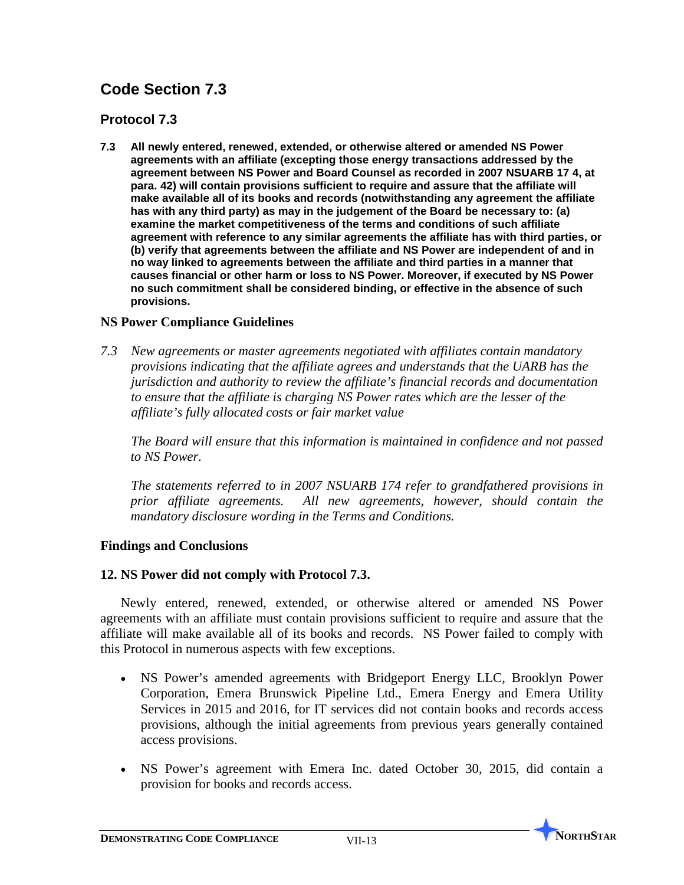## Code Section 7.3

### Protocol 7.3

**7.3 All newly entered, renewed, extended, or otherwise altered or amended NS Power agreements with an affiliate (excepting those energy transactions addressed by the agreement between NS Power and Board Counsel as recorded in 2007 NSUARB 17 4, at para. 42) will contain provisions sufficient to require and assure that the affiliate will make available all of its books and records (notwithstanding any agreement the affiliate has with any third party) as may in the judgement of the Board be necessary to: (a) examine the market competitiveness of the terms and conditions of such affiliate agreement with reference to any similar agreements the affiliate has with third parties, or (b) verify that agreements between the affiliate and NS Power are independent of and in no way linked to agreements between the affiliate and third parties in a manner that causes financial or other harm or loss to NS Power. Moreover, if executed by NS Power no such commitment shall be considered binding, or effective in the absence of such provisions.**

### NS Power Compliance Guidelines

*7.3 New agreements or master agreements negotiated with affiliates contain mandatory provisions indicating that the affiliate agrees and understands that the UARB has the jurisdiction and authority to review the affiliate's financial records and documentation to ensure that the affiliate is charging NS Power rates which are the lesser of the affiliate's fully allocated costs or fair market value*

*The Board will ensure that this information is maintained in confidence and not passed to NS Power.*

*The statements referred to in 2007 NSUARB 174 refer to grandfathered provisions in prior affiliate agreements. All new agreements, however, should contain the mandatory disclosure wording in the Terms and Conditions.*

### Findings and Conclusions

**12. NS Power did not comply with Protocol 7.3.**

Newly entered, renewed, extended, or otherwise altered or amended NS Power agreements with an affiliate must contain provisions sufficient to require and assure that the affiliate will make available all of its books and records. NS Power failed to comply with this Protocol in numerous aspects with few exceptions.

- NS Power's amended agreements with Bridgeport Energy LLC, Brooklyn Power Corporation, Emera Brunswick Pipeline Ltd., Emera Energy and Emera Utility Services in 2015 and 2016, for IT services did not contain books and records access provisions, although the initial agreements from previous years generally contained access provisions.
- NS Power's agreement with Emera Inc. dated October 30, 2015, did contain a provision for books and records access.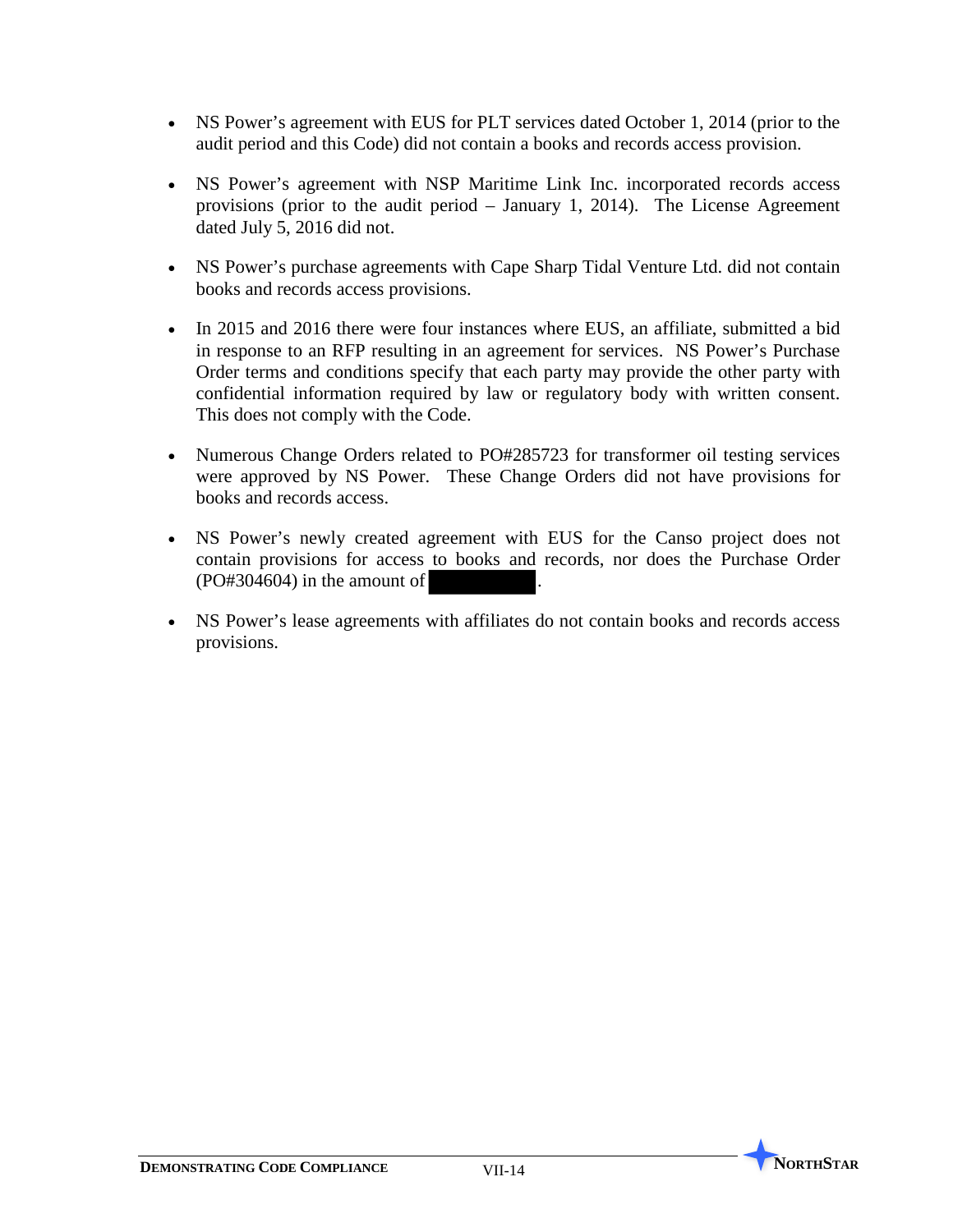- NS Power's agreement with EUS for PLT services dated October 1, 2014 (prior to the audit period and this Code) did not contain a books and records access provision.

- NS Power's agreement with NSP Maritime Link Inc. incorporated records access provisions (prior to the audit period – January 1, 2014). The License Agreement dated July 5, 2016 did not.

- NS Power's purchase agreements with Cape Sharp Tidal Venture Ltd. did not contain books and records access provisions.

- In 2015 and 2016 there were four instances where EUS, an affiliate, submitted a bid in response to an RFP resulting in an agreement for services. NS Power's Purchase Order terms and conditions specify that each party may provide the other party with confidential information required by law or regulatory body with written consent. This does not comply with the Code.

- Numerous Change Orders related to PO#285723 for transformer oil testing services were approved by NS Power. These Change Orders did not have provisions for books and records access.

- NS Power's newly created agreement with EUS for the Canso project does not contain provisions for access to books and records, nor does the Purchase Order (PO#304604) in the amount of [REDACTED].

- NS Power's lease agreements with affiliates do not contain books and records access provisions.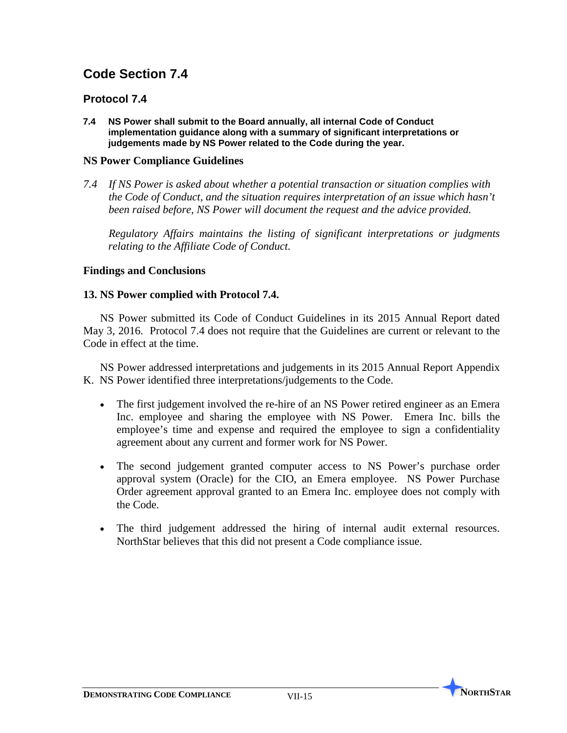## Code Section 7.4

### Protocol 7.4

**7.4 NS Power shall submit to the Board annually, all internal Code of Conduct implementation guidance along with a summary of significant interpretations or judgements made by NS Power related to the Code during the year.**

#### NS Power Compliance Guidelines

*7.4 If NS Power is asked about whether a potential transaction or situation complies with the Code of Conduct, and the situation requires interpretation of an issue which hasn't been raised before, NS Power will document the request and the advice provided.*

*Regulatory Affairs maintains the listing of significant interpretations or judgments relating to the Affiliate Code of Conduct.*

#### Findings and Conclusions

**13. NS Power complied with Protocol 7.4.**

NS Power submitted its Code of Conduct Guidelines in its 2015 Annual Report dated May 3, 2016. Protocol 7.4 does not require that the Guidelines are current or relevant to the Code in effect at the time.

NS Power addressed interpretations and judgements in its 2015 Annual Report Appendix K. NS Power identified three interpretations/judgements to the Code.

- The first judgement involved the re-hire of an NS Power retired engineer as an Emera Inc. employee and sharing the employee with NS Power. Emera Inc. bills the employee's time and expense and required the employee to sign a confidentiality agreement about any current and former work for NS Power.
- The second judgement granted computer access to NS Power's purchase order approval system (Oracle) for the CIO, an Emera employee. NS Power Purchase Order agreement approval granted to an Emera Inc. employee does not comply with the Code.
- The third judgement addressed the hiring of internal audit external resources. NorthStar believes that this did not present a Code compliance issue.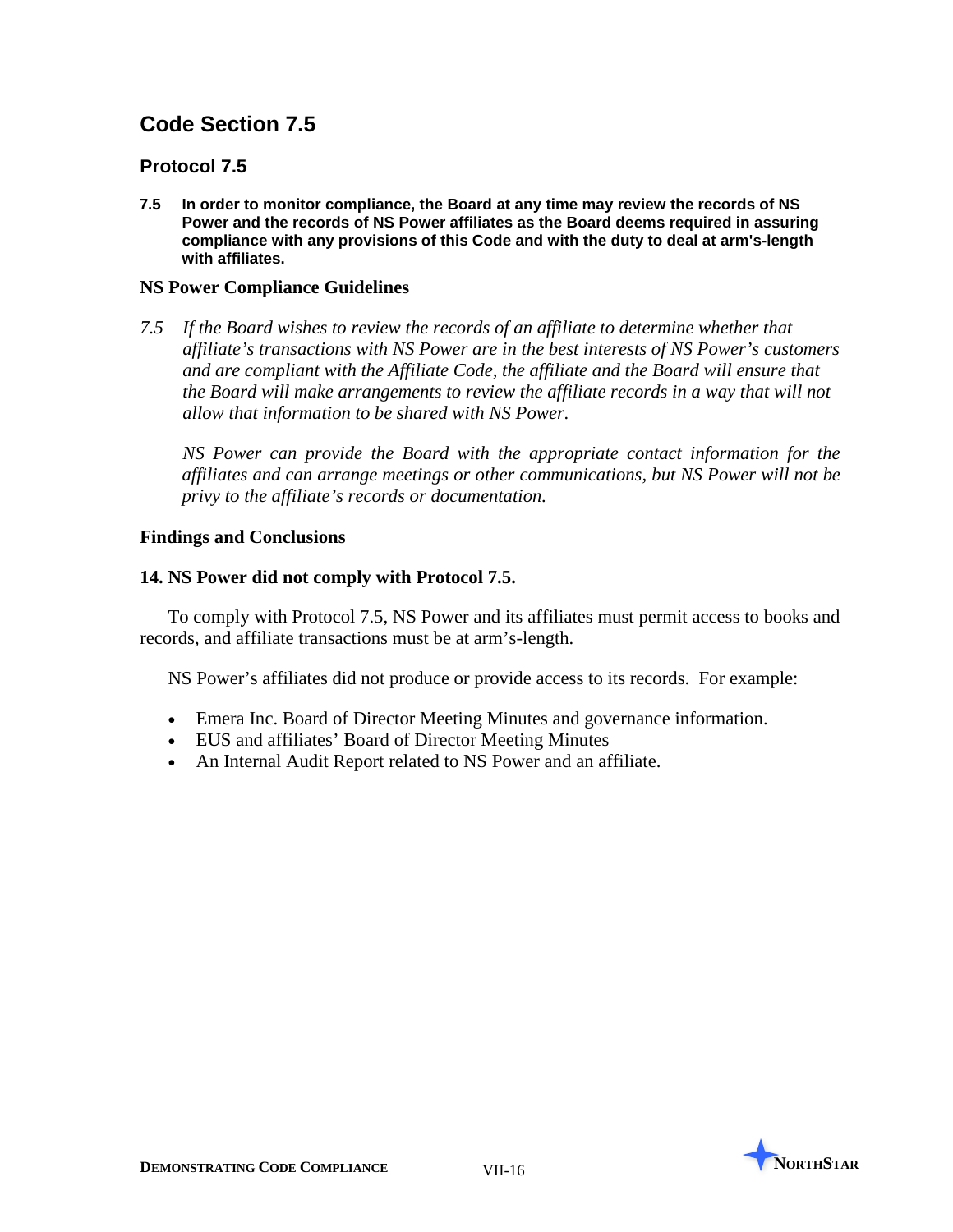## Code Section 7.5

### Protocol 7.5

**7.5 In order to monitor compliance, the Board at any time may review the records of NS Power and the records of NS Power affiliates as the Board deems required in assuring compliance with any provisions of this Code and with the duty to deal at arm's-length with affiliates.**

### NS Power Compliance Guidelines

*7.5 If the Board wishes to review the records of an affiliate to determine whether that affiliate's transactions with NS Power are in the best interests of NS Power's customers and are compliant with the Affiliate Code, the affiliate and the Board will ensure that the Board will make arrangements to review the affiliate records in a way that will not allow that information to be shared with NS Power.*

*NS Power can provide the Board with the appropriate contact information for the affiliates and can arrange meetings or other communications, but NS Power will not be privy to the affiliate's records or documentation.*

### Findings and Conclusions

**14. NS Power did not comply with Protocol 7.5.**

To comply with Protocol 7.5, NS Power and its affiliates must permit access to books and records, and affiliate transactions must be at arm's-length.

NS Power's affiliates did not produce or provide access to its records. For example:

- Emera Inc. Board of Director Meeting Minutes and governance information.
- EUS and affiliates' Board of Director Meeting Minutes
- An Internal Audit Report related to NS Power and an affiliate.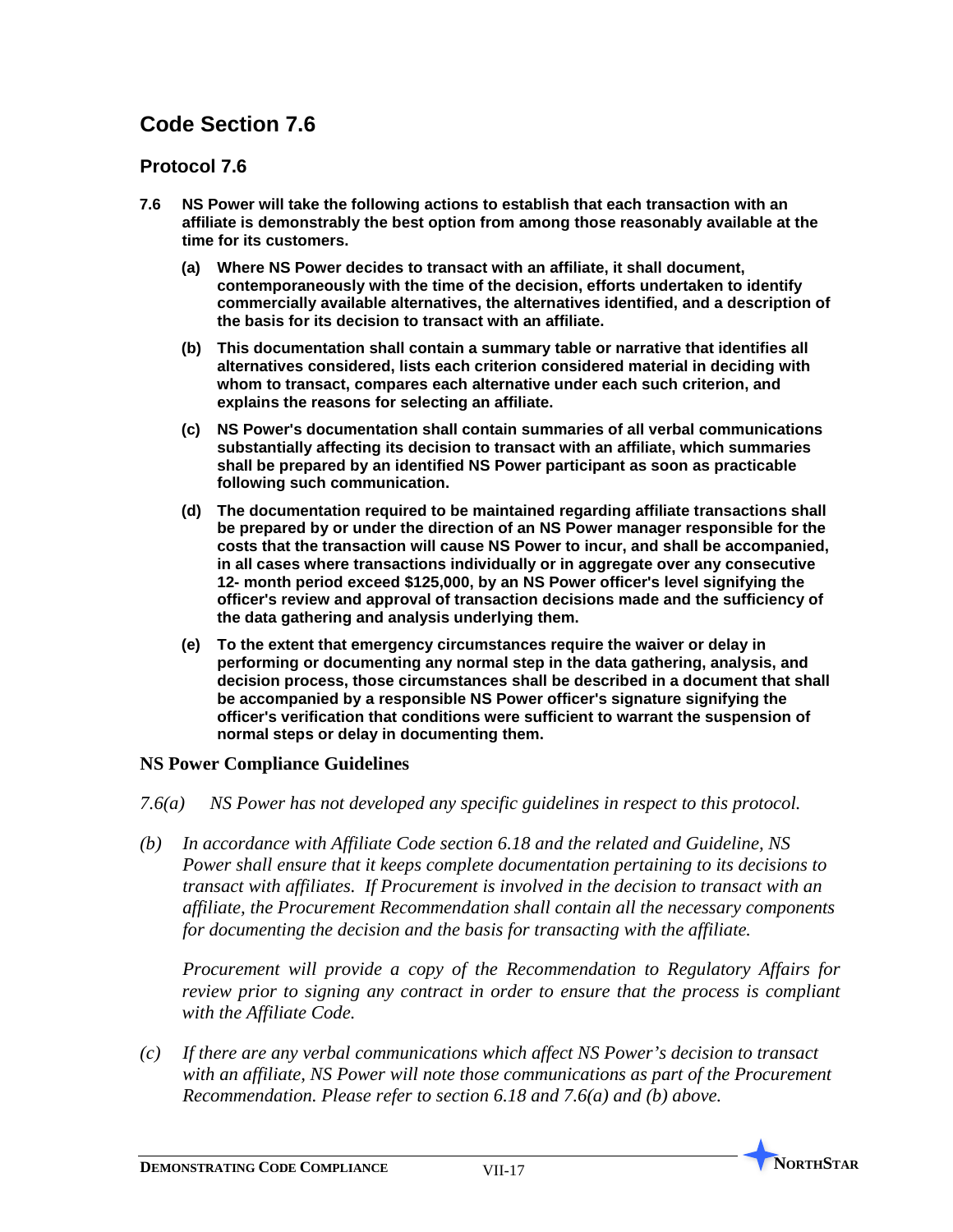## Code Section 7.6

### Protocol 7.6

**7.6 NS Power will take the following actions to establish that each transaction with an affiliate is demonstrably the best option from among those reasonably available at the time for its customers.**

**(a) Where NS Power decides to transact with an affiliate, it shall document, contemporaneously with the time of the decision, efforts undertaken to identify commercially available alternatives, the alternatives identified, and a description of the basis for its decision to transact with an affiliate.**

**(b) This documentation shall contain a summary table or narrative that identifies all alternatives considered, lists each criterion considered material in deciding with whom to transact, compares each alternative under each such criterion, and explains the reasons for selecting an affiliate.**

**(c) NS Power's documentation shall contain summaries of all verbal communications substantially affecting its decision to transact with an affiliate, which summaries shall be prepared by an identified NS Power participant as soon as practicable following such communication.**

**(d) The documentation required to be maintained regarding affiliate transactions shall be prepared by or under the direction of an NS Power manager responsible for the costs that the transaction will cause NS Power to incur, and shall be accompanied, in all cases where transactions individually or in aggregate over any consecutive 12- month period exceed $125,000, by an NS Power officer's level signifying the officer's review and approval of transaction decisions made and the sufficiency of the data gathering and analysis underlying them.**

**(e) To the extent that emergency circumstances require the waiver or delay in performing or documenting any normal step in the data gathering, analysis, and decision process, those circumstances shall be described in a document that shall be accompanied by a responsible NS Power officer's signature signifying the officer's verification that conditions were sufficient to warrant the suspension of normal steps or delay in documenting them.**

### NS Power Compliance Guidelines

*7.6(a) NS Power has not developed any specific guidelines in respect to this protocol.*

*(b) In accordance with Affiliate Code section 6.18 and the related and Guideline, NS Power shall ensure that it keeps complete documentation pertaining to its decisions to transact with affiliates. If Procurement is involved in the decision to transact with an affiliate, the Procurement Recommendation shall contain all the necessary components for documenting the decision and the basis for transacting with the affiliate.*

*Procurement will provide a copy of the Recommendation to Regulatory Affairs for review prior to signing any contract in order to ensure that the process is compliant with the Affiliate Code.*

*(c) If there are any verbal communications which affect NS Power's decision to transact with an affiliate, NS Power will note those communications as part of the Procurement Recommendation. Please refer to section 6.18 and 7.6(a) and (b) above.*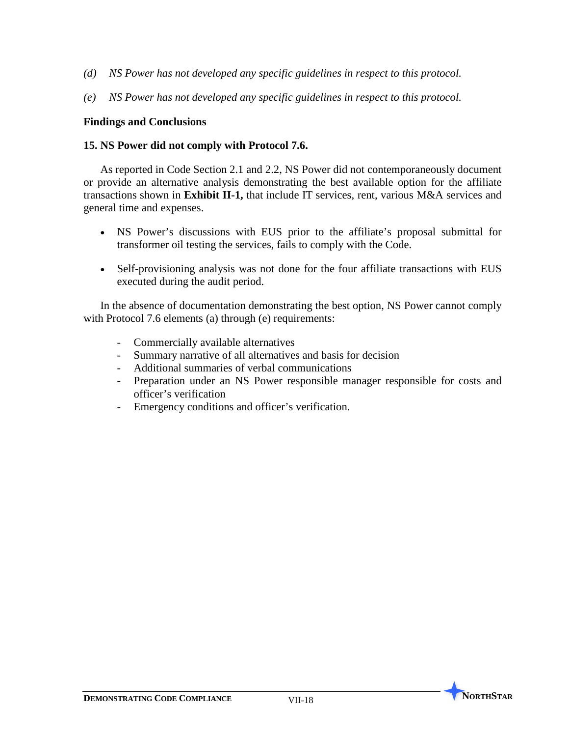*(d) NS Power has not developed any specific guidelines in respect to this protocol.*

*(e) NS Power has not developed any specific guidelines in respect to this protocol.*

### Findings and Conclusions

**15. NS Power did not comply with Protocol 7.6.**

As reported in Code Section 2.1 and 2.2, NS Power did not contemporaneously document or provide an alternative analysis demonstrating the best available option for the affiliate transactions shown in **Exhibit II-1,** that include IT services, rent, various M&A services and general time and expenses.

- NS Power's discussions with EUS prior to the affiliate's proposal submittal for transformer oil testing the services, fails to comply with the Code.
- Self-provisioning analysis was not done for the four affiliate transactions with EUS executed during the audit period.

In the absence of documentation demonstrating the best option, NS Power cannot comply with Protocol 7.6 elements (a) through (e) requirements:

- Commercially available alternatives
- Summary narrative of all alternatives and basis for decision
- Additional summaries of verbal communications
- Preparation under an NS Power responsible manager responsible for costs and officer's verification
- Emergency conditions and officer's verification.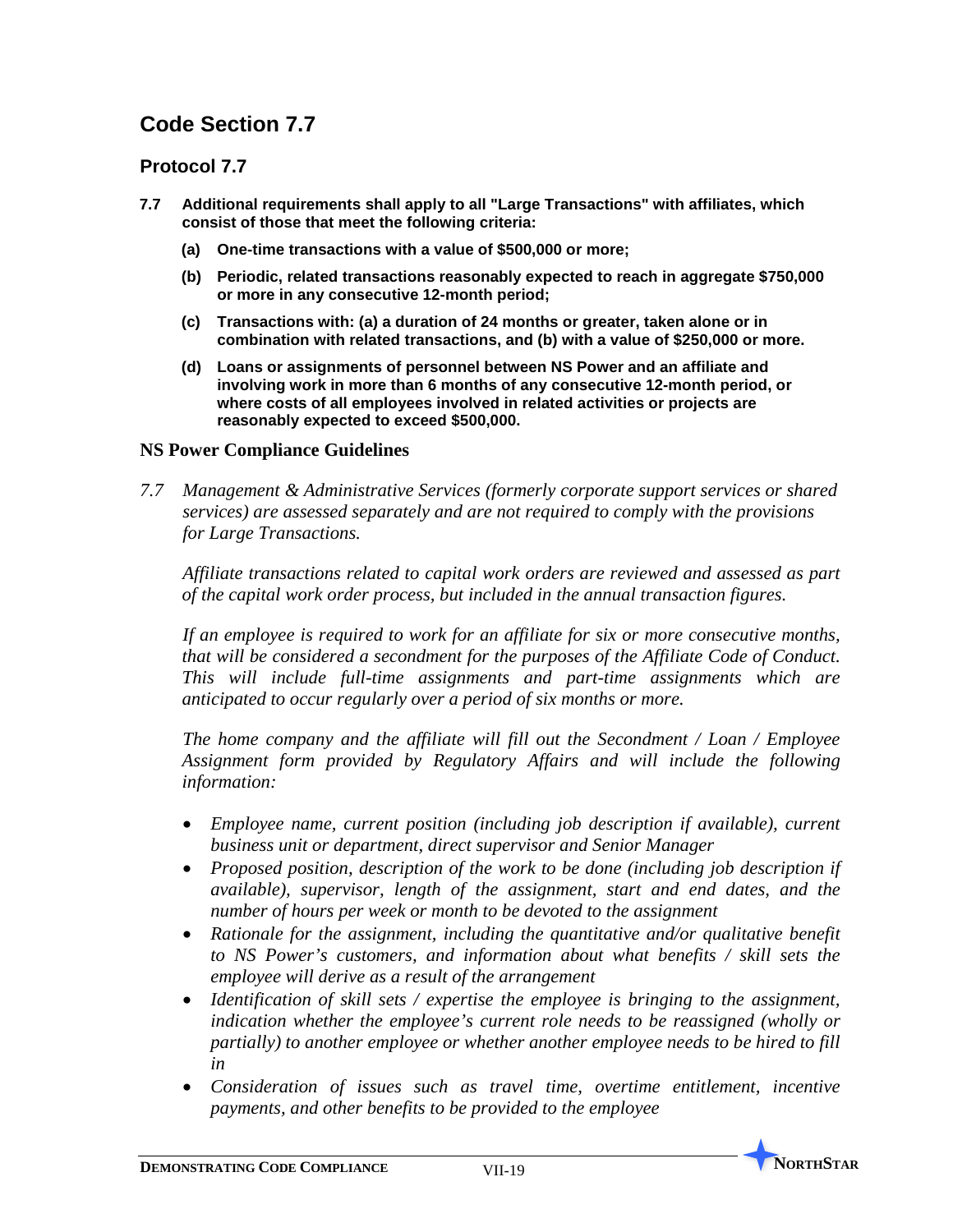## Code Section 7.7

### Protocol 7.7

**7.7 Additional requirements shall apply to all "Large Transactions" with affiliates, which consist of those that meet the following criteria:**

- **(a) One-time transactions with a value of $500,000 or more;**
- **(b) Periodic, related transactions reasonably expected to reach in aggregate $750,000 or more in any consecutive 12-month period;**
- **(c) Transactions with: (a) a duration of 24 months or greater, taken alone or in combination with related transactions, and (b) with a value of $250,000 or more.**
- **(d) Loans or assignments of personnel between NS Power and an affiliate and involving work in more than 6 months of any consecutive 12-month period, or where costs of all employees involved in related activities or projects are reasonably expected to exceed $500,000.**

### NS Power Compliance Guidelines

*7.7 Management & Administrative Services (formerly corporate support services or shared services) are assessed separately and are not required to comply with the provisions for Large Transactions.*

*Affiliate transactions related to capital work orders are reviewed and assessed as part of the capital work order process, but included in the annual transaction figures.*

*If an employee is required to work for an affiliate for six or more consecutive months, that will be considered a secondment for the purposes of the Affiliate Code of Conduct. This will include full-time assignments and part-time assignments which are anticipated to occur regularly over a period of six months or more.*

*The home company and the affiliate will fill out the Secondment / Loan / Employee Assignment form provided by Regulatory Affairs and will include the following information:*

- *Employee name, current position (including job description if available), current business unit or department, direct supervisor and Senior Manager*
- *Proposed position, description of the work to be done (including job description if available), supervisor, length of the assignment, start and end dates, and the number of hours per week or month to be devoted to the assignment*
- *Rationale for the assignment, including the quantitative and/or qualitative benefit to NS Power's customers, and information about what benefits / skill sets the employee will derive as a result of the arrangement*
- *Identification of skill sets / expertise the employee is bringing to the assignment, indication whether the employee's current role needs to be reassigned (wholly or partially) to another employee or whether another employee needs to be hired to fill in*
- *Consideration of issues such as travel time, overtime entitlement, incentive payments, and other benefits to be provided to the employee*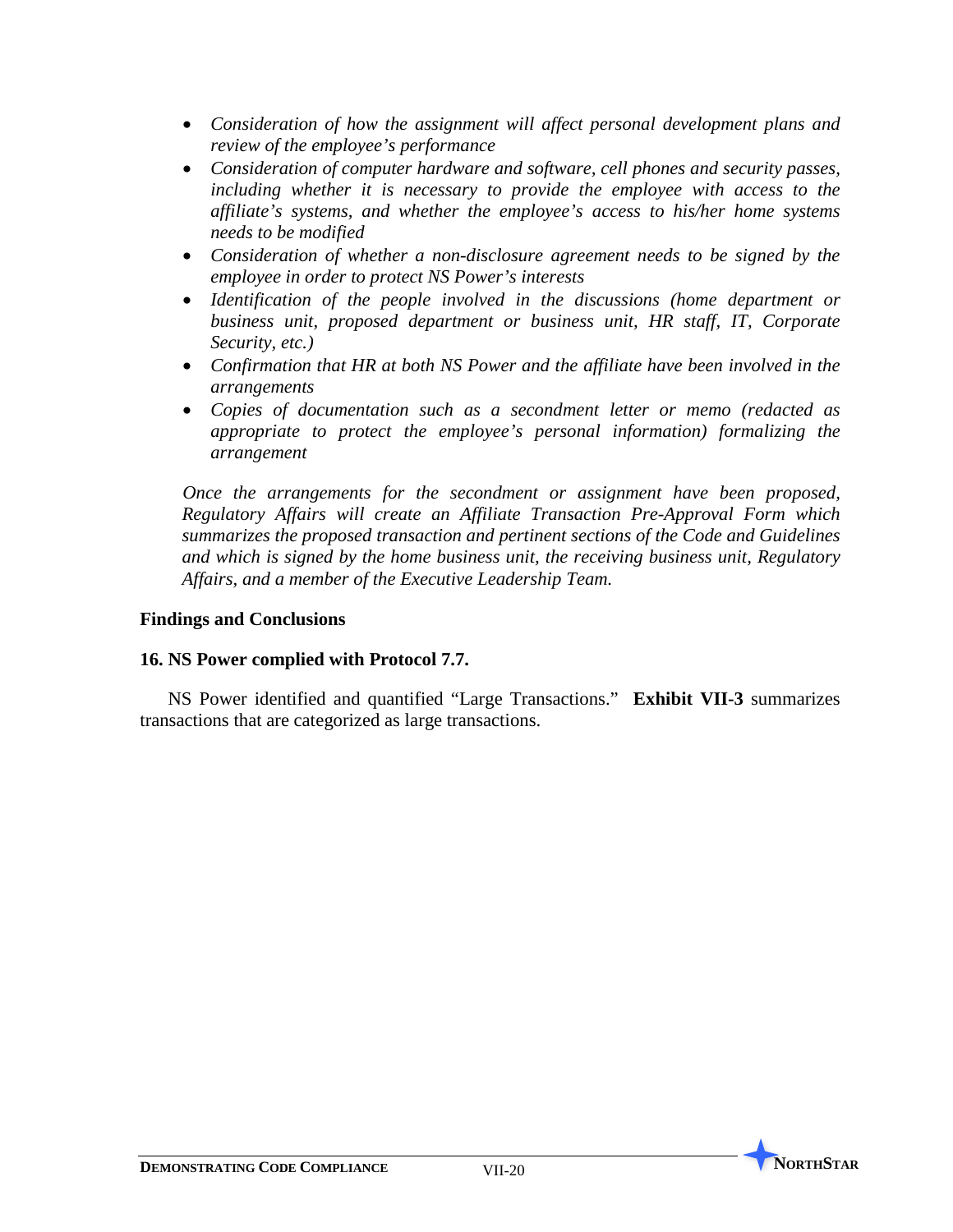- *Consideration of how the assignment will affect personal development plans and review of the employee's performance*
- *Consideration of computer hardware and software, cell phones and security passes, including whether it is necessary to provide the employee with access to the affiliate's systems, and whether the employee's access to his/her home systems needs to be modified*
- *Consideration of whether a non-disclosure agreement needs to be signed by the employee in order to protect NS Power's interests*
- *Identification of the people involved in the discussions (home department or business unit, proposed department or business unit, HR staff, IT, Corporate Security, etc.)*
- *Confirmation that HR at both NS Power and the affiliate have been involved in the arrangements*
- *Copies of documentation such as a secondment letter or memo (redacted as appropriate to protect the employee's personal information) formalizing the arrangement*

*Once the arrangements for the secondment or assignment have been proposed, Regulatory Affairs will create an Affiliate Transaction Pre-Approval Form which summarizes the proposed transaction and pertinent sections of the Code and Guidelines and which is signed by the home business unit, the receiving business unit, Regulatory Affairs, and a member of the Executive Leadership Team.*

### Findings and Conclusions

**16. NS Power complied with Protocol 7.7.**

NS Power identified and quantified "Large Transactions." **Exhibit VII-3** summarizes transactions that are categorized as large transactions.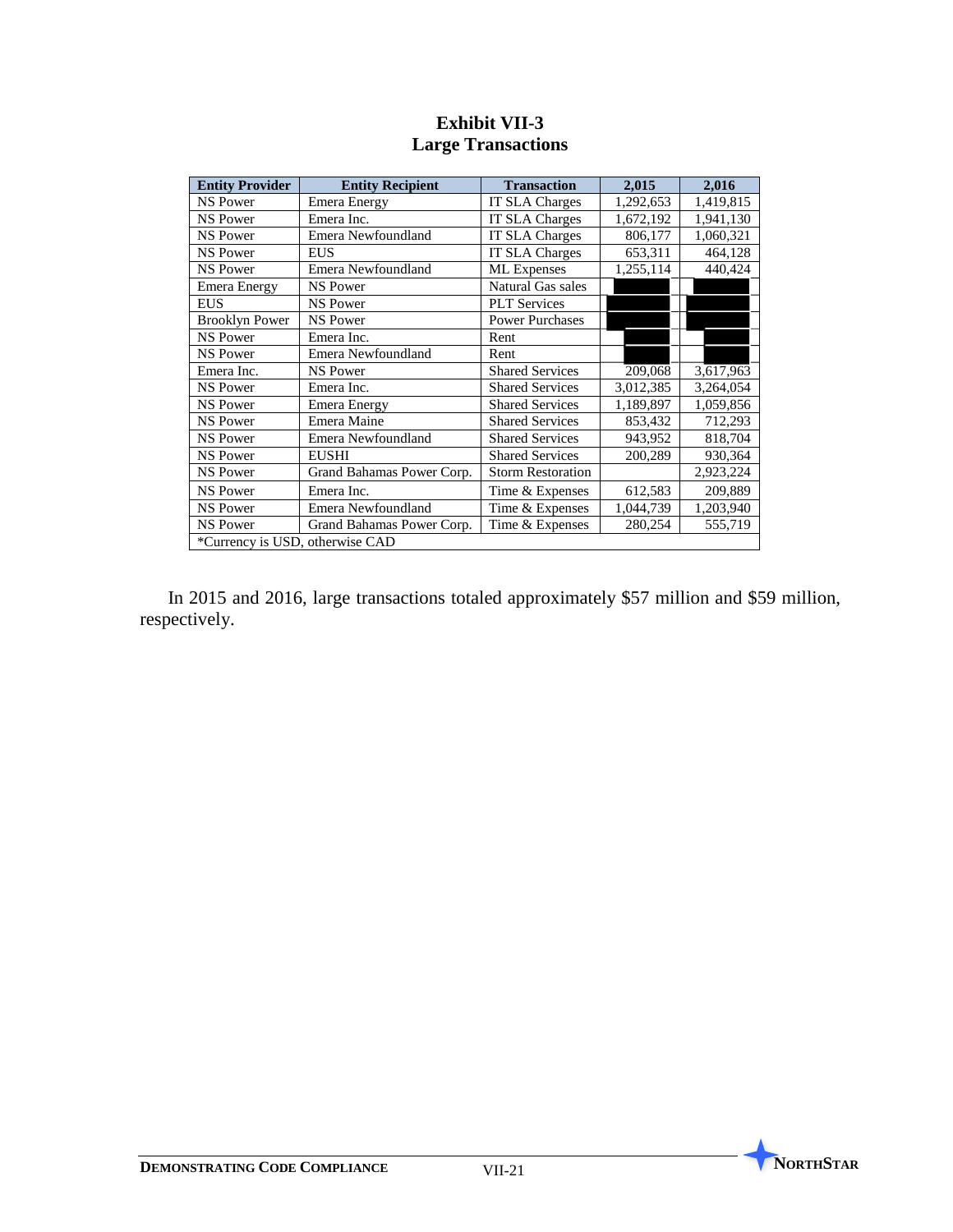**Exhibit VII-3**
**Large Transactions**

| Entity Provider | Entity Recipient | Transaction | 2,015 | 2,016 |
|---|---|---|---|---|
| NS Power | Emera Energy | IT SLA Charges | 1,292,653 | 1,419,815 |
| NS Power | Emera Inc. | IT SLA Charges | 1,672,192 | 1,941,130 |
| NS Power | Emera Newfoundland | IT SLA Charges | 806,177 | 1,060,321 |
| NS Power | EUS | IT SLA Charges | 653,311 | 464,128 |
| NS Power | Emera Newfoundland | ML Expenses | 1,255,114 | 440,424 |
| Emera Energy | NS Power | Natural Gas sales | | |
| EUS | NS Power | PLT Services | | |
| Brooklyn Power | NS Power | Power Purchases | | |
| NS Power | Emera Inc. | Rent | | |
| NS Power | Emera Newfoundland | Rent | | |
| Emera Inc. | NS Power | Shared Services | 209,068 | 3,617,963 |
| NS Power | Emera Inc. | Shared Services | 3,012,385 | 3,264,054 |
| NS Power | Emera Energy | Shared Services | 1,189,897 | 1,059,856 |
| NS Power | Emera Maine | Shared Services | 853,432 | 712,293 |
| NS Power | Emera Newfoundland | Shared Services | 943,952 | 818,704 |
| NS Power | EUSHI | Shared Services | 200,289 | 930,364 |
| NS Power | Grand Bahamas Power Corp. | Storm Restoration | | 2,923,224 |
| NS Power | Emera Inc. | Time & Expenses | 612,583 | 209,889 |
| NS Power | Emera Newfoundland | Time & Expenses | 1,044,739 | 1,203,940 |
| NS Power | Grand Bahamas Power Corp. | Time & Expenses | 280,254 | 555,719 |
| *Currency is USD, otherwise CAD | | | | |

In 2015 and 2016, large transactions totaled approximately $57 million and $59 million, respectively.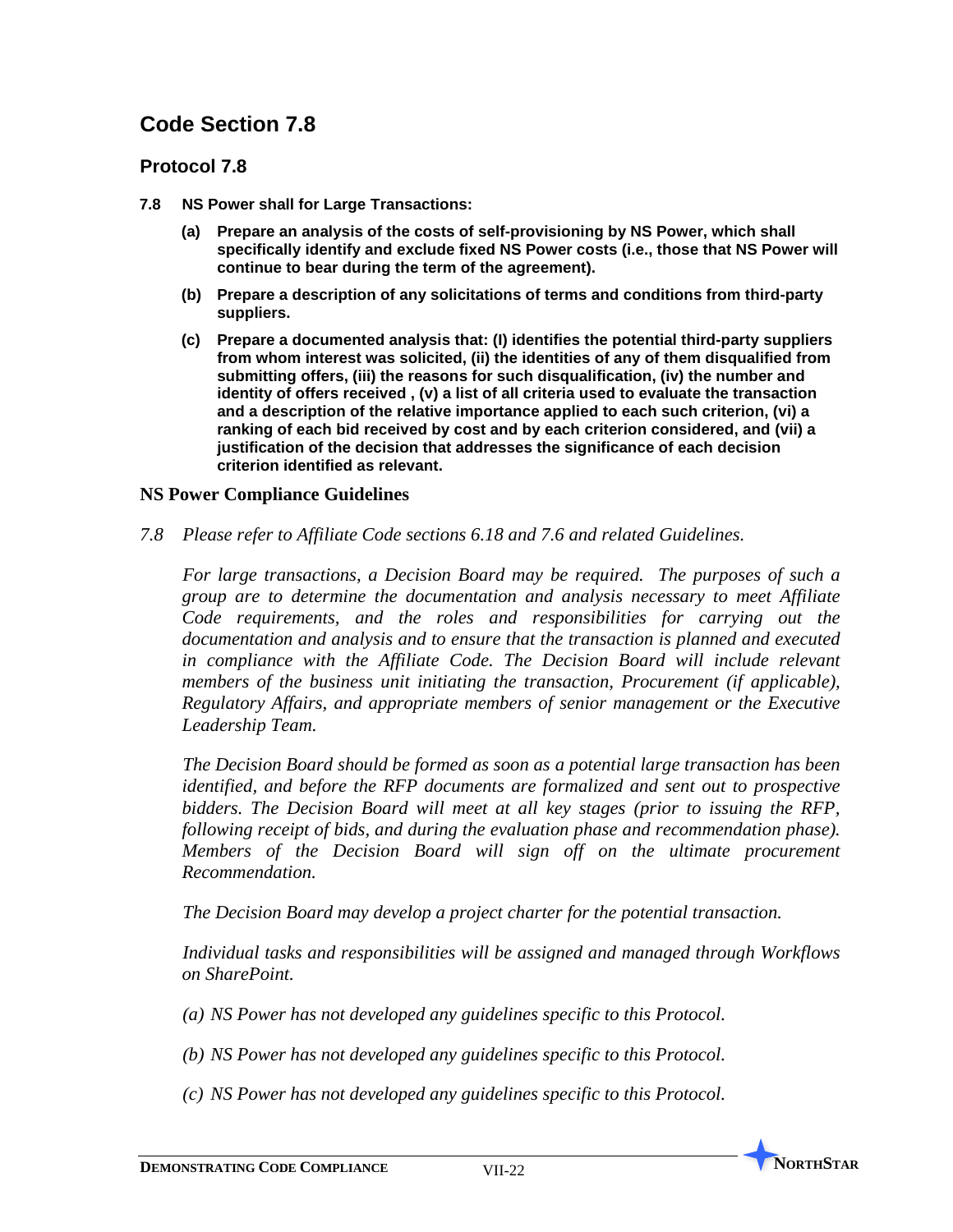## Code Section 7.8

### Protocol 7.8

**7.8 NS Power shall for Large Transactions:**

**(a) Prepare an analysis of the costs of self-provisioning by NS Power, which shall specifically identify and exclude fixed NS Power costs (i.e., those that NS Power will continue to bear during the term of the agreement).**

**(b) Prepare a description of any solicitations of terms and conditions from third-party suppliers.**

**(c) Prepare a documented analysis that: (I) identifies the potential third-party suppliers from whom interest was solicited, (ii) the identities of any of them disqualified from submitting offers, (iii) the reasons for such disqualification, (iv) the number and identity of offers received , (v) a list of all criteria used to evaluate the transaction and a description of the relative importance applied to each such criterion, (vi) a ranking of each bid received by cost and by each criterion considered, and (vii) a justification of the decision that addresses the significance of each decision criterion identified as relevant.**

### NS Power Compliance Guidelines

*7.8 Please refer to Affiliate Code sections 6.18 and 7.6 and related Guidelines.*

*For large transactions, a Decision Board may be required. The purposes of such a group are to determine the documentation and analysis necessary to meet Affiliate Code requirements, and the roles and responsibilities for carrying out the documentation and analysis and to ensure that the transaction is planned and executed in compliance with the Affiliate Code. The Decision Board will include relevant members of the business unit initiating the transaction, Procurement (if applicable), Regulatory Affairs, and appropriate members of senior management or the Executive Leadership Team.*

*The Decision Board should be formed as soon as a potential large transaction has been identified, and before the RFP documents are formalized and sent out to prospective bidders. The Decision Board will meet at all key stages (prior to issuing the RFP, following receipt of bids, and during the evaluation phase and recommendation phase). Members of the Decision Board will sign off on the ultimate procurement Recommendation.*

*The Decision Board may develop a project charter for the potential transaction.*

*Individual tasks and responsibilities will be assigned and managed through Workflows on SharePoint.*

*(a) NS Power has not developed any guidelines specific to this Protocol.*

*(b) NS Power has not developed any guidelines specific to this Protocol.*

*(c) NS Power has not developed any guidelines specific to this Protocol.*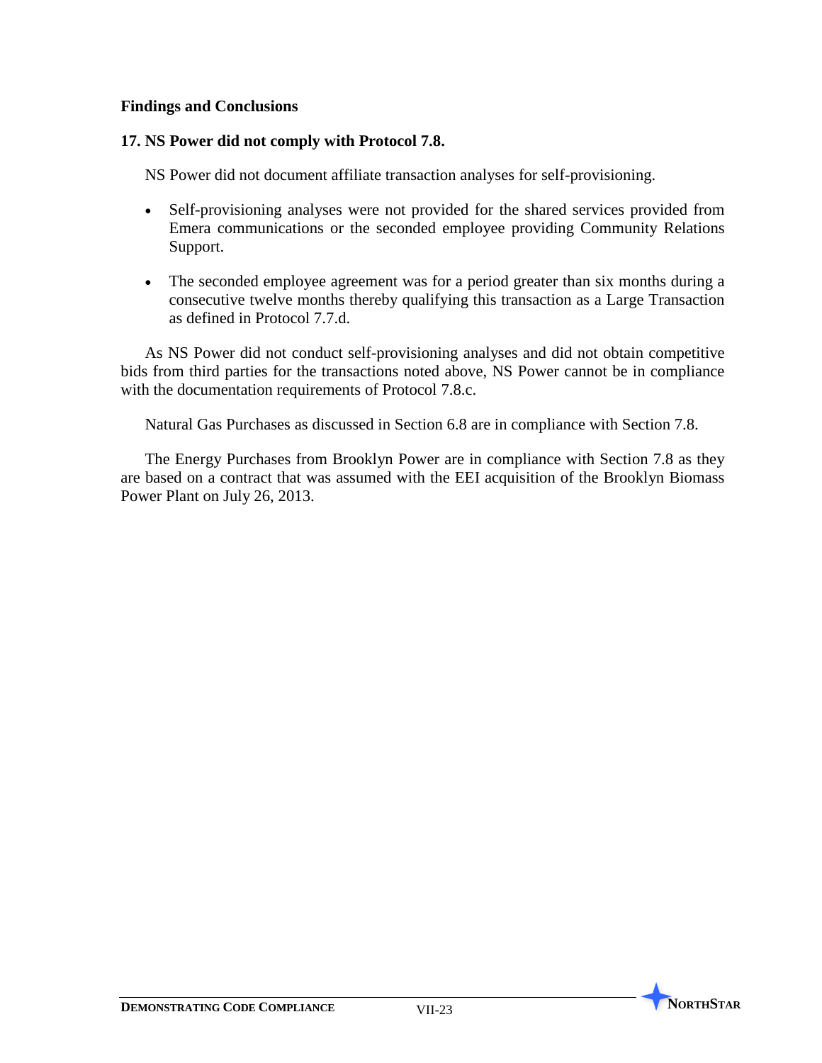## Findings and Conclusions

### 17. NS Power did not comply with Protocol 7.8.

NS Power did not document affiliate transaction analyses for self-provisioning.

- Self-provisioning analyses were not provided for the shared services provided from Emera communications or the seconded employee providing Community Relations Support.
- The seconded employee agreement was for a period greater than six months during a consecutive twelve months thereby qualifying this transaction as a Large Transaction as defined in Protocol 7.7.d.

As NS Power did not conduct self-provisioning analyses and did not obtain competitive bids from third parties for the transactions noted above, NS Power cannot be in compliance with the documentation requirements of Protocol 7.8.c.

Natural Gas Purchases as discussed in Section 6.8 are in compliance with Section 7.8.

The Energy Purchases from Brooklyn Power are in compliance with Section 7.8 as they are based on a contract that was assumed with the EEI acquisition of the Brooklyn Biomass Power Plant on July 26, 2013.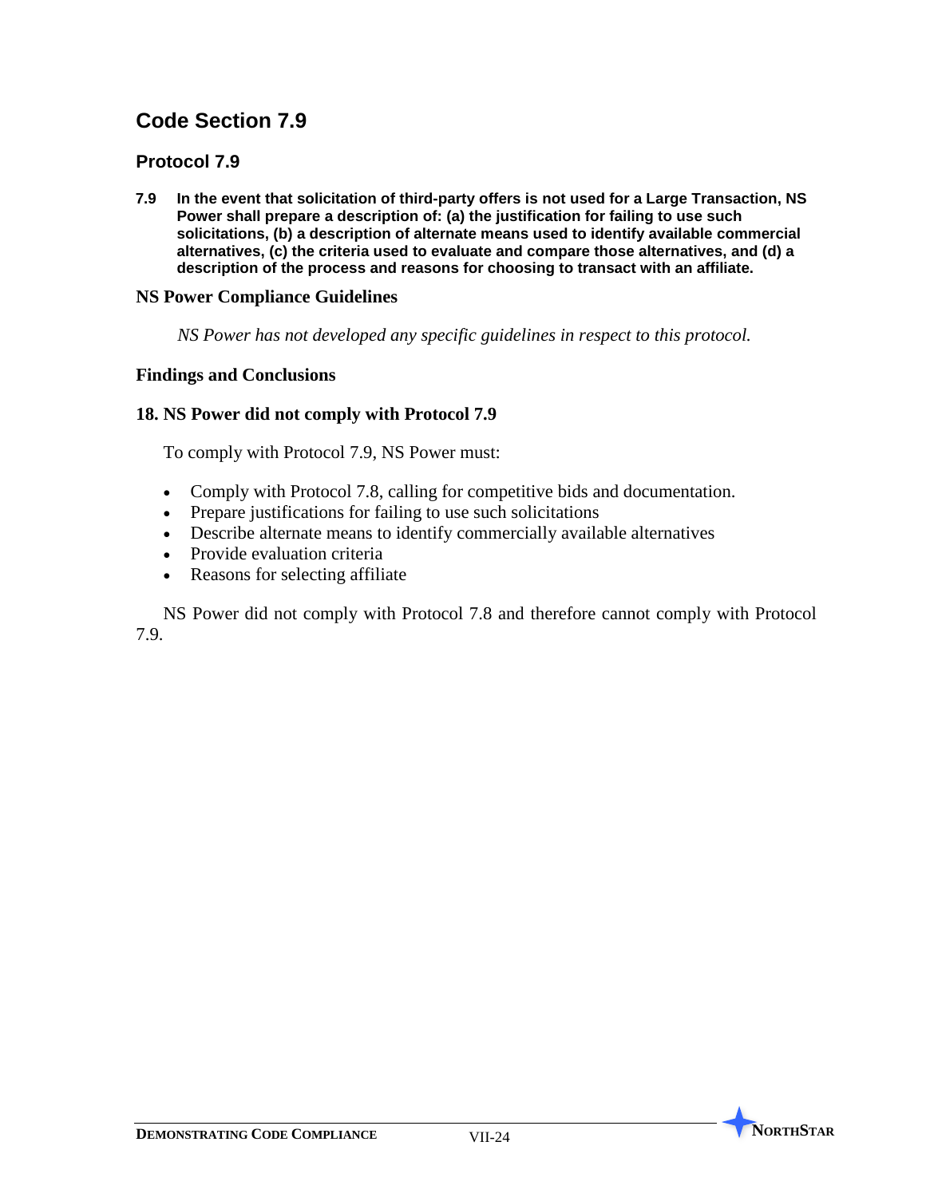## Code Section 7.9

### Protocol 7.9

**7.9 In the event that solicitation of third-party offers is not used for a Large Transaction, NS Power shall prepare a description of: (a) the justification for failing to use such solicitations, (b) a description of alternate means used to identify available commercial alternatives, (c) the criteria used to evaluate and compare those alternatives, and (d) a description of the process and reasons for choosing to transact with an affiliate.**

### NS Power Compliance Guidelines

*NS Power has not developed any specific guidelines in respect to this protocol.*

### Findings and Conclusions

#### 18. NS Power did not comply with Protocol 7.9

To comply with Protocol 7.9, NS Power must:

- Comply with Protocol 7.8, calling for competitive bids and documentation.
- Prepare justifications for failing to use such solicitations
- Describe alternate means to identify commercially available alternatives
- Provide evaluation criteria
- Reasons for selecting affiliate

NS Power did not comply with Protocol 7.8 and therefore cannot comply with Protocol 7.9.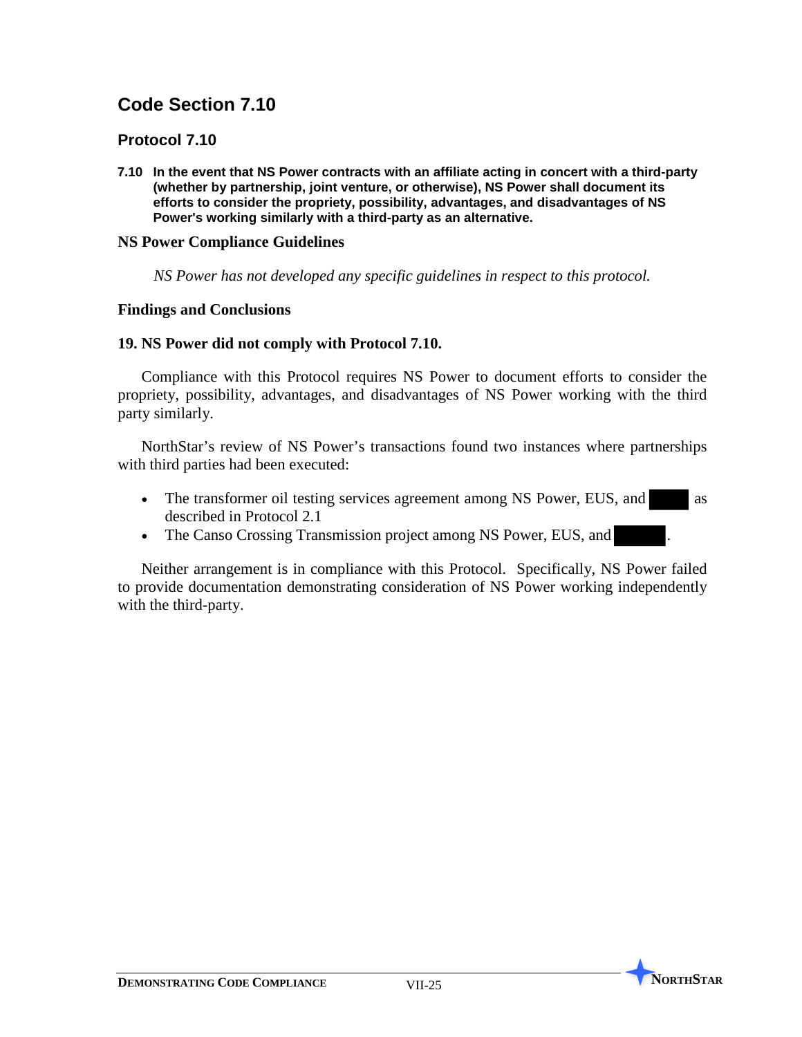## Code Section 7.10

### Protocol 7.10

**7.10 In the event that NS Power contracts with an affiliate acting in concert with a third-party (whether by partnership, joint venture, or otherwise), NS Power shall document its efforts to consider the propriety, possibility, advantages, and disadvantages of NS Power's working similarly with a third-party as an alternative.**

**NS Power Compliance Guidelines**

*NS Power has not developed any specific guidelines in respect to this protocol.*

**Findings and Conclusions**

**19. NS Power did not comply with Protocol 7.10.**

Compliance with this Protocol requires NS Power to document efforts to consider the propriety, possibility, advantages, and disadvantages of NS Power working with the third party similarly.

NorthStar's review of NS Power's transactions found two instances where partnerships with third parties had been executed:

- The transformer oil testing services agreement among NS Power, EUS, and ██████ as described in Protocol 2.1
- The Canso Crossing Transmission project among NS Power, EUS, and ██████.

Neither arrangement is in compliance with this Protocol. Specifically, NS Power failed to provide documentation demonstrating consideration of NS Power working independently with the third-party.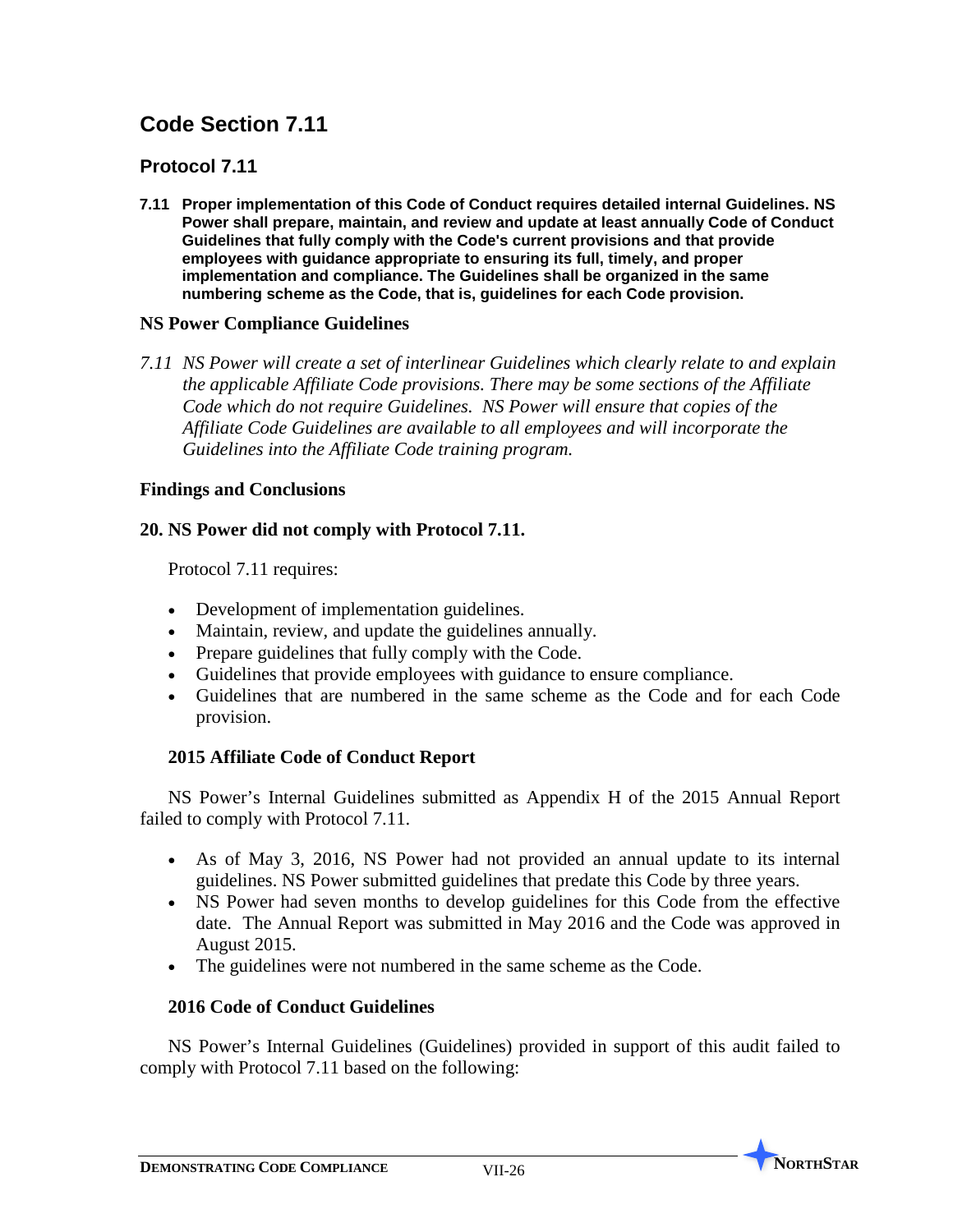# Code Section 7.11

## Protocol 7.11

**7.11 Proper implementation of this Code of Conduct requires detailed internal Guidelines. NS Power shall prepare, maintain, and review and update at least annually Code of Conduct Guidelines that fully comply with the Code's current provisions and that provide employees with guidance appropriate to ensuring its full, timely, and proper implementation and compliance. The Guidelines shall be organized in the same numbering scheme as the Code, that is, guidelines for each Code provision.**

### NS Power Compliance Guidelines

*7.11 NS Power will create a set of interlinear Guidelines which clearly relate to and explain the applicable Affiliate Code provisions. There may be some sections of the Affiliate Code which do not require Guidelines. NS Power will ensure that copies of the Affiliate Code Guidelines are available to all employees and will incorporate the Guidelines into the Affiliate Code training program.*

### Findings and Conclusions

**20. NS Power did not comply with Protocol 7.11.**

Protocol 7.11 requires:

- Development of implementation guidelines.
- Maintain, review, and update the guidelines annually.
- Prepare guidelines that fully comply with the Code.
- Guidelines that provide employees with guidance to ensure compliance.
- Guidelines that are numbered in the same scheme as the Code and for each Code provision.

**2015 Affiliate Code of Conduct Report**

NS Power's Internal Guidelines submitted as Appendix H of the 2015 Annual Report failed to comply with Protocol 7.11.

- As of May 3, 2016, NS Power had not provided an annual update to its internal guidelines. NS Power submitted guidelines that predate this Code by three years.
- NS Power had seven months to develop guidelines for this Code from the effective date. The Annual Report was submitted in May 2016 and the Code was approved in August 2015.
- The guidelines were not numbered in the same scheme as the Code.

**2016 Code of Conduct Guidelines**

NS Power's Internal Guidelines (Guidelines) provided in support of this audit failed to comply with Protocol 7.11 based on the following: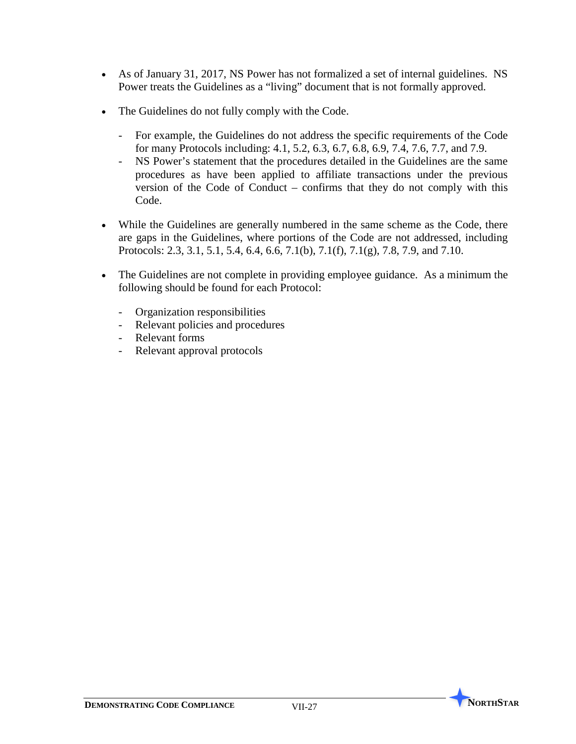- As of January 31, 2017, NS Power has not formalized a set of internal guidelines. NS Power treats the Guidelines as a "living" document that is not formally approved.

- The Guidelines do not fully comply with the Code.

  - For example, the Guidelines do not address the specific requirements of the Code for many Protocols including: 4.1, 5.2, 6.3, 6.7, 6.8, 6.9, 7.4, 7.6, 7.7, and 7.9.
  - NS Power's statement that the procedures detailed in the Guidelines are the same procedures as have been applied to affiliate transactions under the previous version of the Code of Conduct – confirms that they do not comply with this Code.

- While the Guidelines are generally numbered in the same scheme as the Code, there are gaps in the Guidelines, where portions of the Code are not addressed, including Protocols: 2.3, 3.1, 5.1, 5.4, 6.4, 6.6, 7.1(b), 7.1(f), 7.1(g), 7.8, 7.9, and 7.10.

- The Guidelines are not complete in providing employee guidance. As a minimum the following should be found for each Protocol:

  - Organization responsibilities
  - Relevant policies and procedures
  - Relevant forms
  - Relevant approval protocols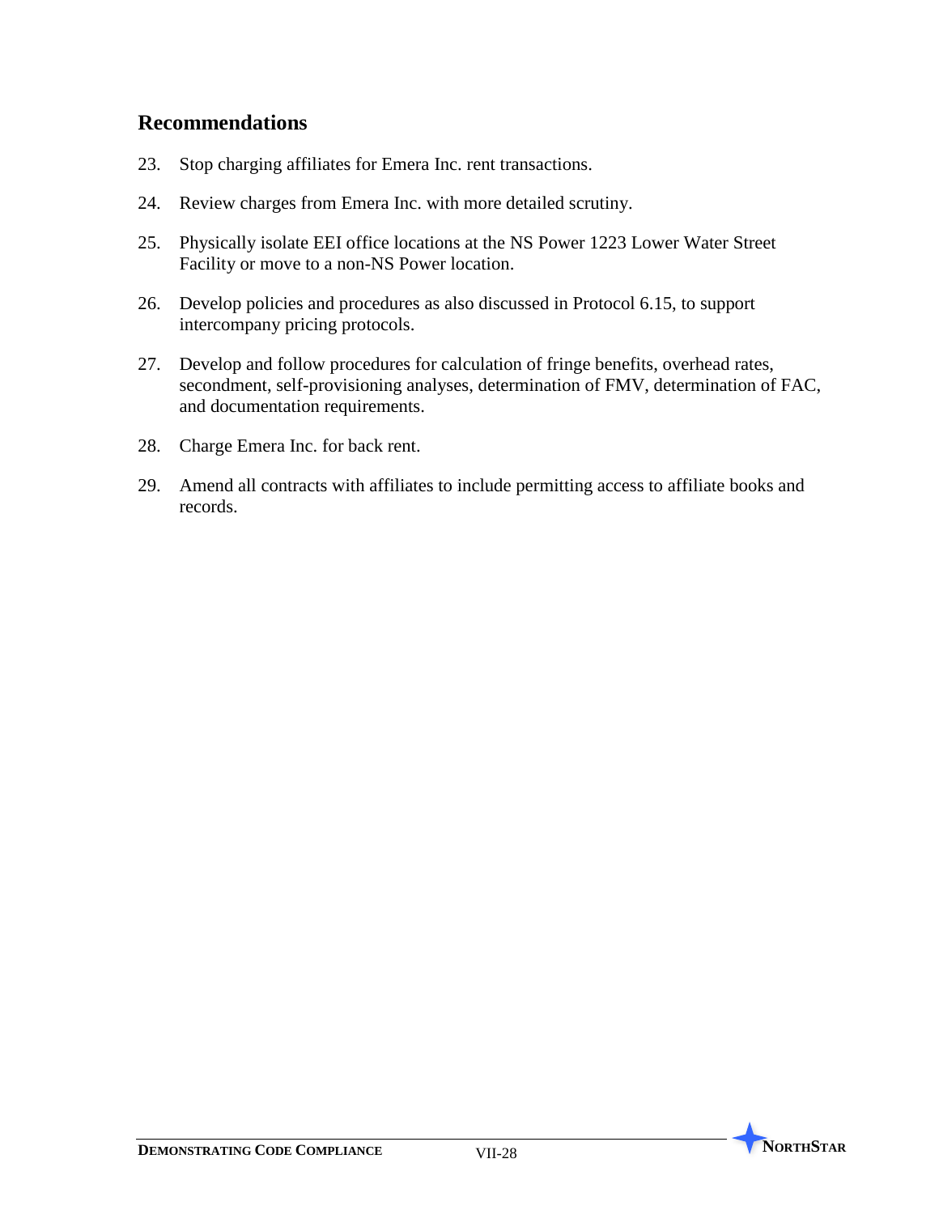## Recommendations

23. Stop charging affiliates for Emera Inc. rent transactions.
24. Review charges from Emera Inc. with more detailed scrutiny.
25. Physically isolate EEI office locations at the NS Power 1223 Lower Water Street Facility or move to a non-NS Power location.
26. Develop policies and procedures as also discussed in Protocol 6.15, to support intercompany pricing protocols.
27. Develop and follow procedures for calculation of fringe benefits, overhead rates, secondment, self-provisioning analyses, determination of FMV, determination of FAC, and documentation requirements.
28. Charge Emera Inc. for back rent.
29. Amend all contracts with affiliates to include permitting access to affiliate books and records.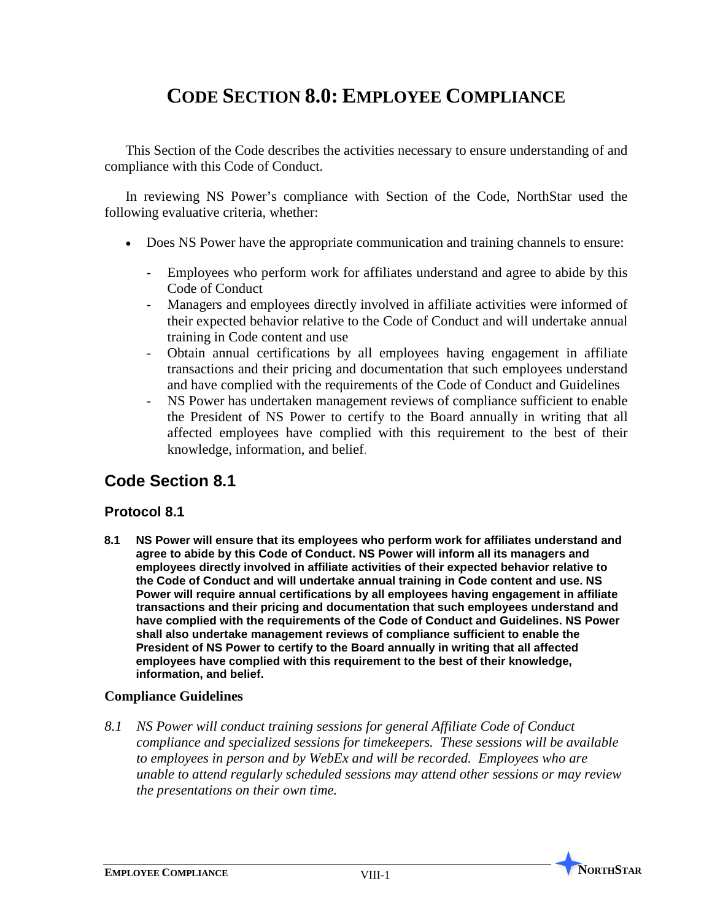# CODE SECTION 8.0: EMPLOYEE COMPLIANCE

This Section of the Code describes the activities necessary to ensure understanding of and compliance with this Code of Conduct.

In reviewing NS Power's compliance with Section of the Code, NorthStar used the following evaluative criteria, whether:

- Does NS Power have the appropriate communication and training channels to ensure:
  - Employees who perform work for affiliates understand and agree to abide by this Code of Conduct
  - Managers and employees directly involved in affiliate activities were informed of their expected behavior relative to the Code of Conduct and will undertake annual training in Code content and use
  - Obtain annual certifications by all employees having engagement in affiliate transactions and their pricing and documentation that such employees understand and have complied with the requirements of the Code of Conduct and Guidelines
  - NS Power has undertaken management reviews of compliance sufficient to enable the President of NS Power to certify to the Board annually in writing that all affected employees have complied with this requirement to the best of their knowledge, information, and belief.

## Code Section 8.1

### Protocol 8.1

**8.1 NS Power will ensure that its employees who perform work for affiliates understand and agree to abide by this Code of Conduct. NS Power will inform all its managers and employees directly involved in affiliate activities of their expected behavior relative to the Code of Conduct and will undertake annual training in Code content and use. NS Power will require annual certifications by all employees having engagement in affiliate transactions and their pricing and documentation that such employees understand and have complied with the requirements of the Code of Conduct and Guidelines. NS Power shall also undertake management reviews of compliance sufficient to enable the President of NS Power to certify to the Board annually in writing that all affected employees have complied with this requirement to the best of their knowledge, information, and belief.**

### Compliance Guidelines

*8.1 NS Power will conduct training sessions for general Affiliate Code of Conduct compliance and specialized sessions for timekeepers. These sessions will be available to employees in person and by WebEx and will be recorded. Employees who are unable to attend regularly scheduled sessions may attend other sessions or may review the presentations on their own time.*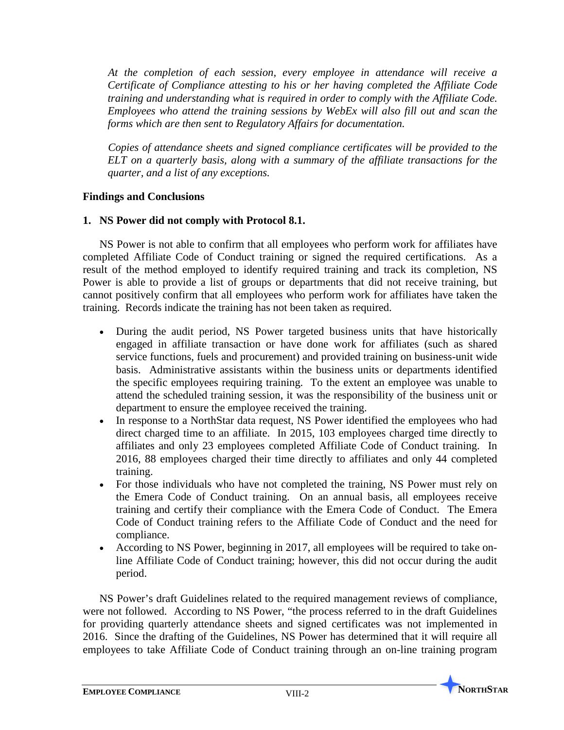*At the completion of each session, every employee in attendance will receive a Certificate of Compliance attesting to his or her having completed the Affiliate Code training and understanding what is required in order to comply with the Affiliate Code. Employees who attend the training sessions by WebEx will also fill out and scan the forms which are then sent to Regulatory Affairs for documentation.*

*Copies of attendance sheets and signed compliance certificates will be provided to the ELT on a quarterly basis, along with a summary of the affiliate transactions for the quarter, and a list of any exceptions.*

**Findings and Conclusions**

**1. NS Power did not comply with Protocol 8.1.**

NS Power is not able to confirm that all employees who perform work for affiliates have completed Affiliate Code of Conduct training or signed the required certifications. As a result of the method employed to identify required training and track its completion, NS Power is able to provide a list of groups or departments that did not receive training, but cannot positively confirm that all employees who perform work for affiliates have taken the training. Records indicate the training has not been taken as required.

- During the audit period, NS Power targeted business units that have historically engaged in affiliate transaction or have done work for affiliates (such as shared service functions, fuels and procurement) and provided training on business-unit wide basis. Administrative assistants within the business units or departments identified the specific employees requiring training. To the extent an employee was unable to attend the scheduled training session, it was the responsibility of the business unit or department to ensure the employee received the training.
- In response to a NorthStar data request, NS Power identified the employees who had direct charged time to an affiliate. In 2015, 103 employees charged time directly to affiliates and only 23 employees completed Affiliate Code of Conduct training. In 2016, 88 employees charged their time directly to affiliates and only 44 completed training.
- For those individuals who have not completed the training, NS Power must rely on the Emera Code of Conduct training. On an annual basis, all employees receive training and certify their compliance with the Emera Code of Conduct. The Emera Code of Conduct training refers to the Affiliate Code of Conduct and the need for compliance.
- According to NS Power, beginning in 2017, all employees will be required to take on-line Affiliate Code of Conduct training; however, this did not occur during the audit period.

NS Power's draft Guidelines related to the required management reviews of compliance, were not followed. According to NS Power, "the process referred to in the draft Guidelines for providing quarterly attendance sheets and signed certificates was not implemented in 2016. Since the drafting of the Guidelines, NS Power has determined that it will require all employees to take Affiliate Code of Conduct training through an on-line training program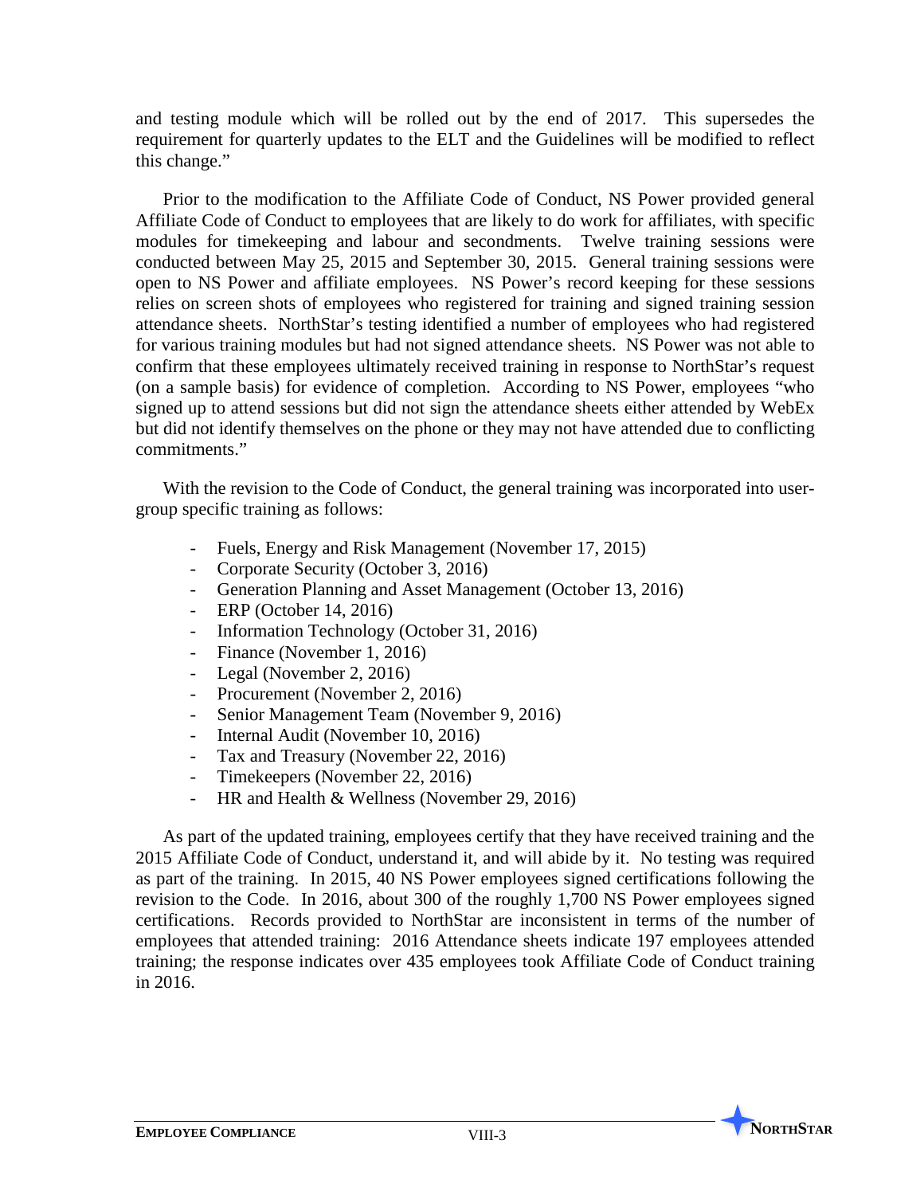and testing module which will be rolled out by the end of 2017. This supersedes the requirement for quarterly updates to the ELT and the Guidelines will be modified to reflect this change."

Prior to the modification to the Affiliate Code of Conduct, NS Power provided general Affiliate Code of Conduct to employees that are likely to do work for affiliates, with specific modules for timekeeping and labour and secondments. Twelve training sessions were conducted between May 25, 2015 and September 30, 2015. General training sessions were open to NS Power and affiliate employees. NS Power's record keeping for these sessions relies on screen shots of employees who registered for training and signed training session attendance sheets. NorthStar's testing identified a number of employees who had registered for various training modules but had not signed attendance sheets. NS Power was not able to confirm that these employees ultimately received training in response to NorthStar's request (on a sample basis) for evidence of completion. According to NS Power, employees "who signed up to attend sessions but did not sign the attendance sheets either attended by WebEx but did not identify themselves on the phone or they may not have attended due to conflicting commitments."

With the revision to the Code of Conduct, the general training was incorporated into user-group specific training as follows:

- Fuels, Energy and Risk Management (November 17, 2015)
- Corporate Security (October 3, 2016)
- Generation Planning and Asset Management (October 13, 2016)
- ERP (October 14, 2016)
- Information Technology (October 31, 2016)
- Finance (November 1, 2016)
- Legal (November 2, 2016)
- Procurement (November 2, 2016)
- Senior Management Team (November 9, 2016)
- Internal Audit (November 10, 2016)
- Tax and Treasury (November 22, 2016)
- Timekeepers (November 22, 2016)
- HR and Health & Wellness (November 29, 2016)

As part of the updated training, employees certify that they have received training and the 2015 Affiliate Code of Conduct, understand it, and will abide by it. No testing was required as part of the training. In 2015, 40 NS Power employees signed certifications following the revision to the Code. In 2016, about 300 of the roughly 1,700 NS Power employees signed certifications. Records provided to NorthStar are inconsistent in terms of the number of employees that attended training: 2016 Attendance sheets indicate 197 employees attended training; the response indicates over 435 employees took Affiliate Code of Conduct training in 2016.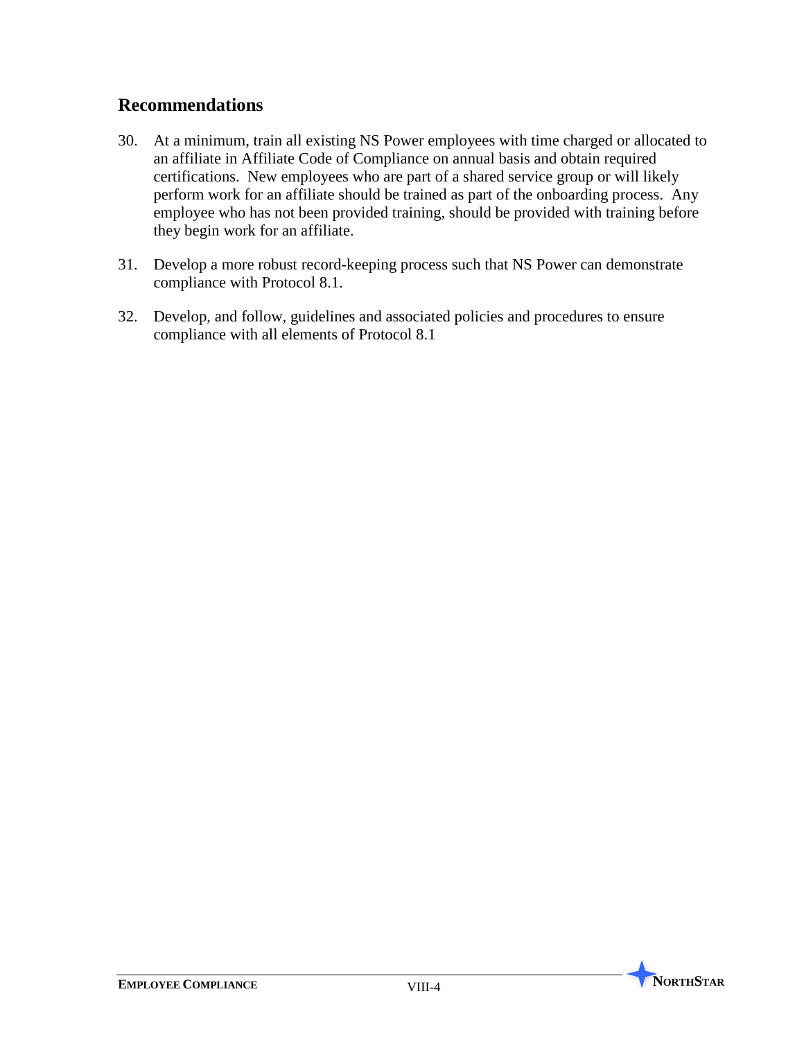## Recommendations

30. At a minimum, train all existing NS Power employees with time charged or allocated to an affiliate in Affiliate Code of Compliance on annual basis and obtain required certifications. New employees who are part of a shared service group or will likely perform work for an affiliate should be trained as part of the onboarding process. Any employee who has not been provided training, should be provided with training before they begin work for an affiliate.

31. Develop a more robust record-keeping process such that NS Power can demonstrate compliance with Protocol 8.1.

32. Develop, and follow, guidelines and associated policies and procedures to ensure compliance with all elements of Protocol 8.1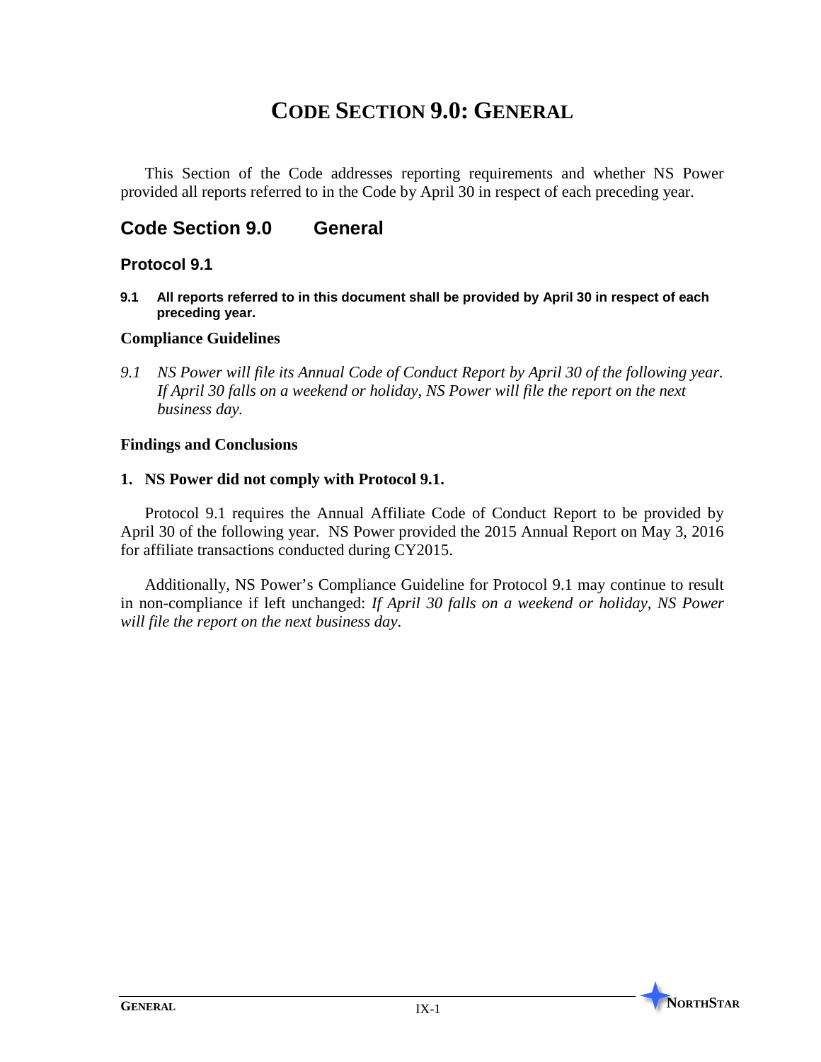# CODE SECTION 9.0: GENERAL

This Section of the Code addresses reporting requirements and whether NS Power provided all reports referred to in the Code by April 30 in respect of each preceding year.

## Code Section 9.0 General

### Protocol 9.1

**9.1 All reports referred to in this document shall be provided by April 30 in respect of each preceding year.**

#### Compliance Guidelines

*9.1 NS Power will file its Annual Code of Conduct Report by April 30 of the following year. If April 30 falls on a weekend or holiday, NS Power will file the report on the next business day.*

#### Findings and Conclusions

**1. NS Power did not comply with Protocol 9.1.**

Protocol 9.1 requires the Annual Affiliate Code of Conduct Report to be provided by April 30 of the following year. NS Power provided the 2015 Annual Report on May 3, 2016 for affiliate transactions conducted during CY2015.

Additionally, NS Power's Compliance Guideline for Protocol 9.1 may continue to result in non-compliance if left unchanged: *If April 30 falls on a weekend or holiday, NS Power will file the report on the next business day*.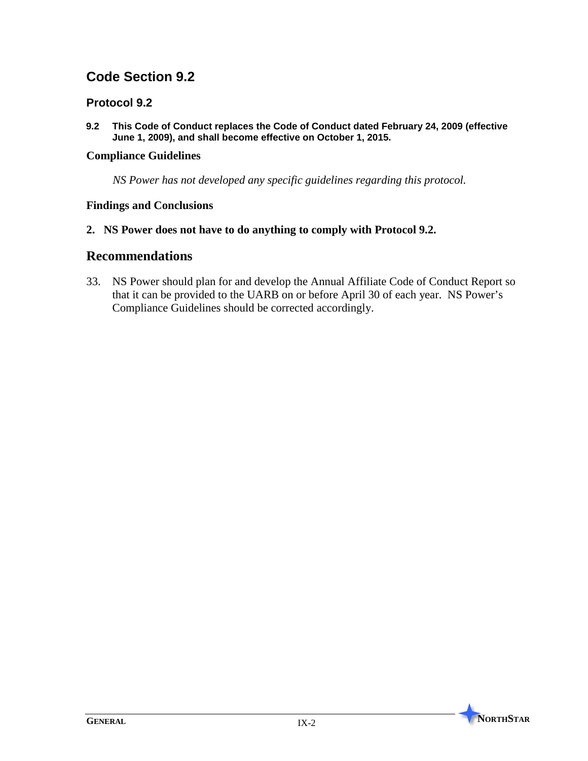## Code Section 9.2

### Protocol 9.2

**9.2 This Code of Conduct replaces the Code of Conduct dated February 24, 2009 (effective June 1, 2009), and shall become effective on October 1, 2015.**

### Compliance Guidelines

*NS Power has not developed any specific guidelines regarding this protocol.*

### Findings and Conclusions

**2. NS Power does not have to do anything to comply with Protocol 9.2.**

## Recommendations

33. NS Power should plan for and develop the Annual Affiliate Code of Conduct Report so that it can be provided to the UARB on or before April 30 of each year. NS Power's Compliance Guidelines should be corrected accordingly.